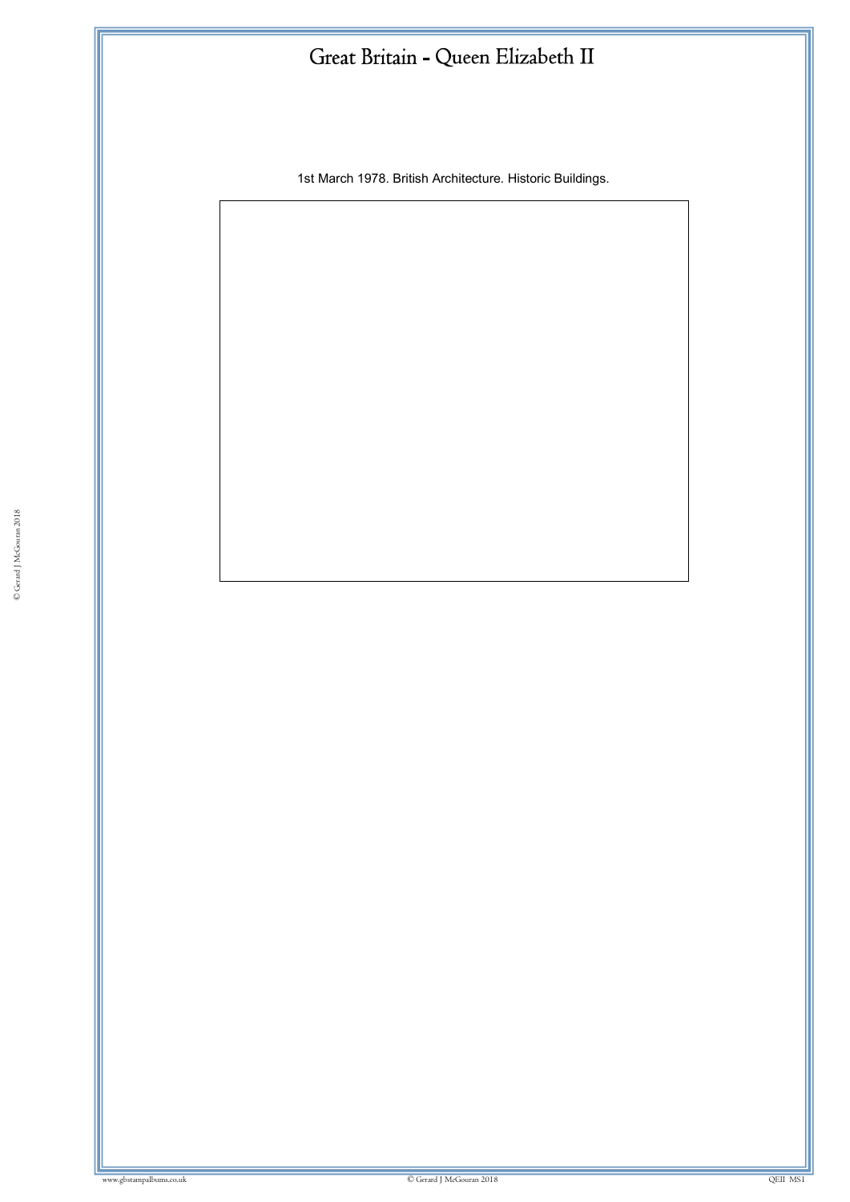# Great Britain - Queen Elizabeth II

1st March 1978. British Architecture. Historic Buildings.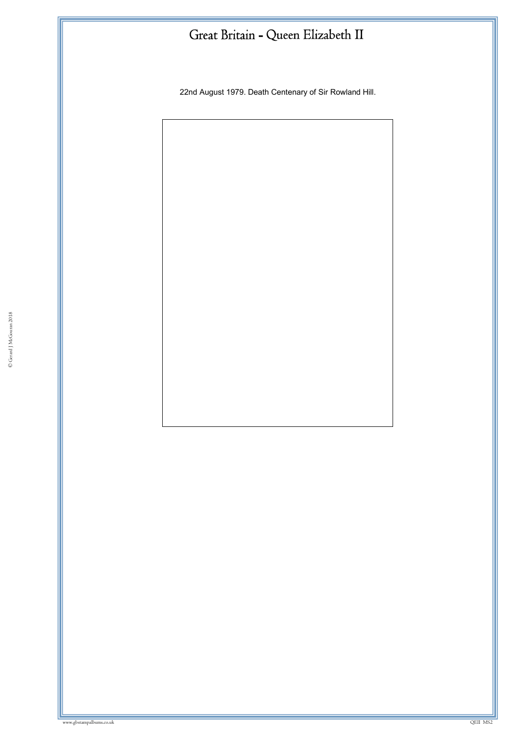# Great Britain - Queen Elizabeth II

22nd August 1979. Death Centenary of Sir Rowland Hill.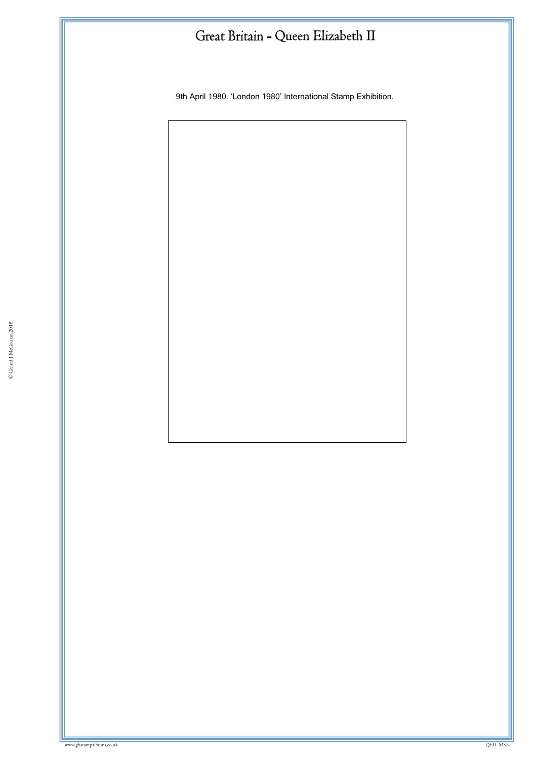# Great Britain - Queen Elizabeth II

9th April 1980. 'London 1980' International Stamp Exhibition.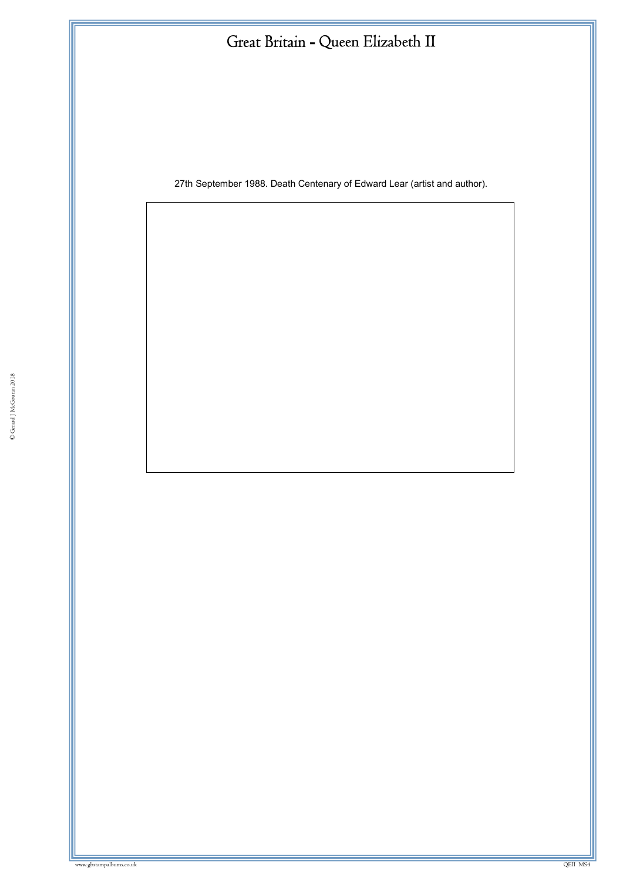# Great Britain - Queen Elizabeth II

27th September 1988. Death Centenary of Edward Lear (artist and author).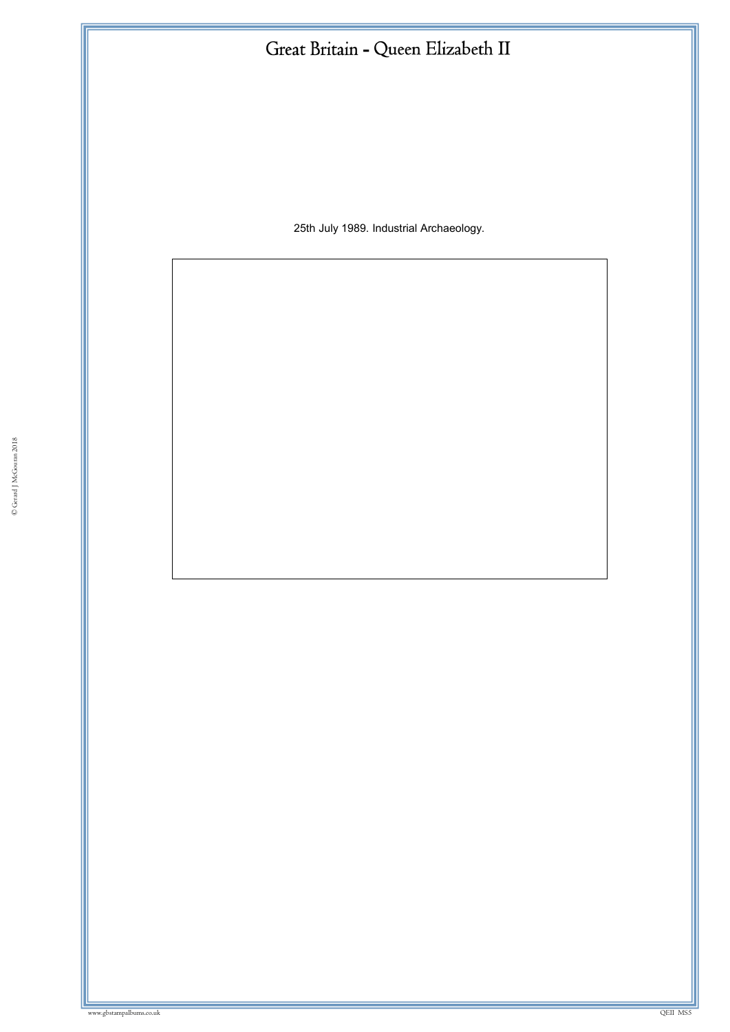# Great Britain - Queen Elizabeth II

25th July 1989. Industrial Archaeology.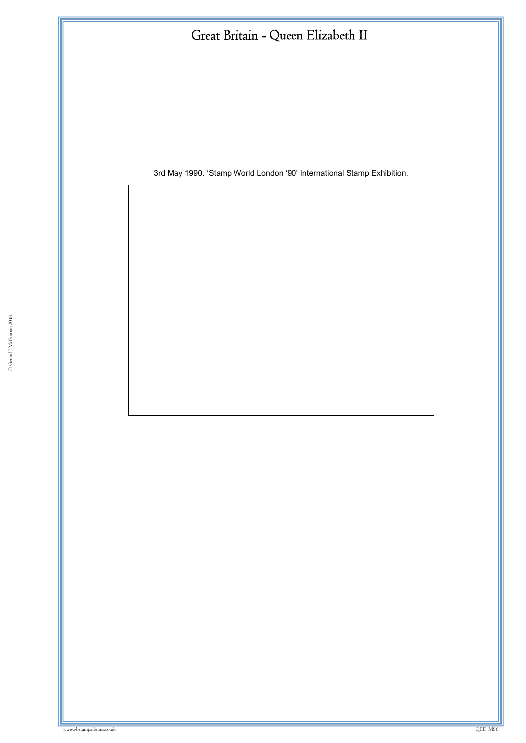# Great Britain - Queen Elizabeth II

3rd May 1990. 'Stamp World London '90' International Stamp Exhibition.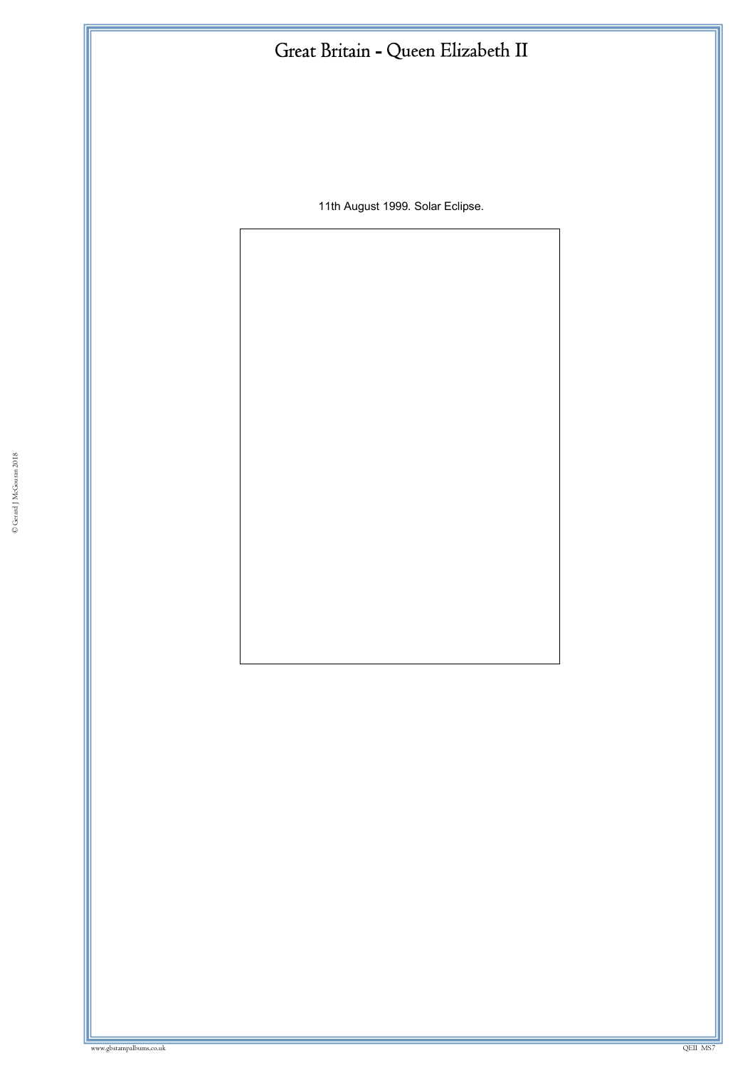11th August 1999. Solar Eclipse.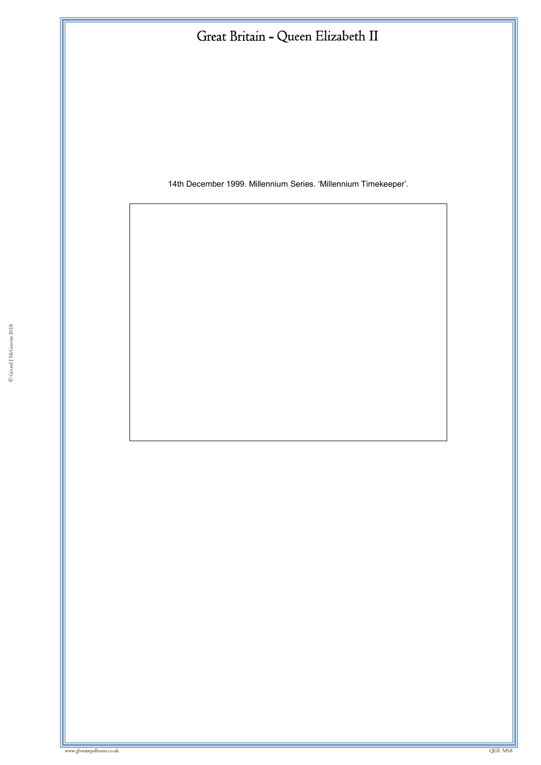# Great Britain - Queen Elizabeth II

14th December 1999. Millennium Series. 'Millennium Timekeeper'.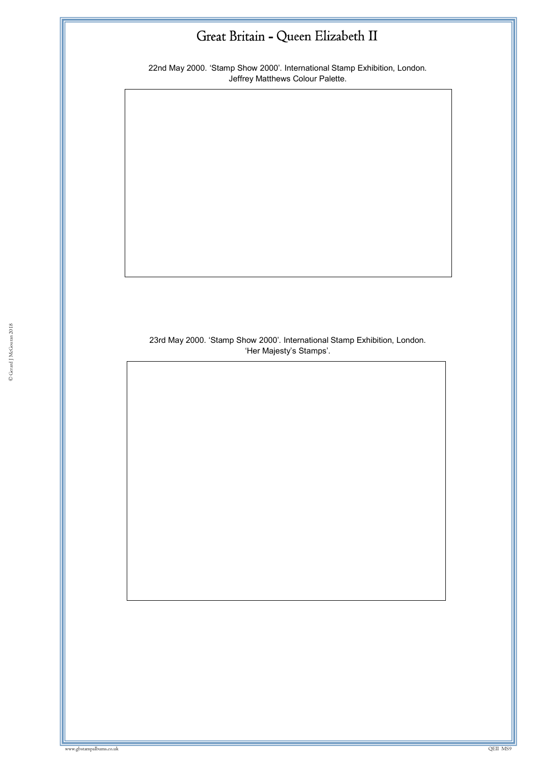# Great Britain - Queen Elizabeth II

22nd May 2000. 'Stamp Show 2000'. International Stamp Exhibition, London.
Jeffrey Matthews Colour Palette.

23rd May 2000. 'Stamp Show 2000'. International Stamp Exhibition, London.
'Her Majesty's Stamps'.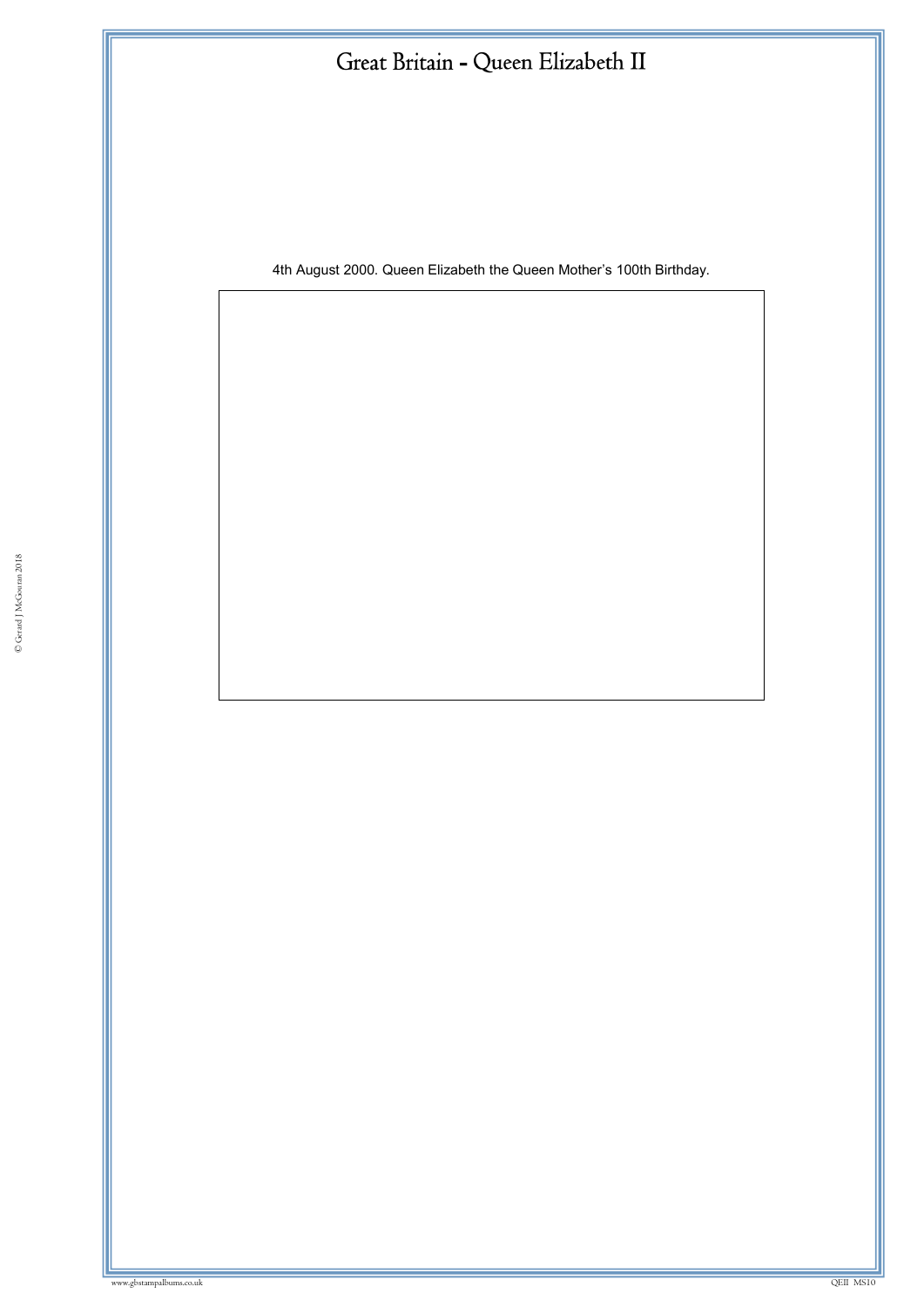# Great Britain - Queen Elizabeth II

4th August 2000. Queen Elizabeth the Queen Mother's 100th Birthday.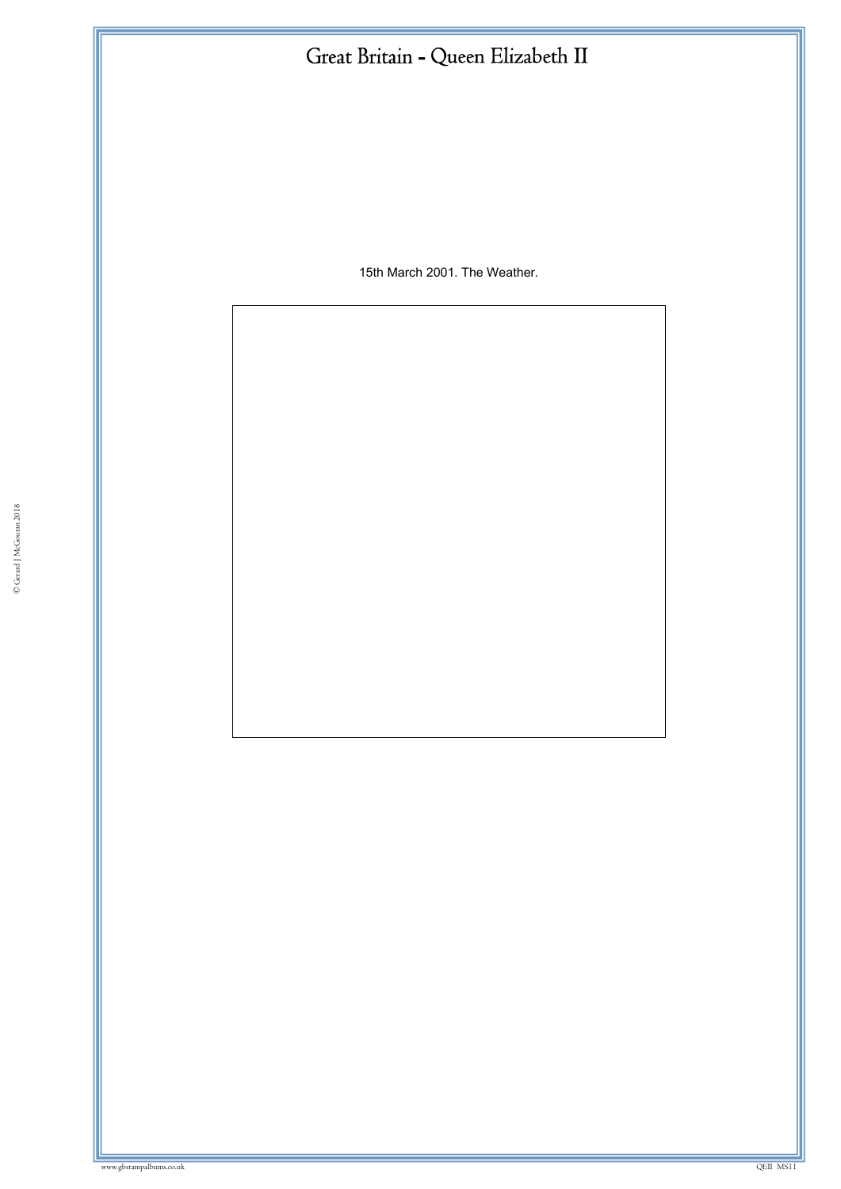# Great Britain - Queen Elizabeth II

15th March 2001. The Weather.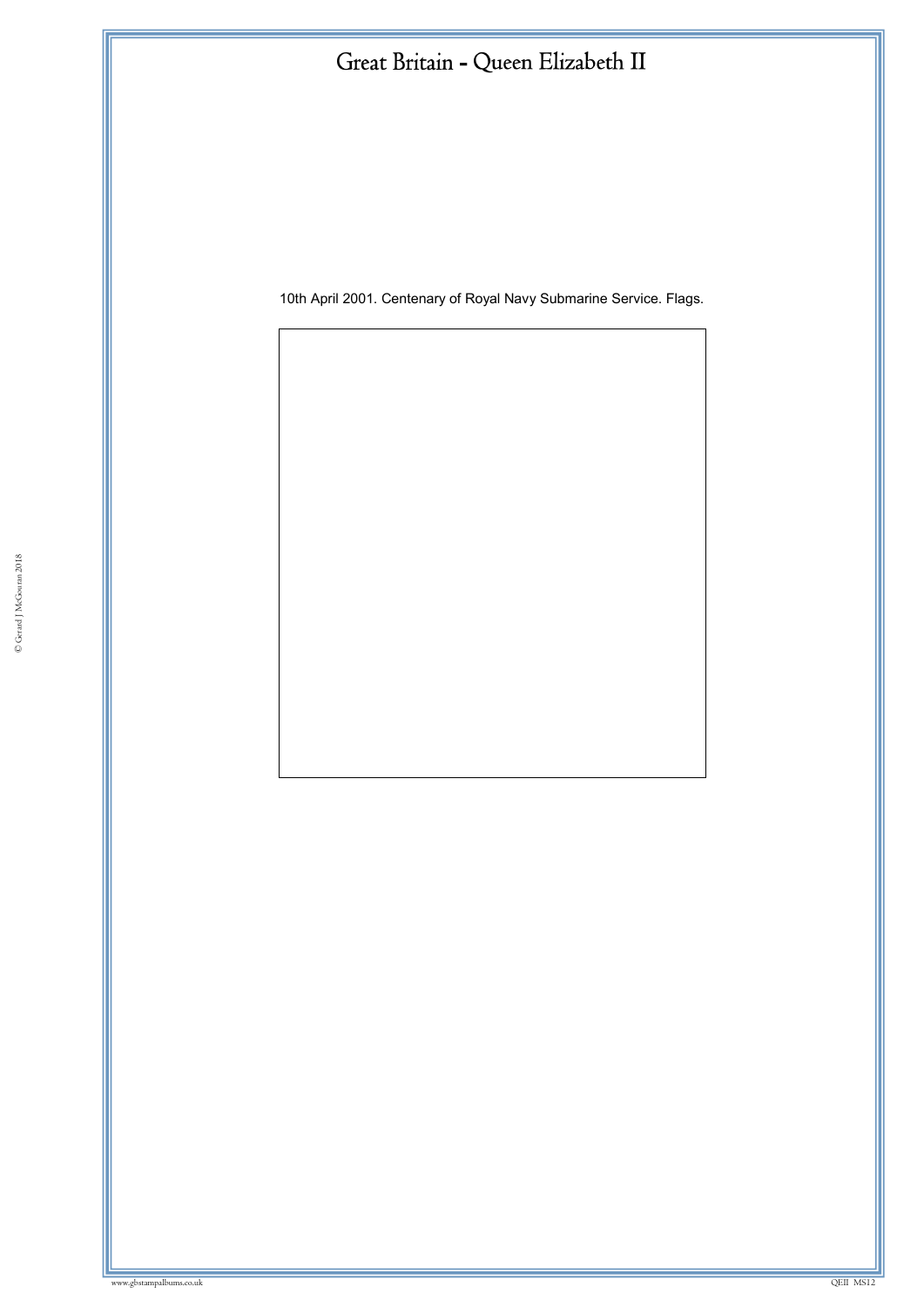# Great Britain - Queen Elizabeth II

10th April 2001. Centenary of Royal Navy Submarine Service. Flags.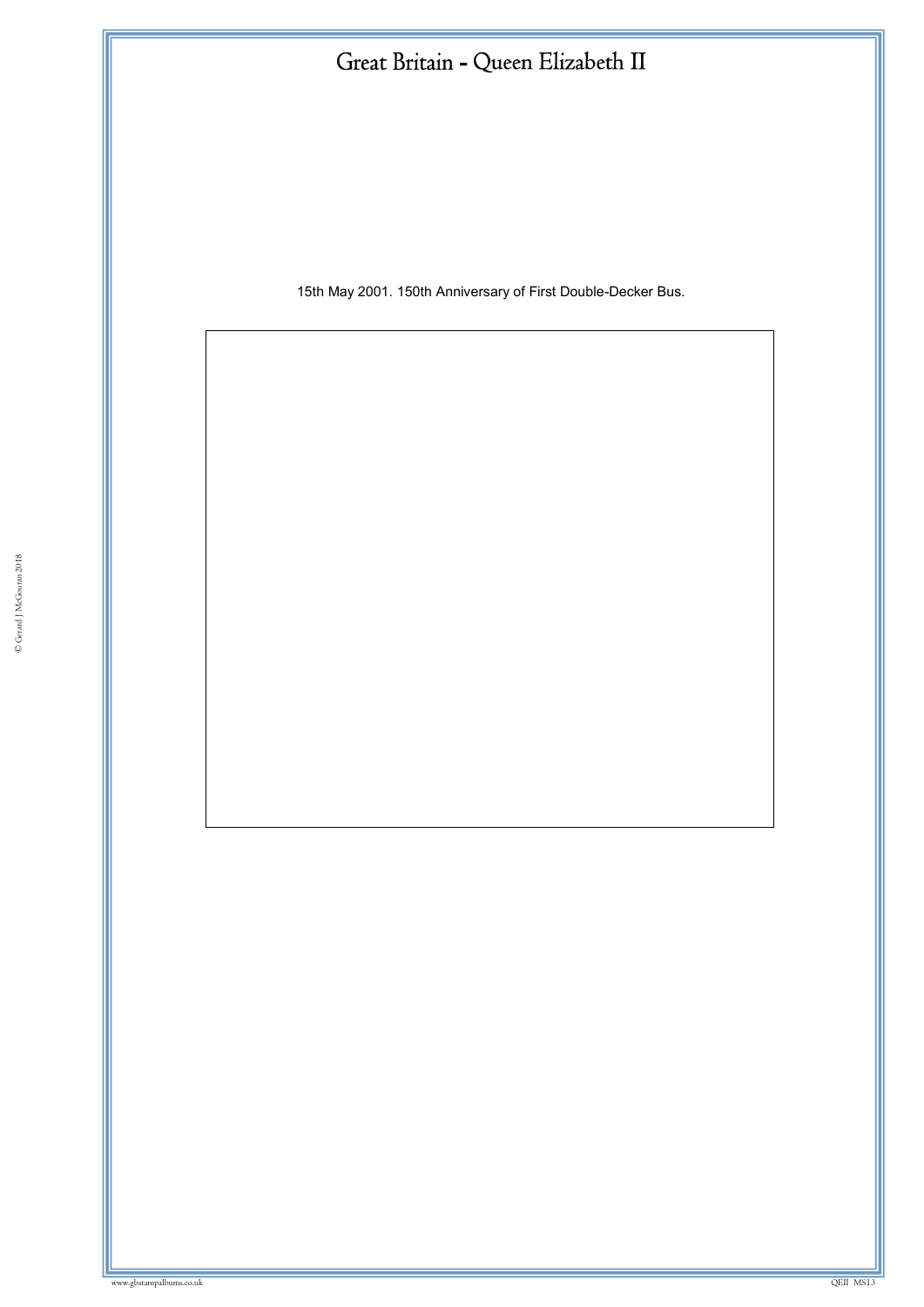# Great Britain - Queen Elizabeth II

15th May 2001. 150th Anniversary of First Double-Decker Bus.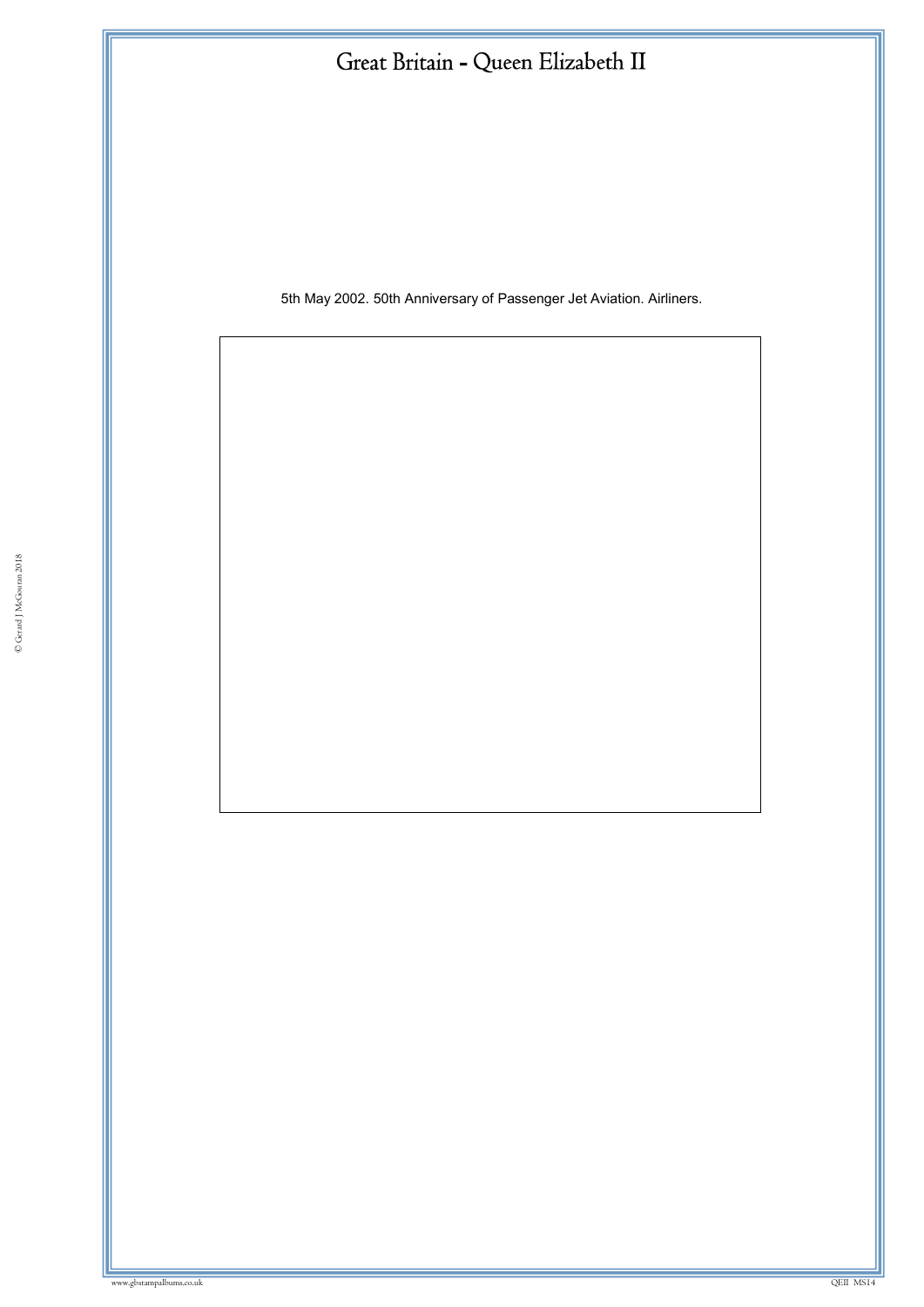# Great Britain - Queen Elizabeth II

5th May 2002. 50th Anniversary of Passenger Jet Aviation. Airliners.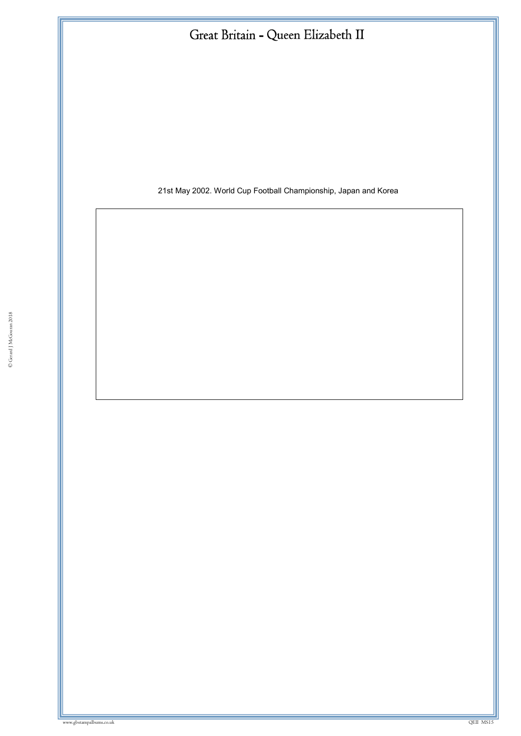# Great Britain - Queen Elizabeth II

21st May 2002. World Cup Football Championship, Japan and Korea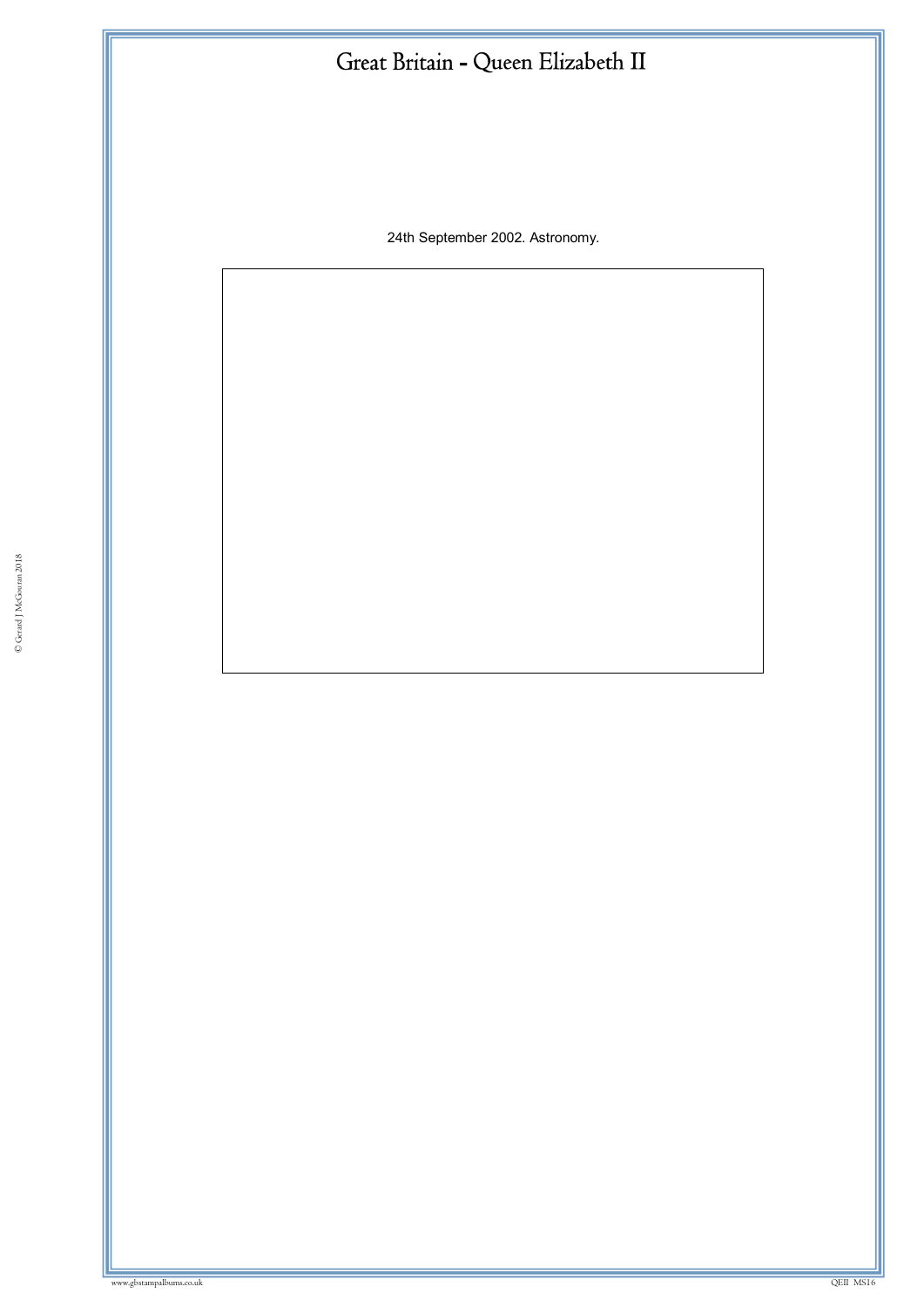# Great Britain - Queen Elizabeth II

24th September 2002. Astronomy.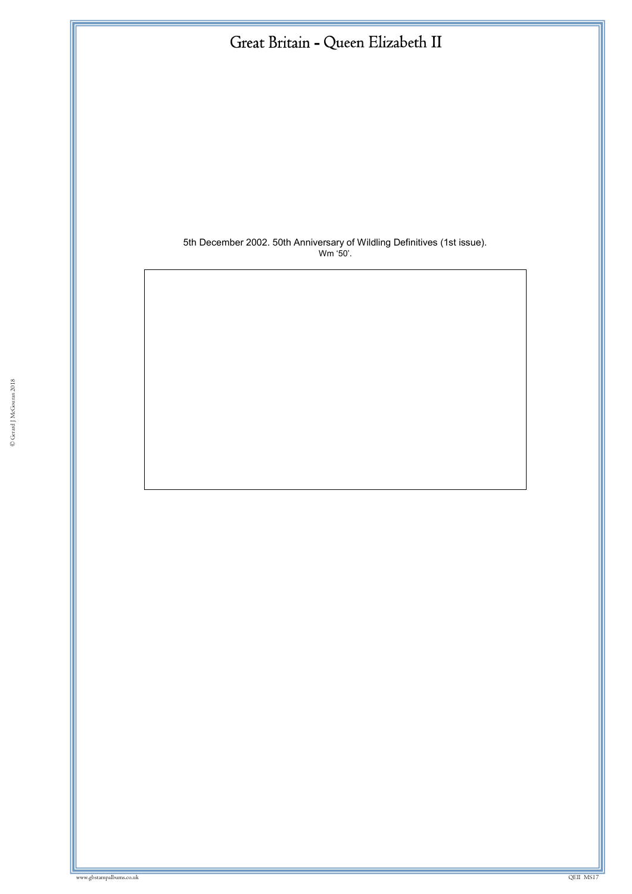# Great Britain - Queen Elizabeth II

5th December 2002. 50th Anniversary of Wildling Definitives (1st issue).
Wm '50'.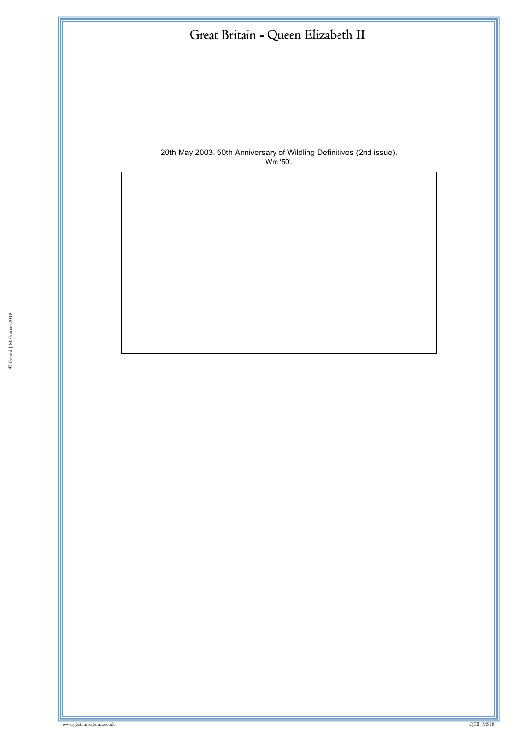# Great Britain - Queen Elizabeth II

20th May 2003. 50th Anniversary of Wildling Definitives (2nd issue).
Wm '50'.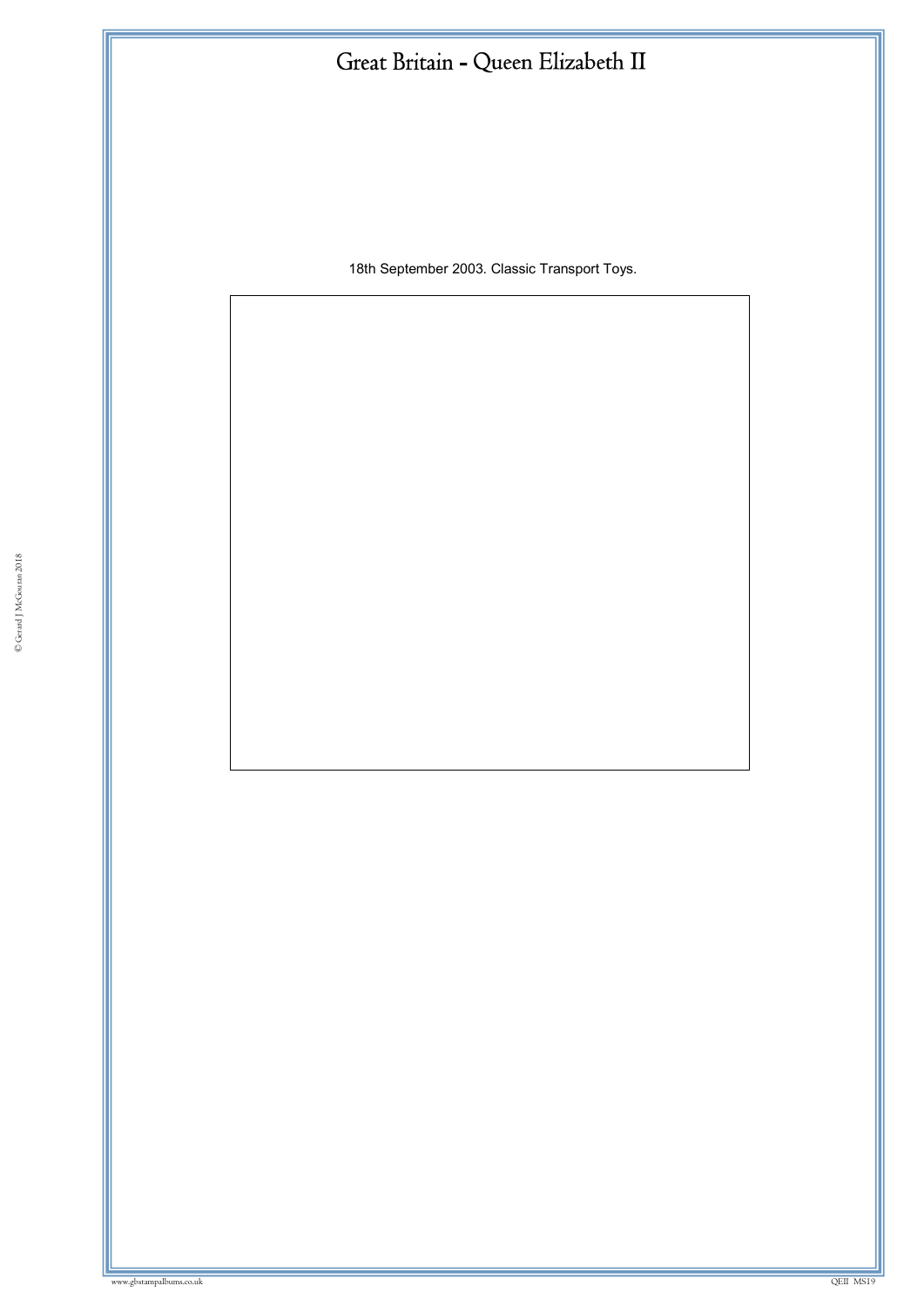# Great Britain - Queen Elizabeth II

18th September 2003. Classic Transport Toys.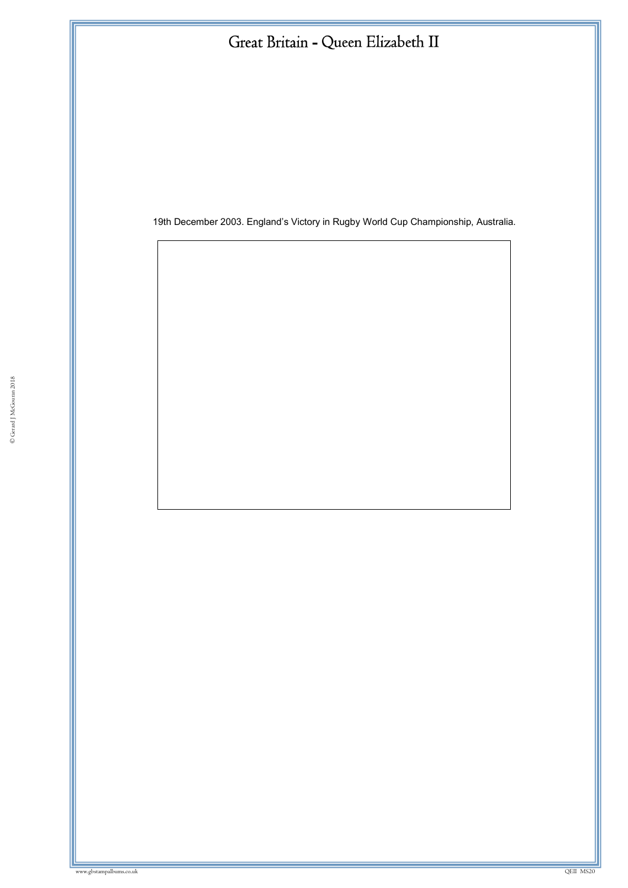# Great Britain - Queen Elizabeth II

19th December 2003. England's Victory in Rugby World Cup Championship, Australia.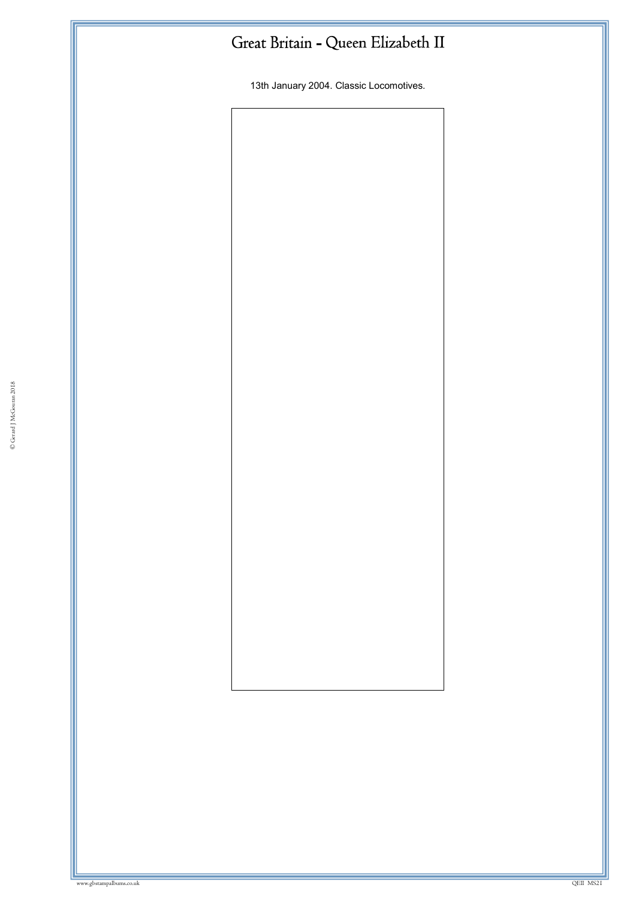# Great Britain - Queen Elizabeth II

13th January 2004. Classic Locomotives.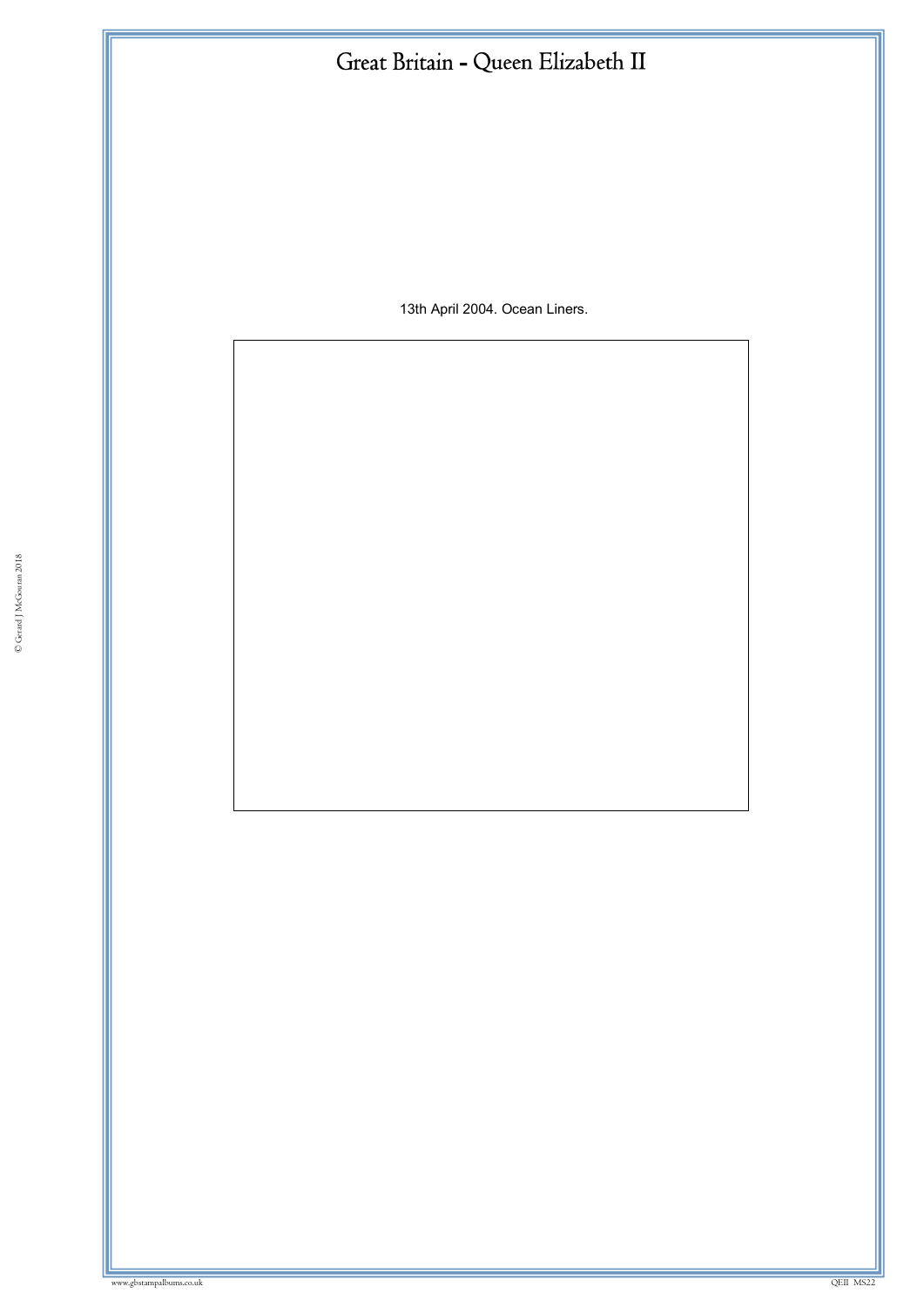# Great Britain - Queen Elizabeth II

13th April 2004. Ocean Liners.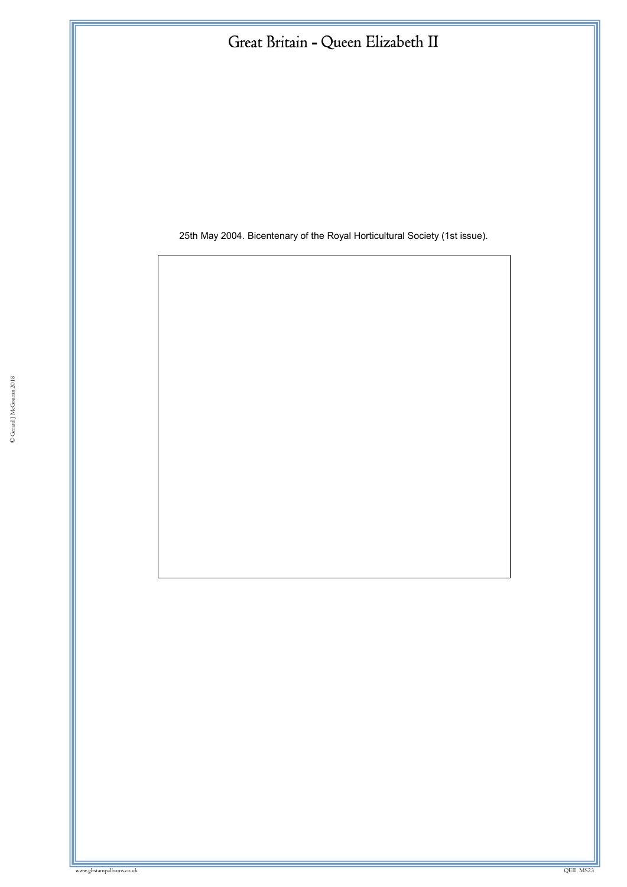# Great Britain - Queen Elizabeth II

25th May 2004. Bicentenary of the Royal Horticultural Society (1st issue).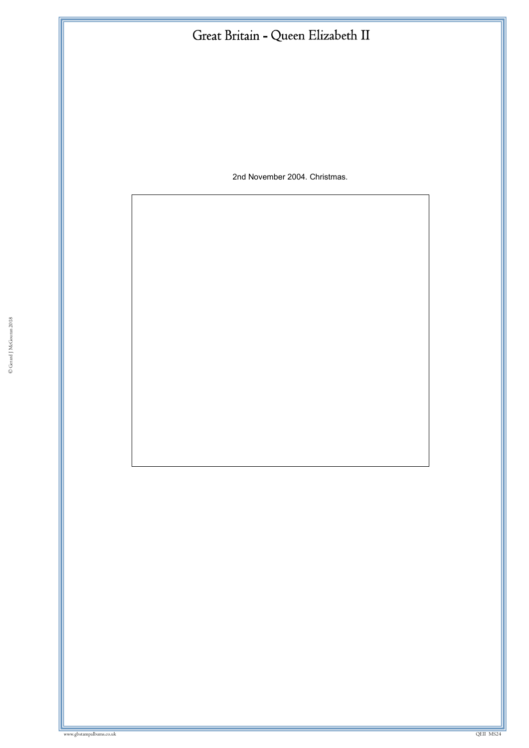# Great Britain - Queen Elizabeth II

2nd November 2004. Christmas.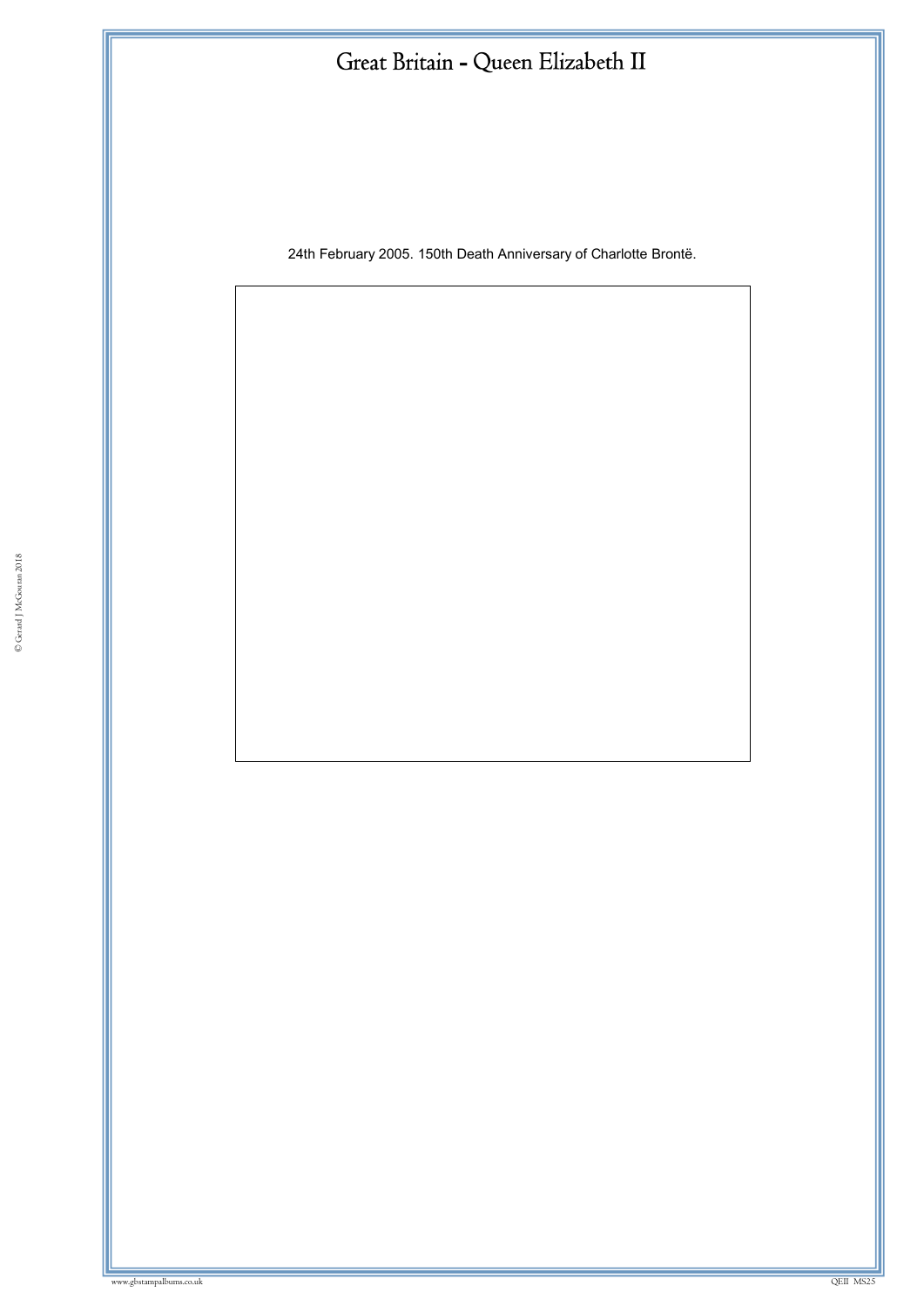# Great Britain - Queen Elizabeth II

24th February 2005. 150th Death Anniversary of Charlotte Brontë.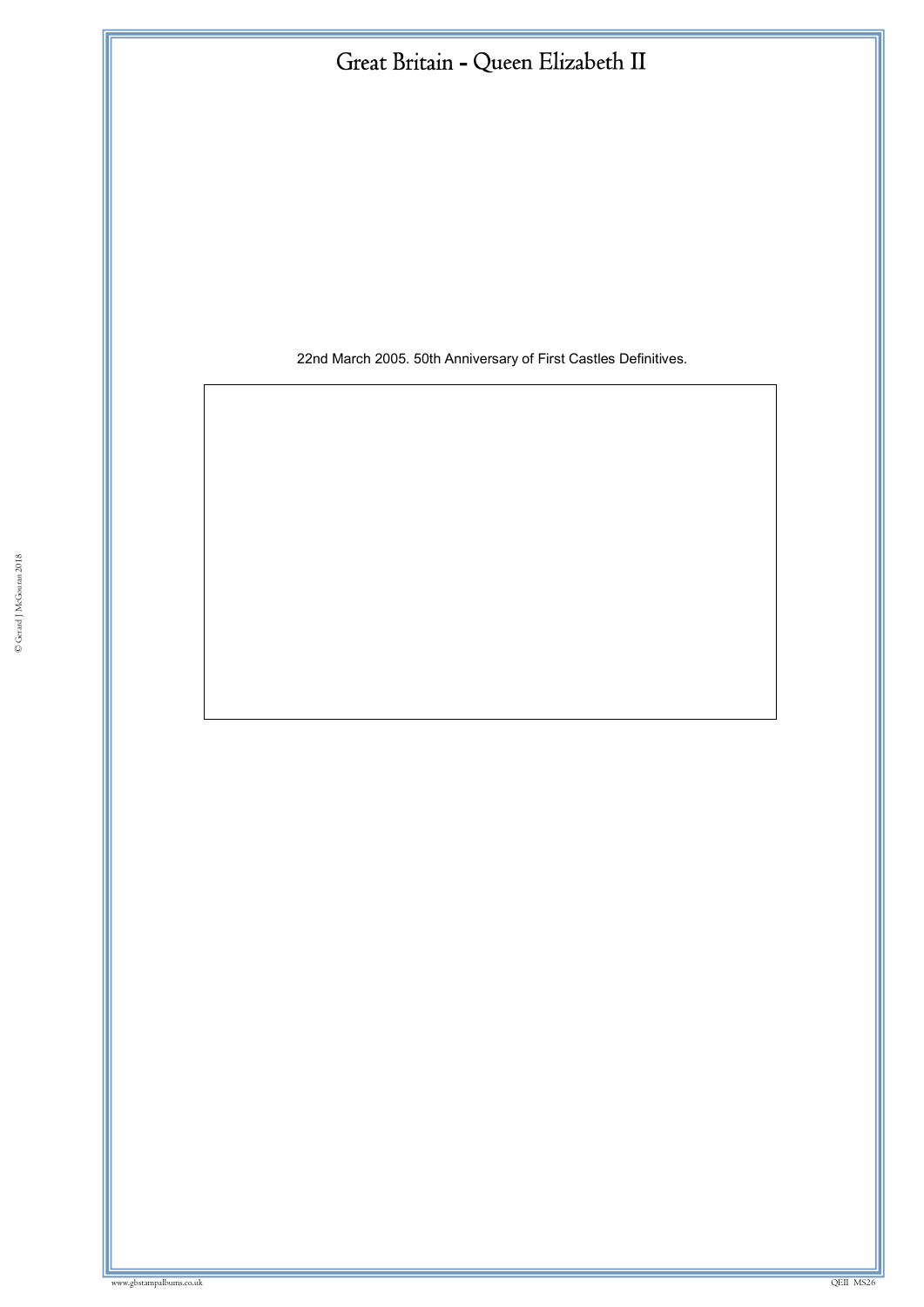# Great Britain - Queen Elizabeth II

22nd March 2005. 50th Anniversary of First Castles Definitives.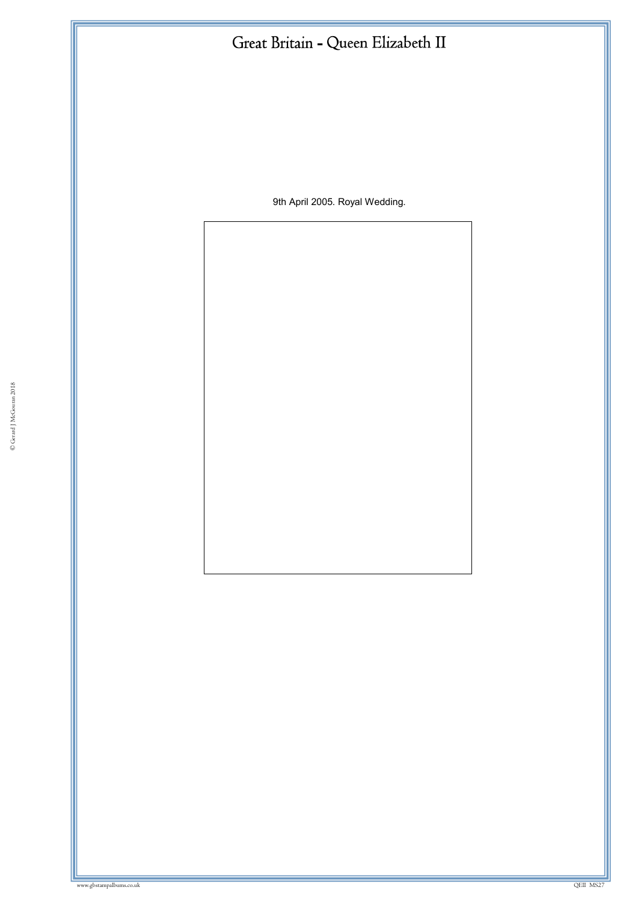# Great Britain - Queen Elizabeth II

9th April 2005. Royal Wedding.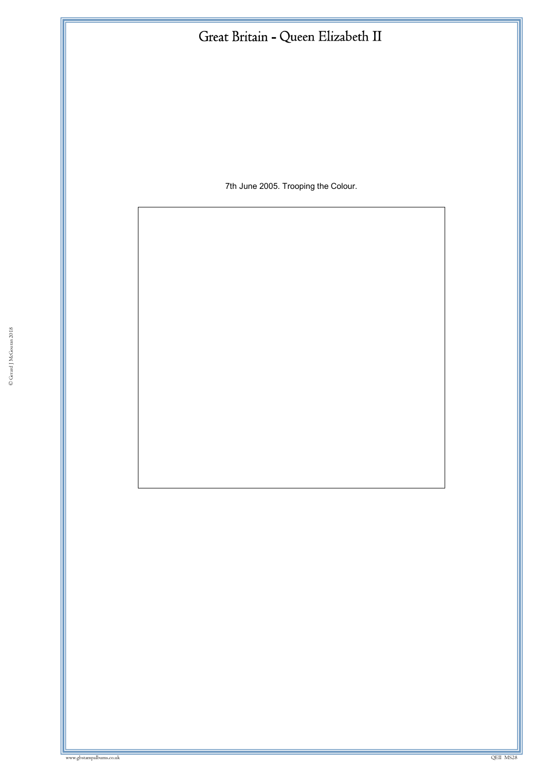# Great Britain - Queen Elizabeth II

7th June 2005. Trooping the Colour.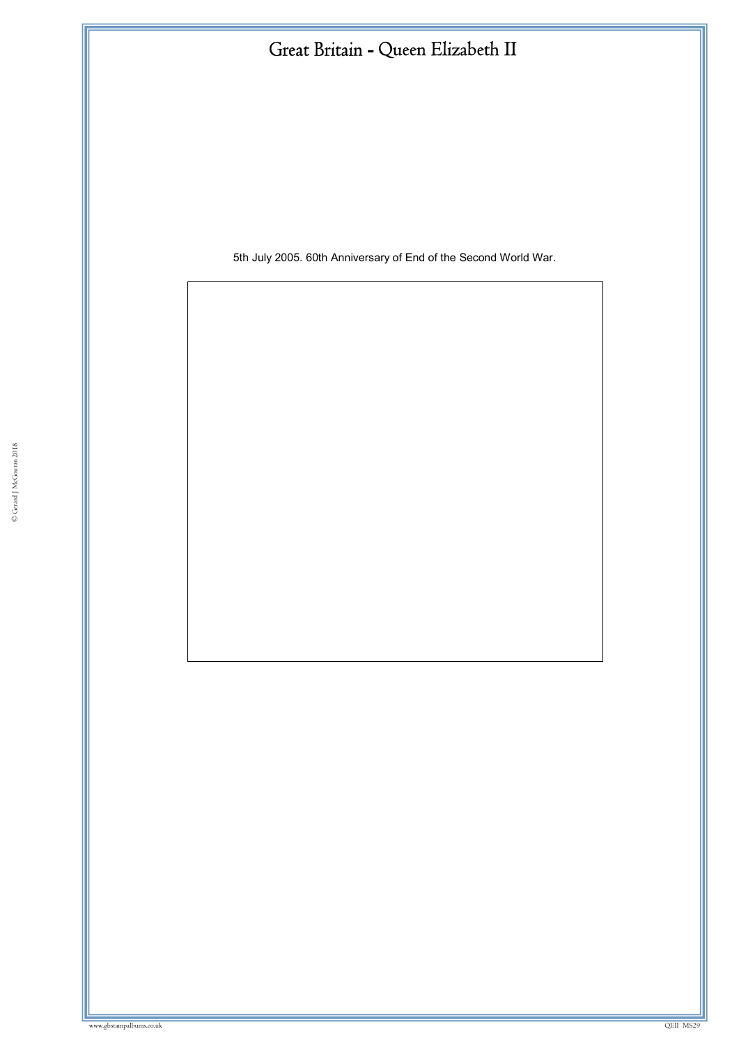# Great Britain - Queen Elizabeth II

5th July 2005. 60th Anniversary of End of the Second World War.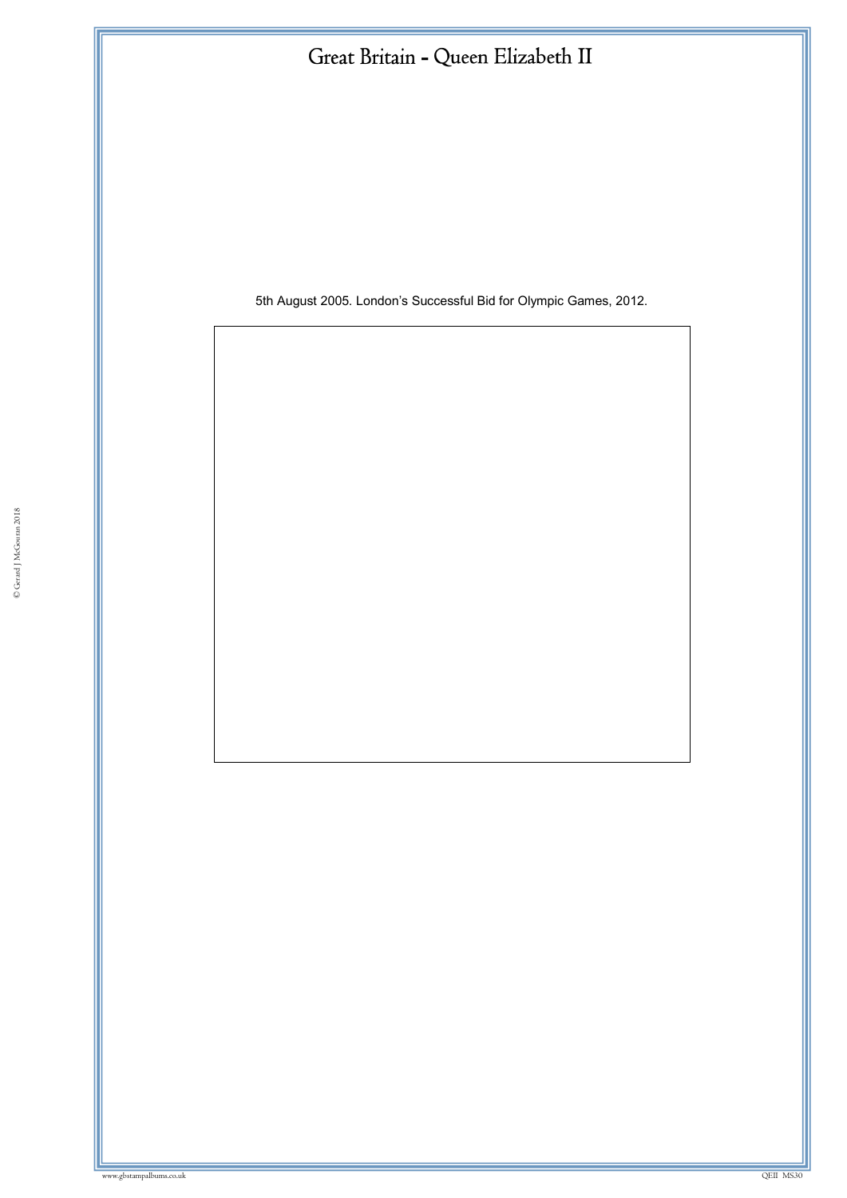# Great Britain - Queen Elizabeth II

5th August 2005. London's Successful Bid for Olympic Games, 2012.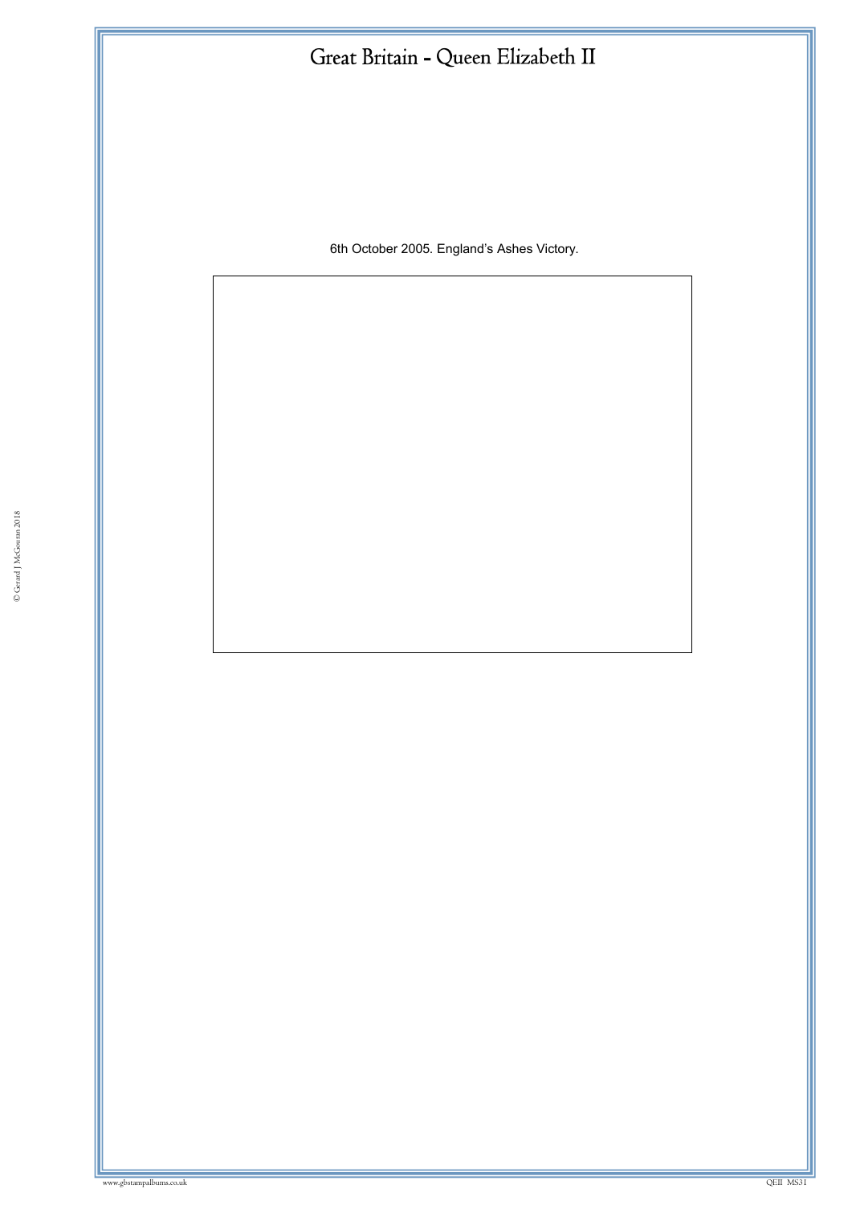# Great Britain - Queen Elizabeth II

6th October 2005. England's Ashes Victory.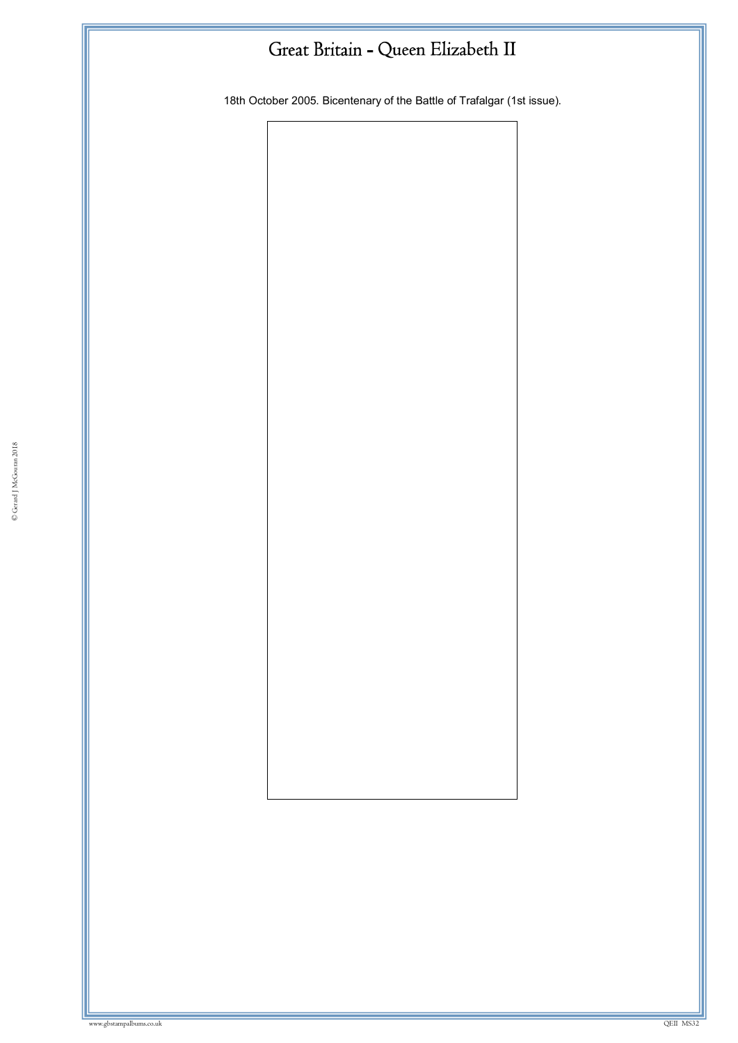# Great Britain - Queen Elizabeth II

18th October 2005. Bicentenary of the Battle of Trafalgar (1st issue).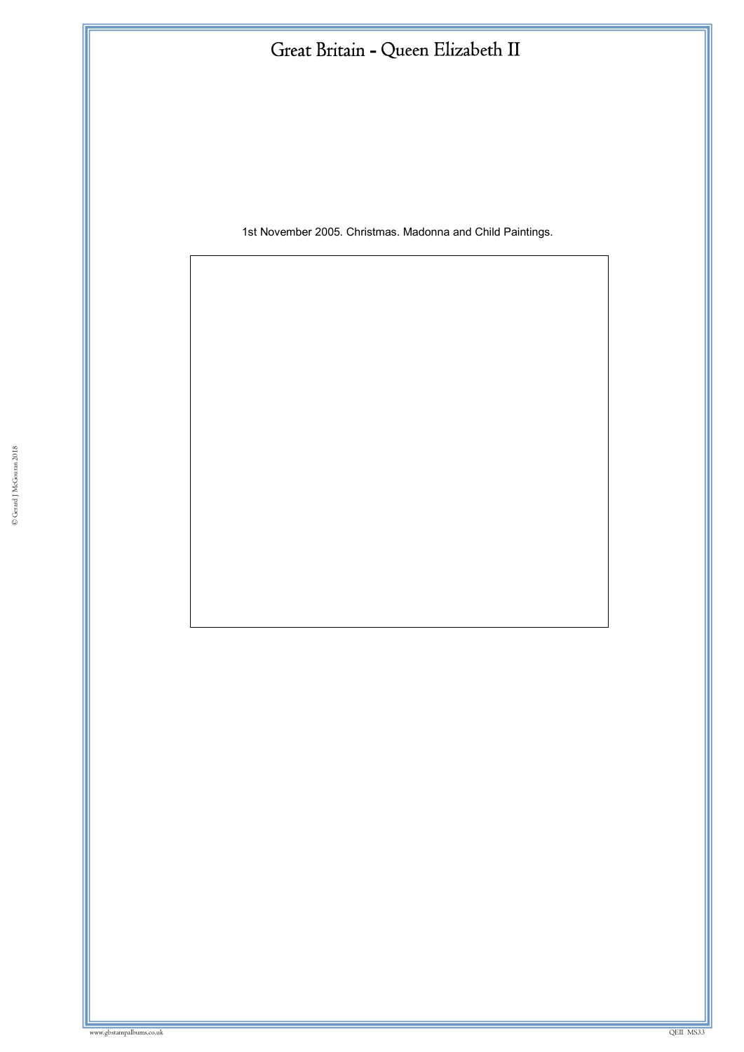# Great Britain - Queen Elizabeth II

1st November 2005. Christmas. Madonna and Child Paintings.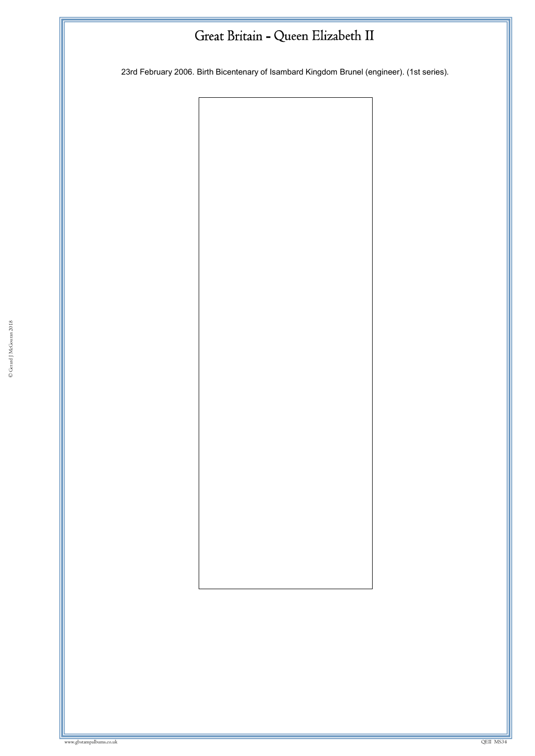# Great Britain - Queen Elizabeth II

23rd February 2006. Birth Bicentenary of Isambard Kingdom Brunel (engineer). (1st series).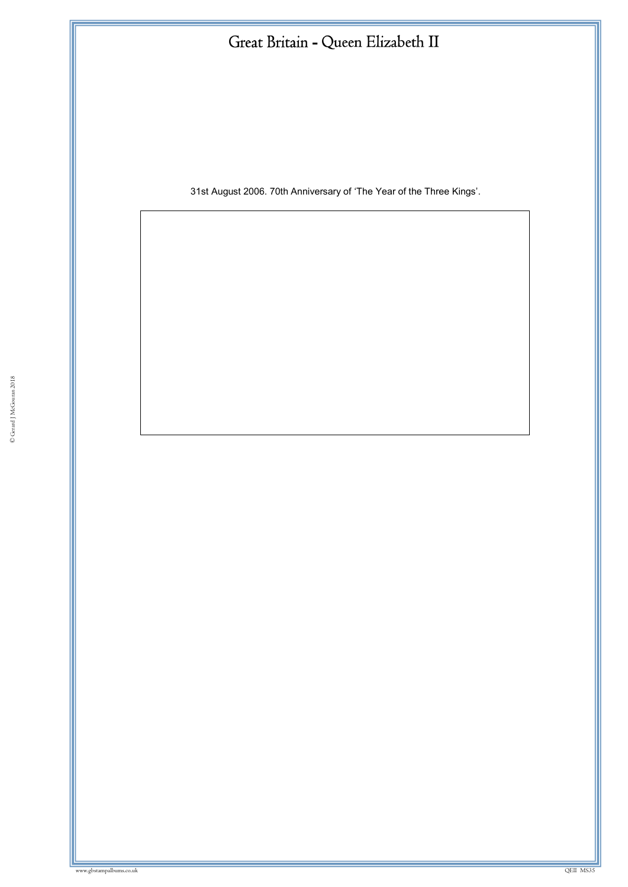# Great Britain - Queen Elizabeth II

31st August 2006. 70th Anniversary of 'The Year of the Three Kings'.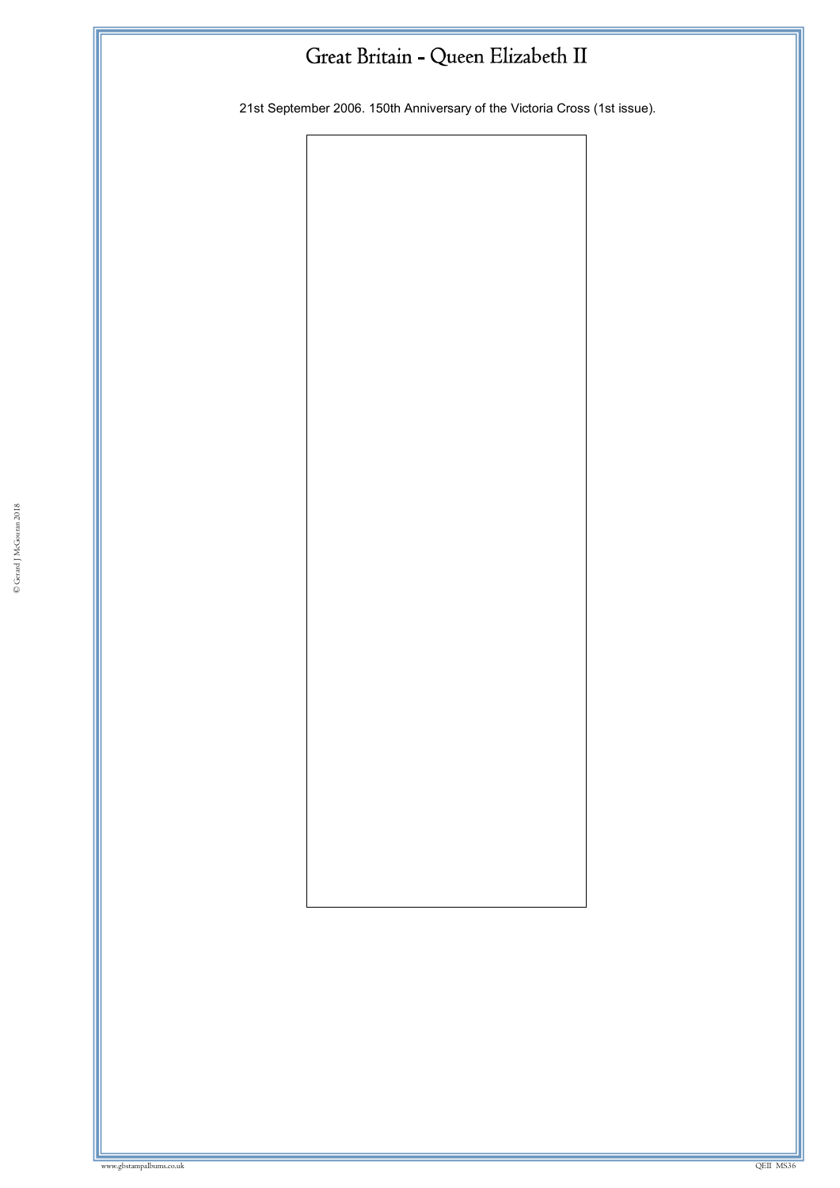# Great Britain - Queen Elizabeth II

21st September 2006. 150th Anniversary of the Victoria Cross (1st issue).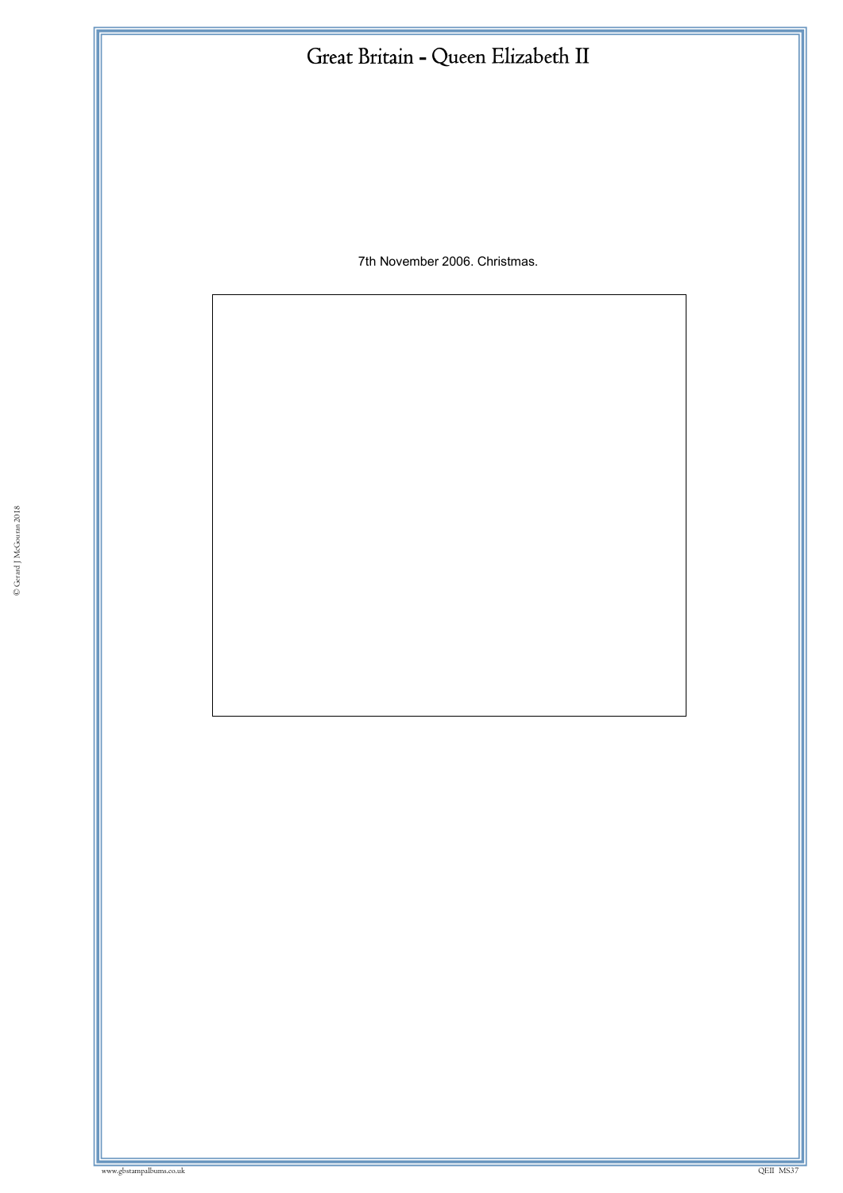# Great Britain - Queen Elizabeth II

7th November 2006. Christmas.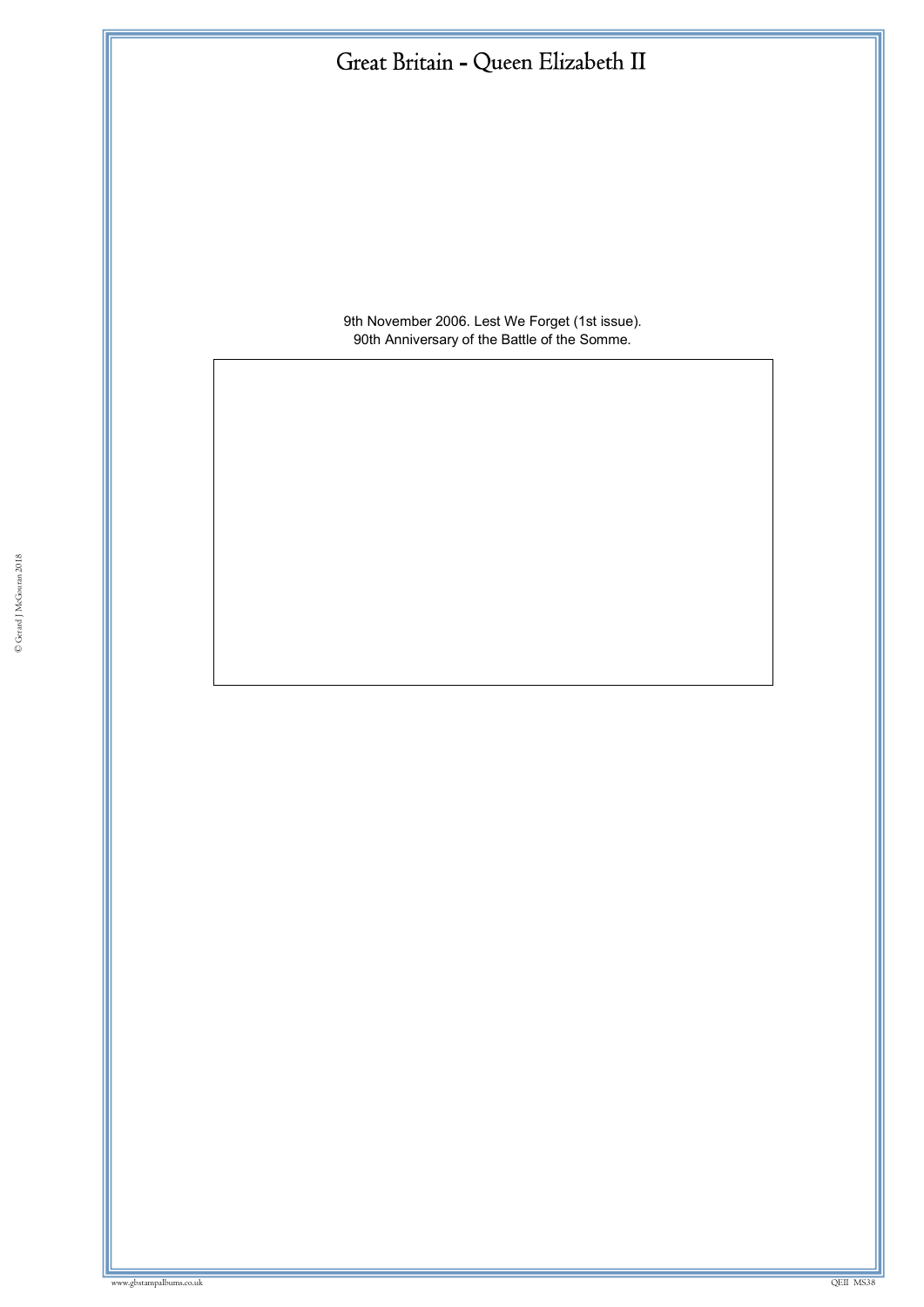# Great Britain - Queen Elizabeth II

9th November 2006. Lest We Forget (1st issue).
90th Anniversary of the Battle of the Somme.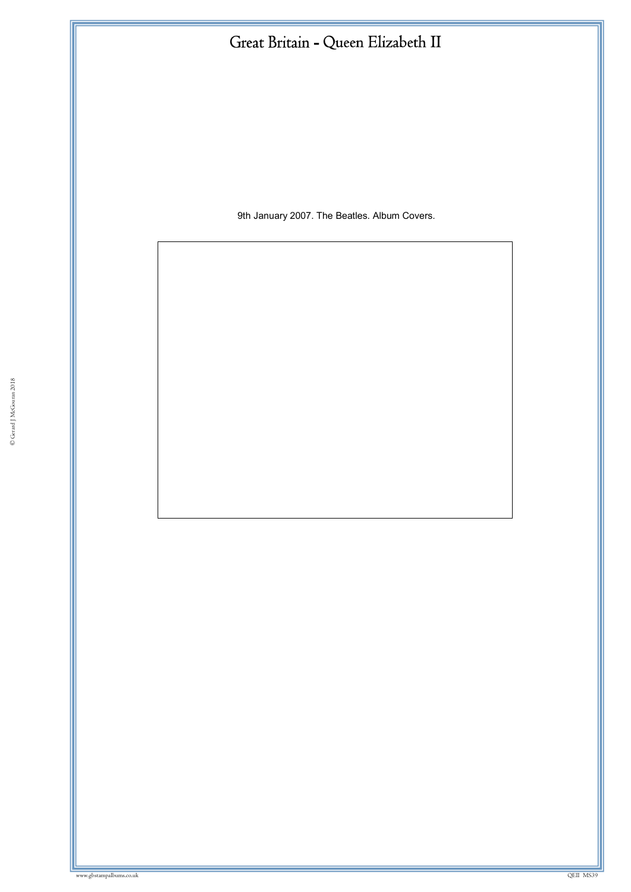# Great Britain - Queen Elizabeth II

9th January 2007. The Beatles. Album Covers.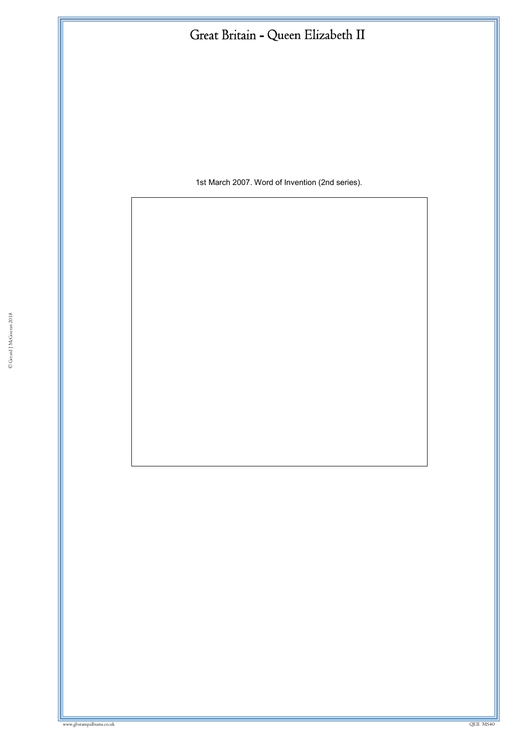# Great Britain - Queen Elizabeth II

1st March 2007. Word of Invention (2nd series).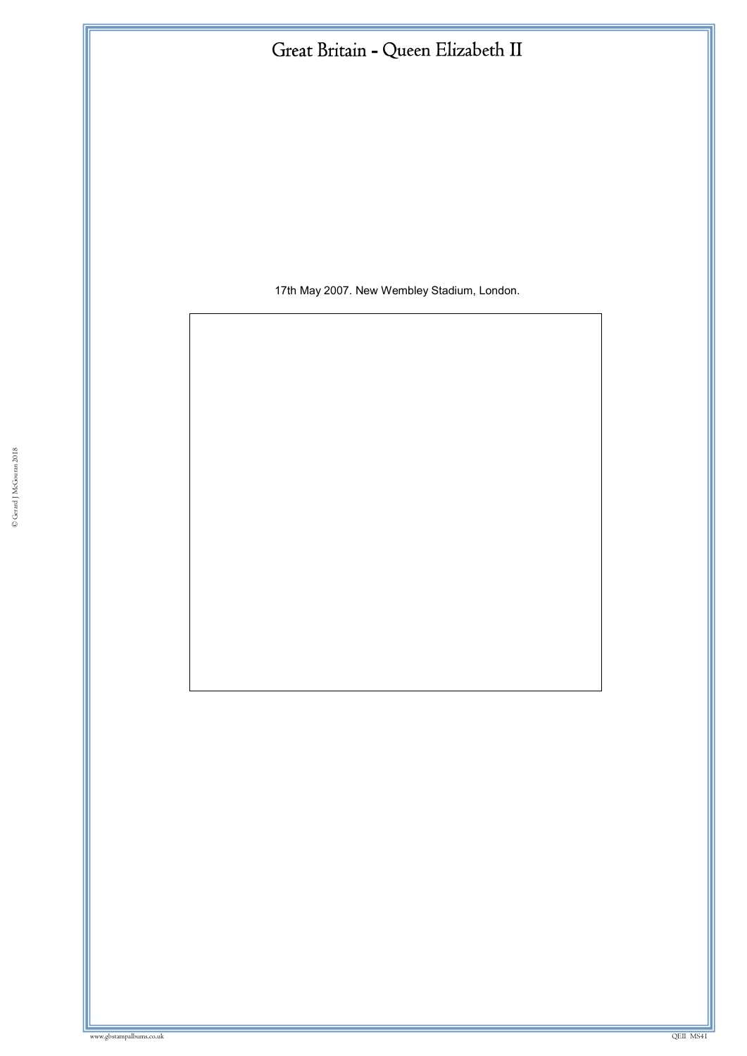# Great Britain - Queen Elizabeth II

17th May 2007. New Wembley Stadium, London.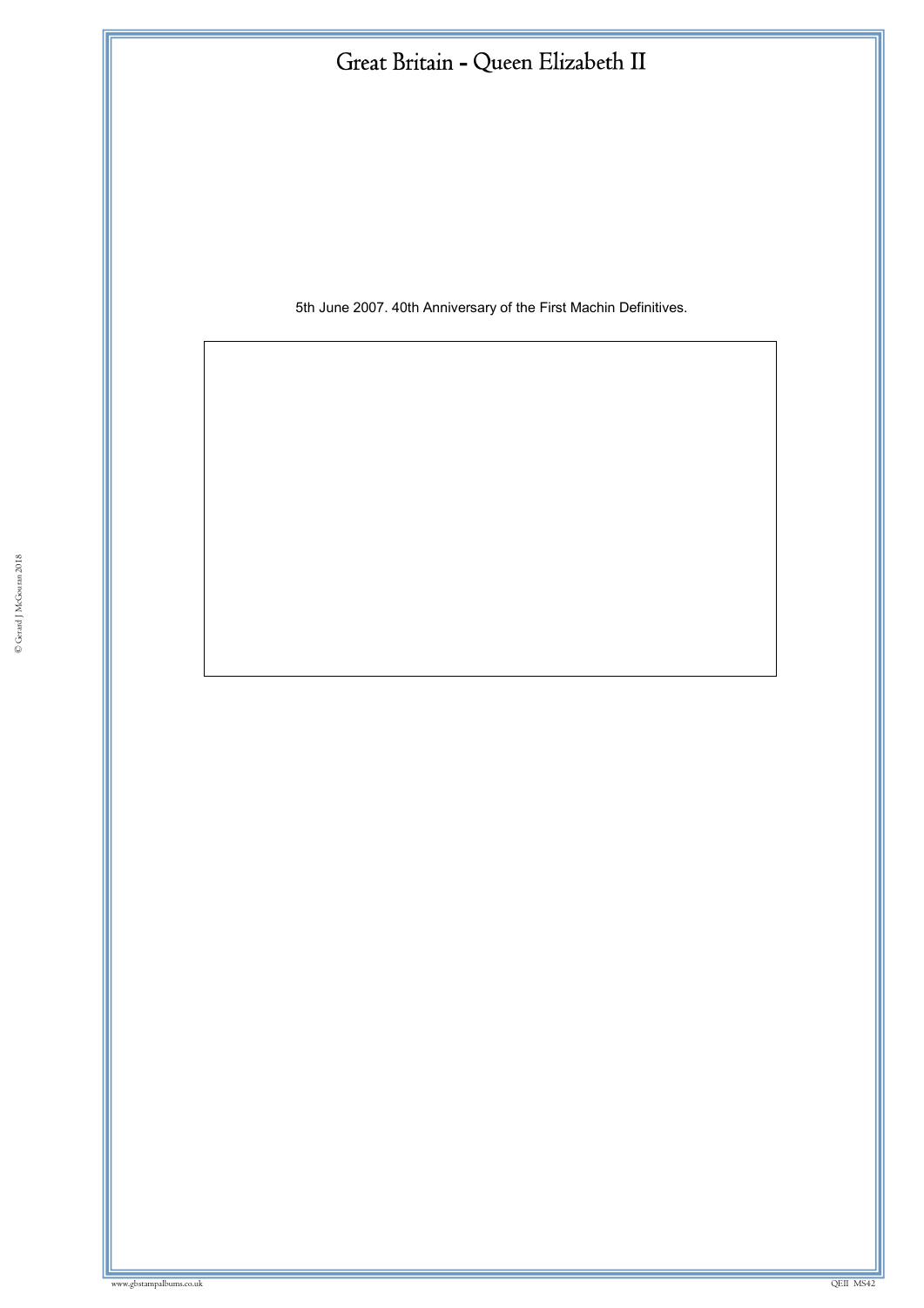# Great Britain - Queen Elizabeth II

5th June 2007. 40th Anniversary of the First Machin Definitives.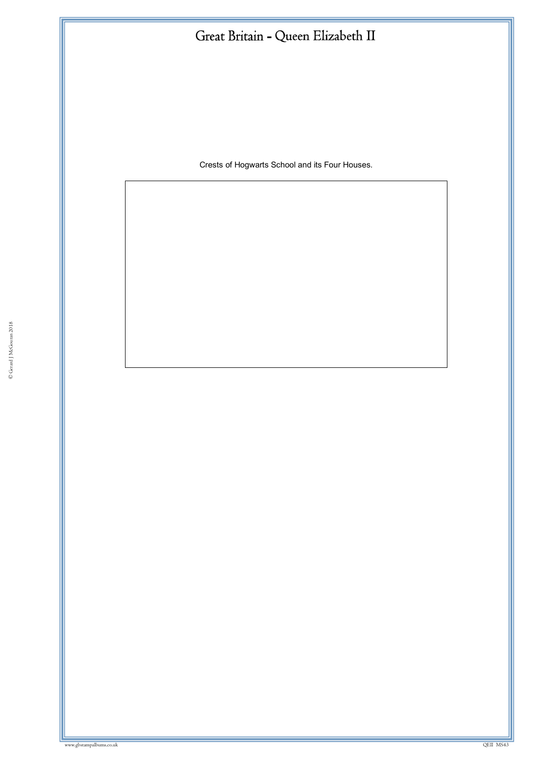# Great Britain - Queen Elizabeth II

Crests of Hogwarts School and its Four Houses.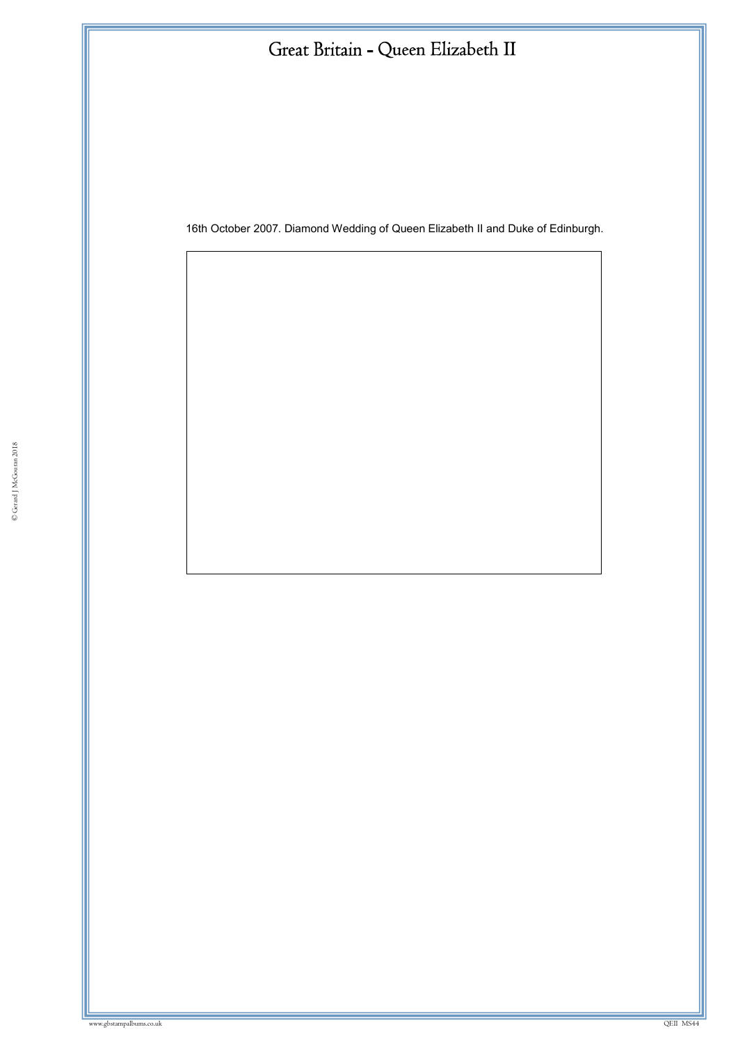# Great Britain - Queen Elizabeth II

16th October 2007. Diamond Wedding of Queen Elizabeth II and Duke of Edinburgh.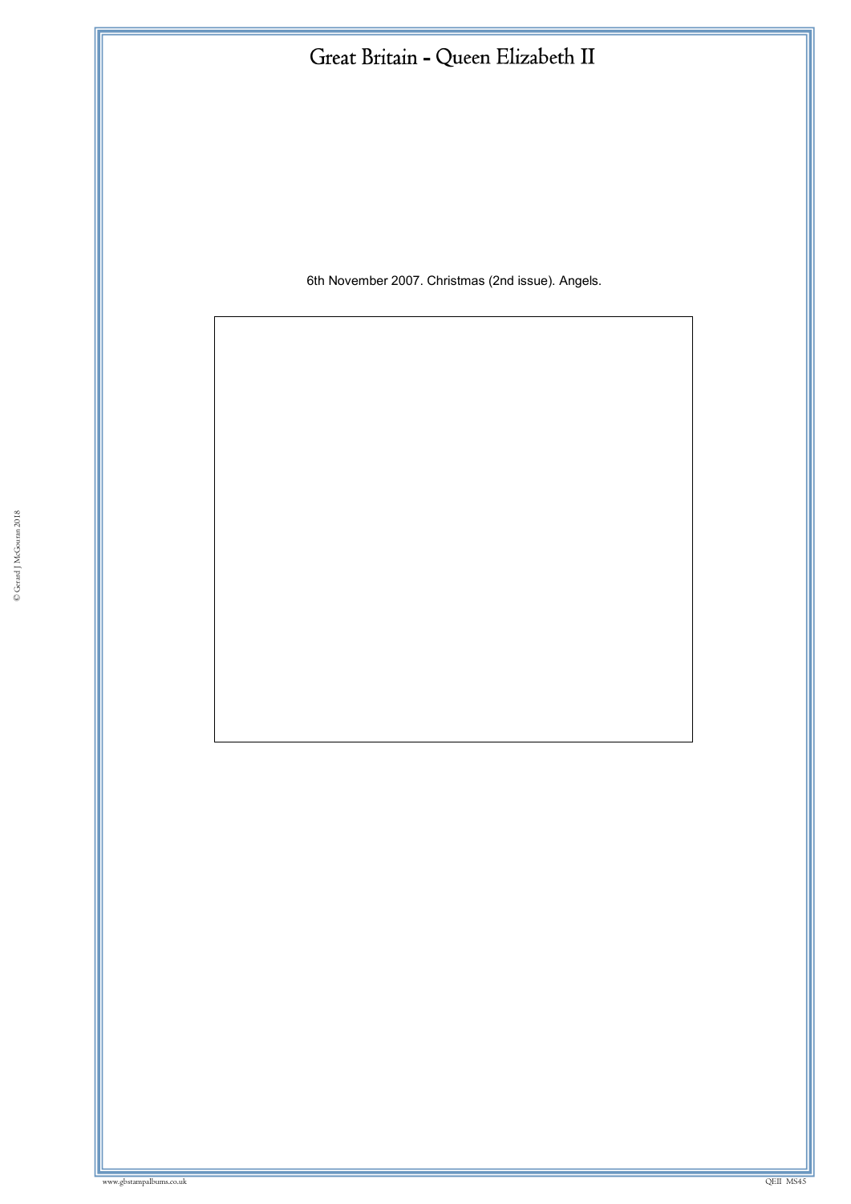# Great Britain - Queen Elizabeth II

6th November 2007. Christmas (2nd issue). Angels.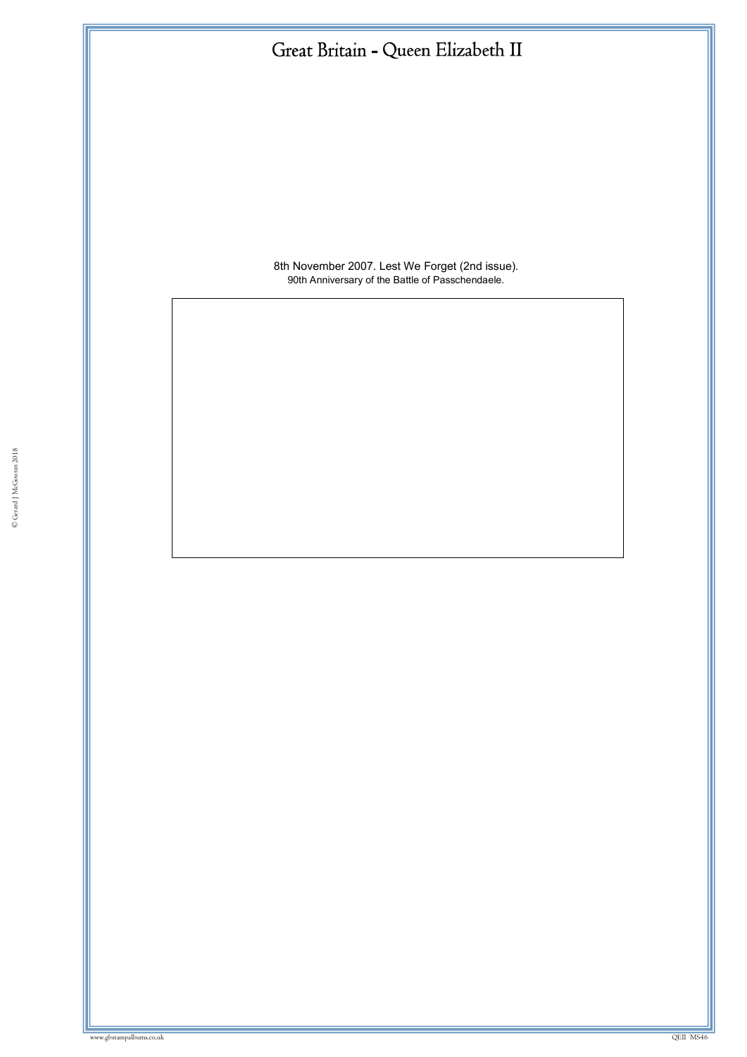# Great Britain - Queen Elizabeth II

8th November 2007. Lest We Forget (2nd issue).

90th Anniversary of the Battle of Passchendaele.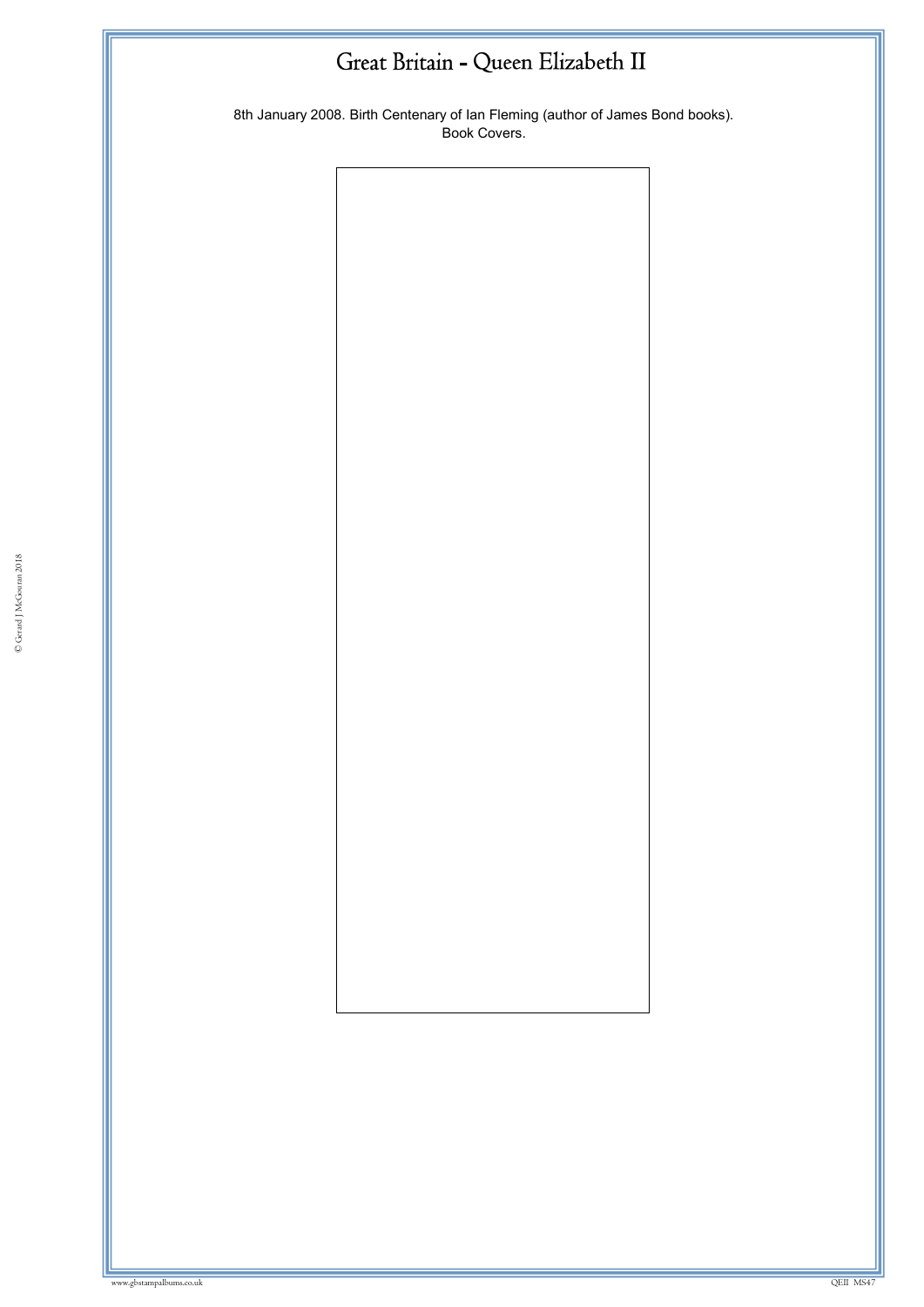# Great Britain - Queen Elizabeth II

8th January 2008. Birth Centenary of Ian Fleming (author of James Bond books).
Book Covers.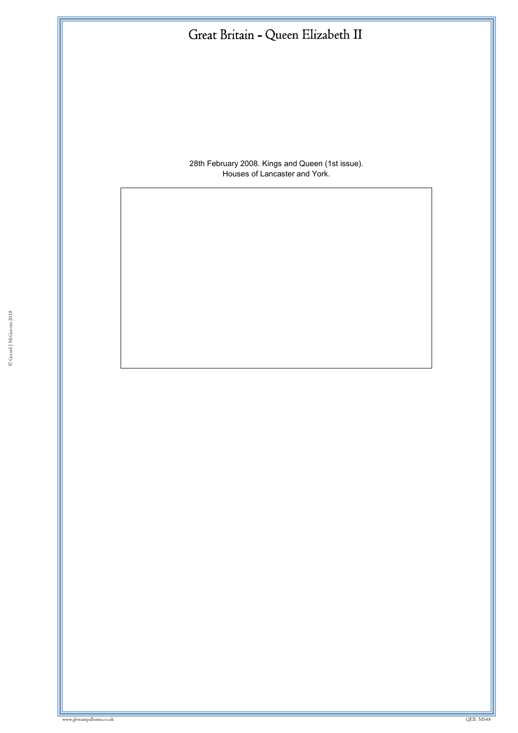# Great Britain - Queen Elizabeth II

28th February 2008. Kings and Queen (1st issue).
Houses of Lancaster and York.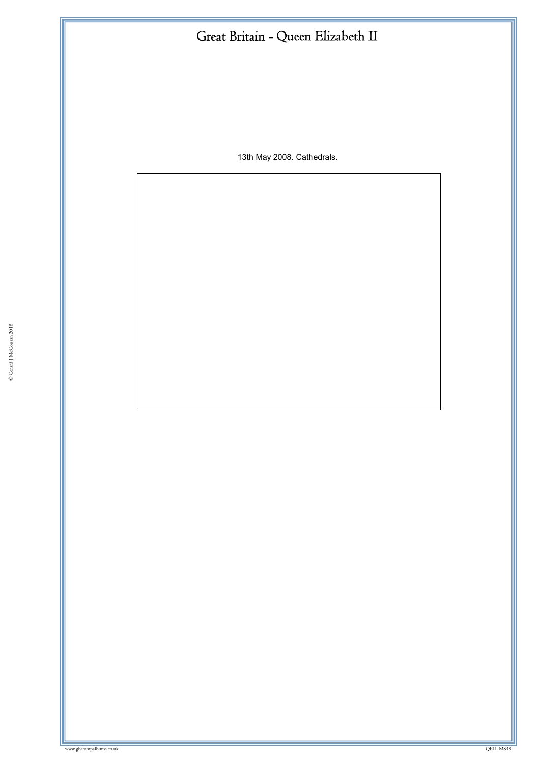# Great Britain - Queen Elizabeth II

13th May 2008. Cathedrals.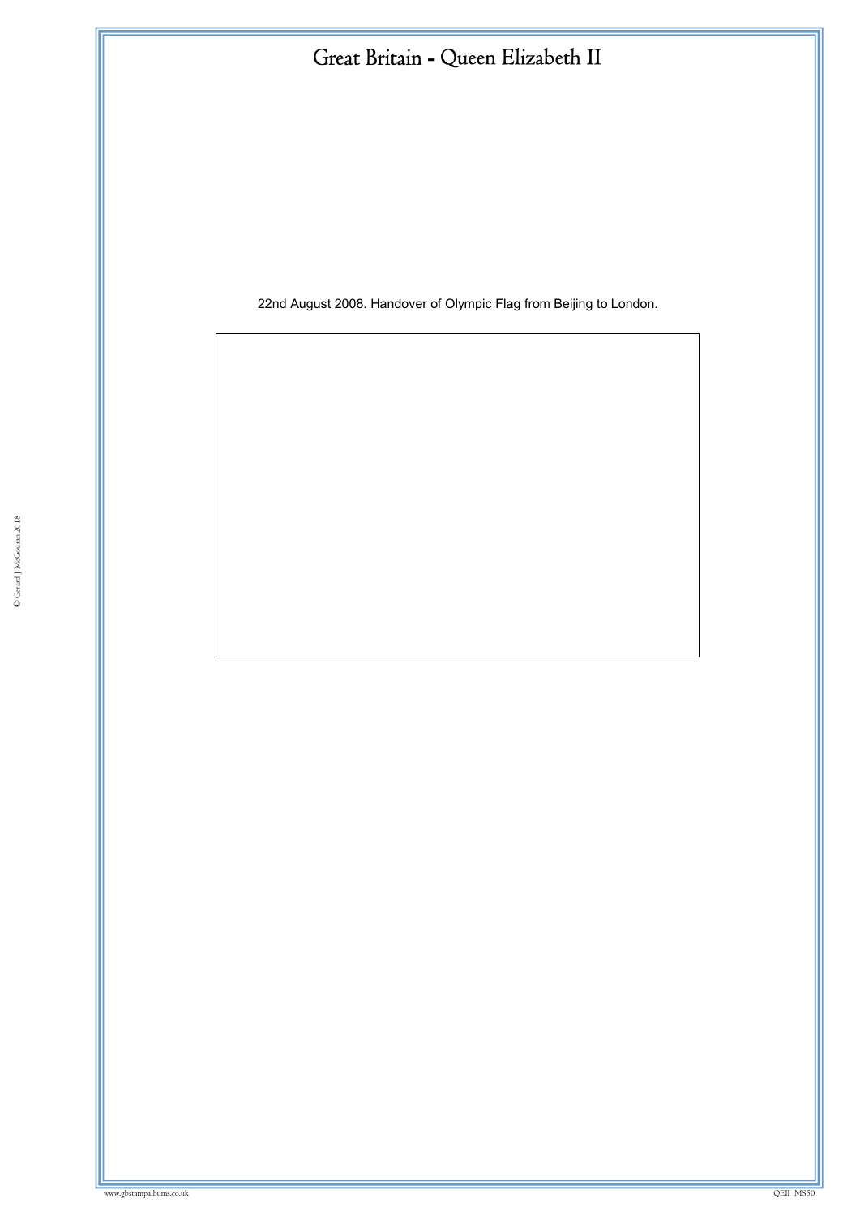# Great Britain - Queen Elizabeth II

22nd August 2008. Handover of Olympic Flag from Beijing to London.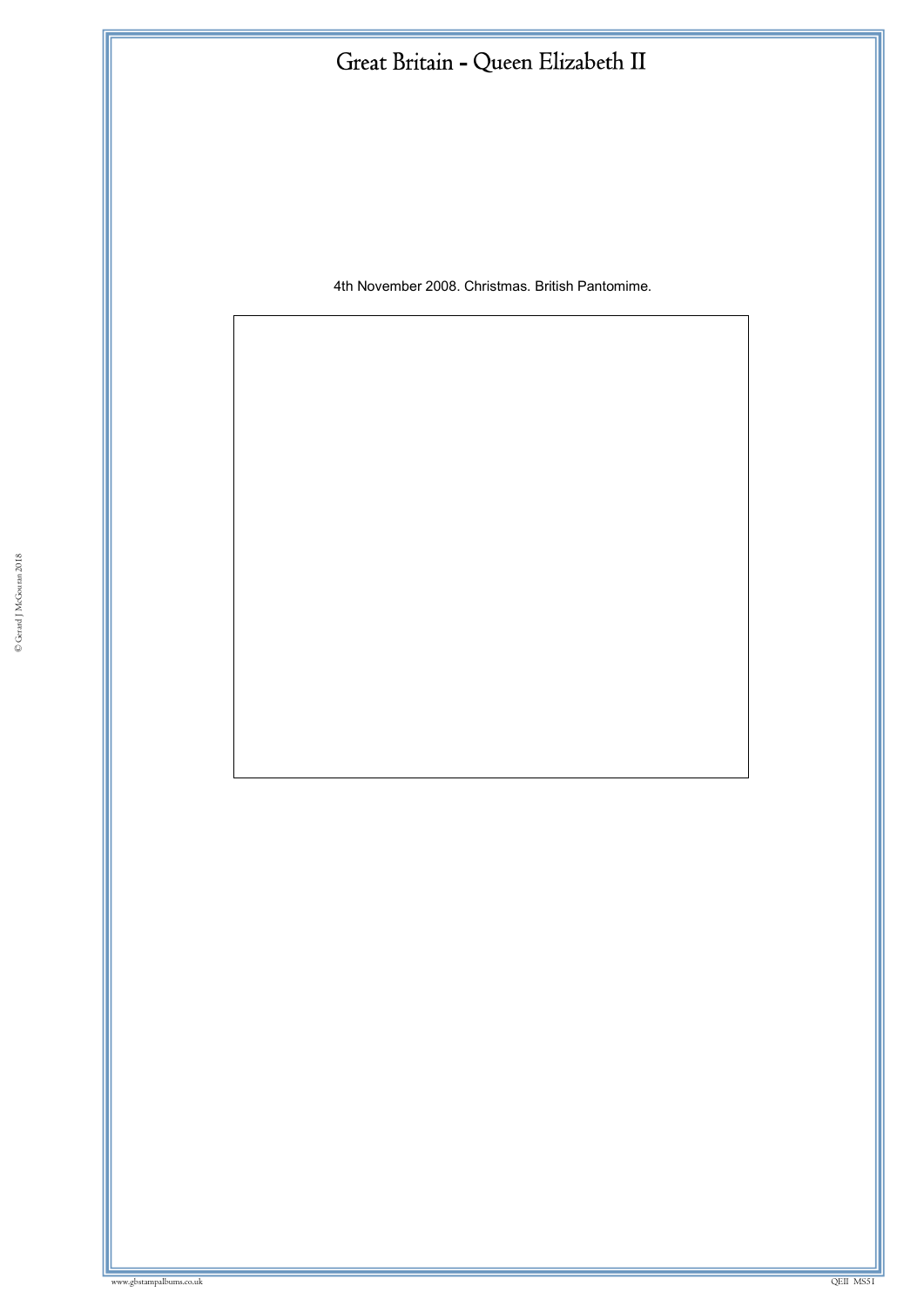# Great Britain - Queen Elizabeth II

4th November 2008. Christmas. British Pantomime.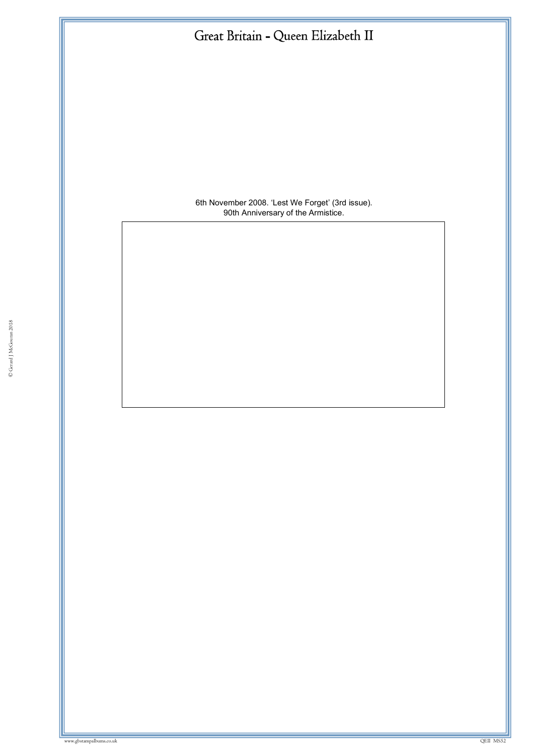# Great Britain - Queen Elizabeth II

6th November 2008. 'Lest We Forget' (3rd issue).
90th Anniversary of the Armistice.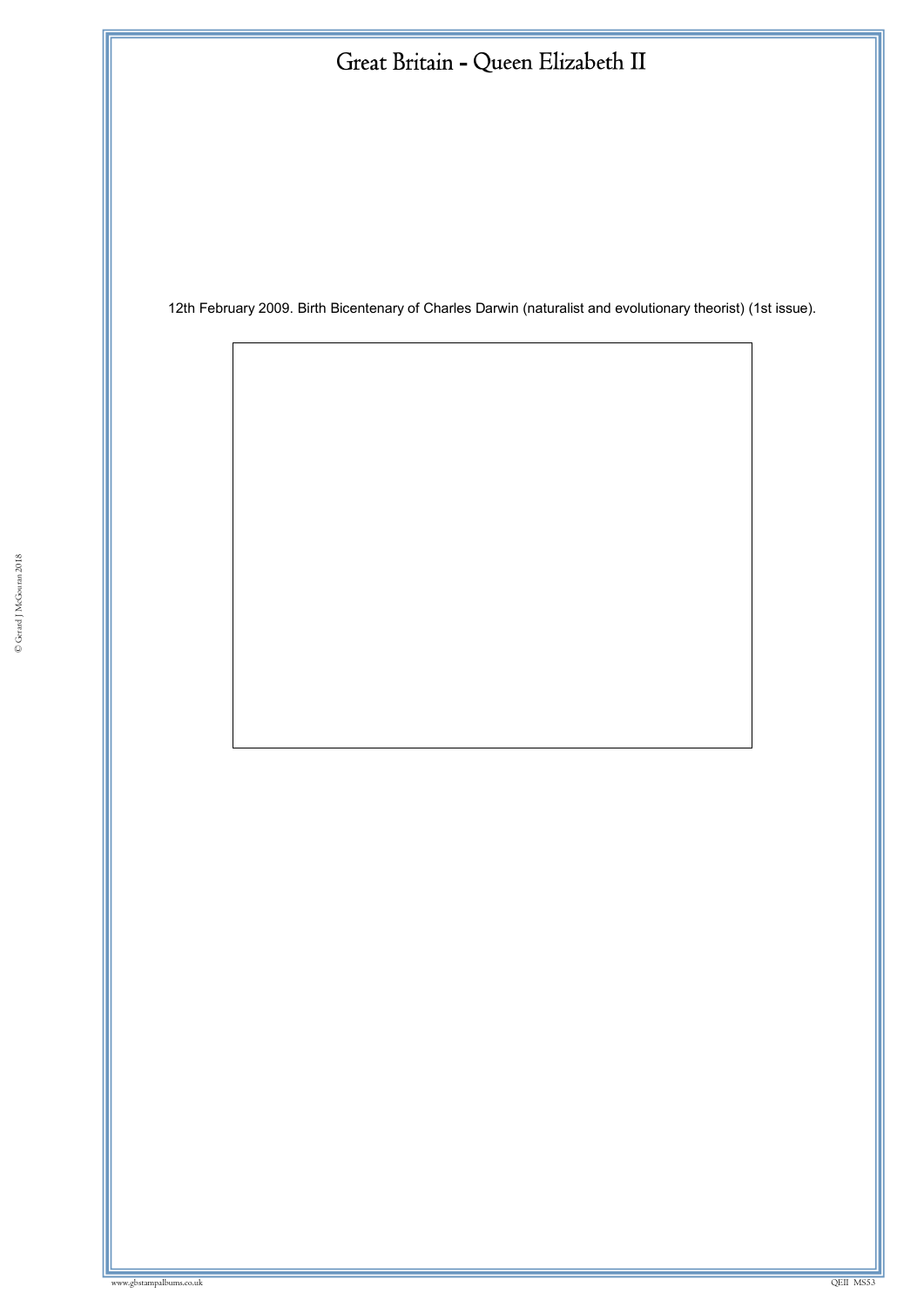# Great Britain - Queen Elizabeth II

12th February 2009. Birth Bicentenary of Charles Darwin (naturalist and evolutionary theorist) (1st issue).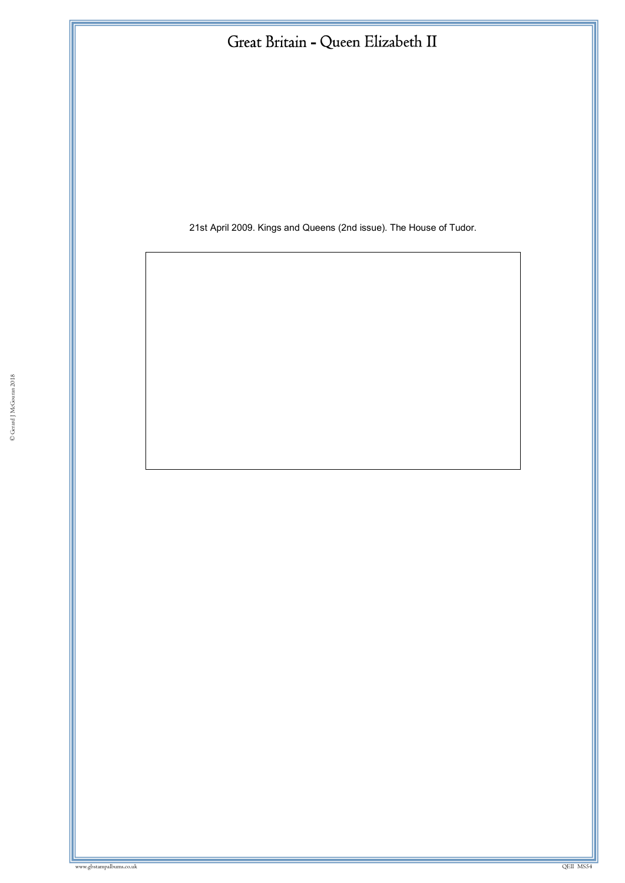# Great Britain - Queen Elizabeth II

21st April 2009. Kings and Queens (2nd issue). The House of Tudor.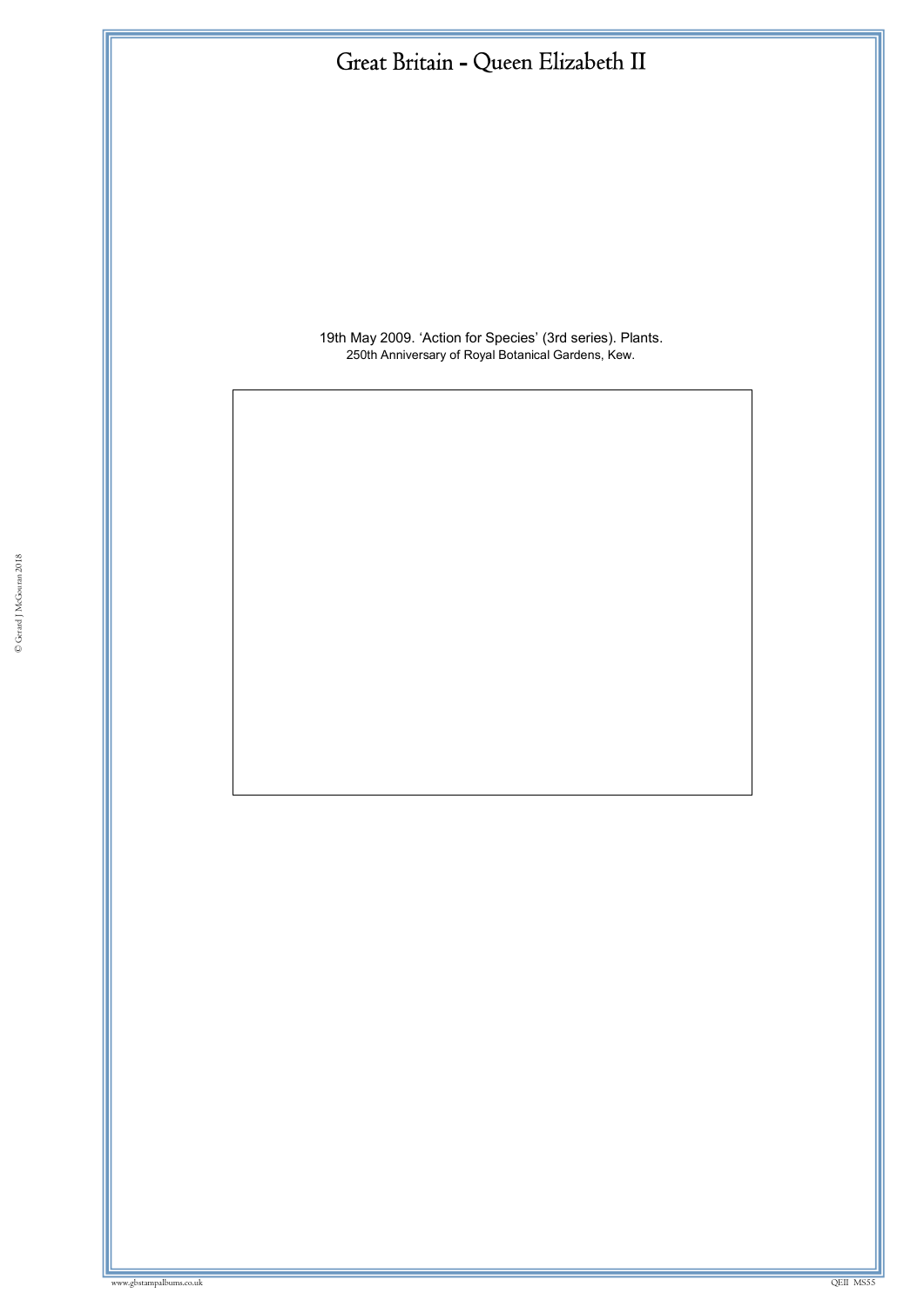# Great Britain - Queen Elizabeth II

19th May 2009. 'Action for Species' (3rd series). Plants.
250th Anniversary of Royal Botanical Gardens, Kew.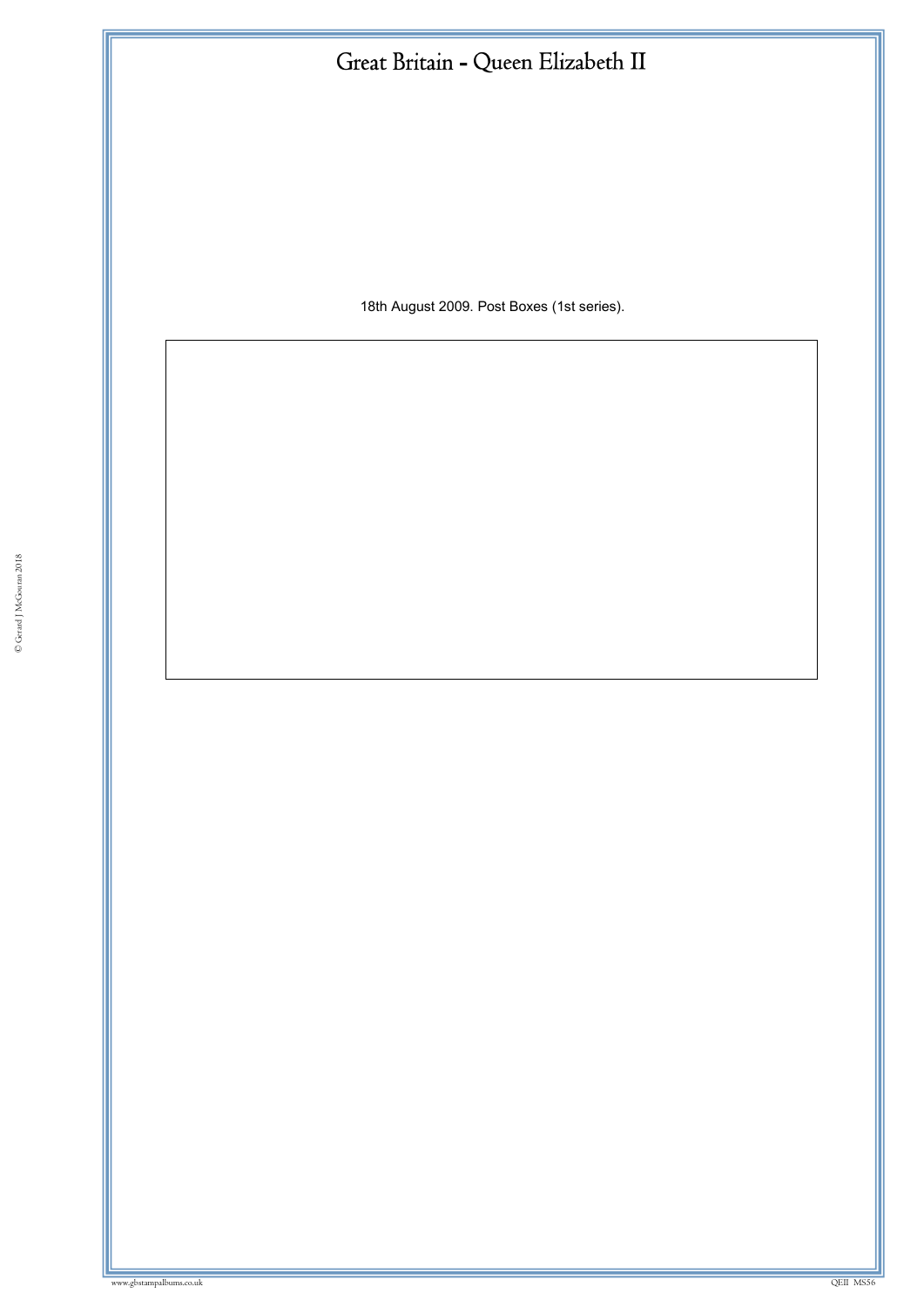# Great Britain - Queen Elizabeth II

18th August 2009. Post Boxes (1st series).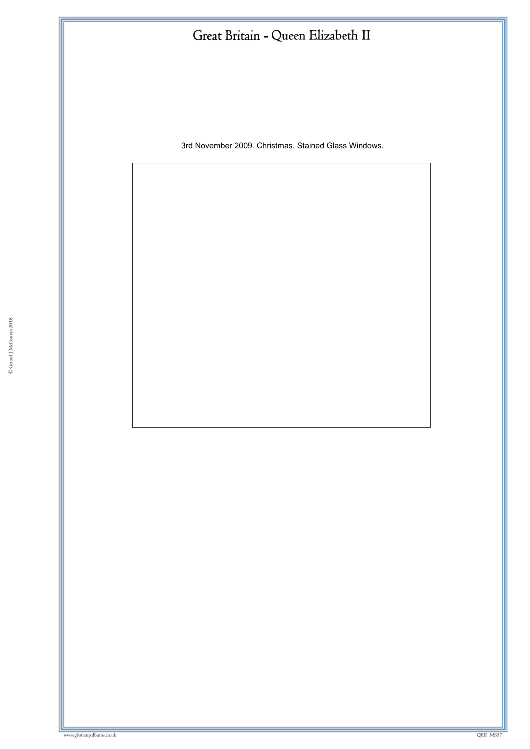# Great Britain - Queen Elizabeth II

3rd November 2009. Christmas. Stained Glass Windows.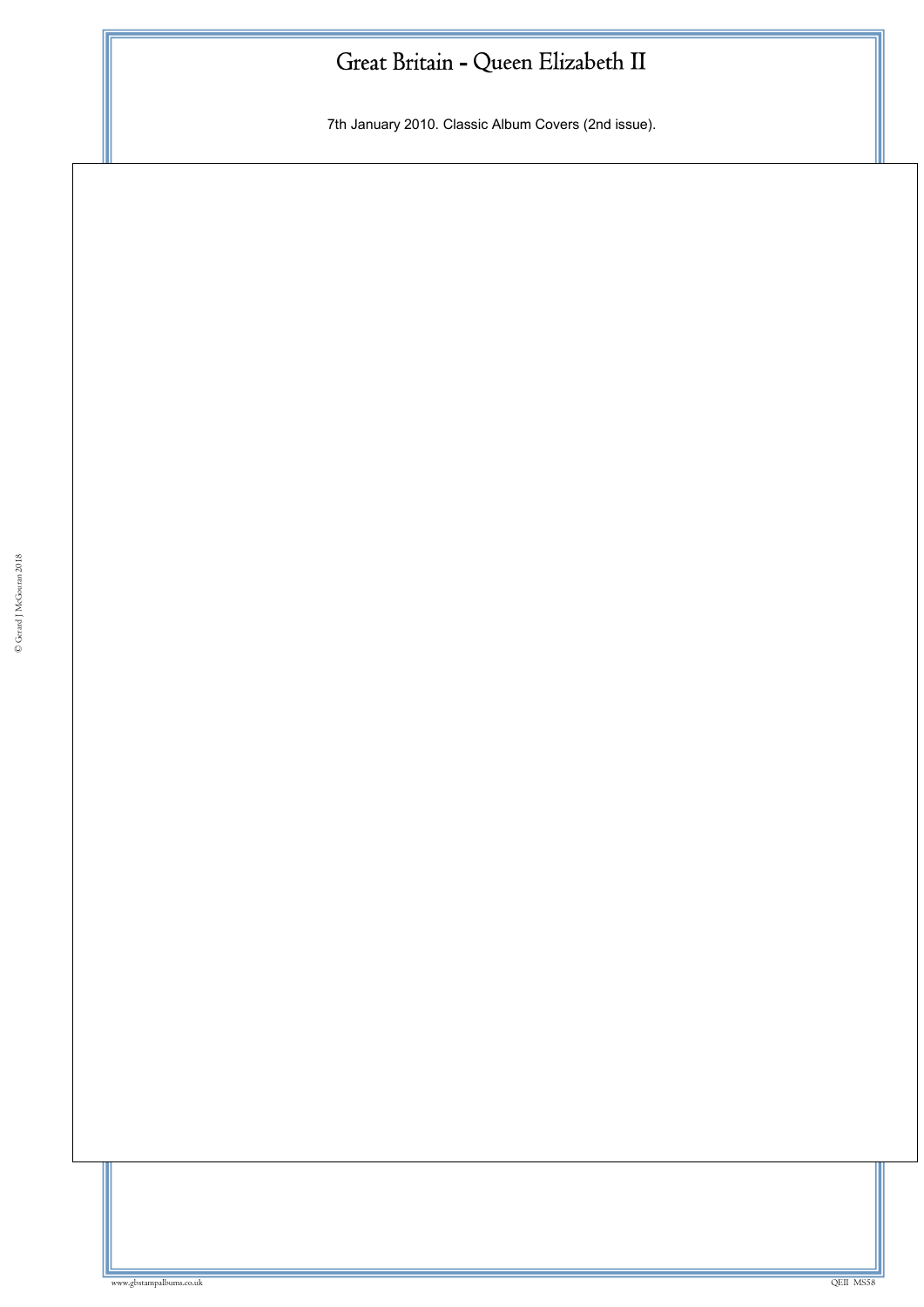# Great Britain - Queen Elizabeth II

7th January 2010. Classic Album Covers (2nd issue).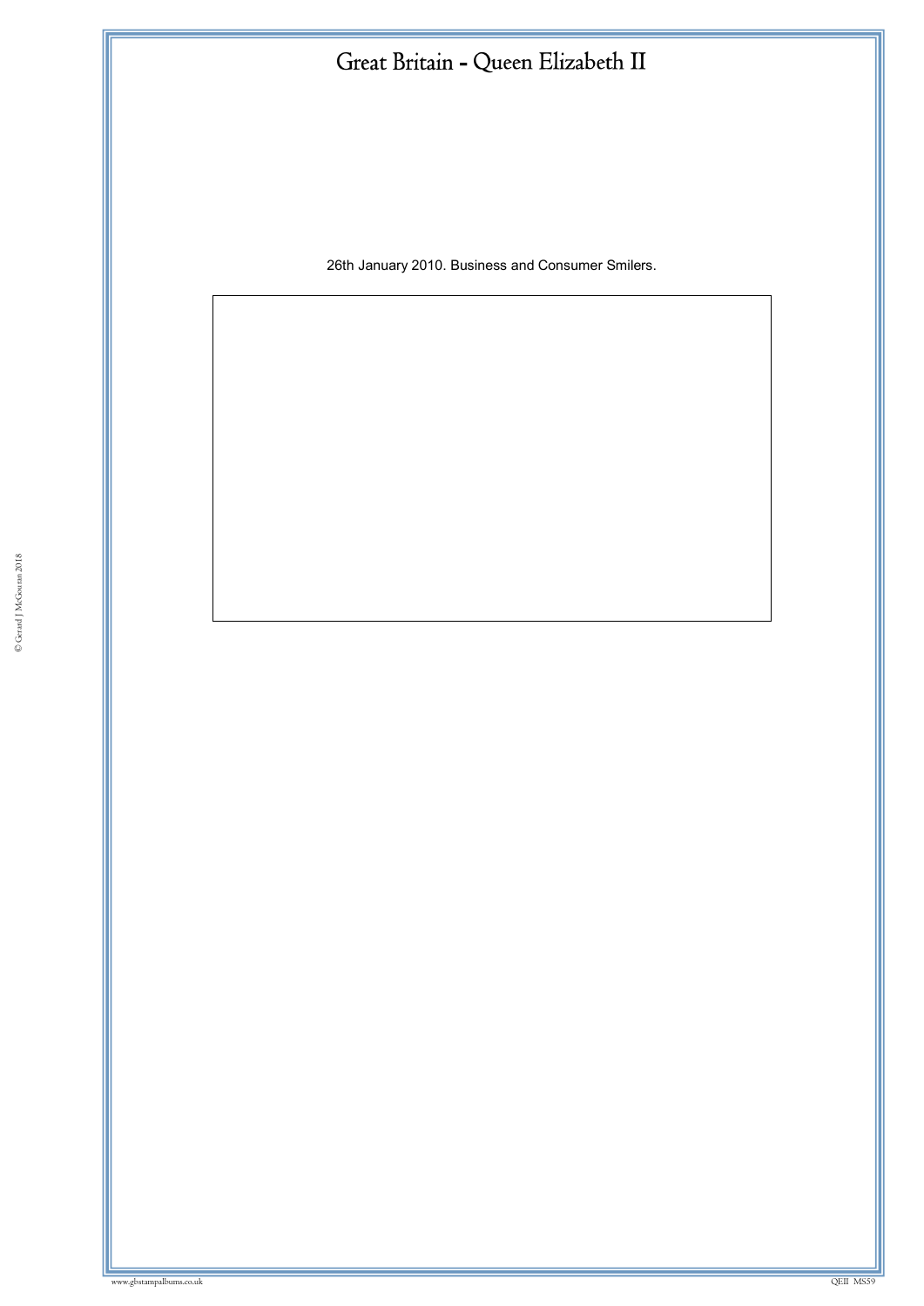# Great Britain - Queen Elizabeth II

26th January 2010. Business and Consumer Smilers.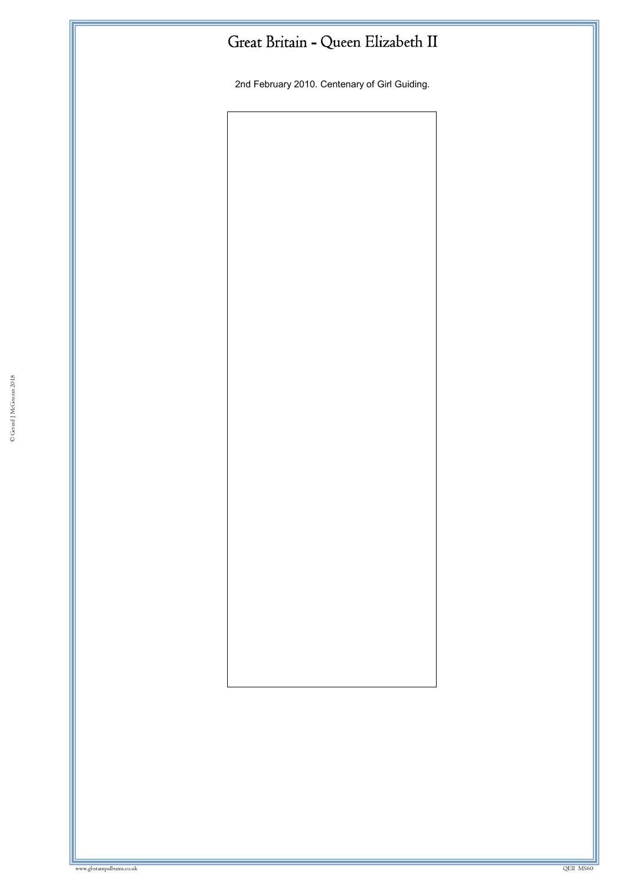# Great Britain - Queen Elizabeth II

2nd February 2010. Centenary of Girl Guiding.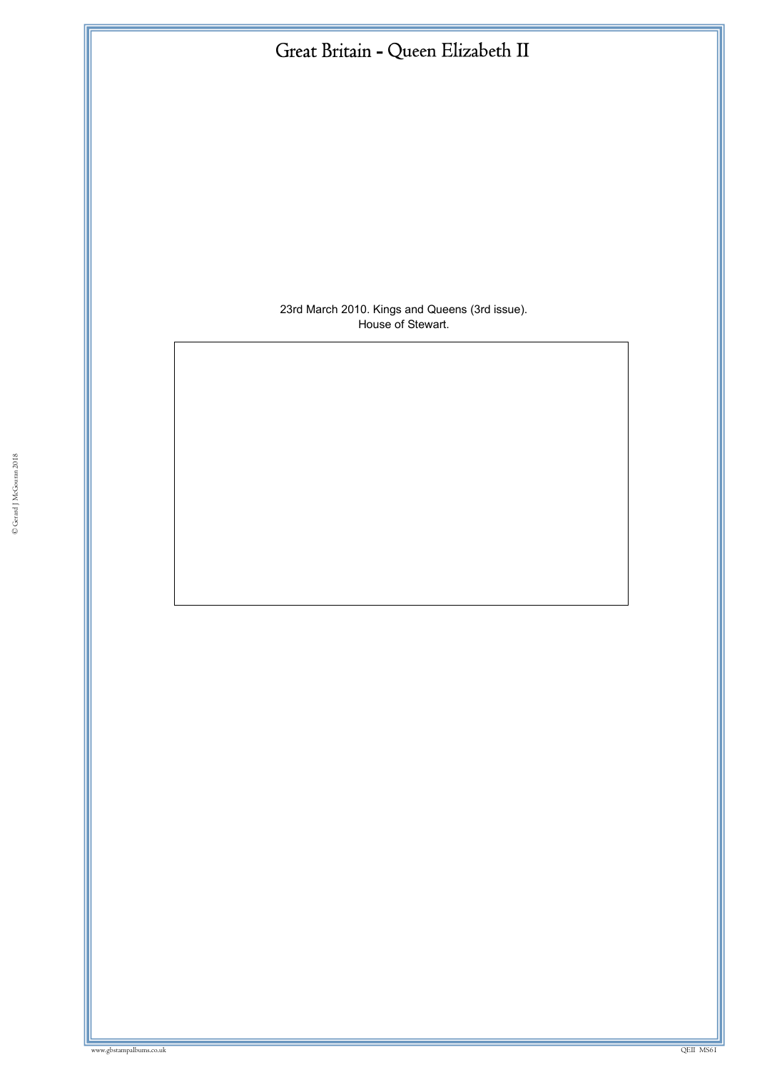# Great Britain - Queen Elizabeth II

23rd March 2010. Kings and Queens (3rd issue).
House of Stewart.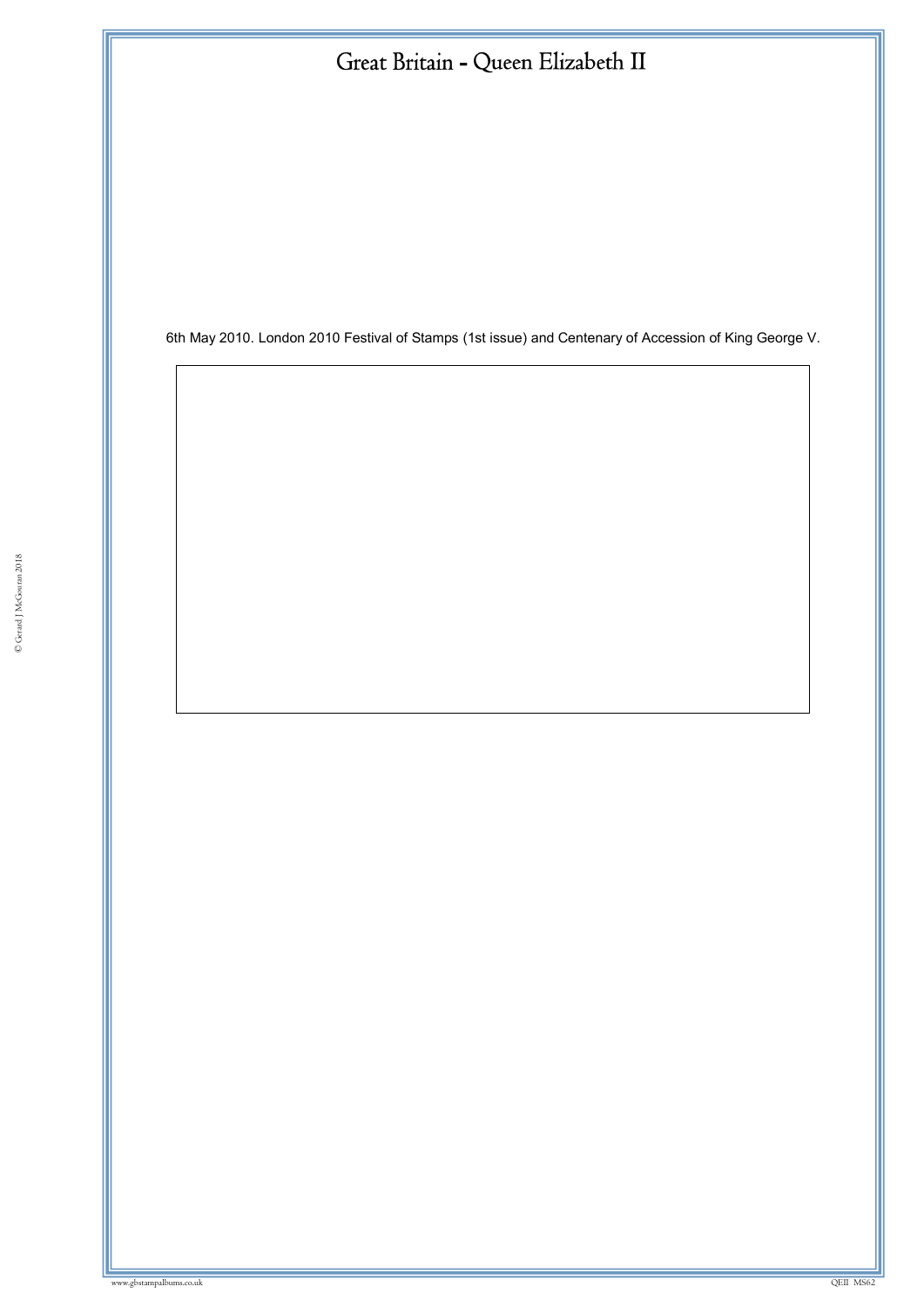# Great Britain - Queen Elizabeth II

6th May 2010. London 2010 Festival of Stamps (1st issue) and Centenary of Accession of King George V.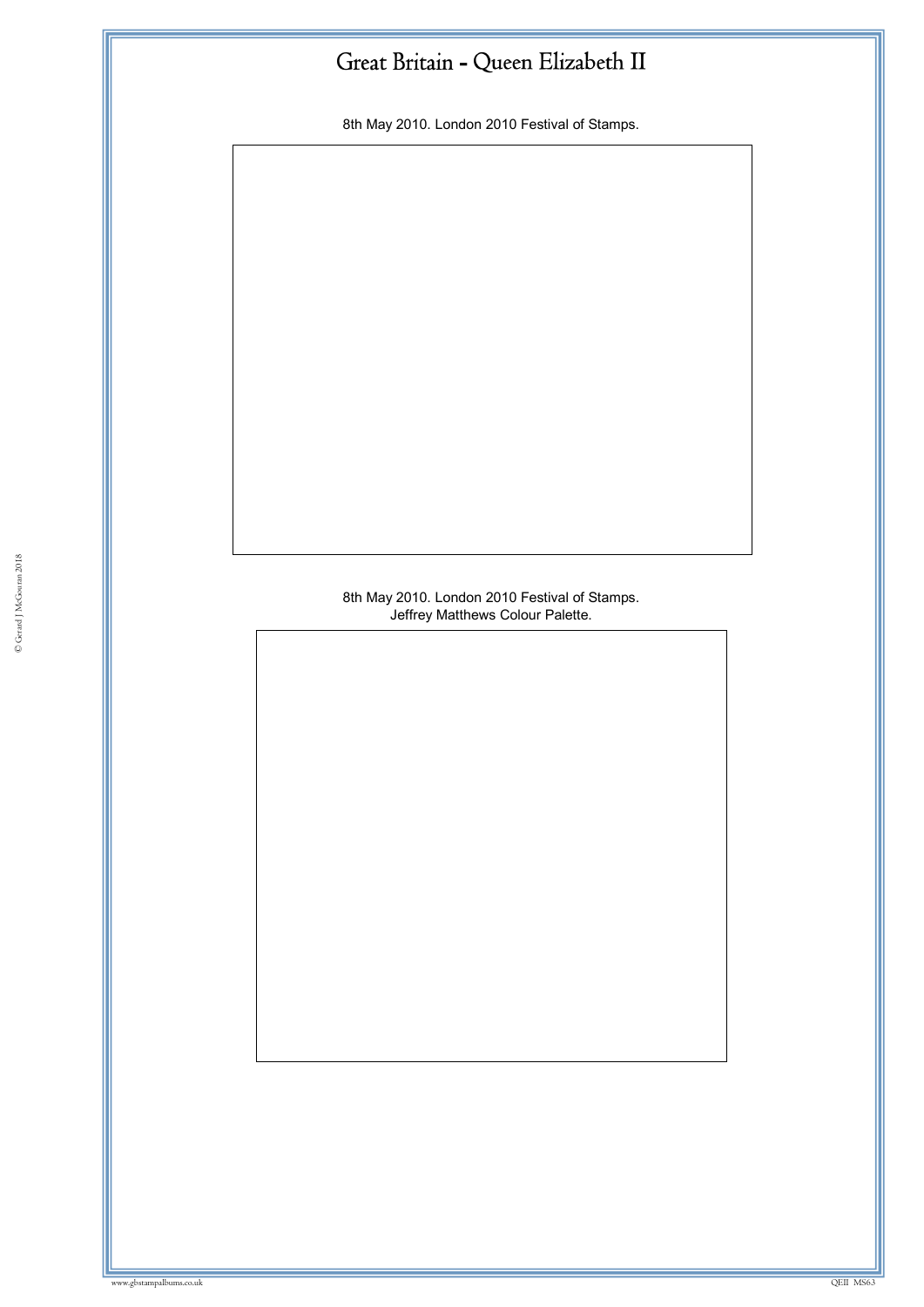# Great Britain - Queen Elizabeth II

8th May 2010. London 2010 Festival of Stamps.

8th May 2010. London 2010 Festival of Stamps.
Jeffrey Matthews Colour Palette.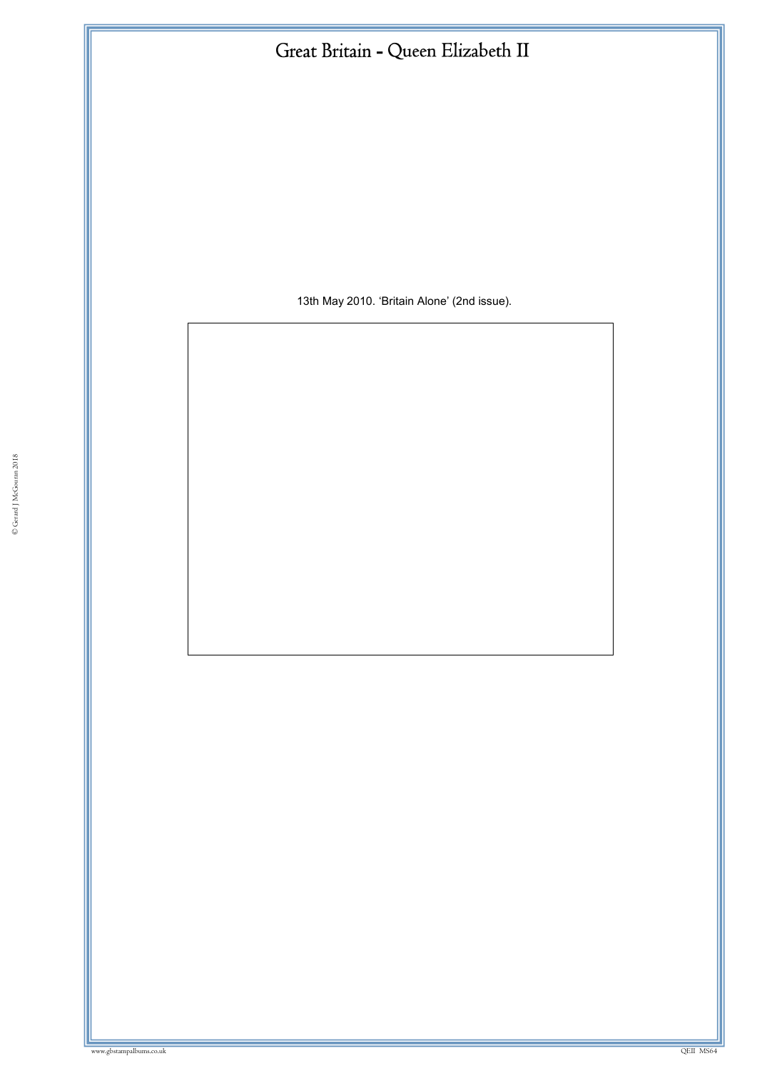# Great Britain - Queen Elizabeth II

13th May 2010. 'Britain Alone' (2nd issue).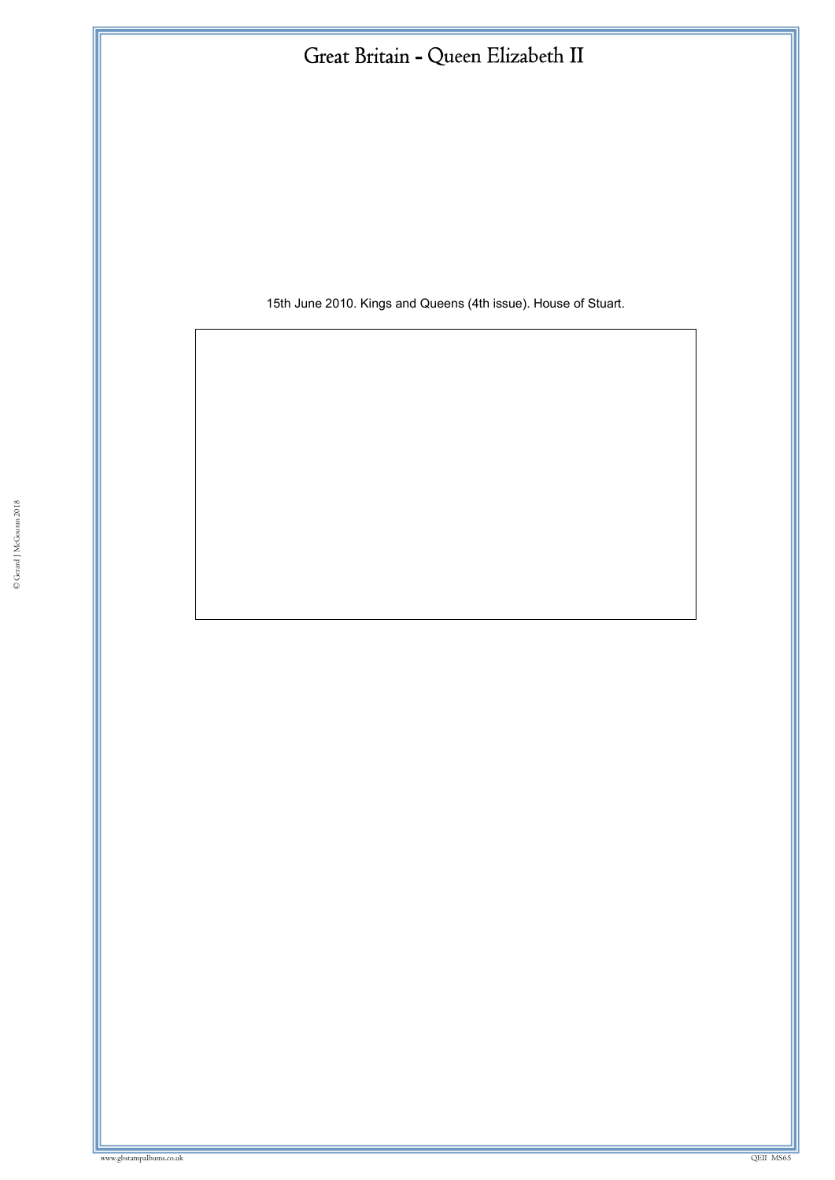# Great Britain - Queen Elizabeth II

15th June 2010. Kings and Queens (4th issue). House of Stuart.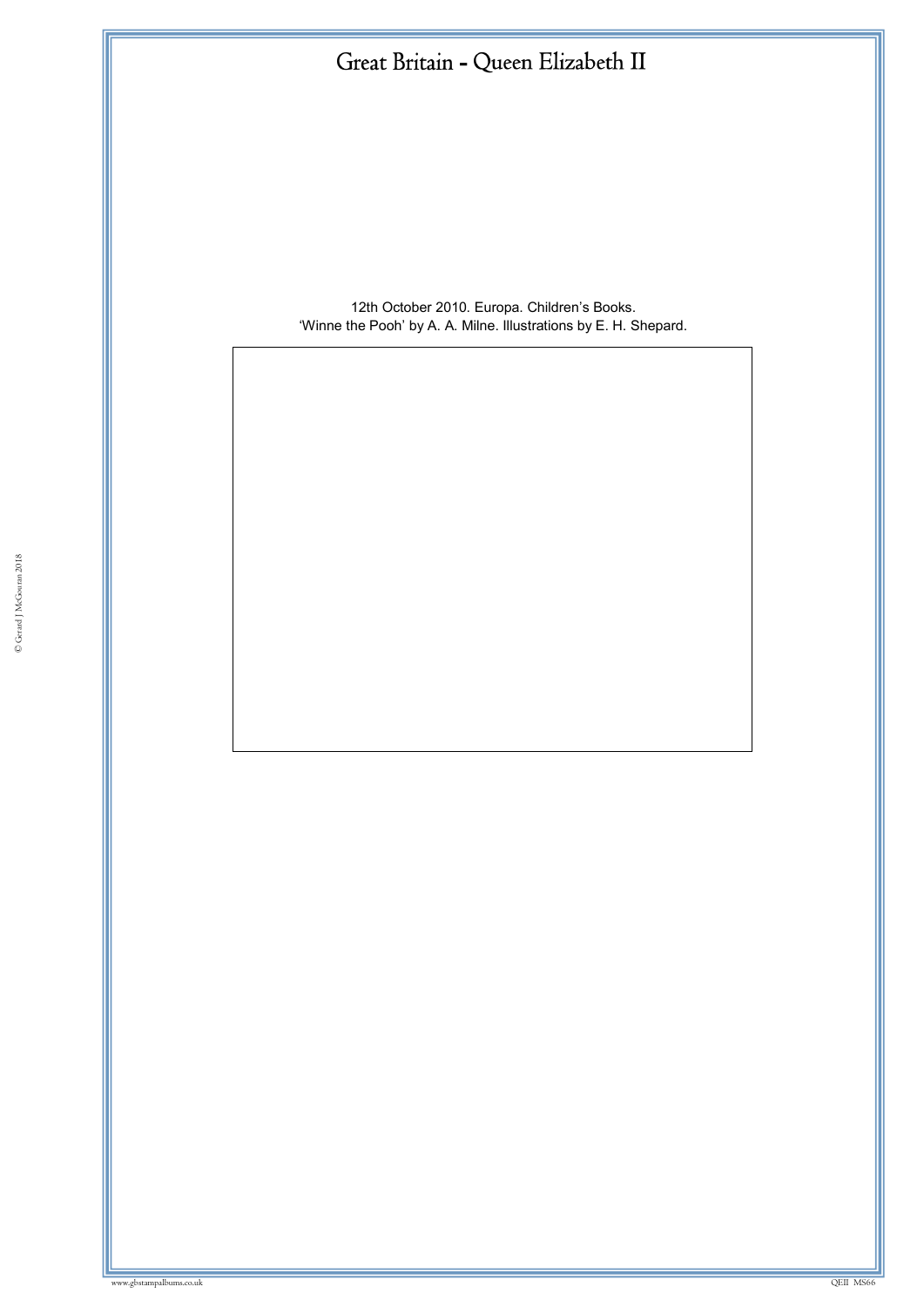# Great Britain - Queen Elizabeth II

12th October 2010. Europa. Children's Books.
'Winne the Pooh' by A. A. Milne. Illustrations by E. H. Shepard.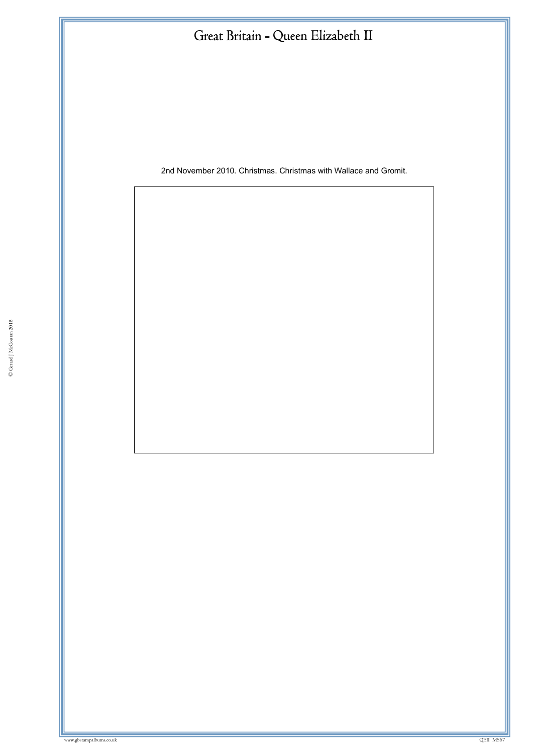# Great Britain - Queen Elizabeth II

2nd November 2010. Christmas. Christmas with Wallace and Gromit.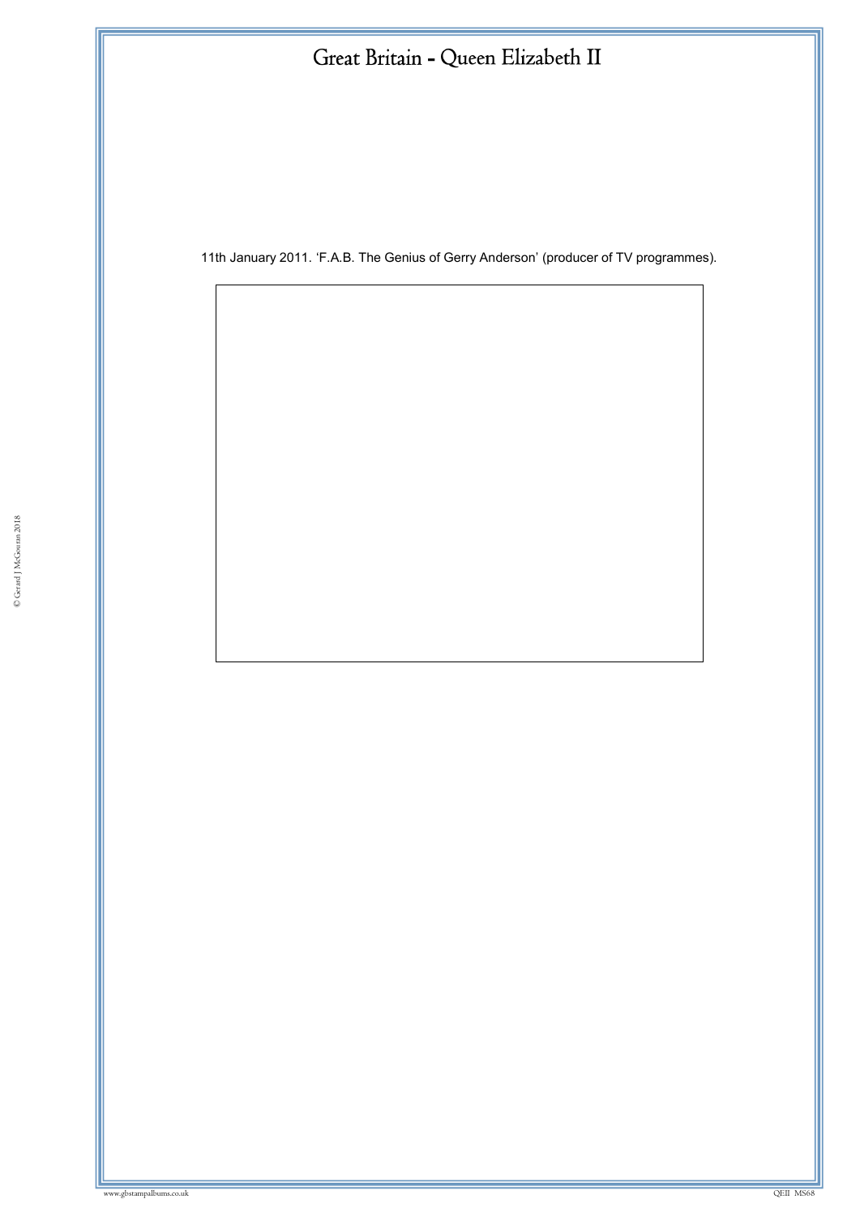# Great Britain - Queen Elizabeth II

11th January 2011. 'F.A.B. The Genius of Gerry Anderson' (producer of TV programmes).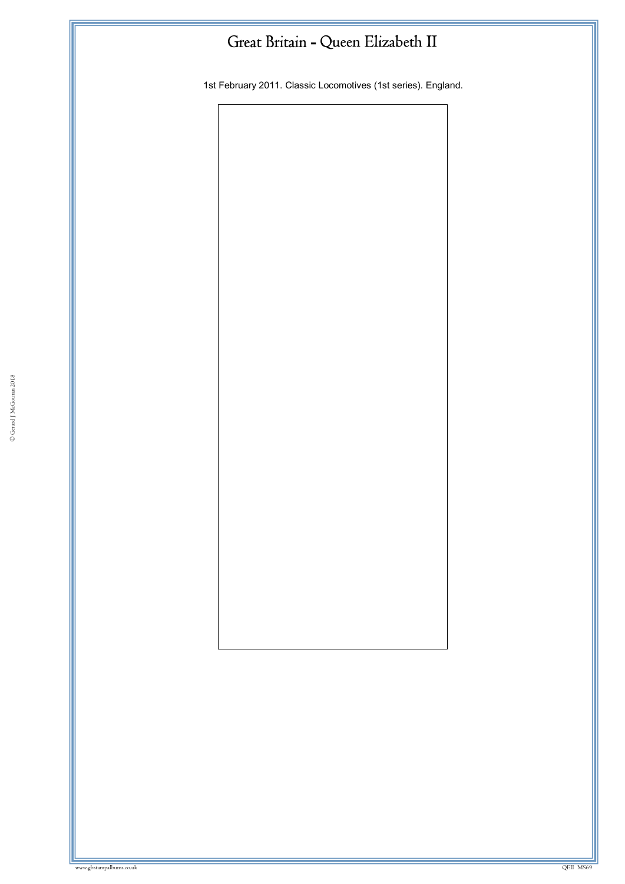# Great Britain - Queen Elizabeth II

1st February 2011. Classic Locomotives (1st series). England.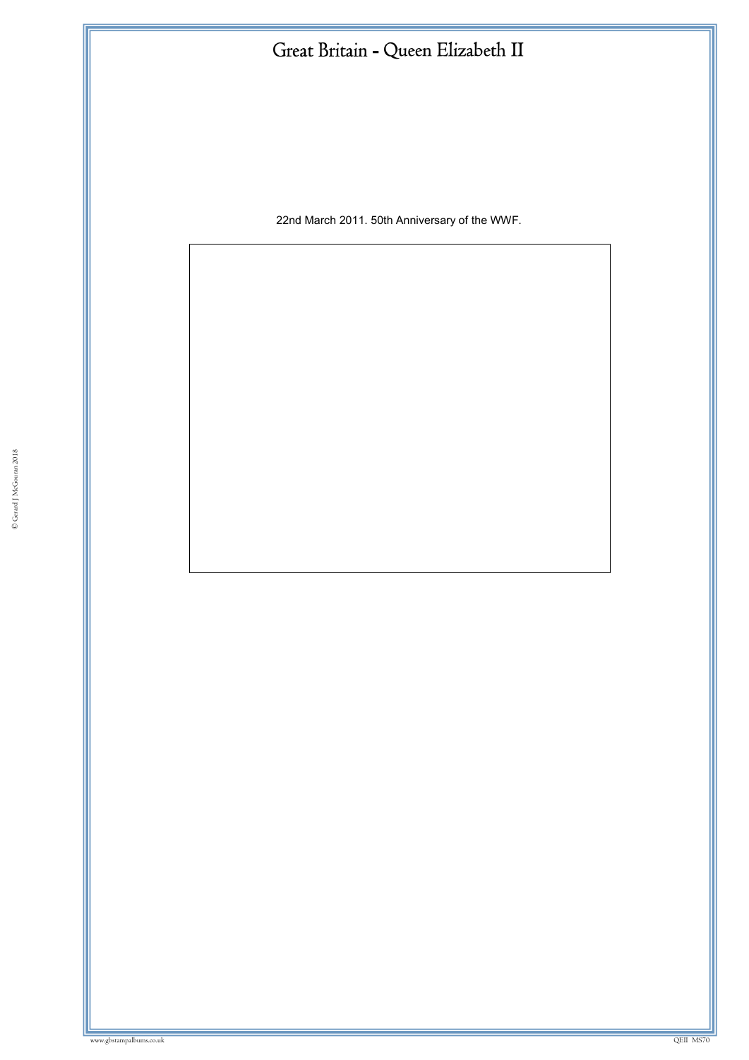# Great Britain - Queen Elizabeth II

22nd March 2011. 50th Anniversary of the WWF.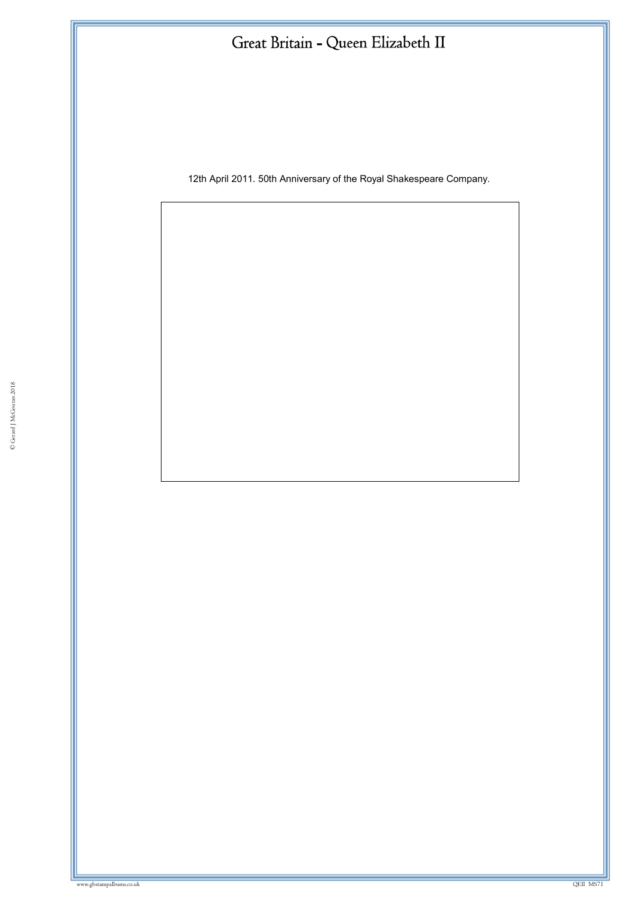# Great Britain - Queen Elizabeth II

12th April 2011. 50th Anniversary of the Royal Shakespeare Company.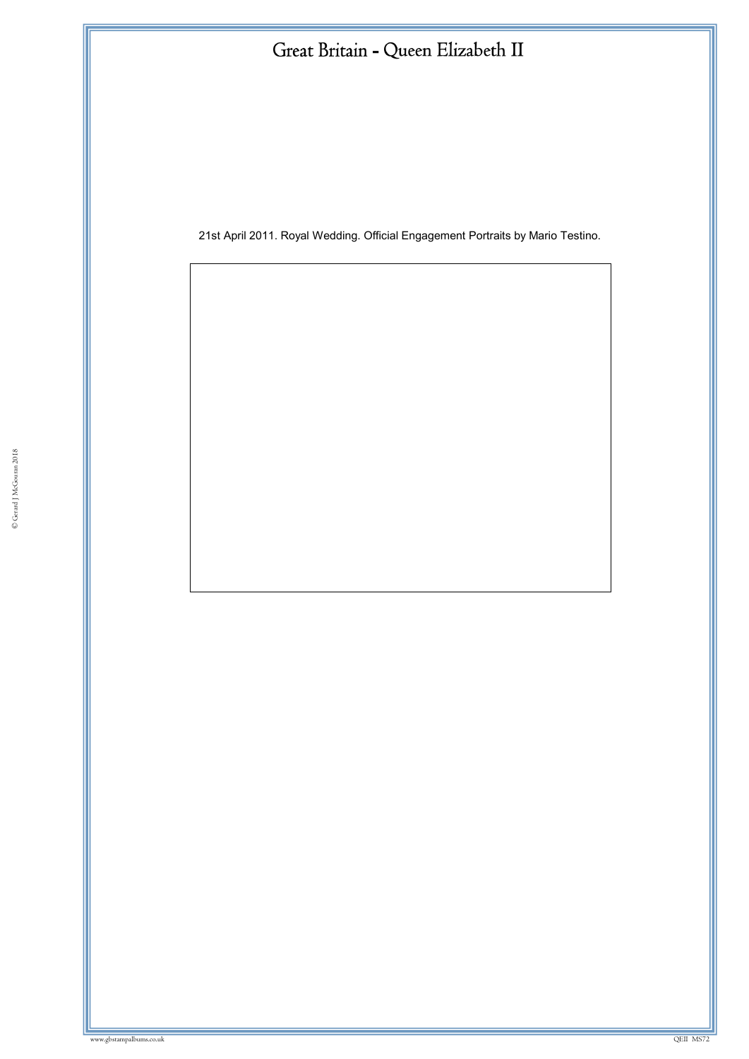# Great Britain - Queen Elizabeth II

21st April 2011. Royal Wedding. Official Engagement Portraits by Mario Testino.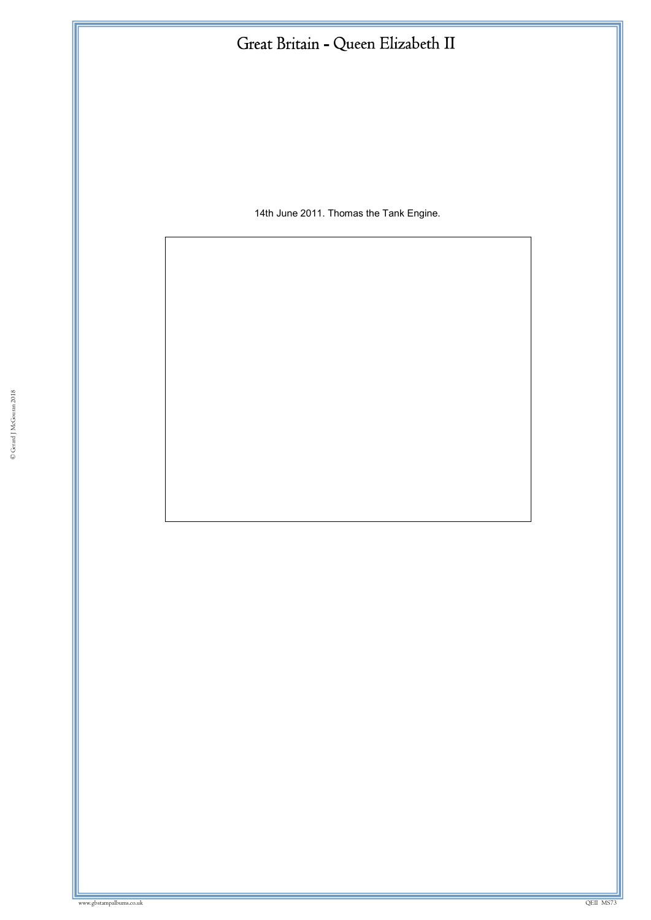# Great Britain - Queen Elizabeth II

14th June 2011. Thomas the Tank Engine.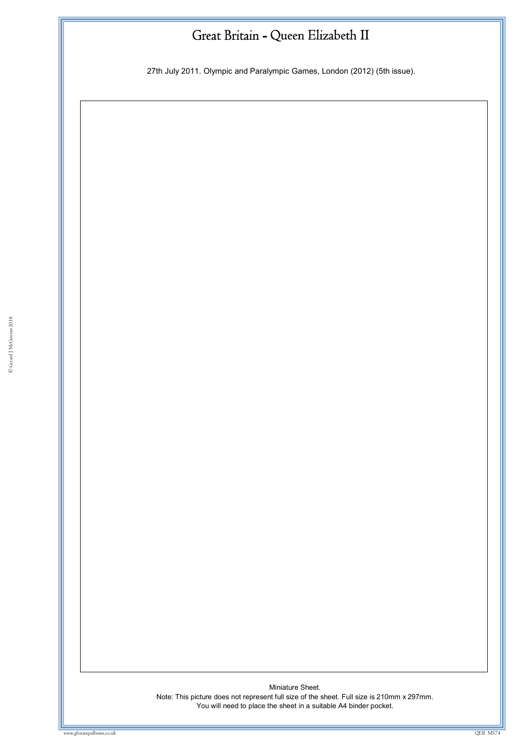# Great Britain - Queen Elizabeth II

27th July 2011. Olympic and Paralympic Games, London (2012) (5th issue).

Miniature Sheet.

Note: This picture does not represent full size of the sheet. Full size is 210mm x 297mm.
You will need to place the sheet in a suitable A4 binder pocket.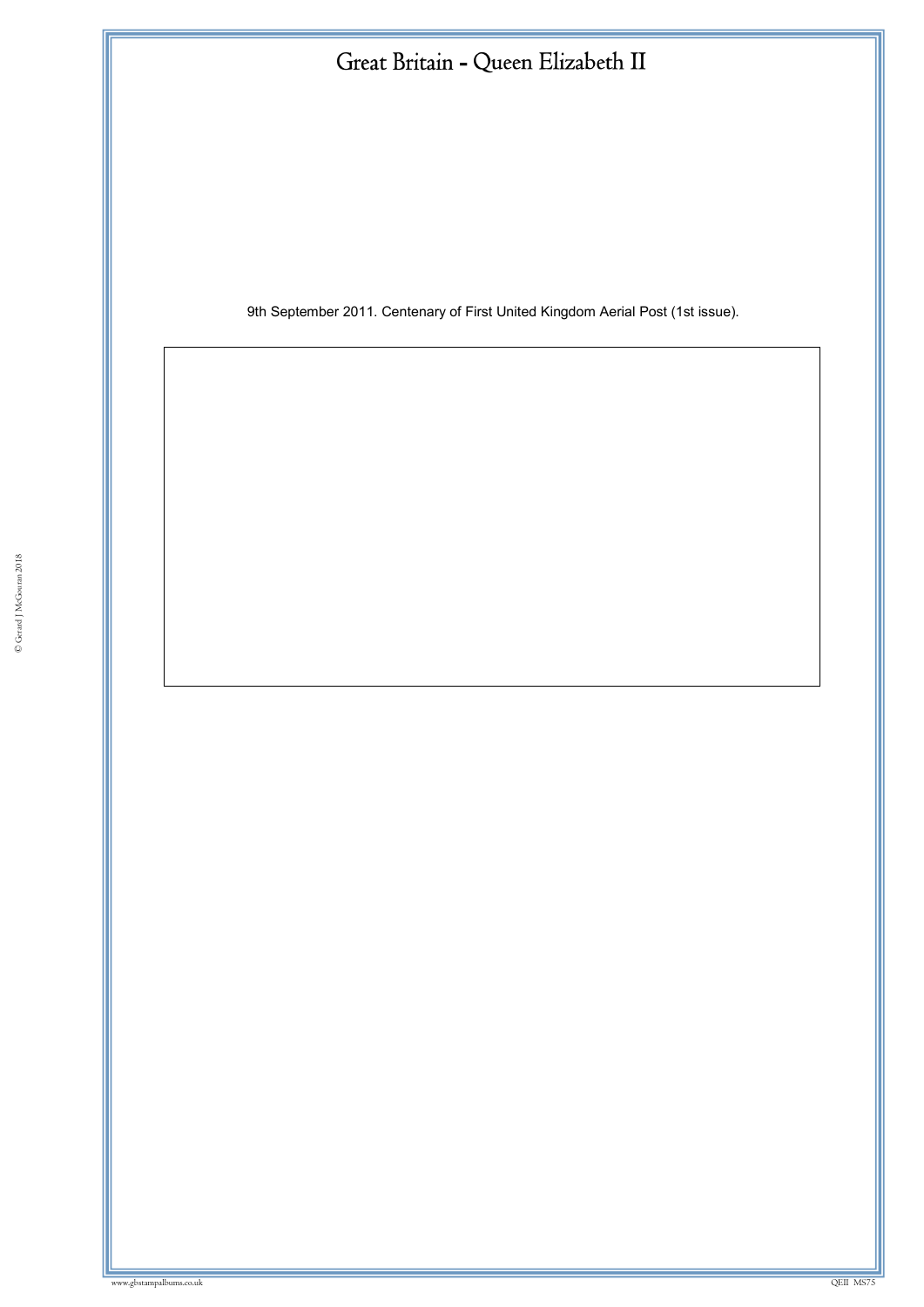# Great Britain - Queen Elizabeth II

9th September 2011. Centenary of First United Kingdom Aerial Post (1st issue).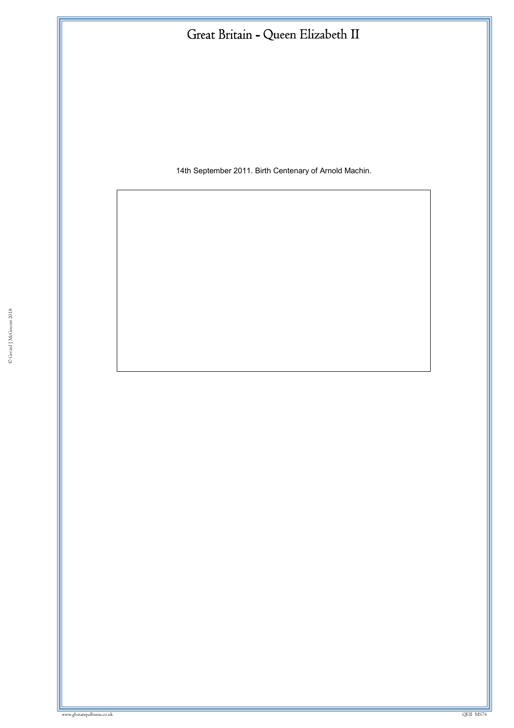# Great Britain - Queen Elizabeth II

14th September 2011. Birth Centenary of Arnold Machin.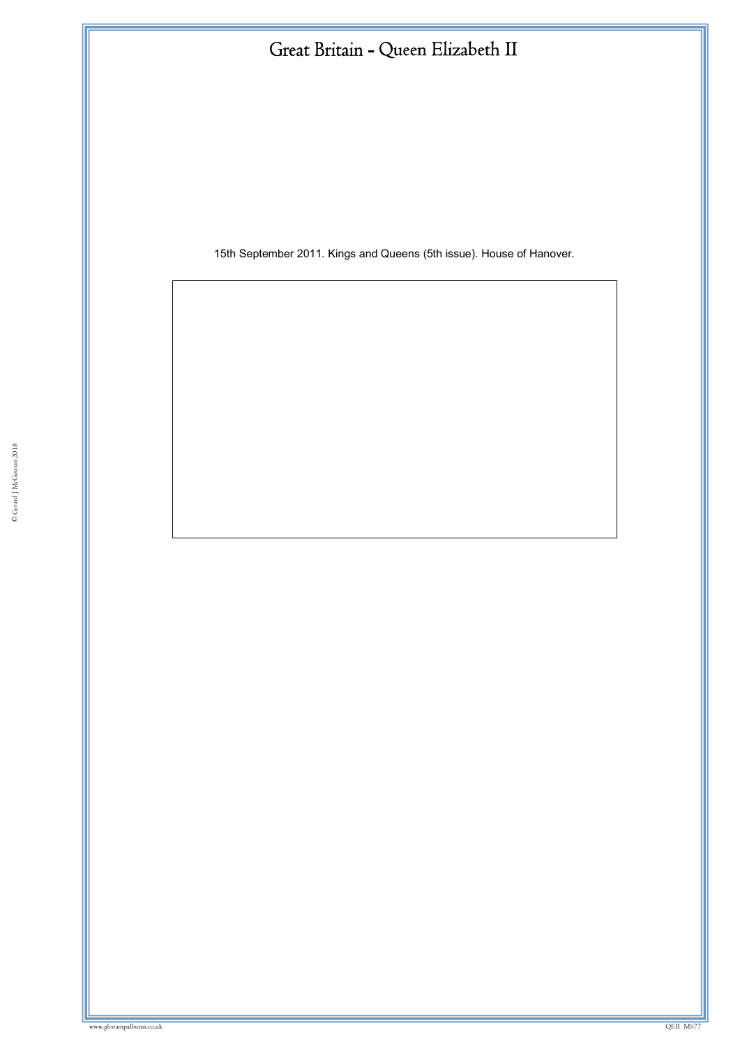# Great Britain - Queen Elizabeth II

15th September 2011. Kings and Queens (5th issue). House of Hanover.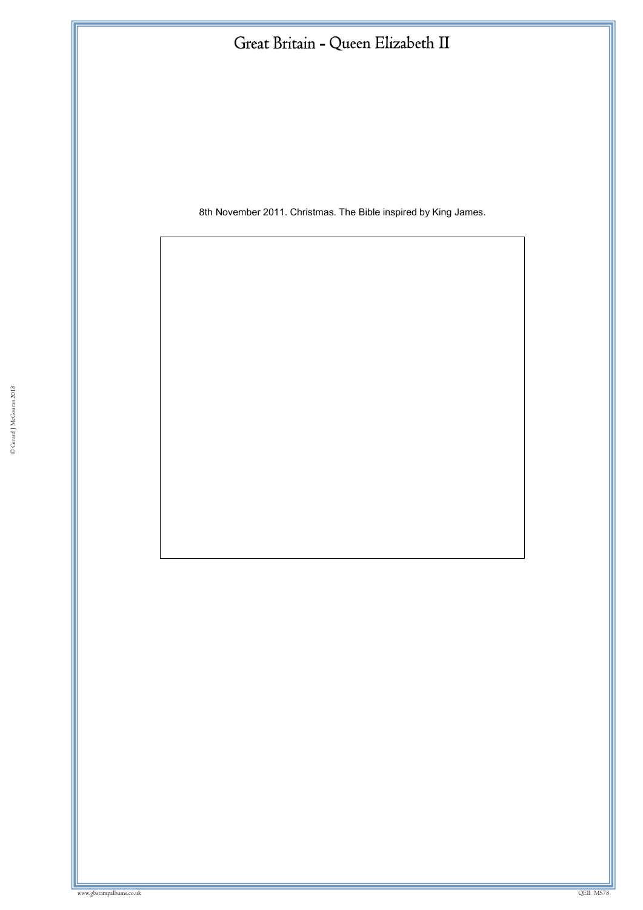# Great Britain - Queen Elizabeth II

8th November 2011. Christmas. The Bible inspired by King James.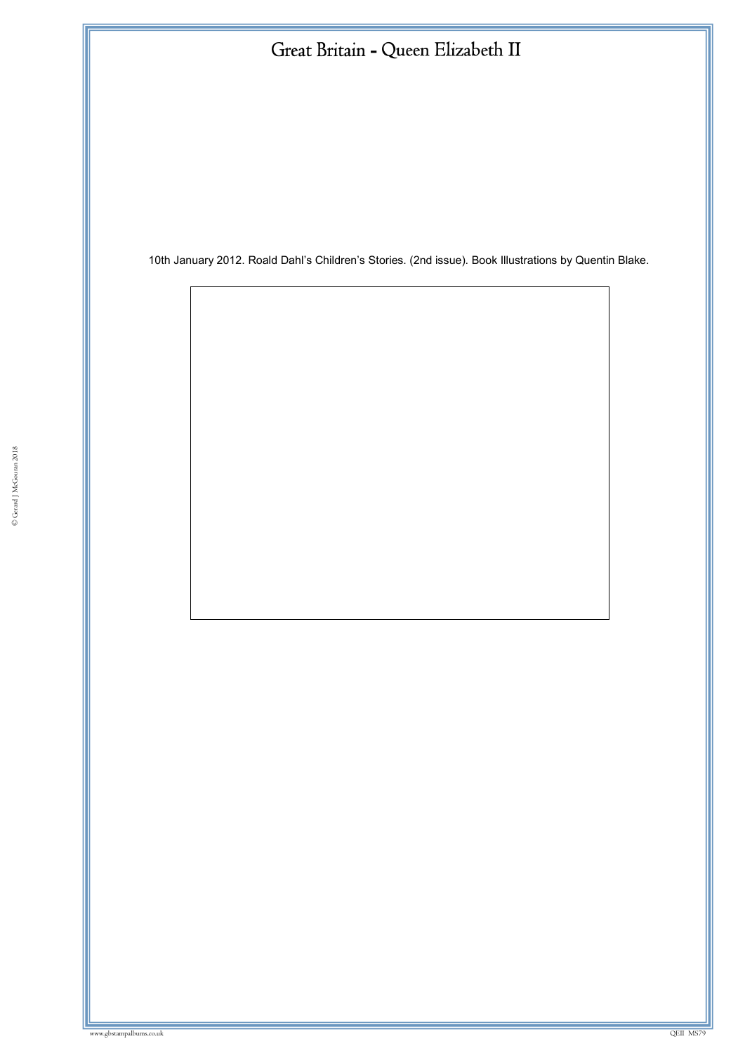# Great Britain - Queen Elizabeth II

10th January 2012. Roald Dahl's Children's Stories. (2nd issue). Book Illustrations by Quentin Blake.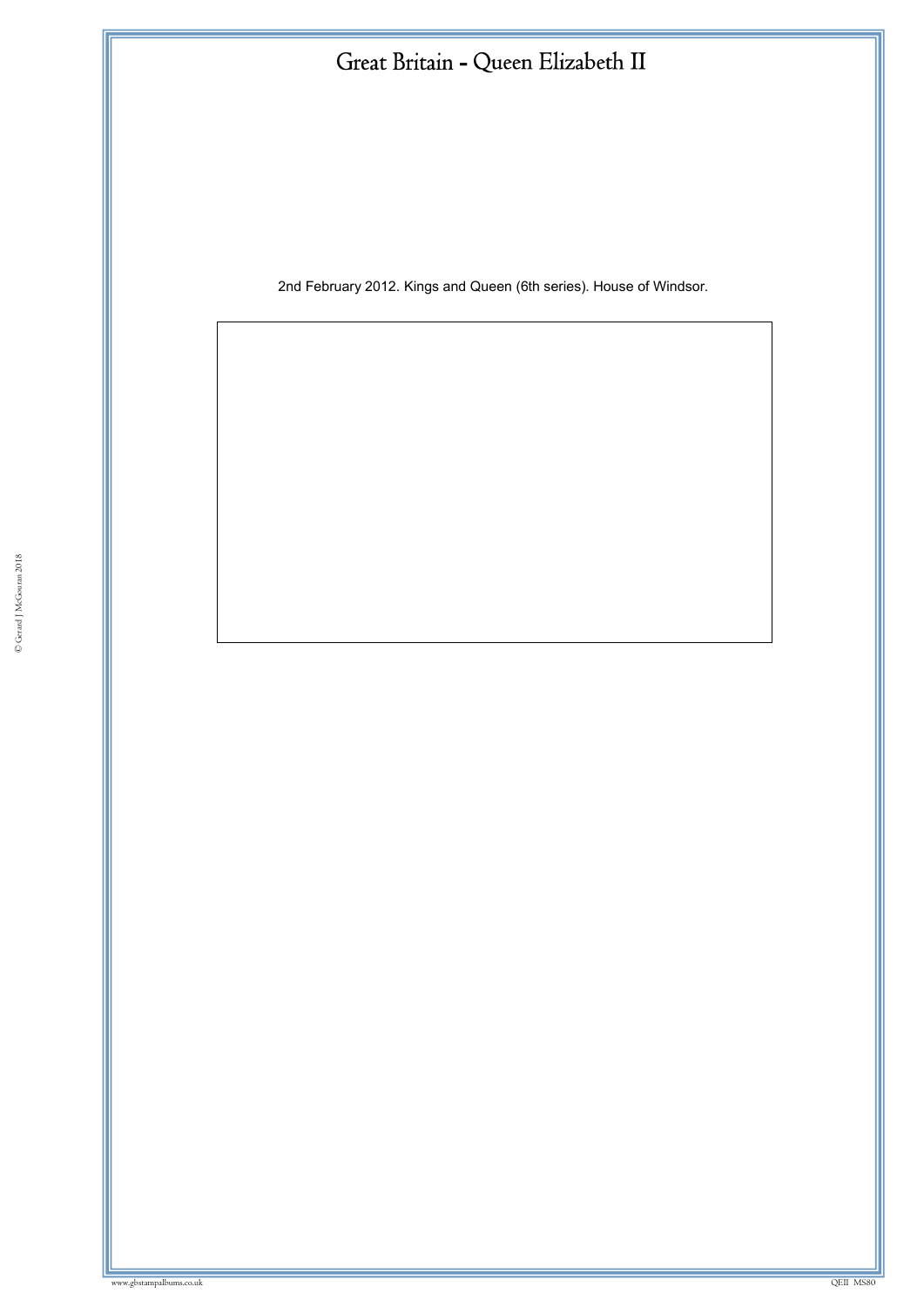# Great Britain - Queen Elizabeth II

2nd February 2012. Kings and Queen (6th series). House of Windsor.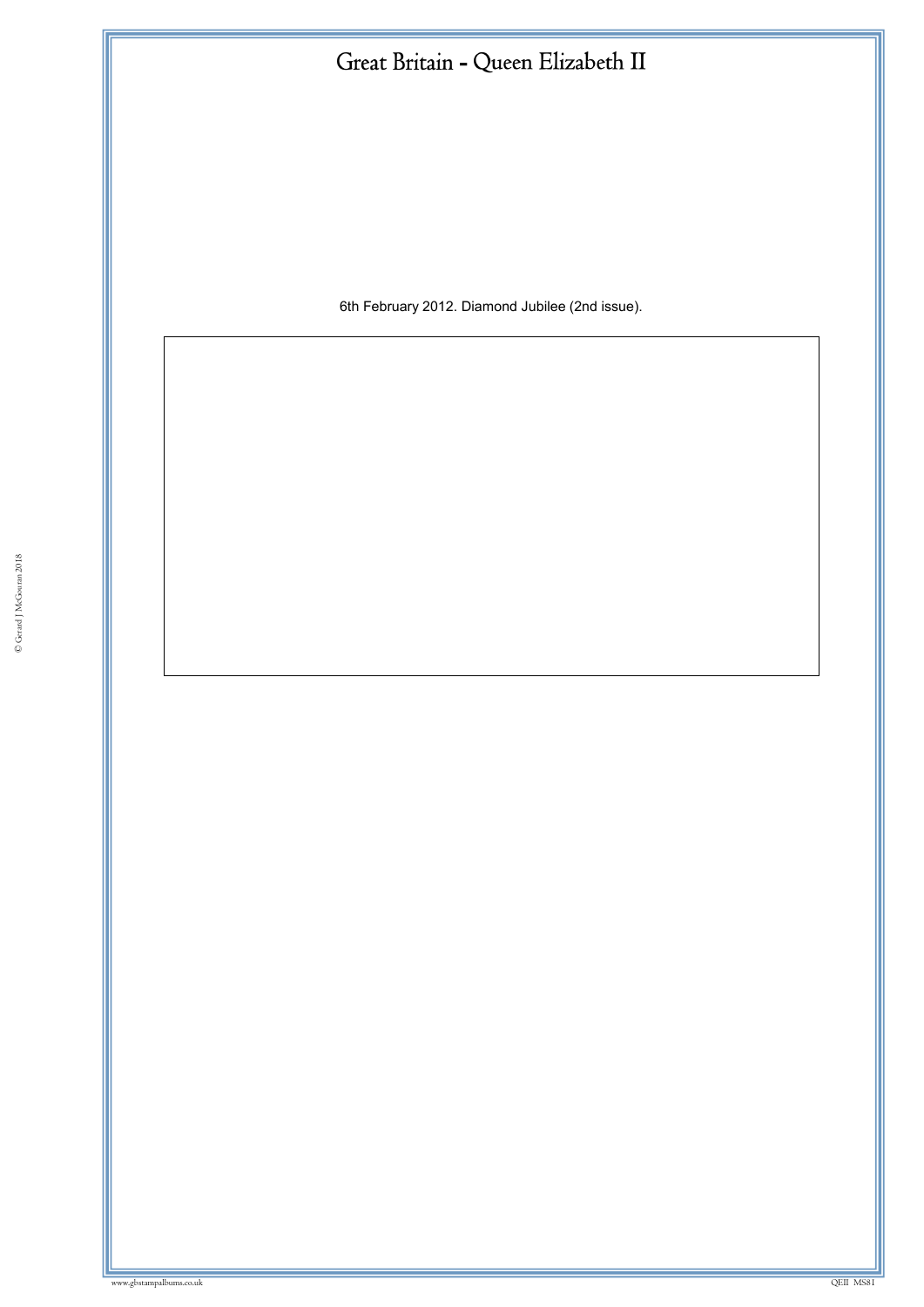# Great Britain - Queen Elizabeth II

6th February 2012. Diamond Jubilee (2nd issue).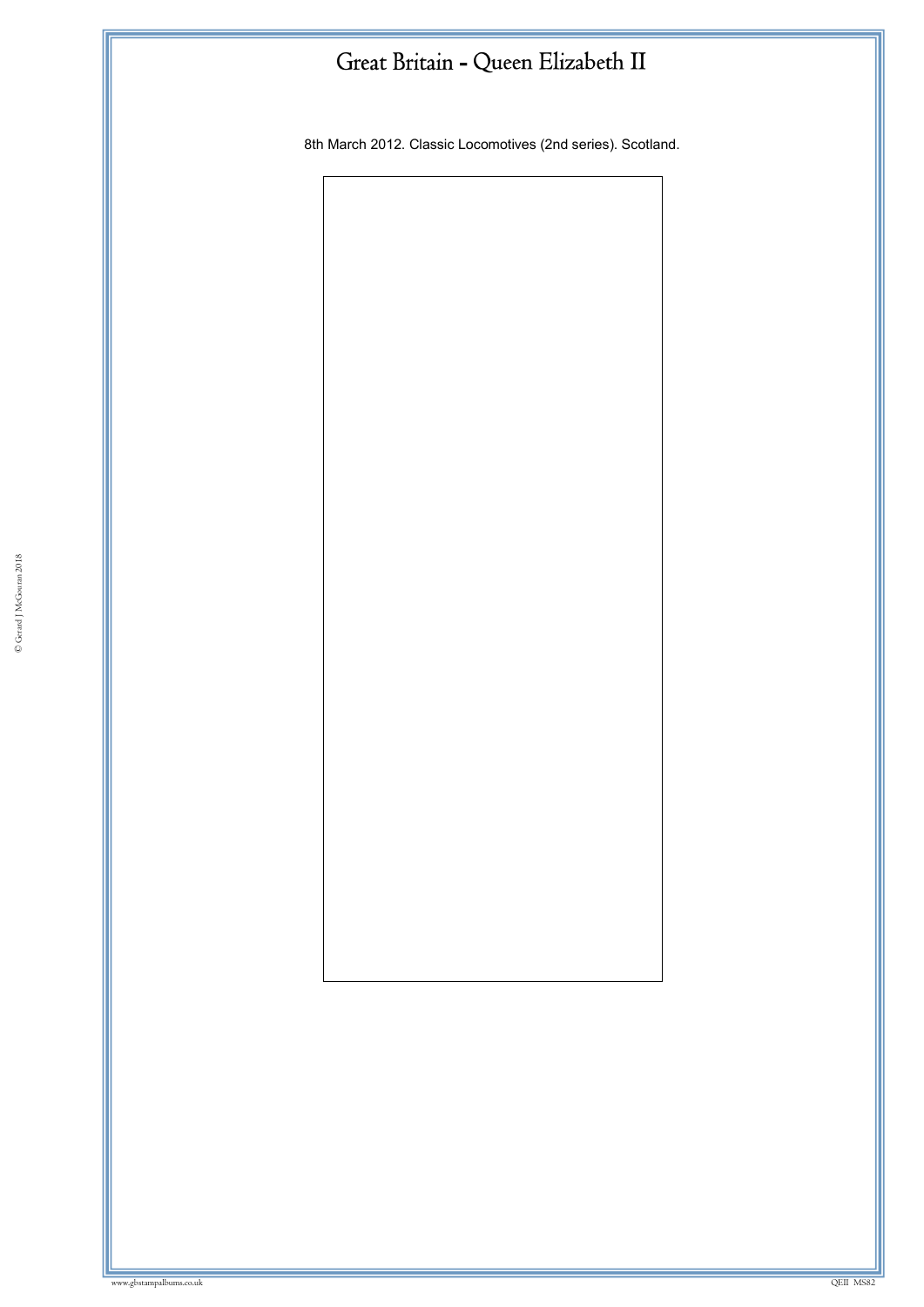# Great Britain - Queen Elizabeth II

8th March 2012. Classic Locomotives (2nd series). Scotland.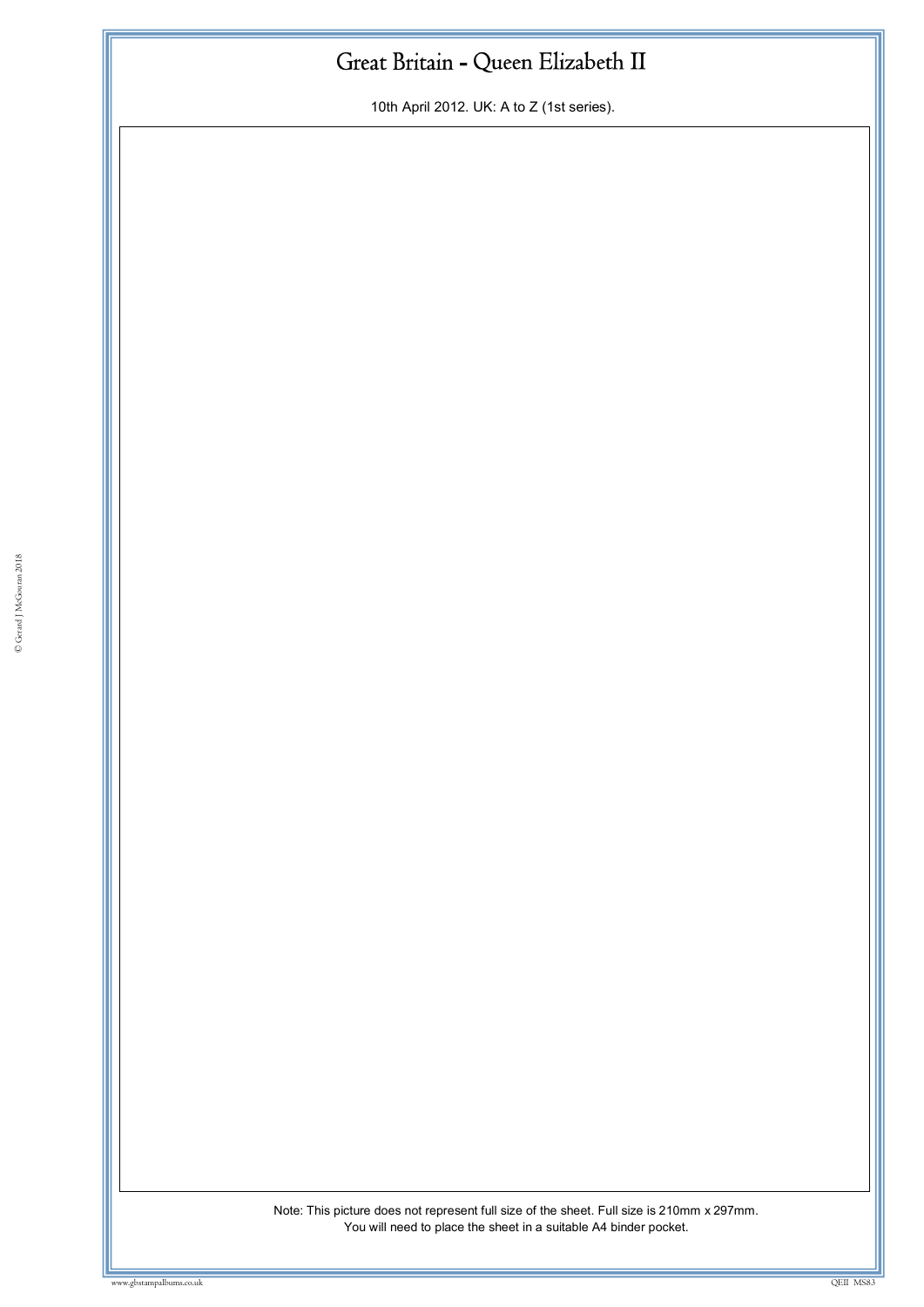# Great Britain - Queen Elizabeth II

10th April 2012. UK: A to Z (1st series).

Note: This picture does not represent full size of the sheet. Full size is 210mm x 297mm.
You will need to place the sheet in a suitable A4 binder pocket.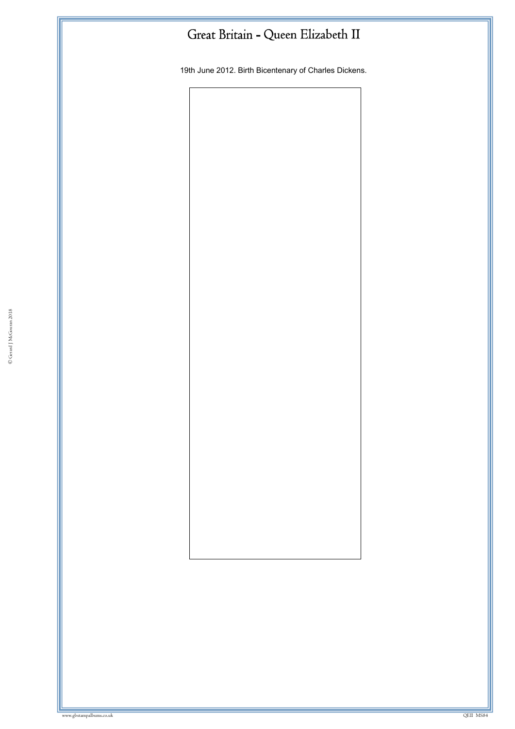# Great Britain - Queen Elizabeth II

19th June 2012. Birth Bicentenary of Charles Dickens.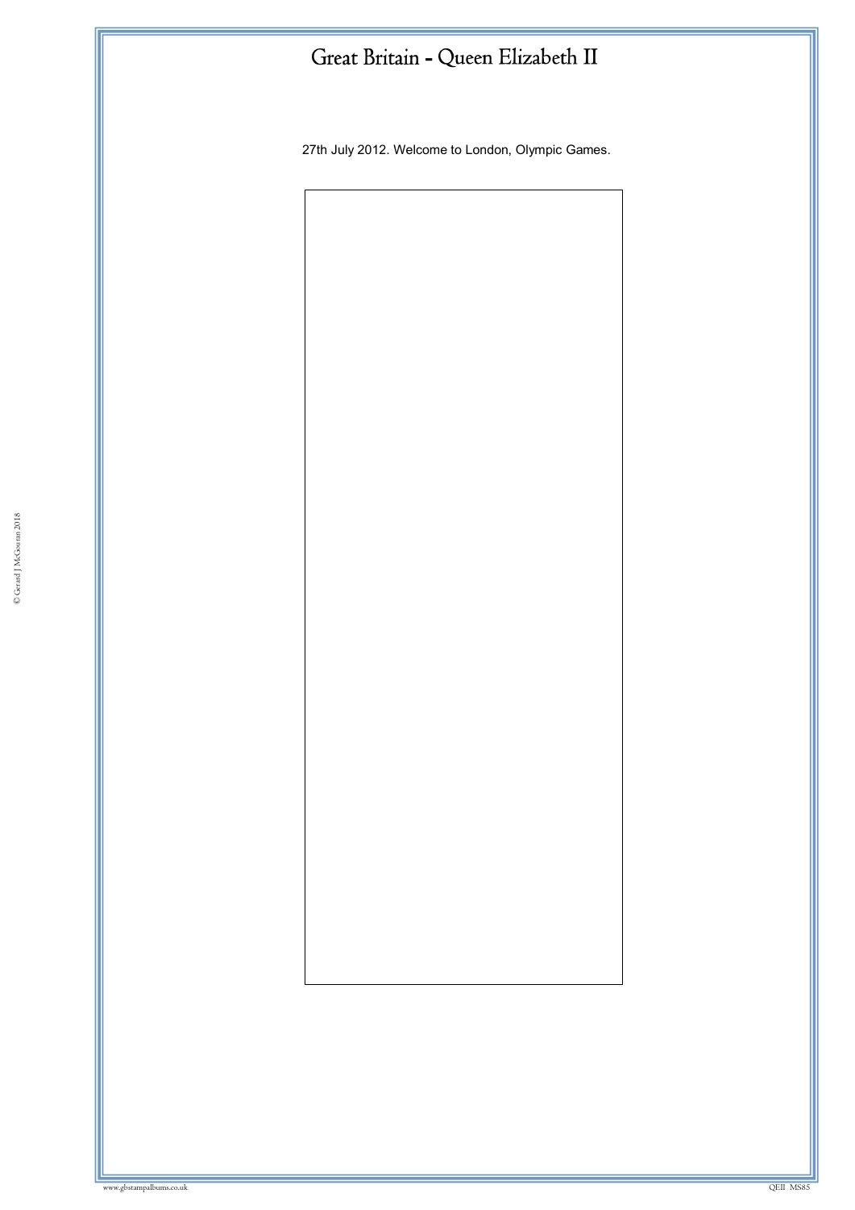# Great Britain - Queen Elizabeth II

27th July 2012. Welcome to London, Olympic Games.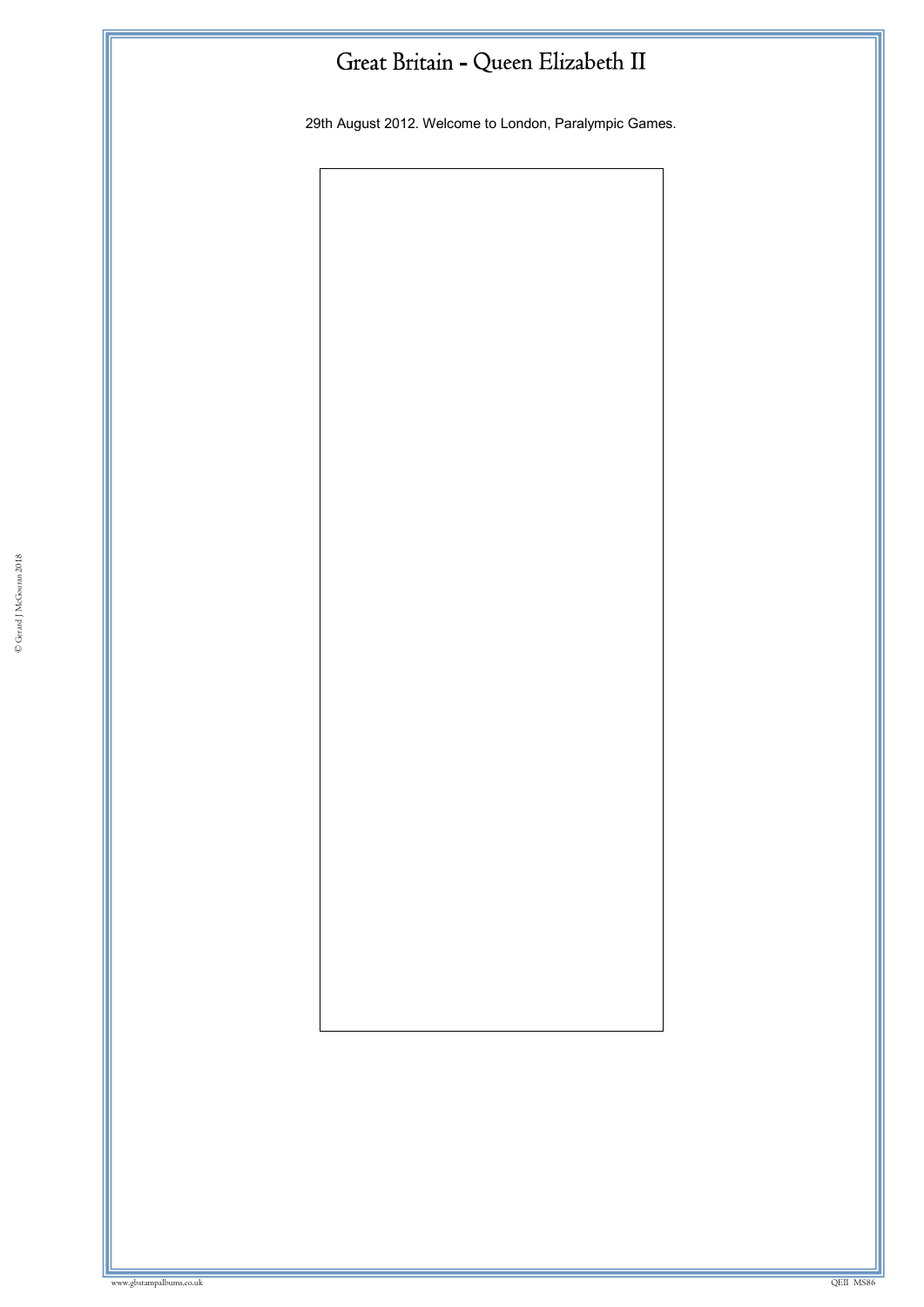# Great Britain - Queen Elizabeth II

29th August 2012. Welcome to London, Paralympic Games.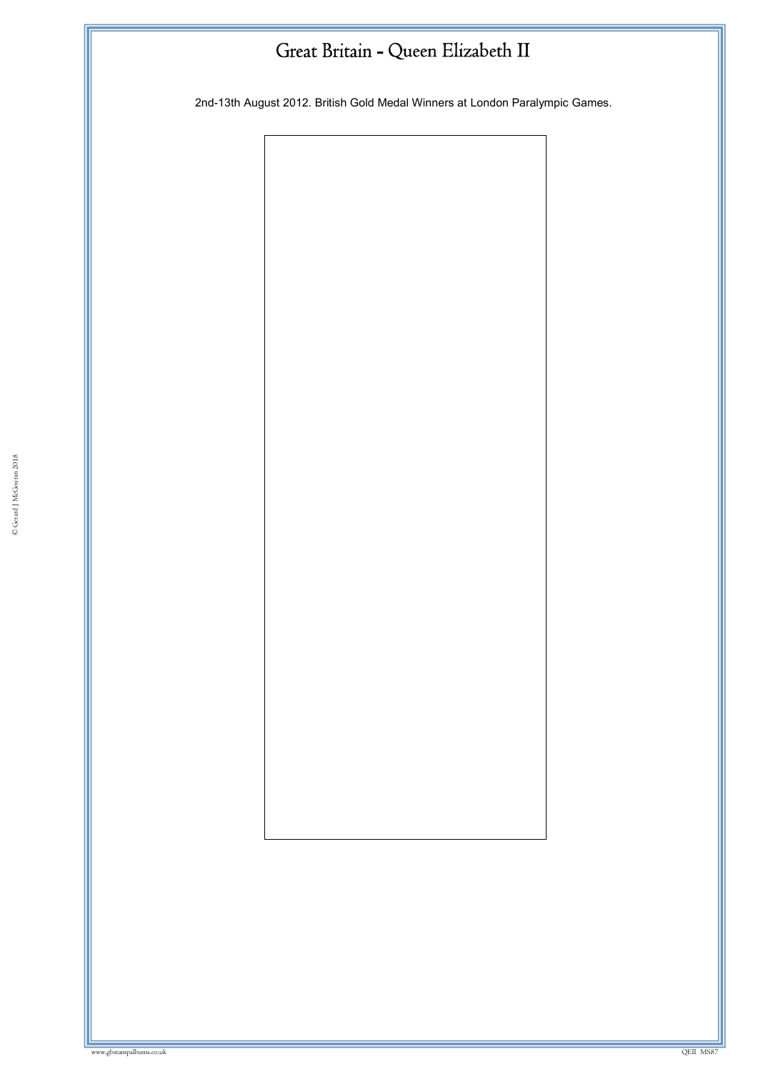# Great Britain - Queen Elizabeth II

2nd-13th August 2012. British Gold Medal Winners at London Paralympic Games.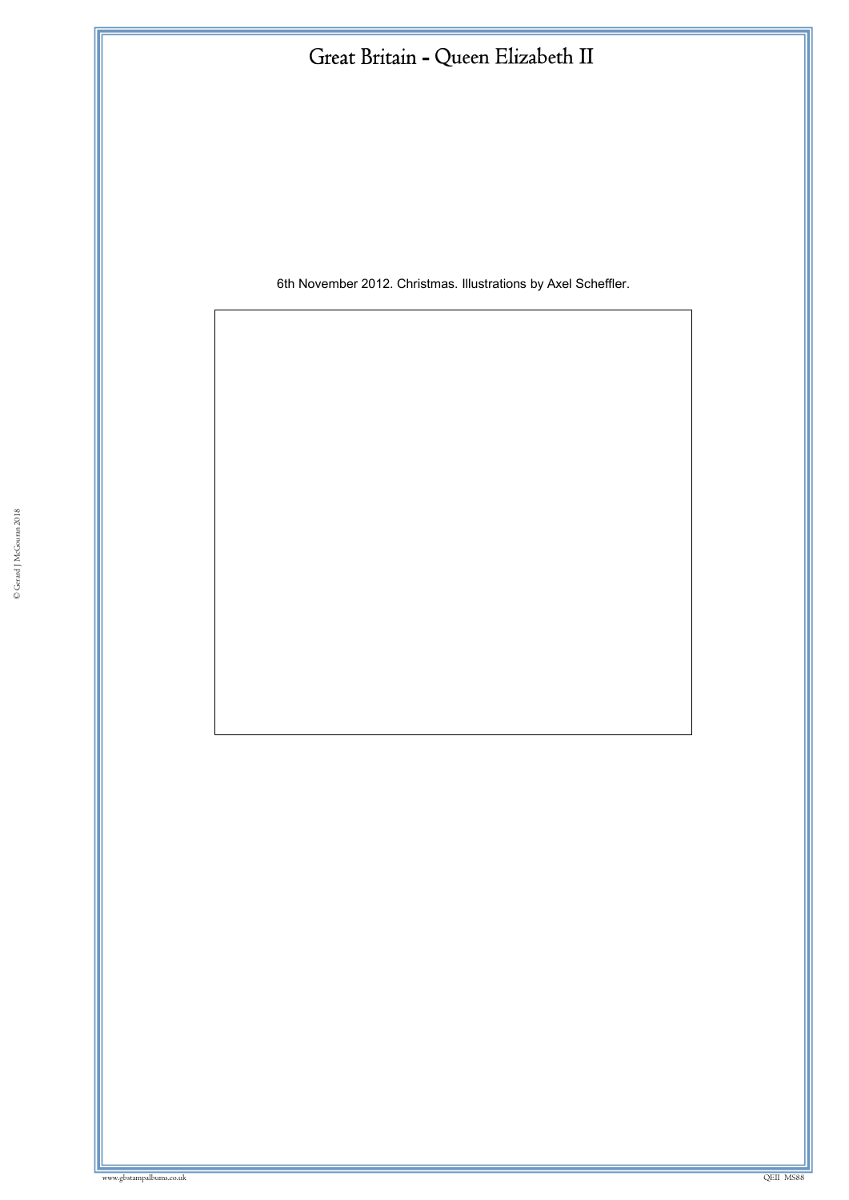# Great Britain - Queen Elizabeth II

6th November 2012. Christmas. Illustrations by Axel Scheffler.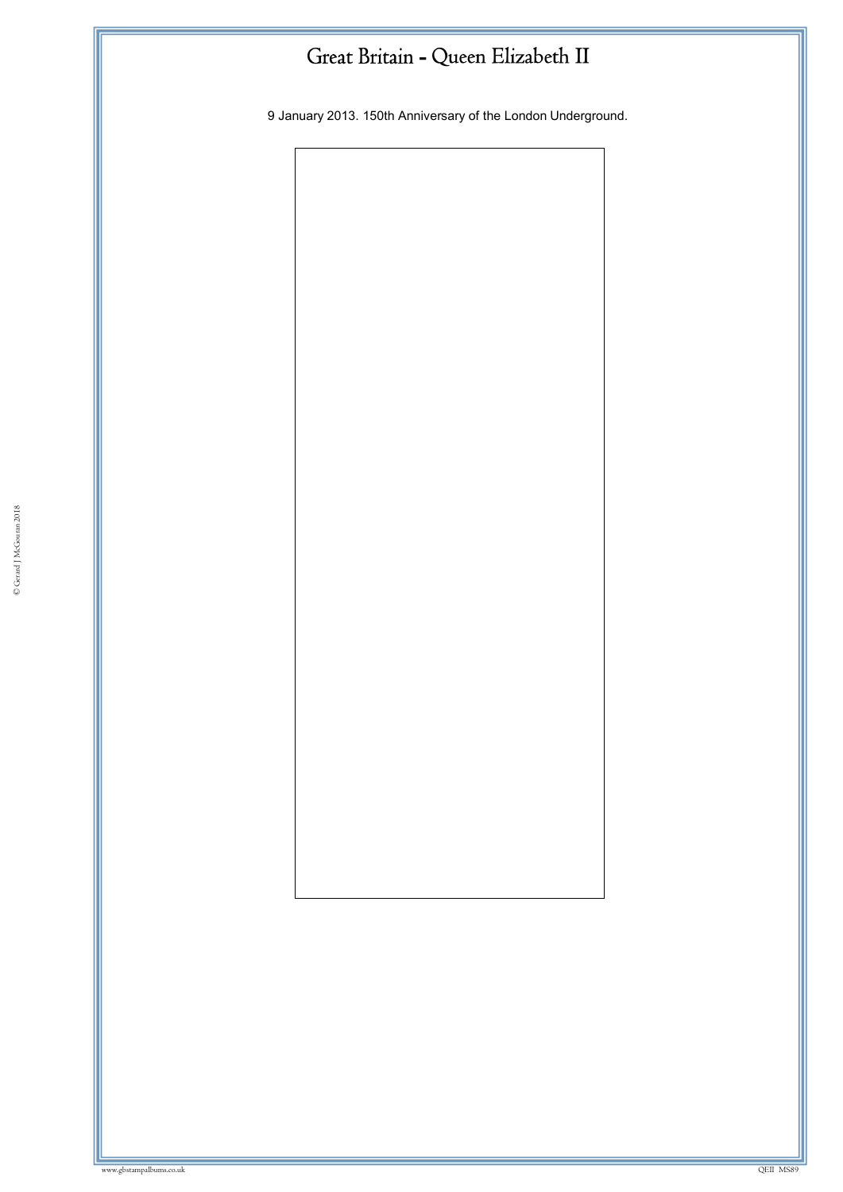# Great Britain - Queen Elizabeth II

9 January 2013. 150th Anniversary of the London Underground.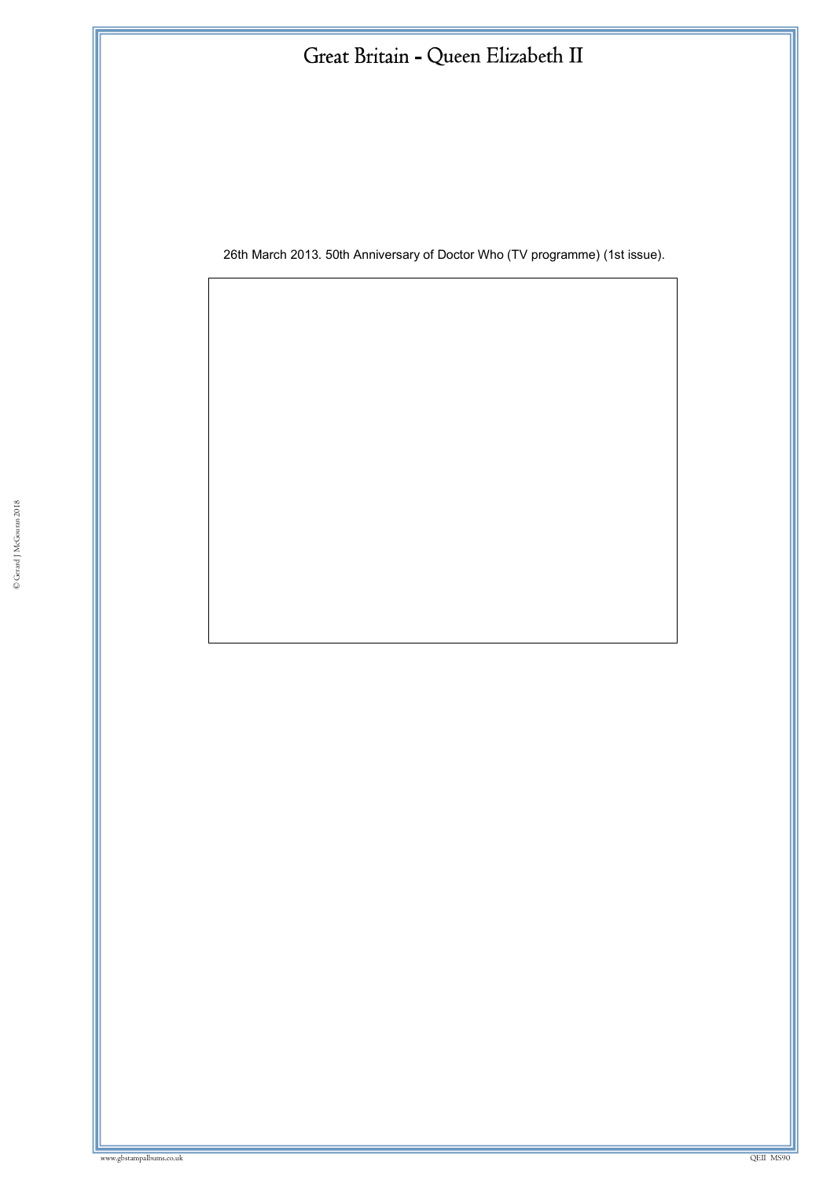# Great Britain - Queen Elizabeth II

26th March 2013. 50th Anniversary of Doctor Who (TV programme) (1st issue).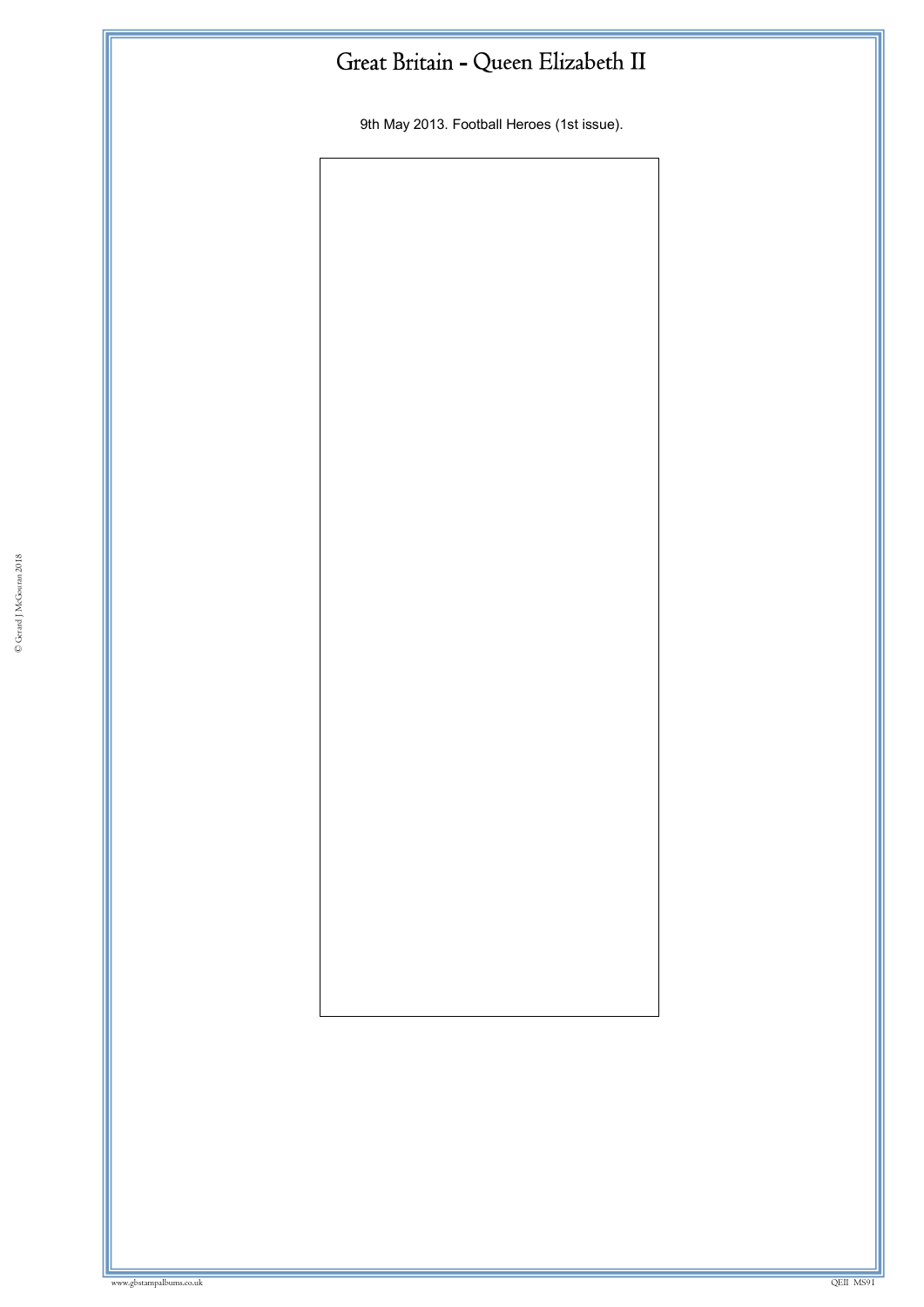# Great Britain - Queen Elizabeth II

9th May 2013. Football Heroes (1st issue).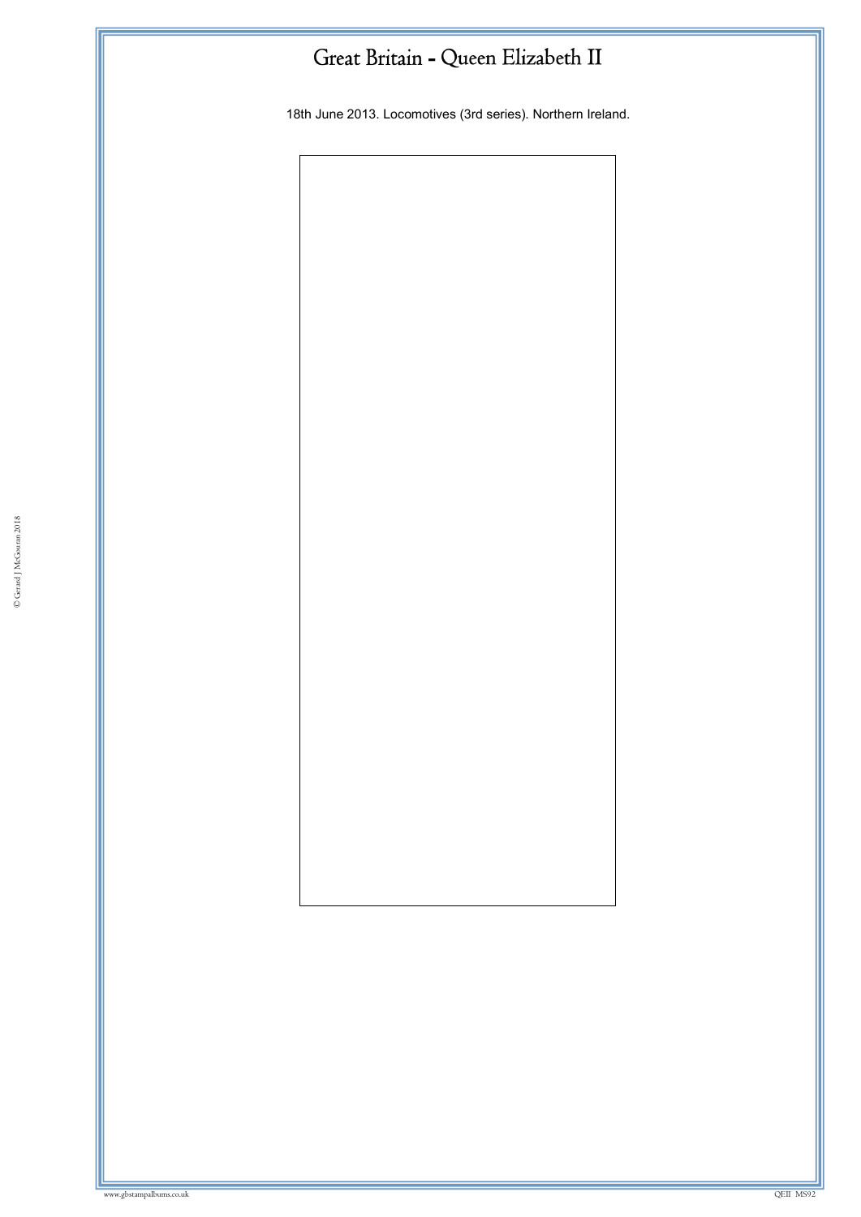# Great Britain - Queen Elizabeth II

18th June 2013. Locomotives (3rd series). Northern Ireland.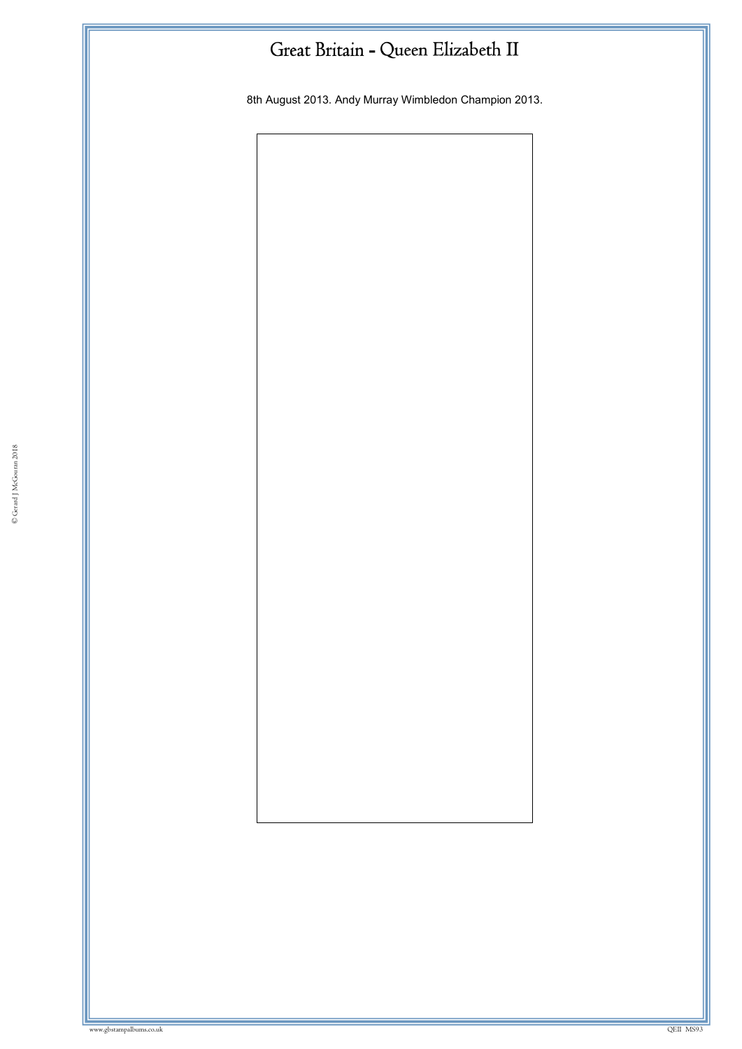# Great Britain - Queen Elizabeth II

8th August 2013. Andy Murray Wimbledon Champion 2013.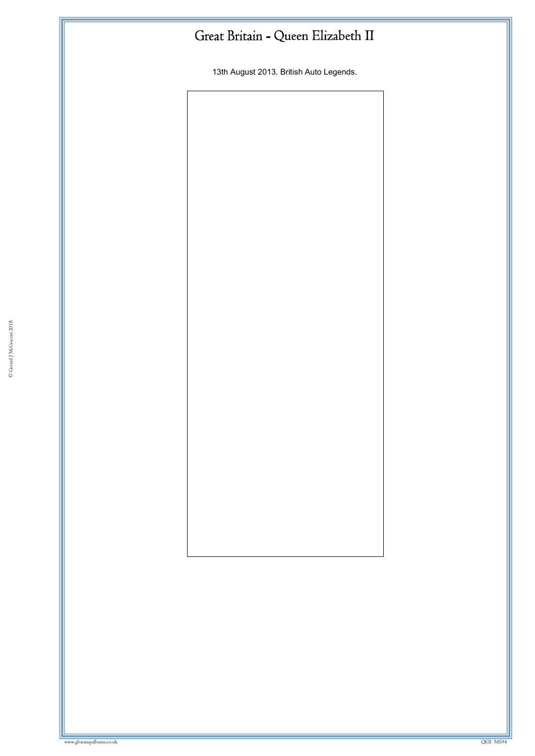# Great Britain - Queen Elizabeth II

13th August 2013. British Auto Legends.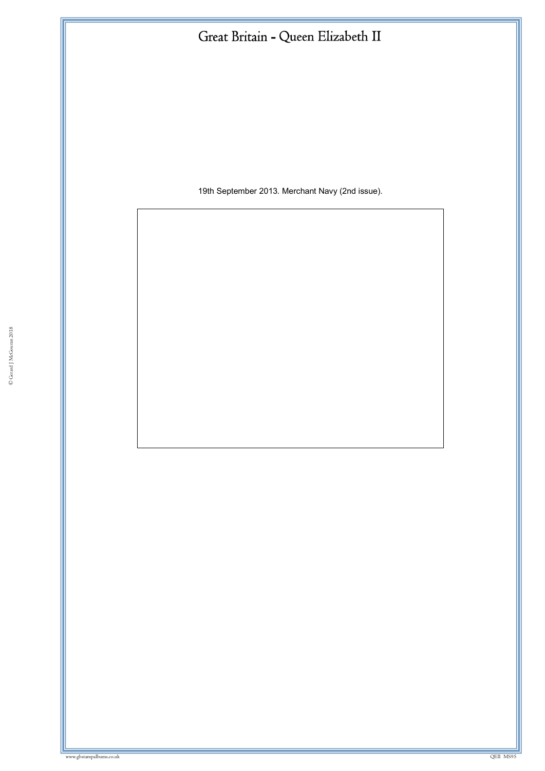# Great Britain - Queen Elizabeth II

19th September 2013. Merchant Navy (2nd issue).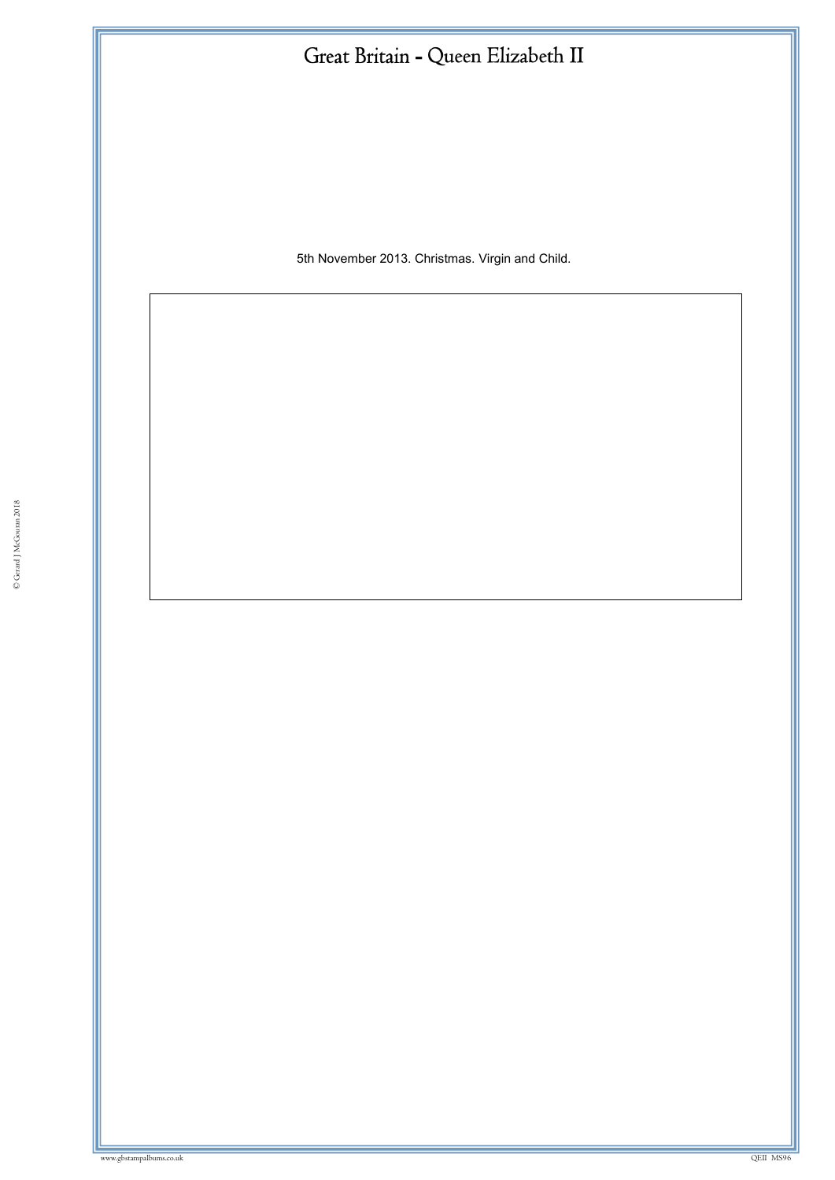# Great Britain - Queen Elizabeth II

5th November 2013. Christmas. Virgin and Child.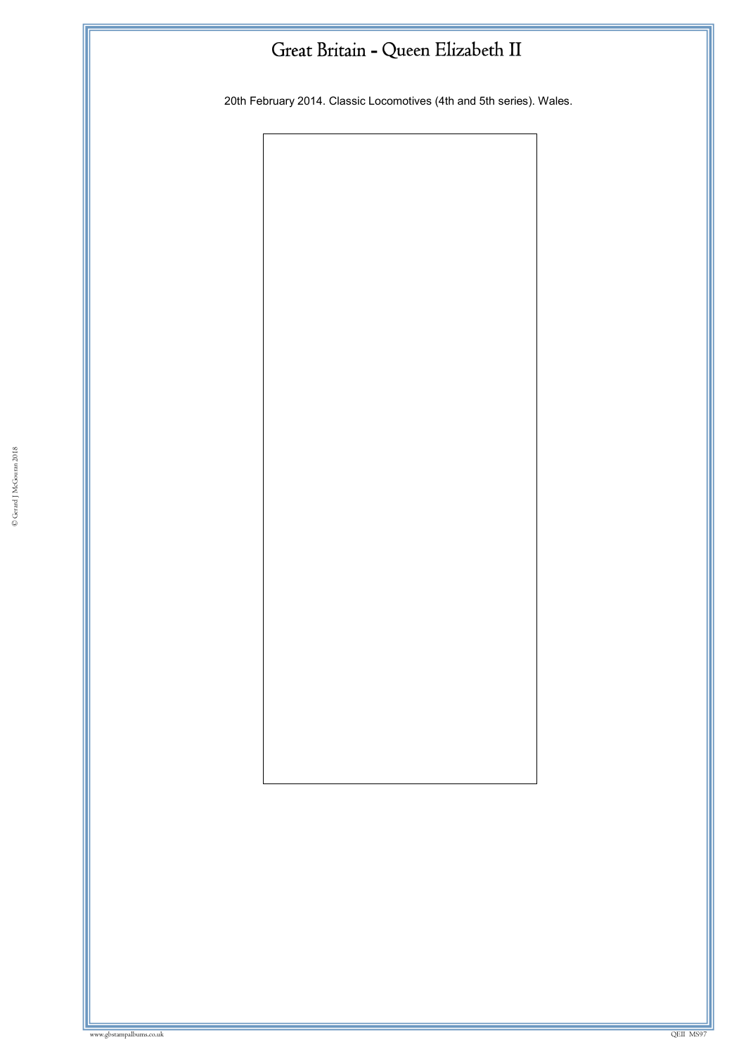# Great Britain - Queen Elizabeth II

20th February 2014. Classic Locomotives (4th and 5th series). Wales.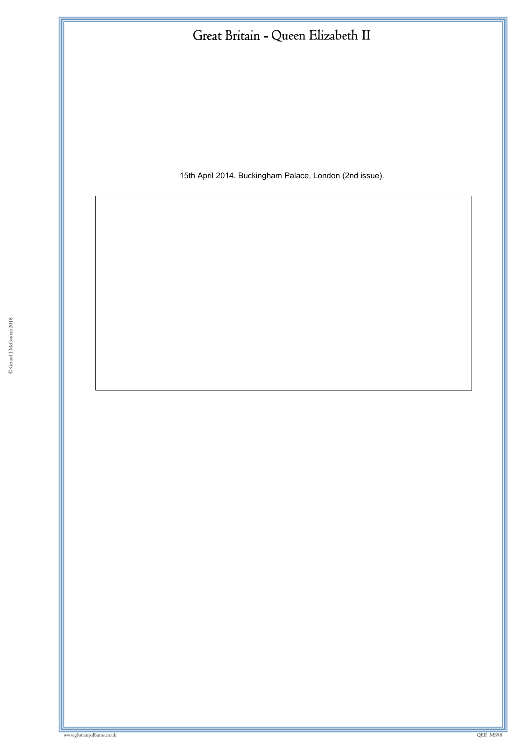# Great Britain - Queen Elizabeth II

15th April 2014. Buckingham Palace, London (2nd issue).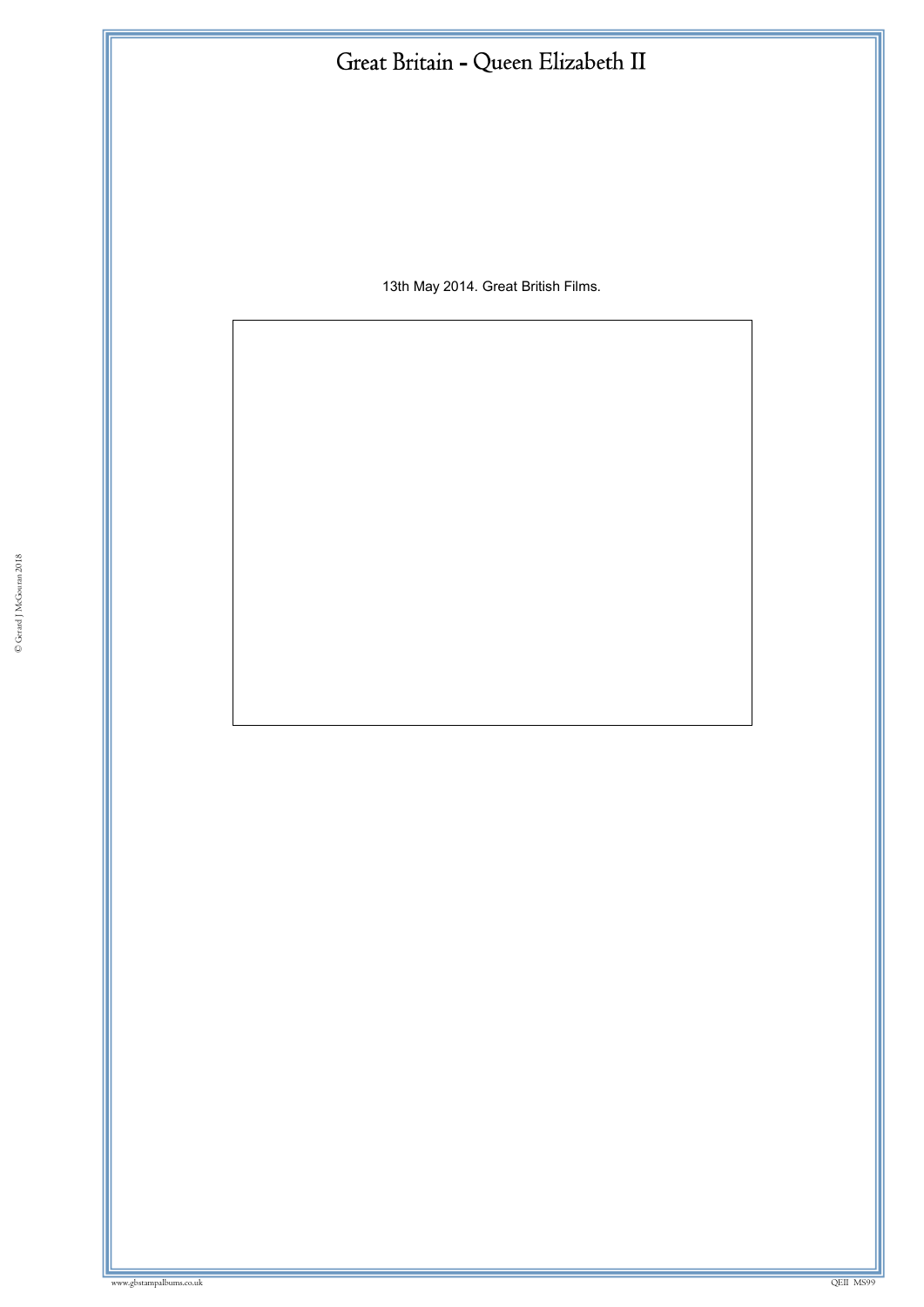# Great Britain - Queen Elizabeth II

13th May 2014. Great British Films.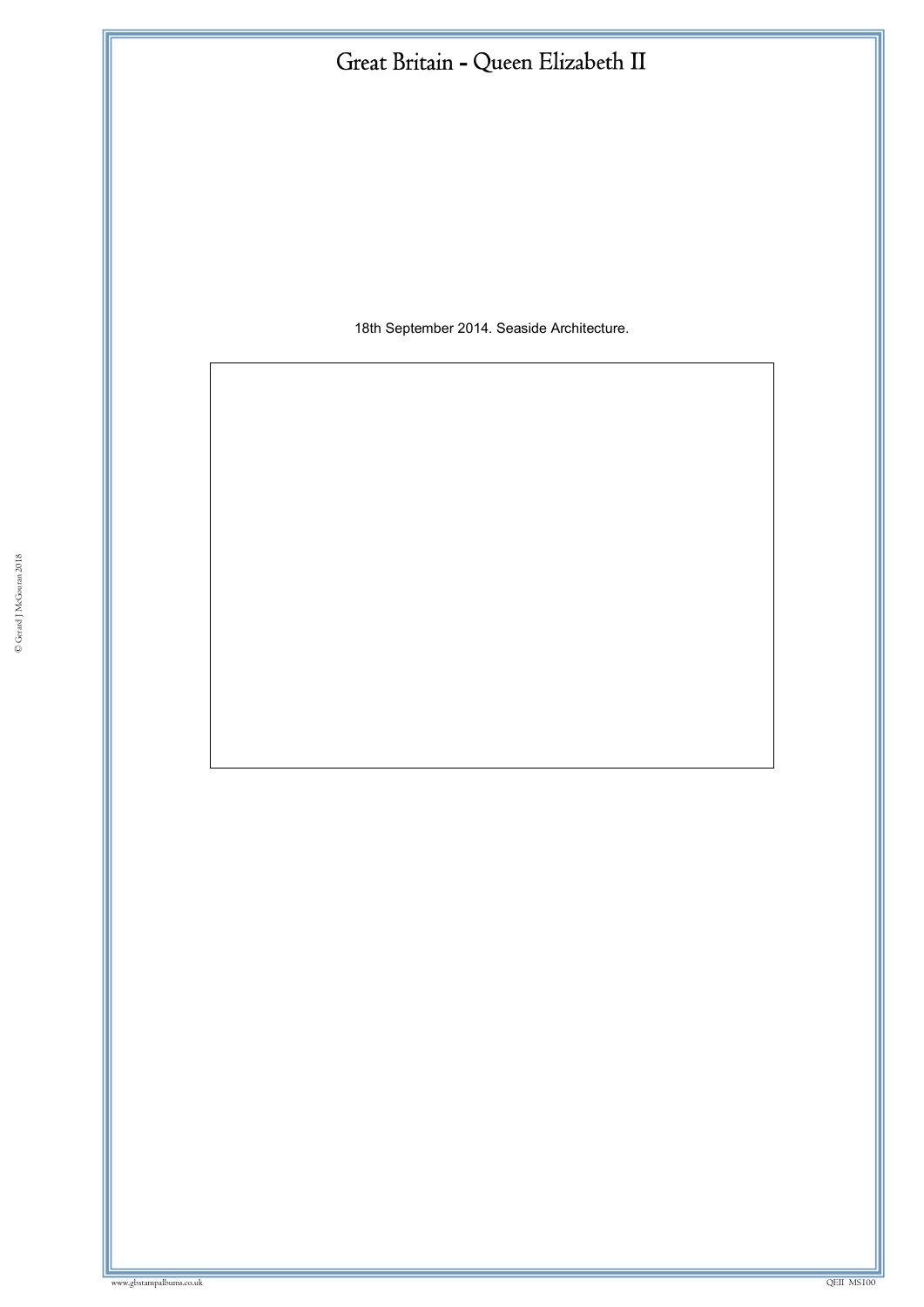# Great Britain - Queen Elizabeth II

18th September 2014. Seaside Architecture.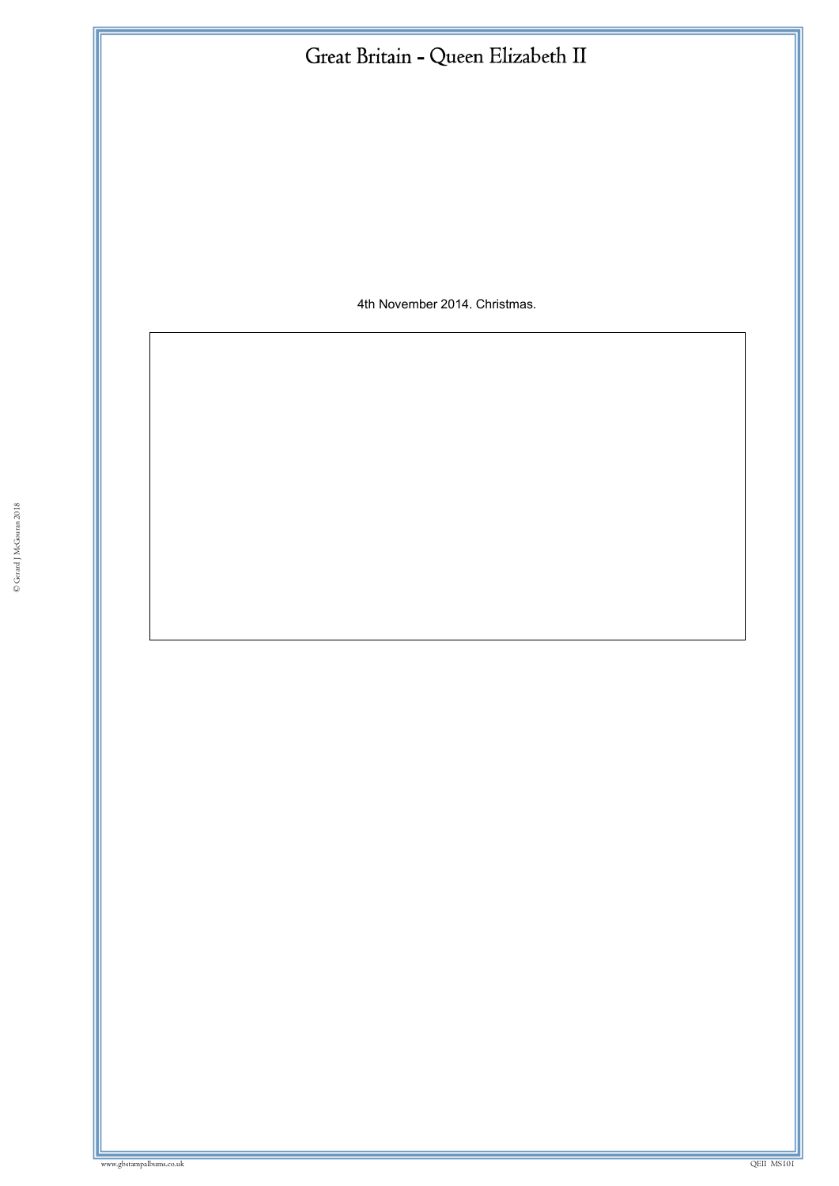4th November 2014. Christmas.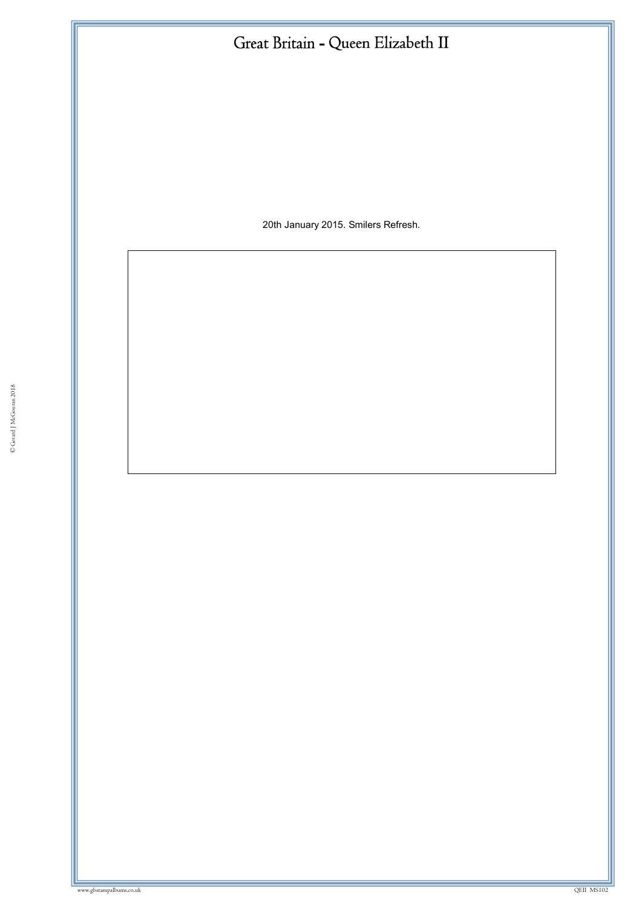# Great Britain - Queen Elizabeth II

20th January 2015. Smilers Refresh.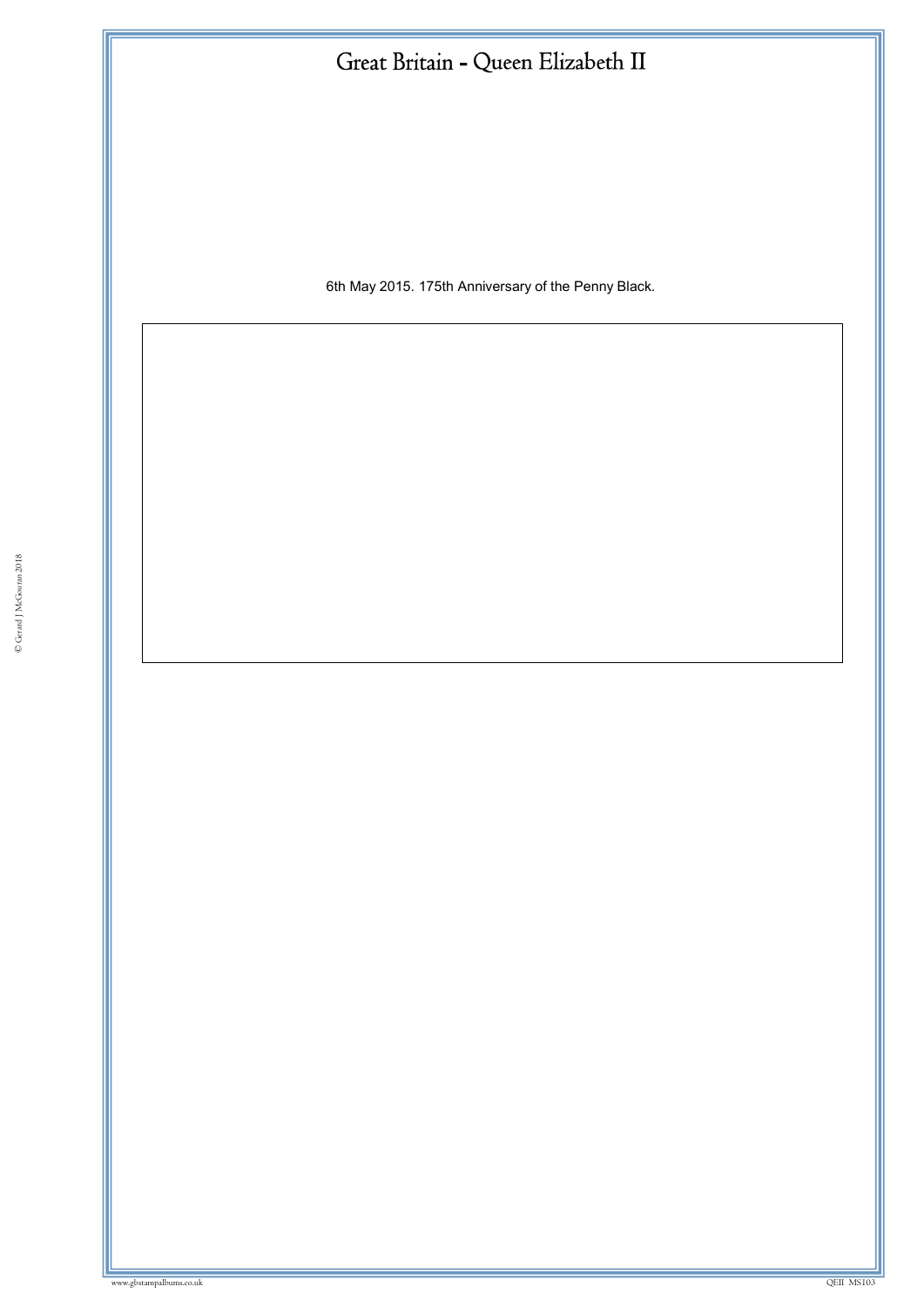# Great Britain - Queen Elizabeth II

6th May 2015. 175th Anniversary of the Penny Black.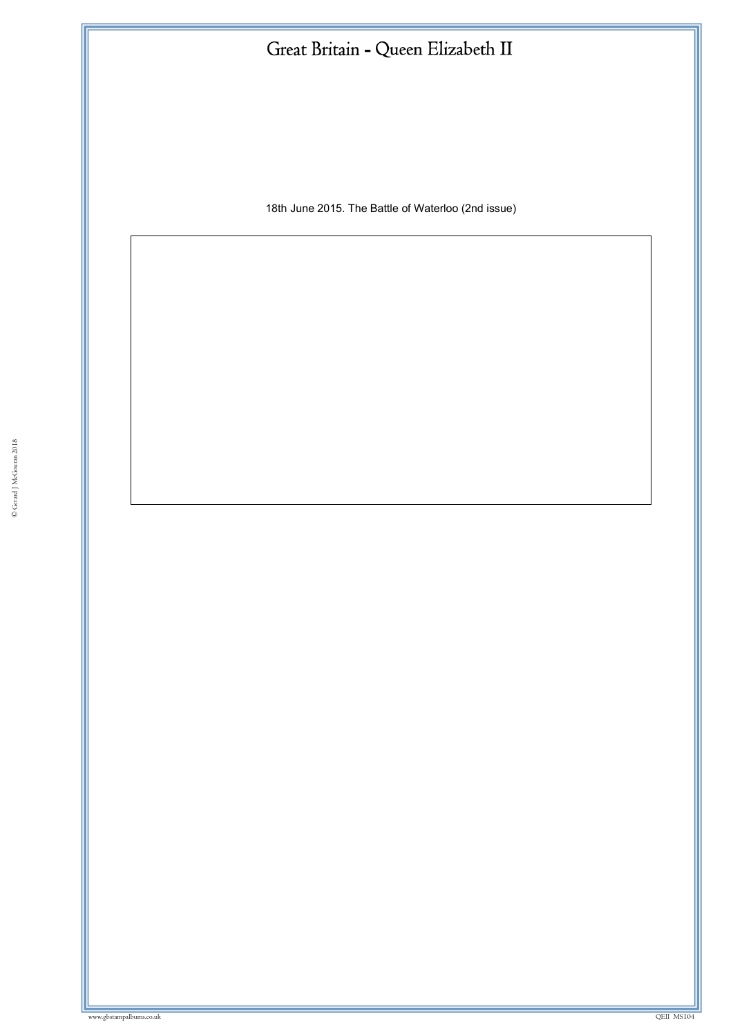# Great Britain - Queen Elizabeth II

18th June 2015. The Battle of Waterloo (2nd issue)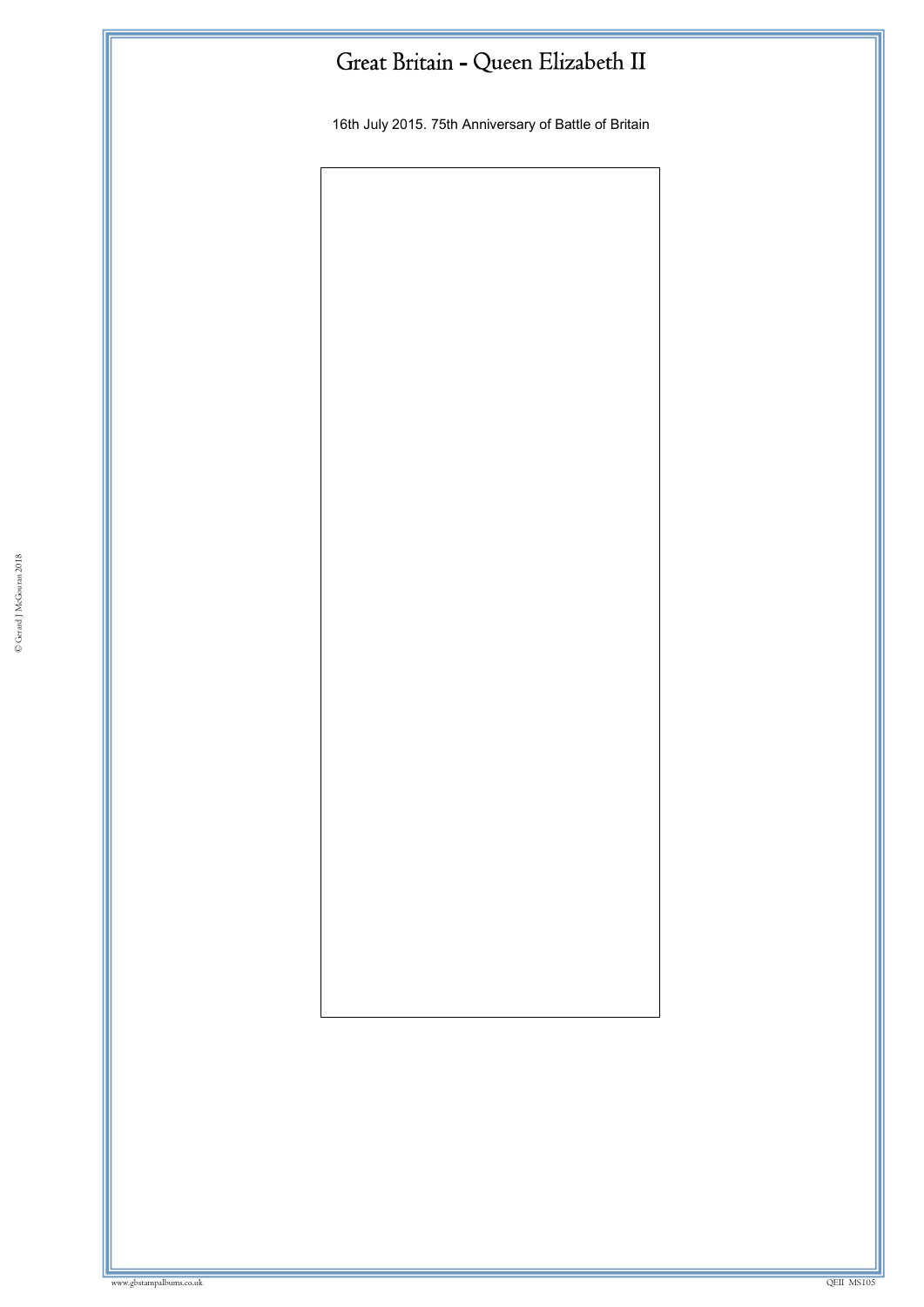# Great Britain - Queen Elizabeth II

16th July 2015. 75th Anniversary of Battle of Britain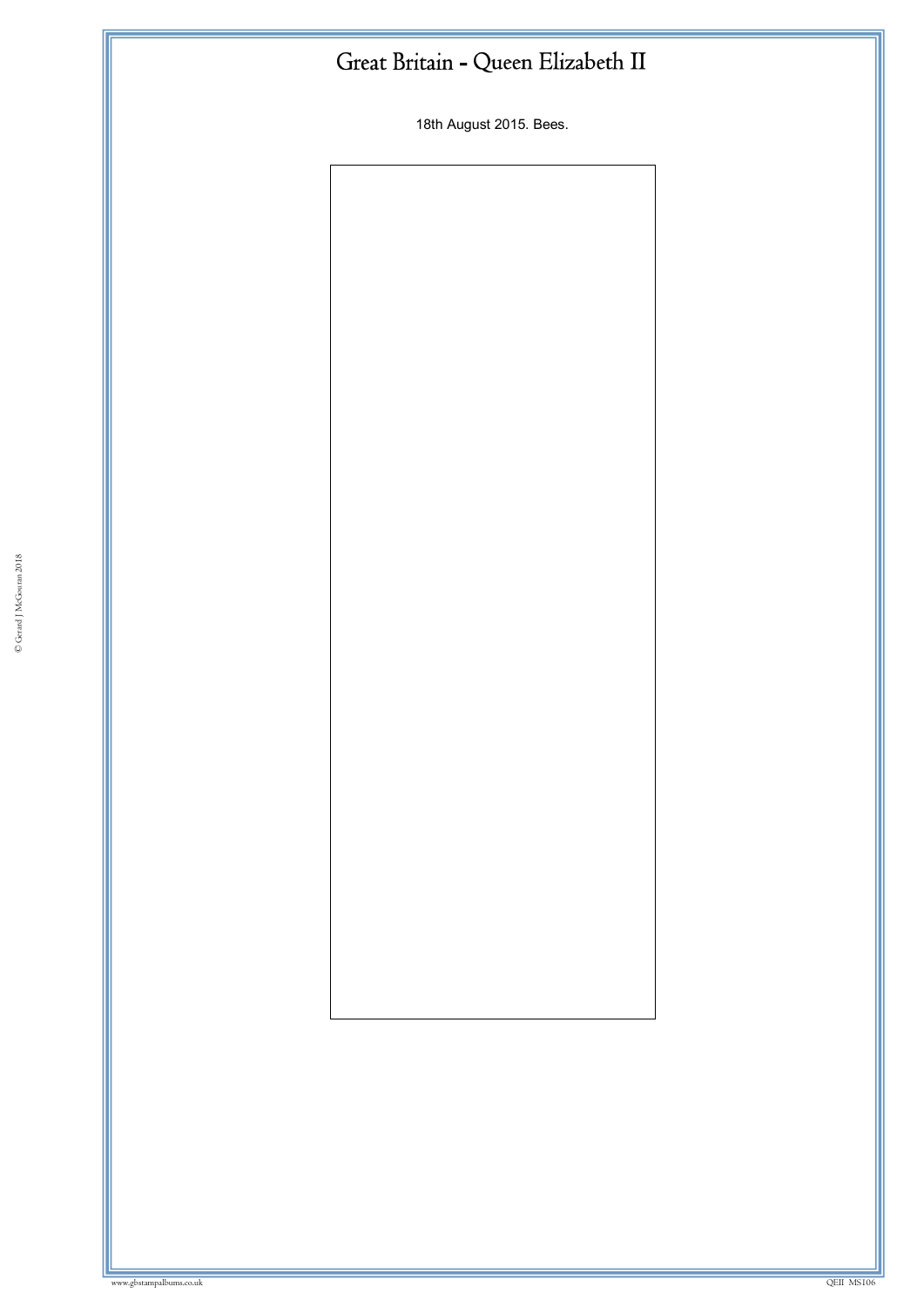# Great Britain - Queen Elizabeth II

18th August 2015. Bees.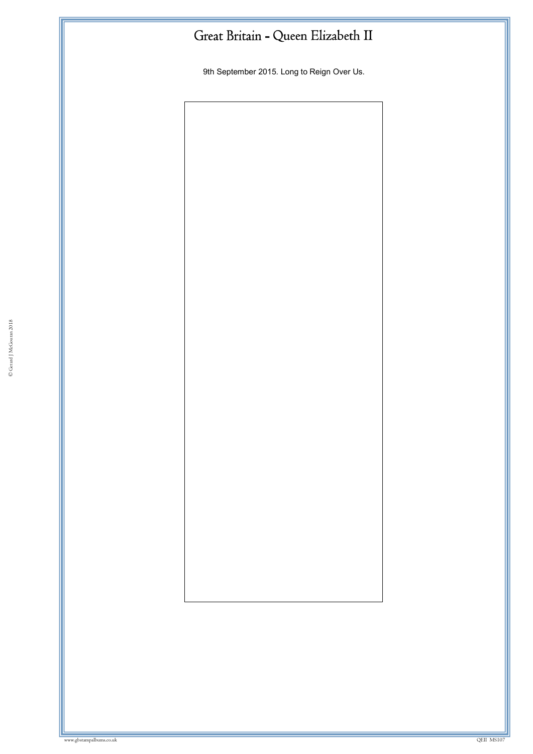# Great Britain - Queen Elizabeth II

9th September 2015. Long to Reign Over Us.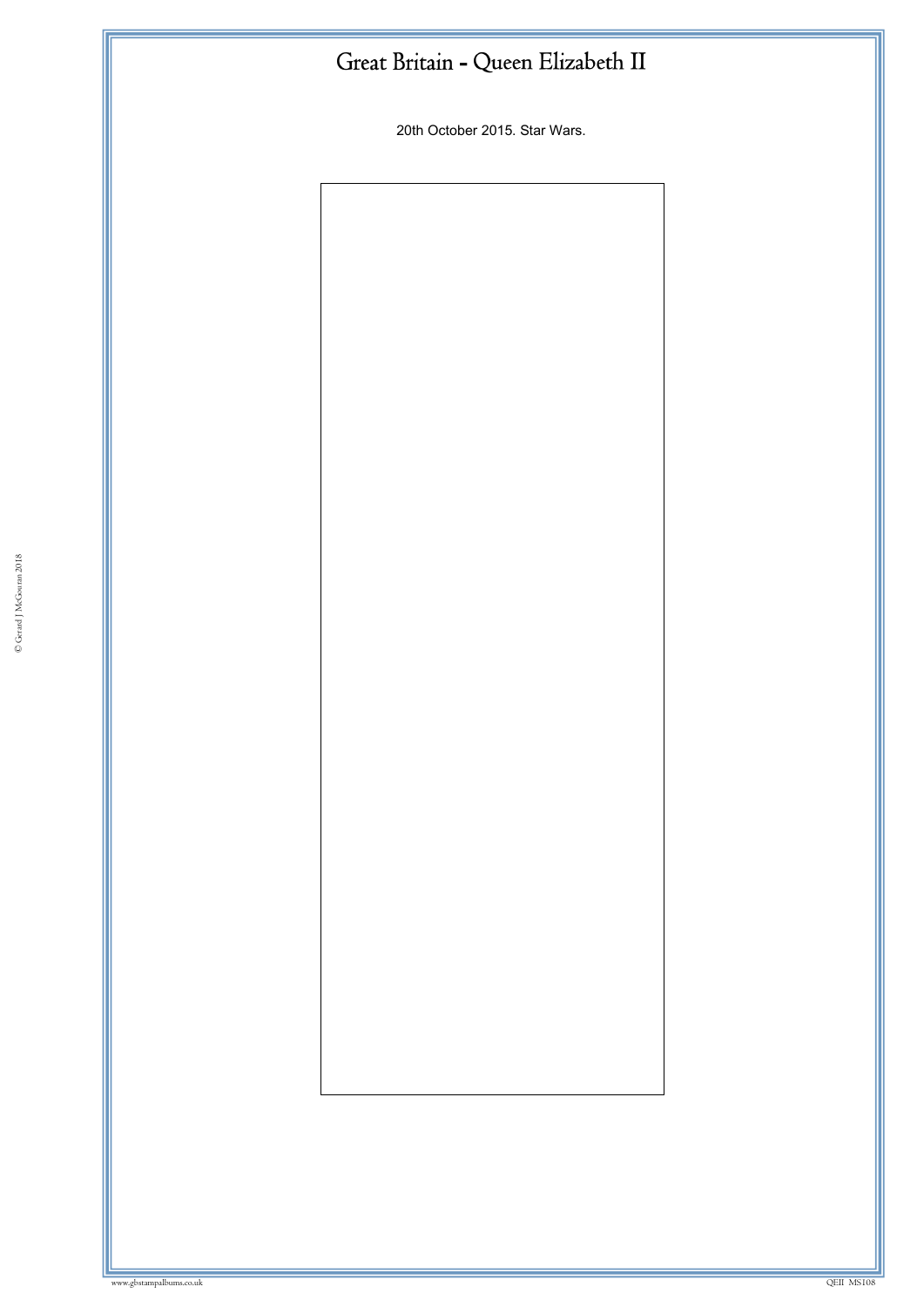# Great Britain - Queen Elizabeth II

20th October 2015. Star Wars.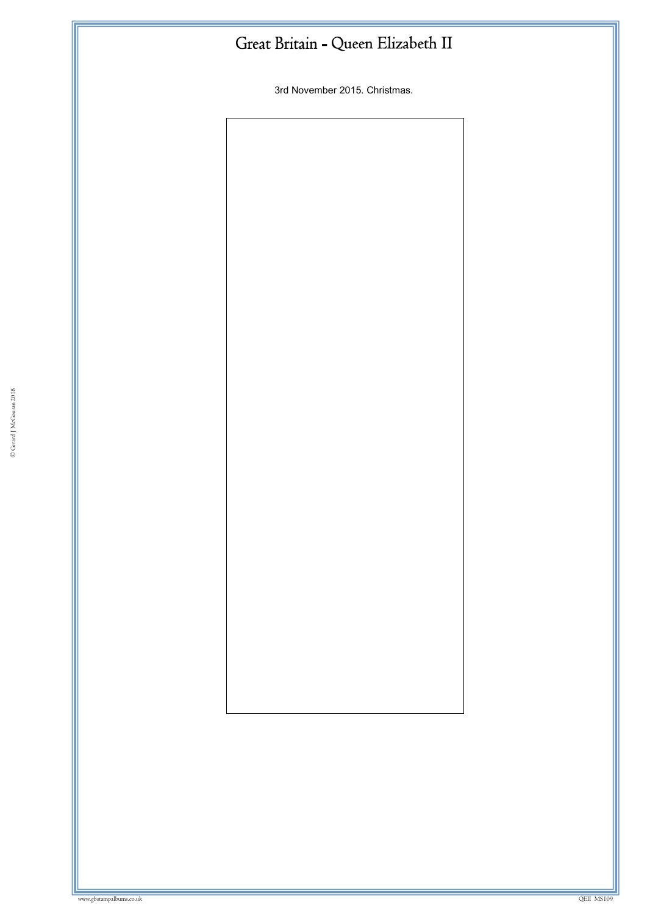# Great Britain - Queen Elizabeth II

3rd November 2015. Christmas.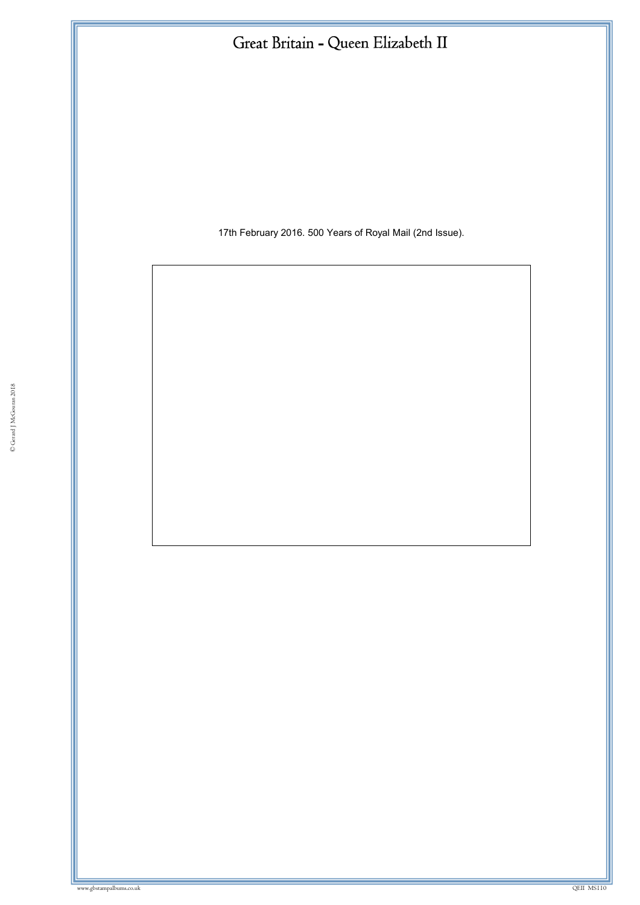17th February 2016. 500 Years of Royal Mail (2nd Issue).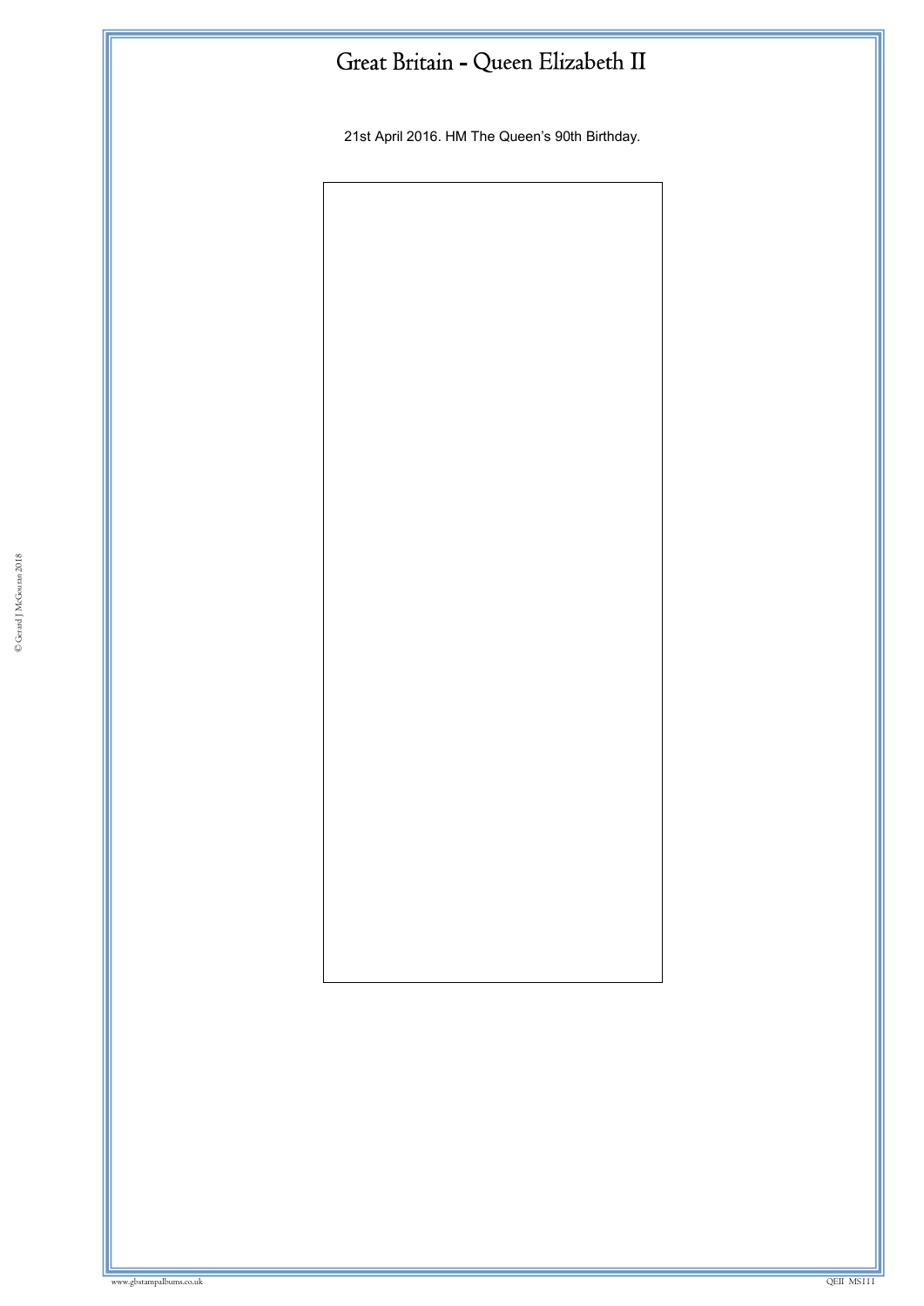# Great Britain - Queen Elizabeth II

21st April 2016. HM The Queen's 90th Birthday.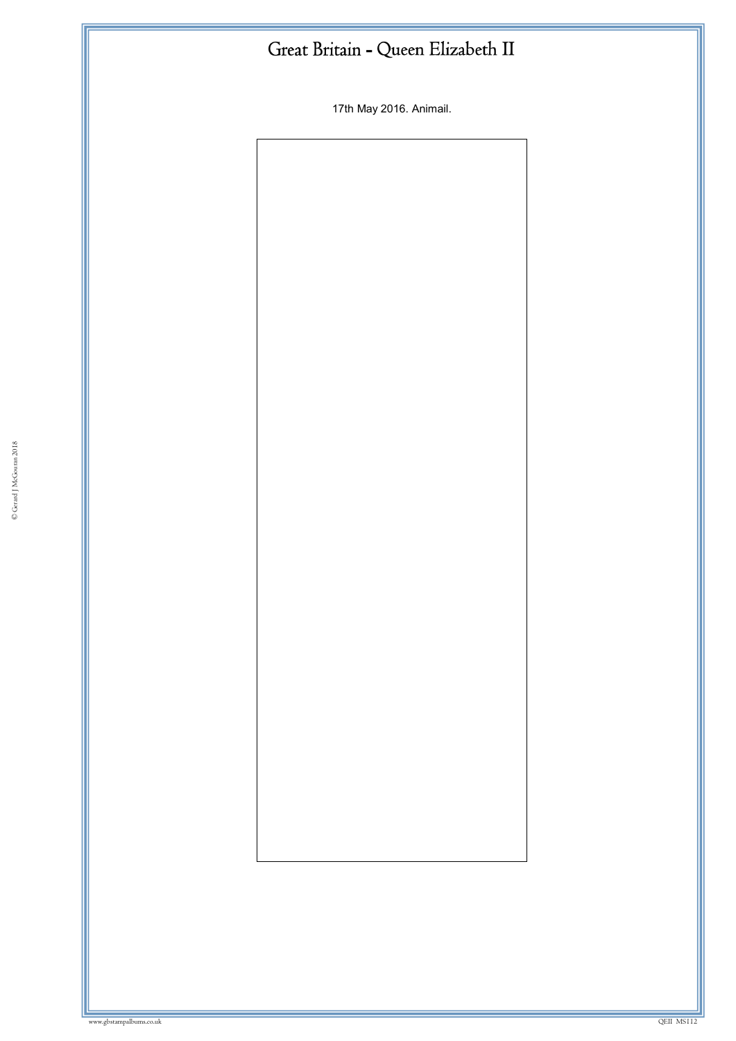# Great Britain - Queen Elizabeth II

17th May 2016. Animail.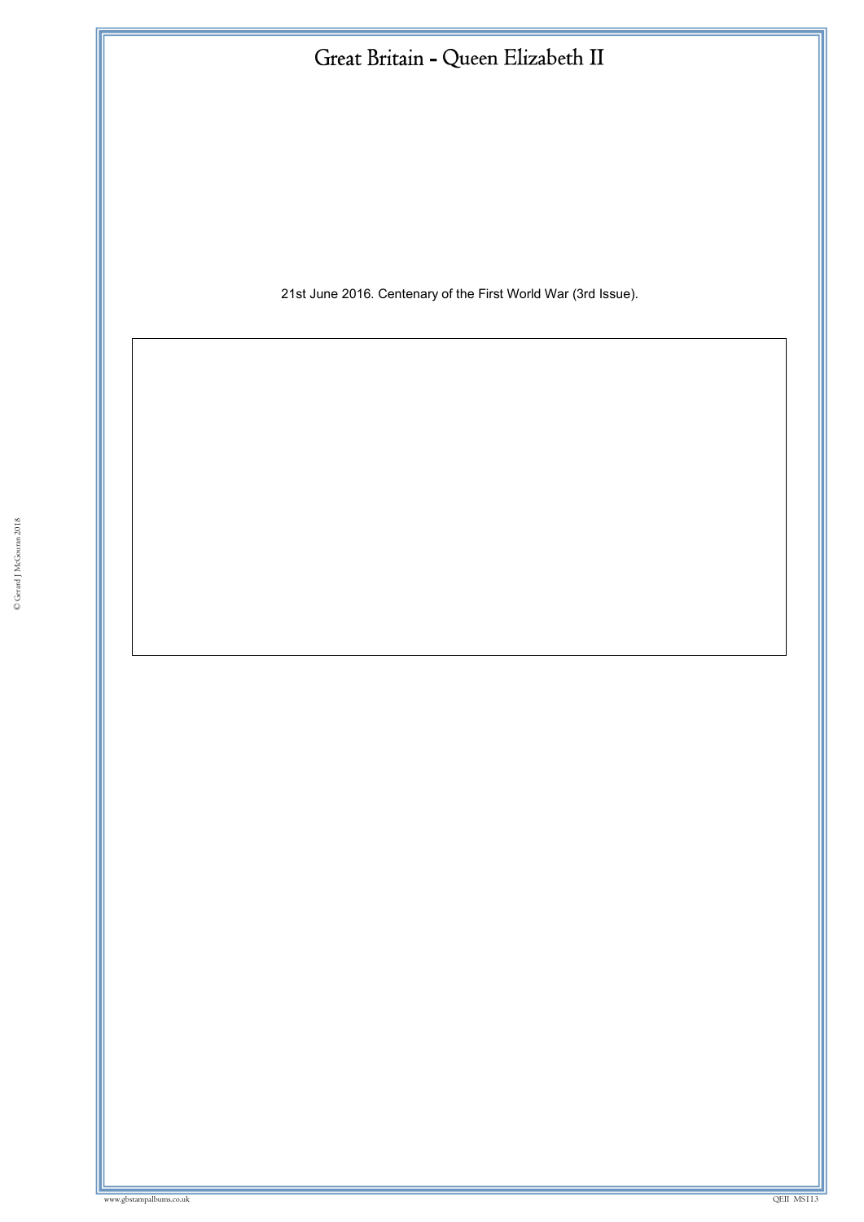# Great Britain - Queen Elizabeth II

21st June 2016. Centenary of the First World War (3rd Issue).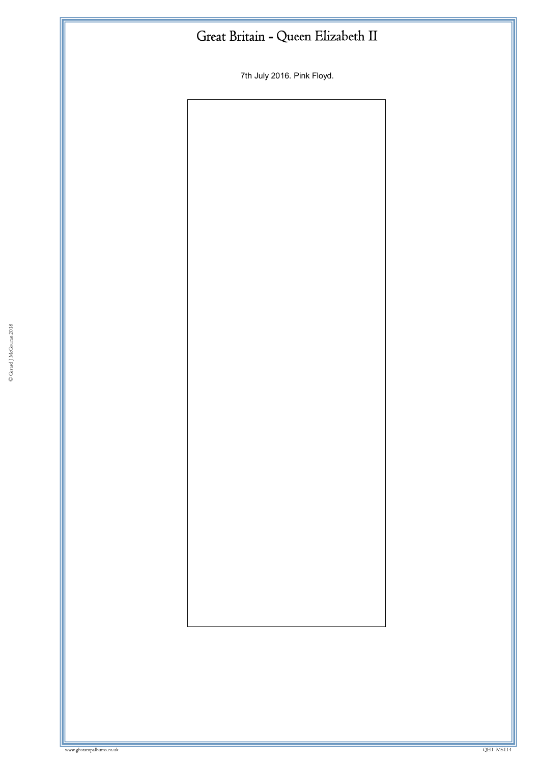# Great Britain - Queen Elizabeth II

7th July 2016. Pink Floyd.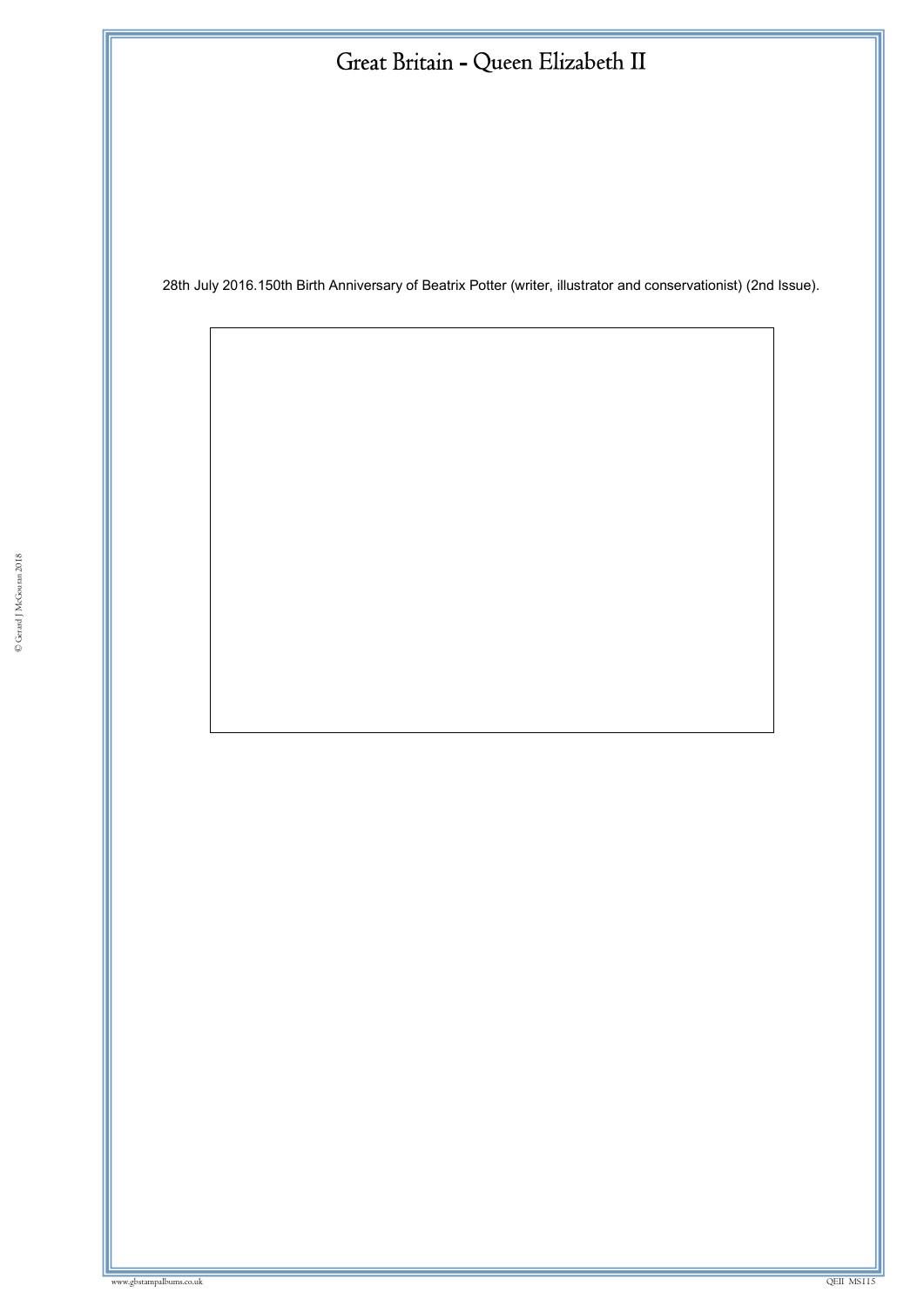# Great Britain - Queen Elizabeth II

28th July 2016.150th Birth Anniversary of Beatrix Potter (writer, illustrator and conservationist) (2nd Issue).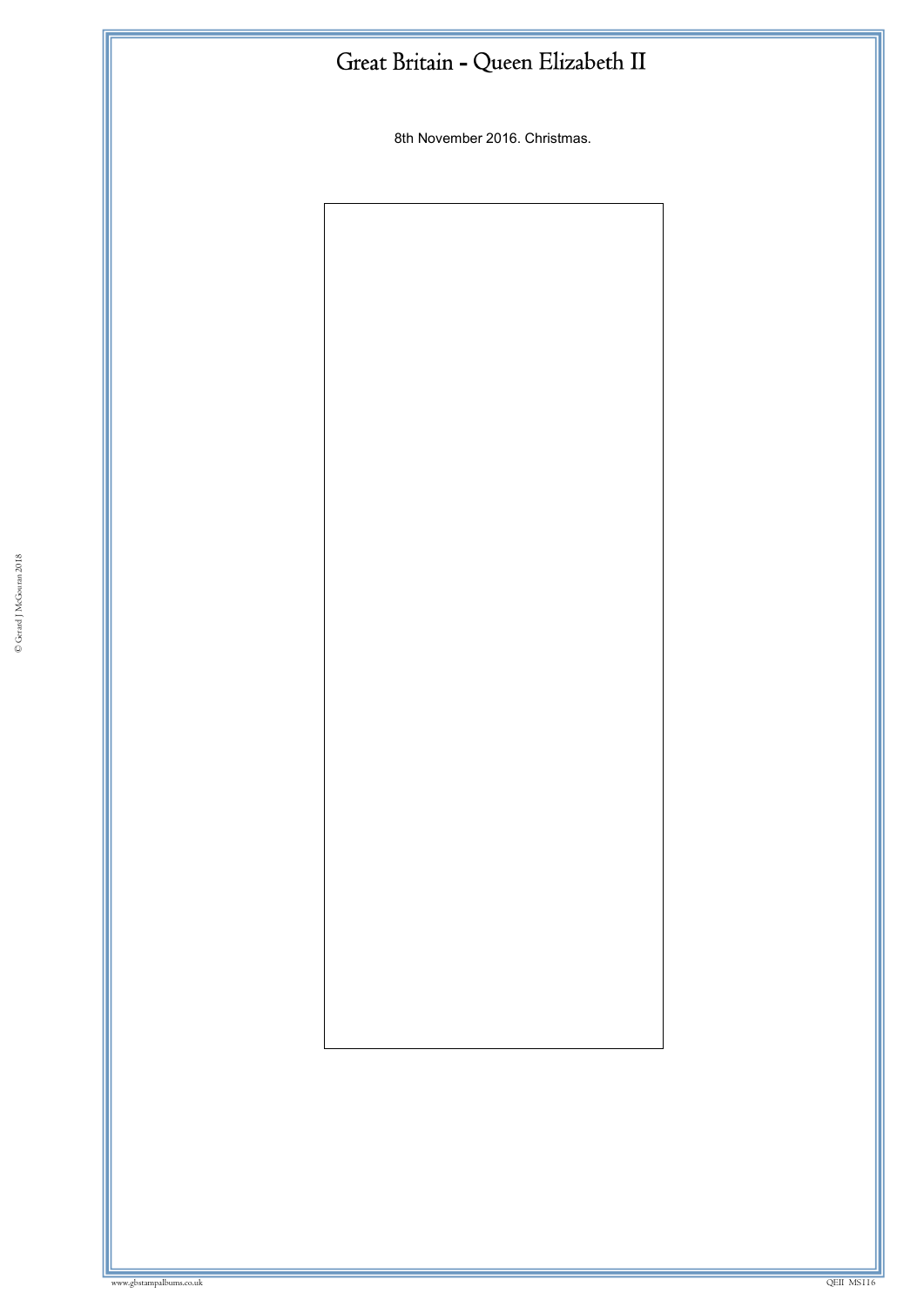# Great Britain - Queen Elizabeth II

8th November 2016. Christmas.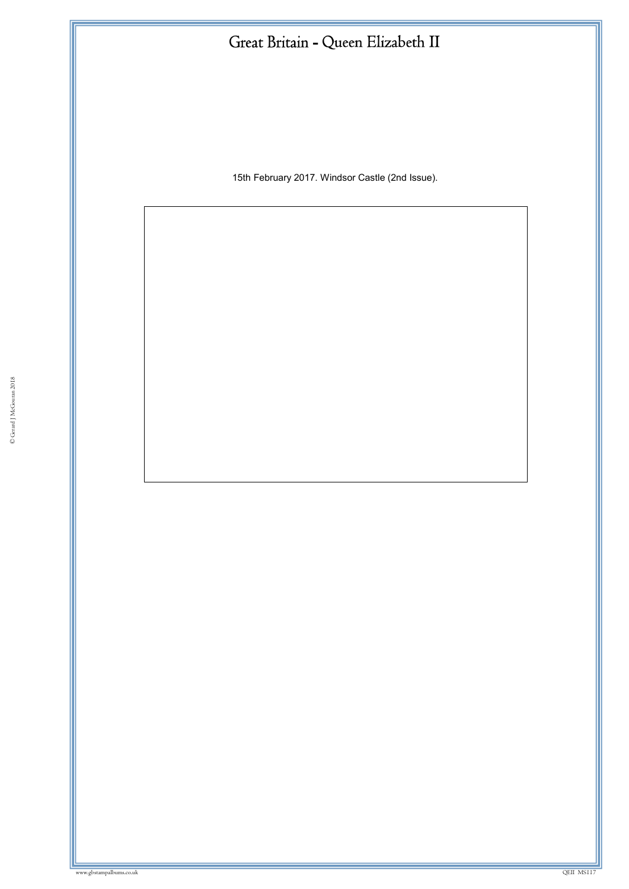# Great Britain - Queen Elizabeth II

15th February 2017. Windsor Castle (2nd Issue).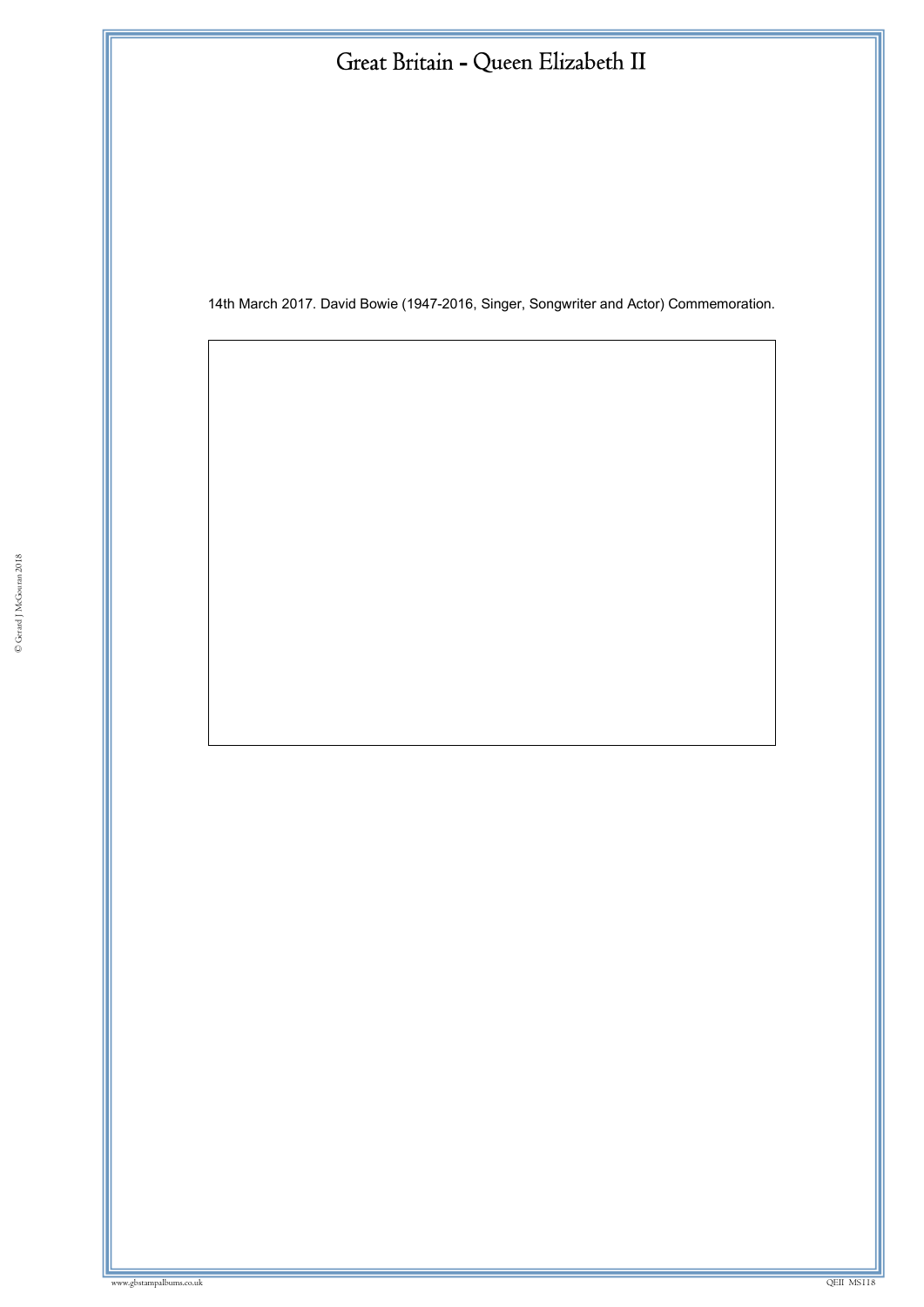# Great Britain - Queen Elizabeth II

14th March 2017. David Bowie (1947-2016, Singer, Songwriter and Actor) Commemoration.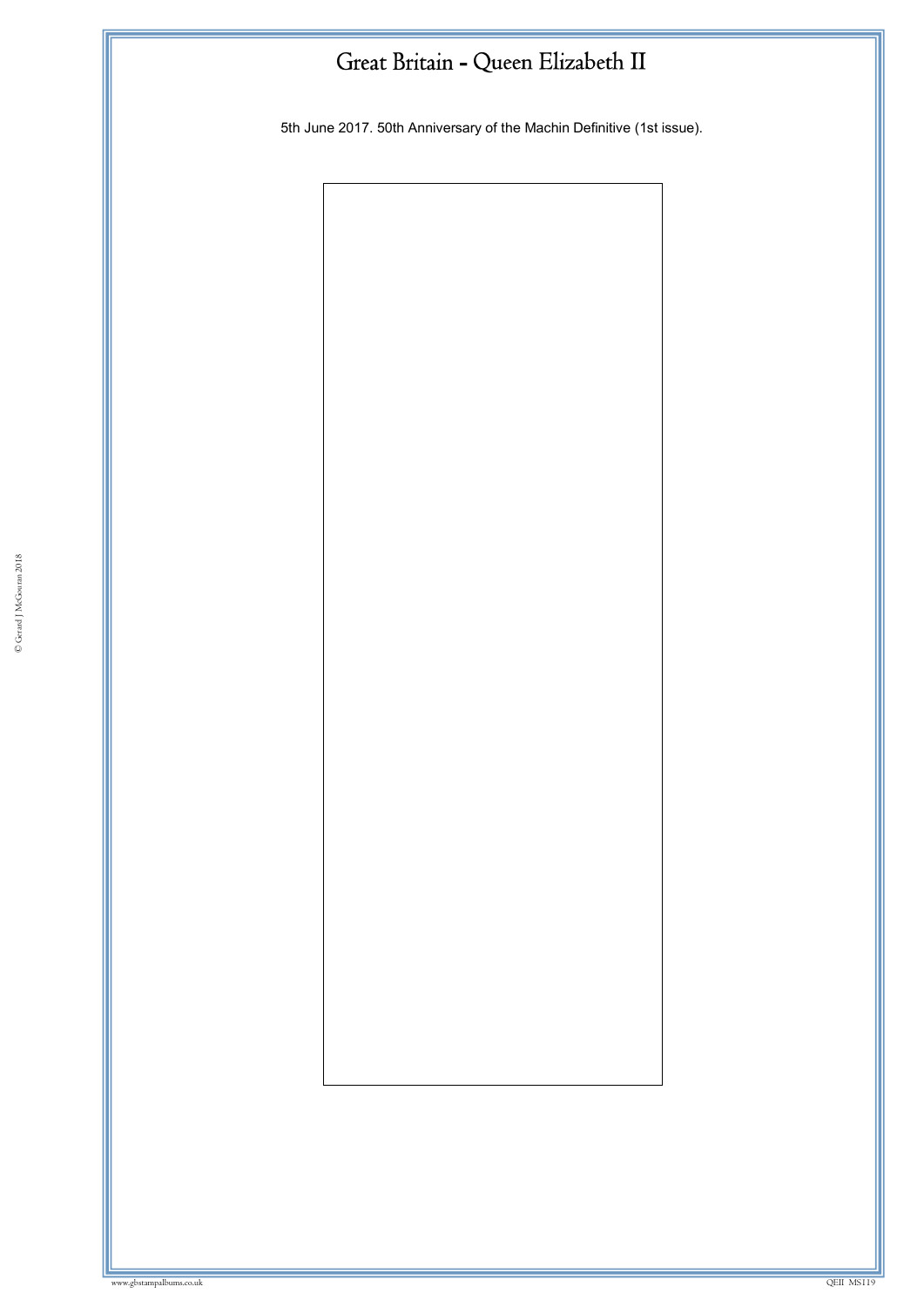# Great Britain - Queen Elizabeth II

5th June 2017. 50th Anniversary of the Machin Definitive (1st issue).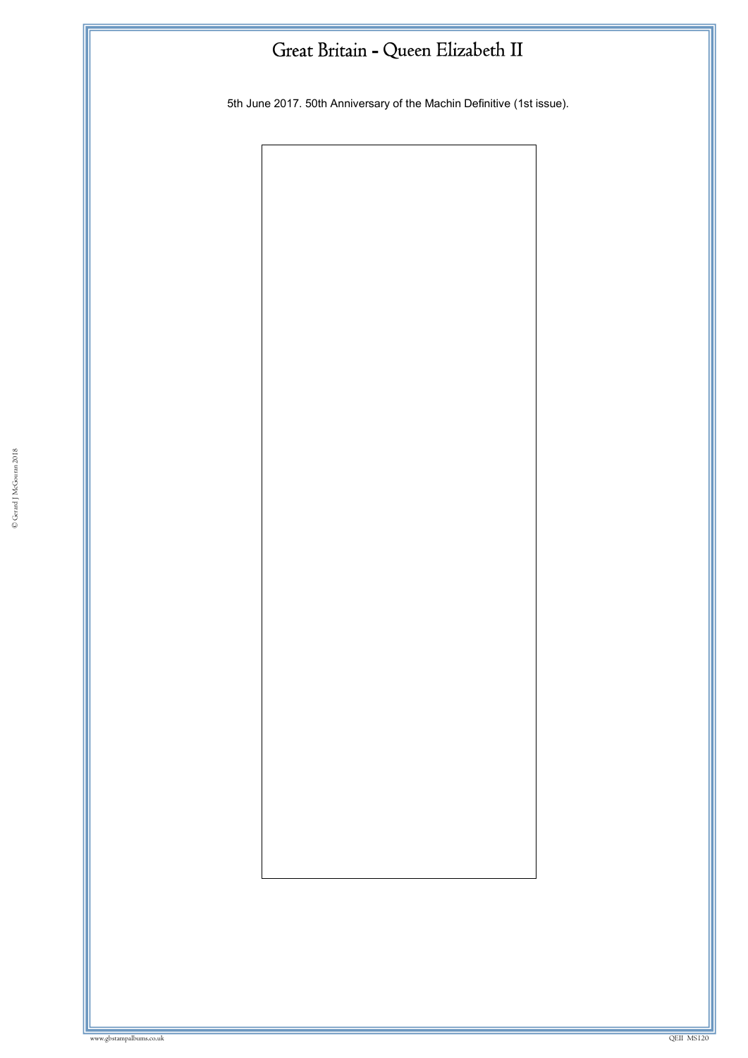# Great Britain - Queen Elizabeth II

5th June 2017. 50th Anniversary of the Machin Definitive (1st issue).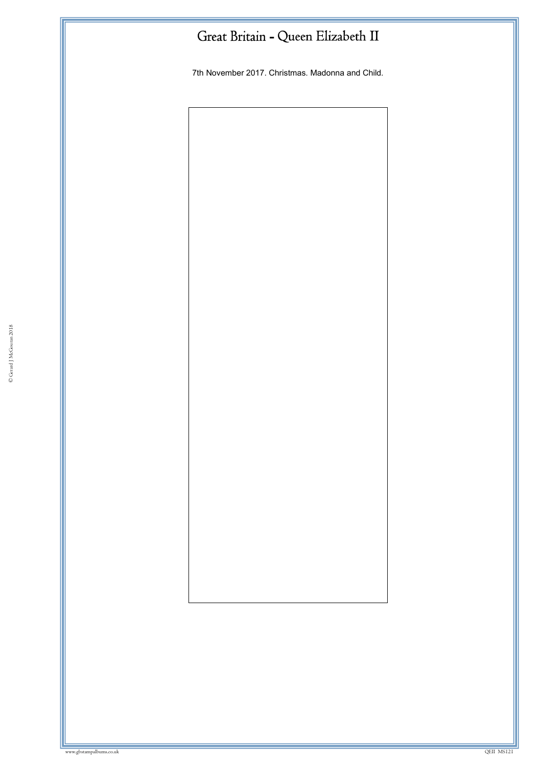# Great Britain - Queen Elizabeth II

7th November 2017. Christmas. Madonna and Child.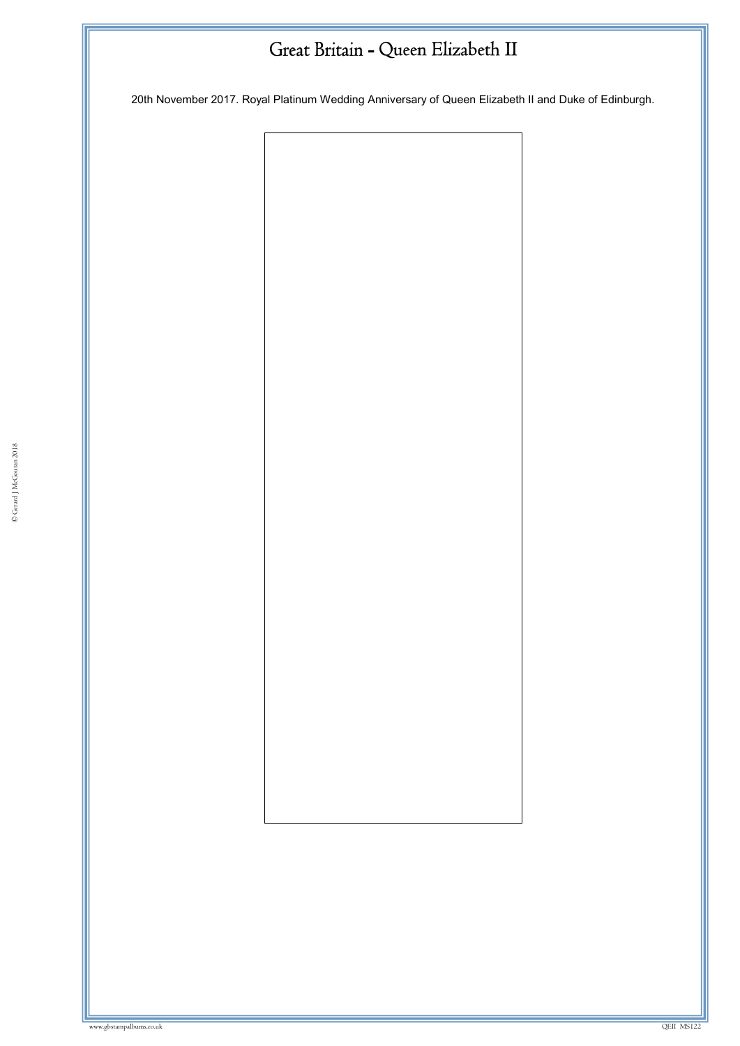# Great Britain - Queen Elizabeth II

20th November 2017. Royal Platinum Wedding Anniversary of Queen Elizabeth II and Duke of Edinburgh.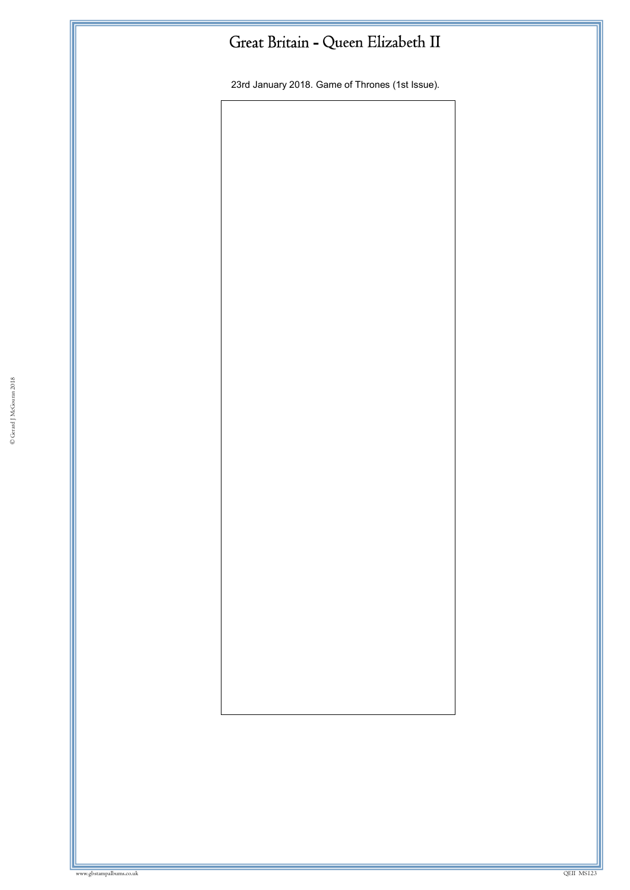# Great Britain - Queen Elizabeth II

23rd January 2018. Game of Thrones (1st Issue).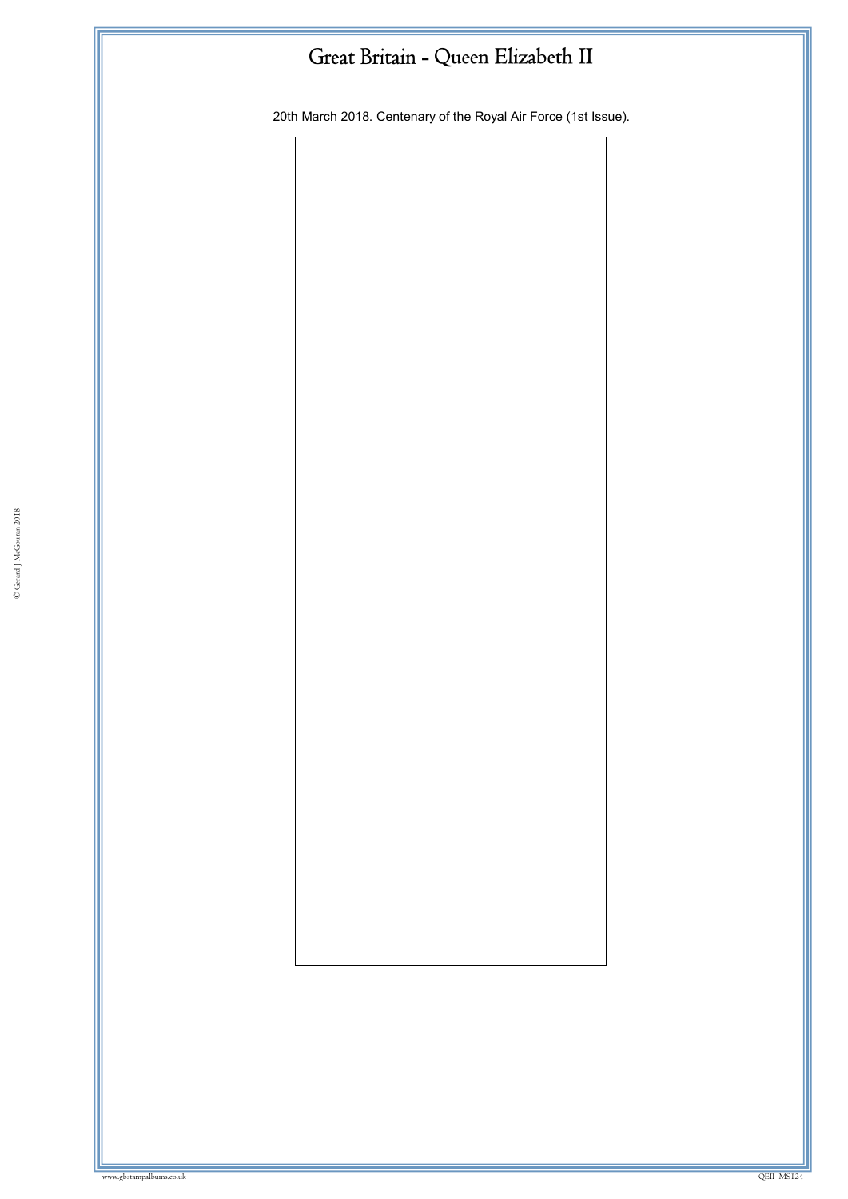# Great Britain - Queen Elizabeth II

20th March 2018. Centenary of the Royal Air Force (1st Issue).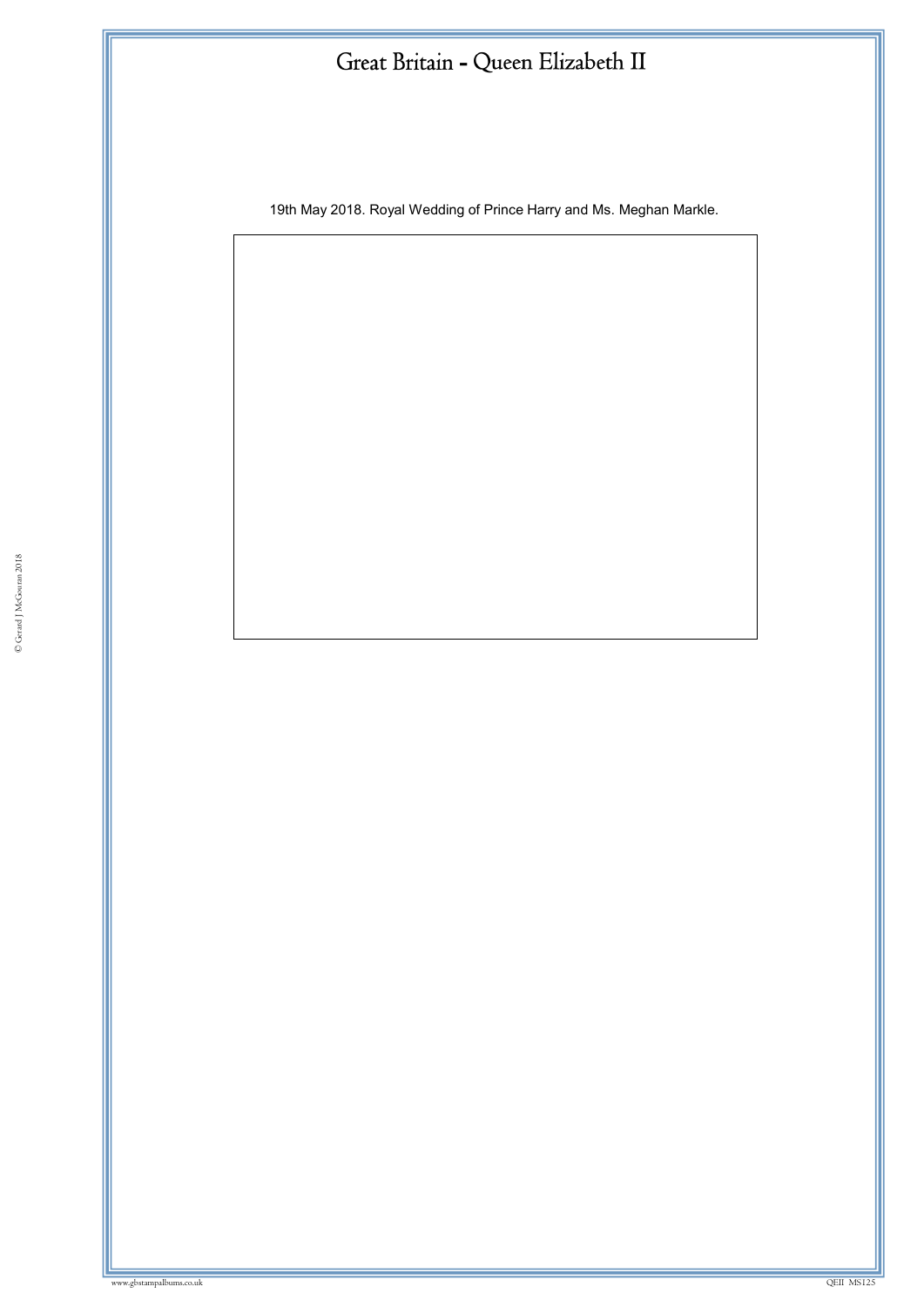# Great Britain - Queen Elizabeth II

19th May 2018. Royal Wedding of Prince Harry and Ms. Meghan Markle.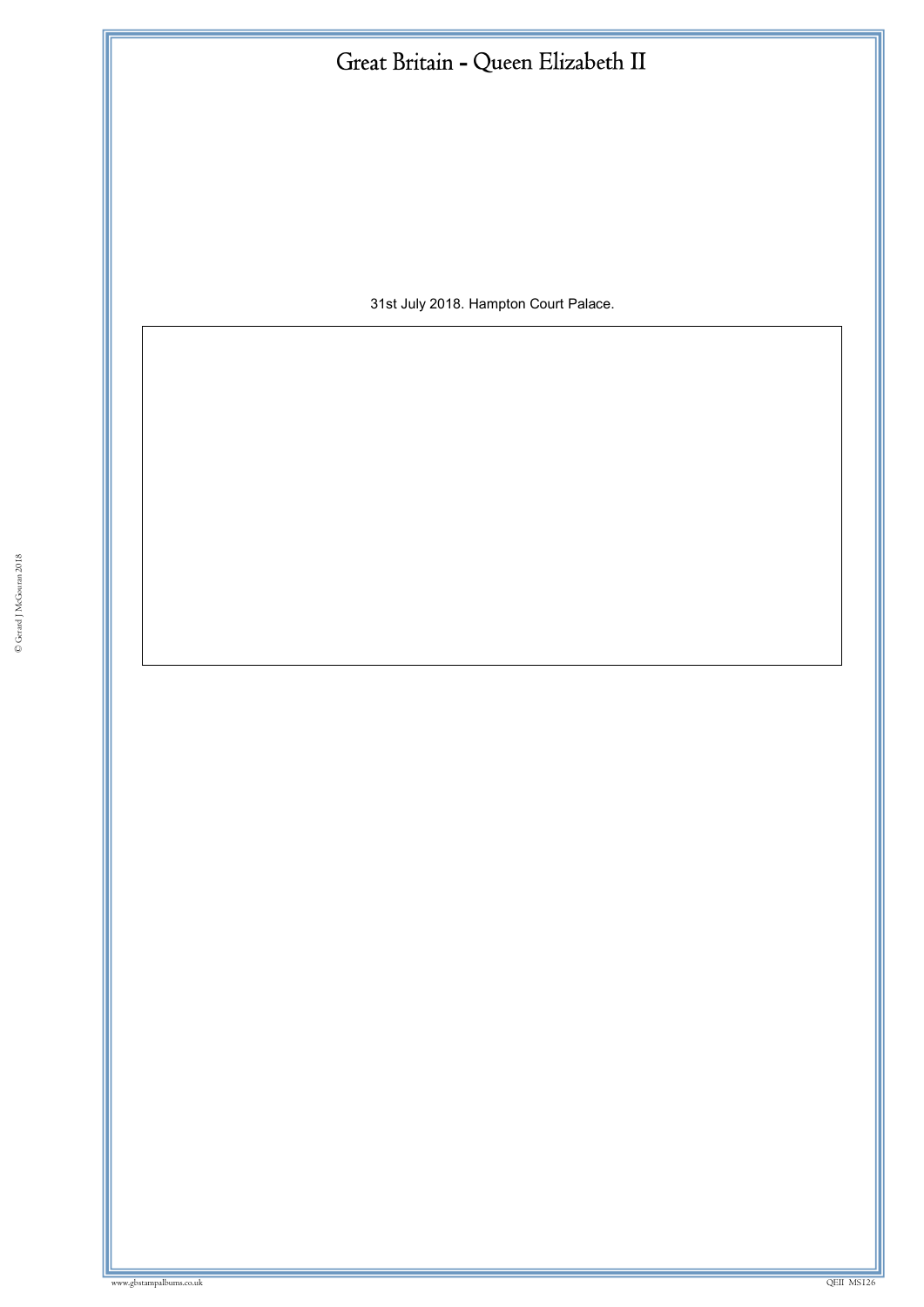# Great Britain - Queen Elizabeth II

31st July 2018. Hampton Court Palace.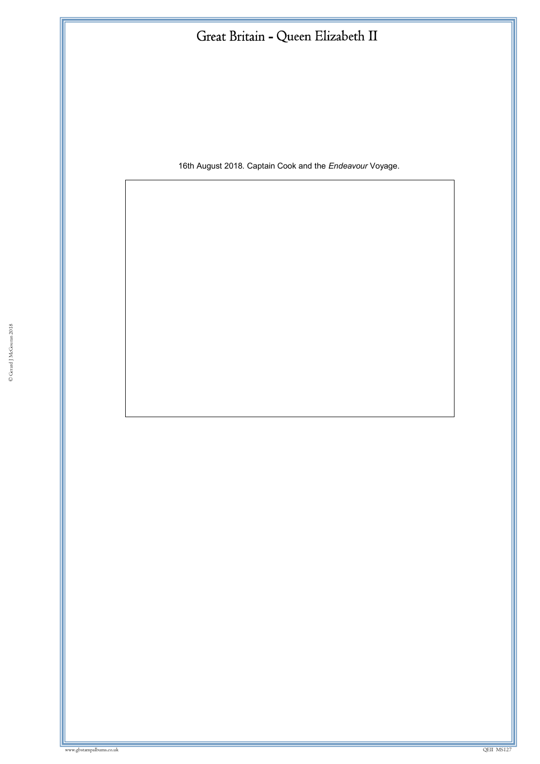# Great Britain - Queen Elizabeth II

16th August 2018. Captain Cook and the *Endeavour* Voyage.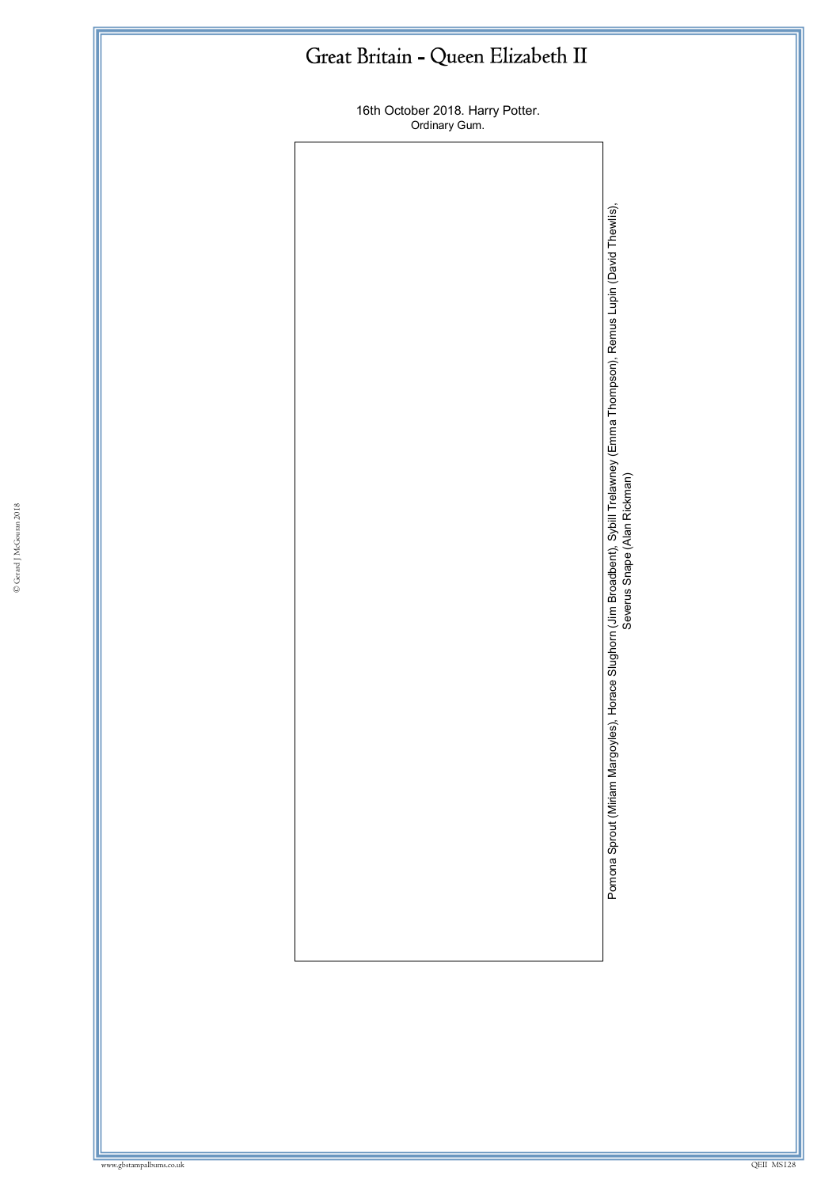# Great Britain - Queen Elizabeth II

16th October 2018. Harry Potter.
Ordinary Gum.

Pomona Sprout (Miriam Margoyles), Horace Slughorn (Jim Broadbent), Sybill Trelawney (Emma Thompson), Remus Lupin (David Thewlis), Severus Snape (Alan Rickman)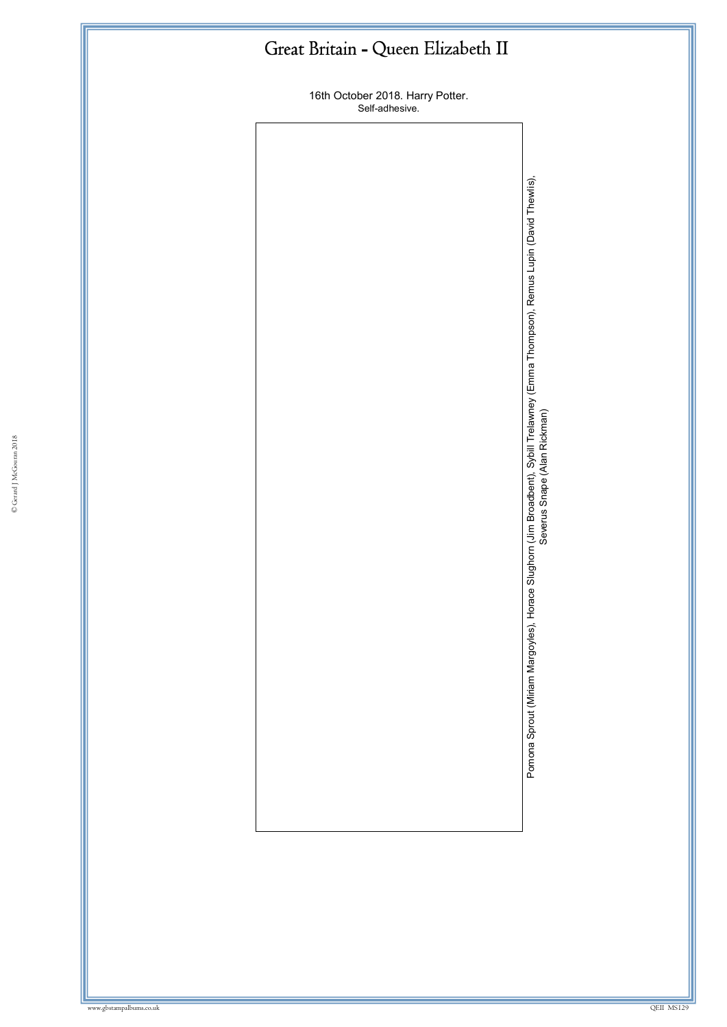# Great Britain - Queen Elizabeth II

16th October 2018. Harry Potter.
Self-adhesive.

Pomona Sprout (Miriam Margoyles), Horace Slughorn (Jim Broadbent), Sybill Trelawney (Emma Thompson), Remus Lupin (David Thewlis), Severus Snape (Alan Rickman)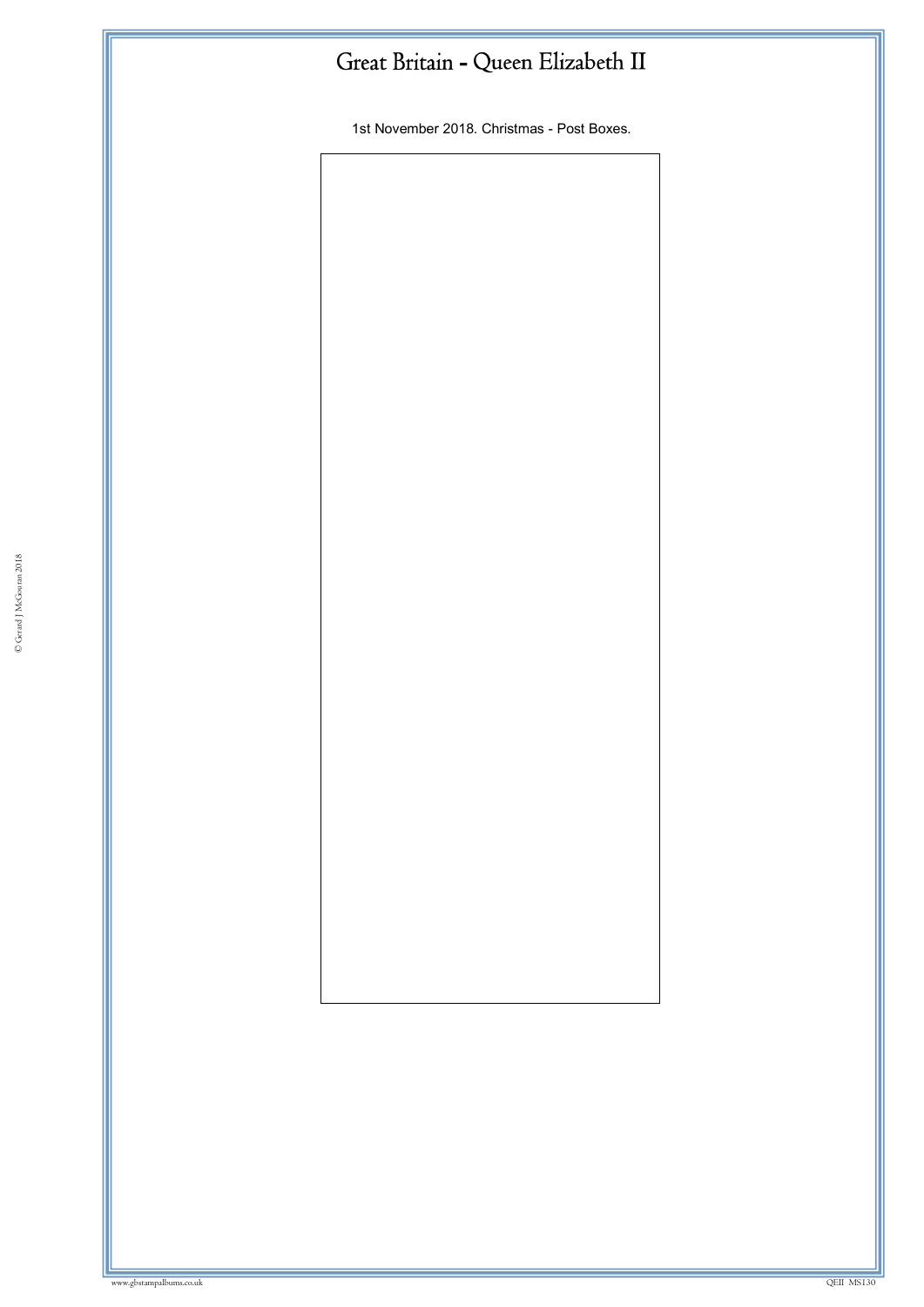# Great Britain - Queen Elizabeth II

1st November 2018. Christmas - Post Boxes.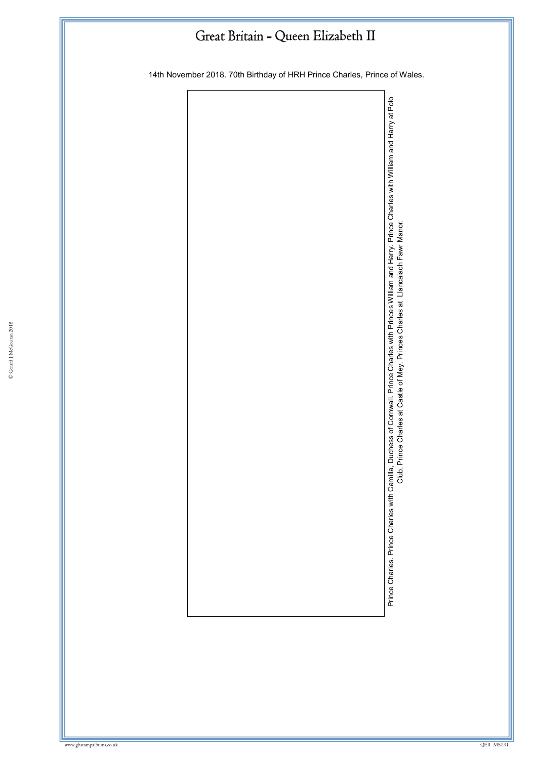# Great Britain - Queen Elizabeth II

14th November 2018. 70th Birthday of HRH Prince Charles, Prince of Wales.

Prince Charles. Prince Charles with Camilla, Duchess of Cornwall. Prince Charles with Princes William and Harry. Prince Charles with William and Harry at Polo Club. Prince Charles at Castle of Mey. Princes Charles at Llancaiach Fawr Manor.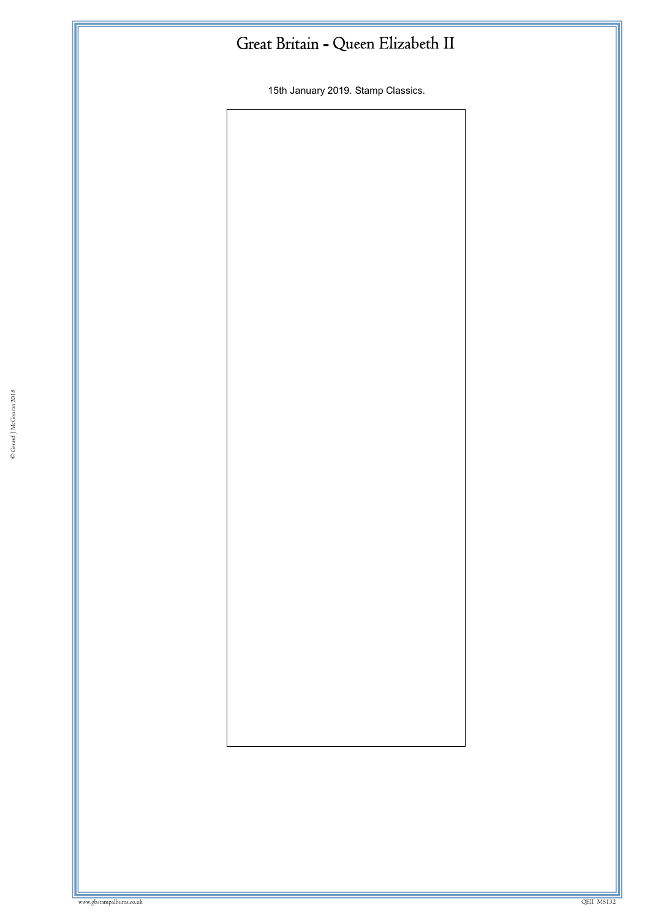# Great Britain - Queen Elizabeth II

15th January 2019. Stamp Classics.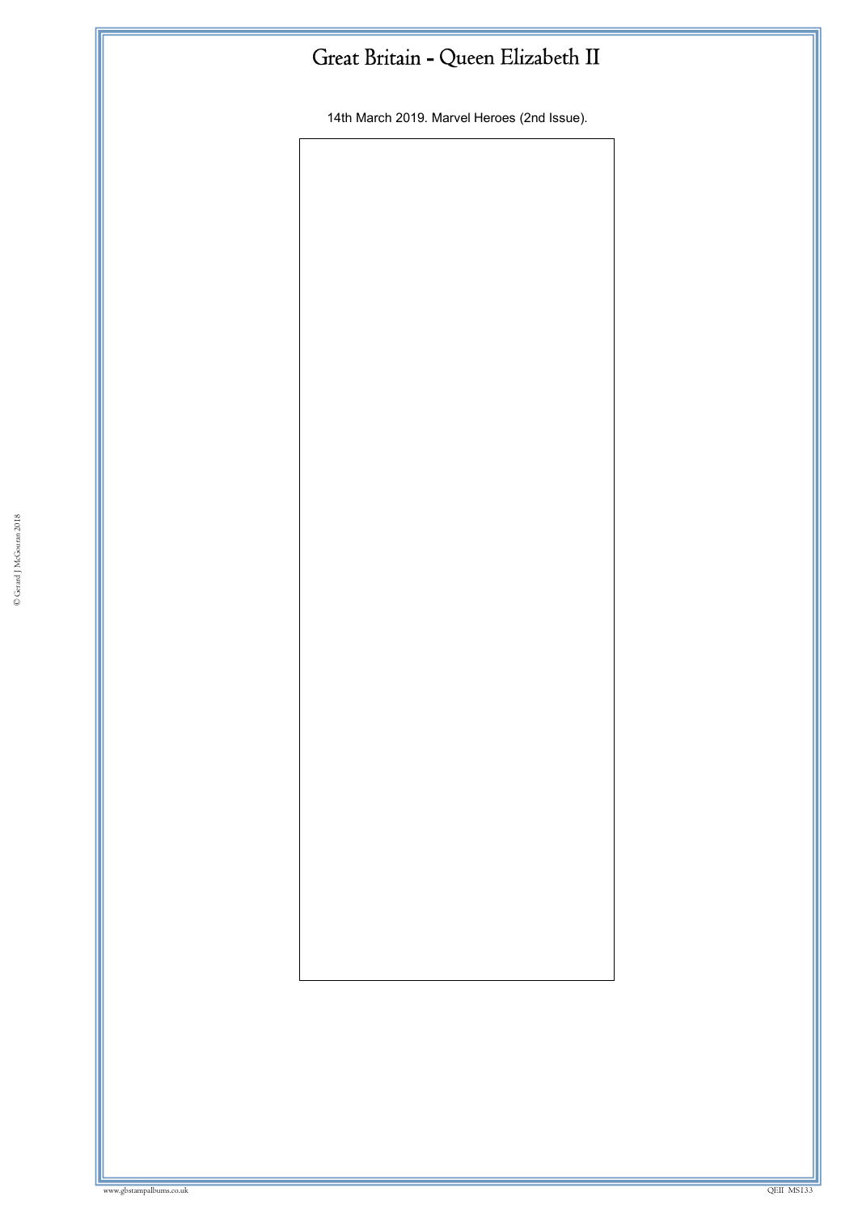# Great Britain - Queen Elizabeth II

14th March 2019. Marvel Heroes (2nd Issue).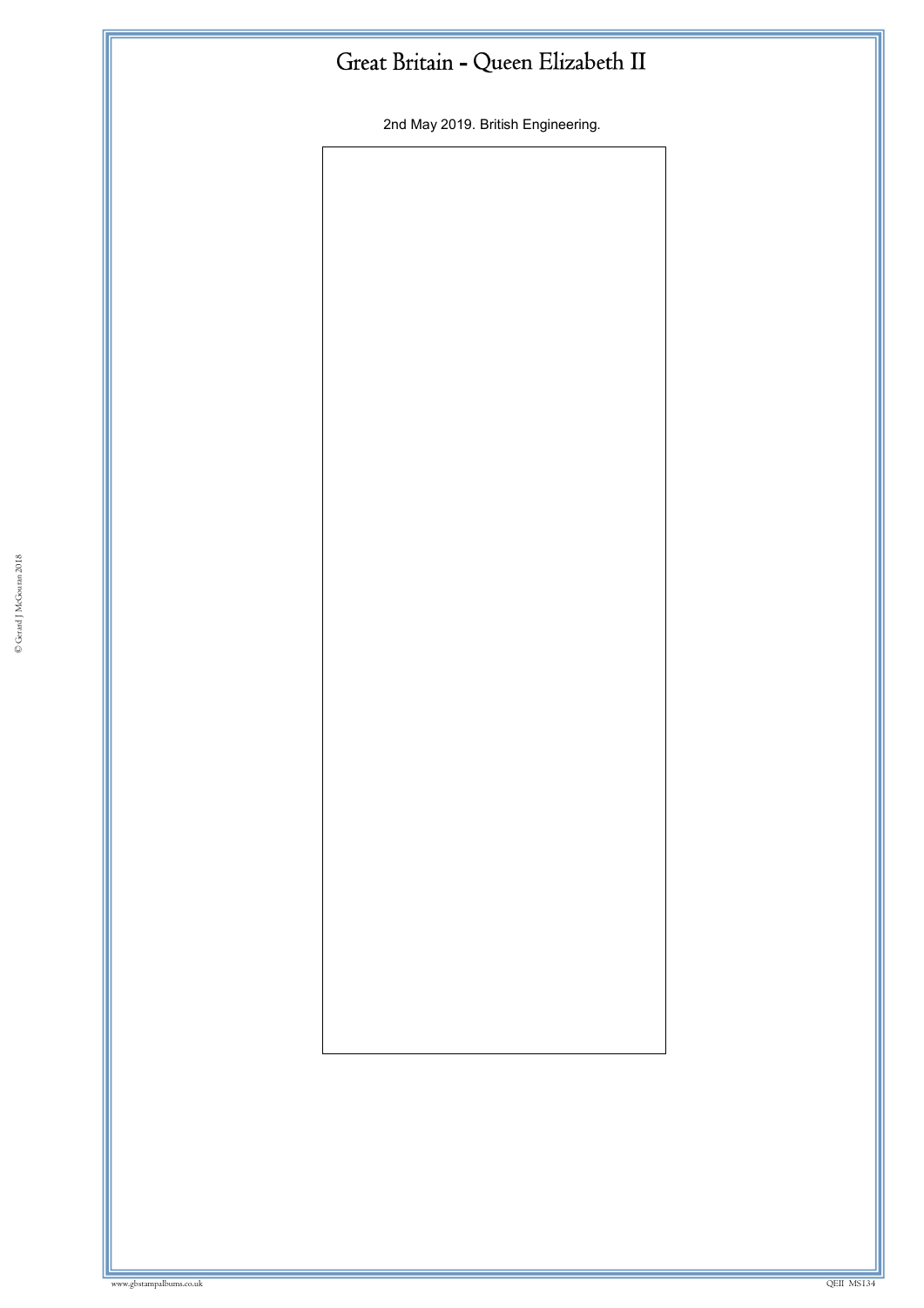# Great Britain - Queen Elizabeth II

2nd May 2019. British Engineering.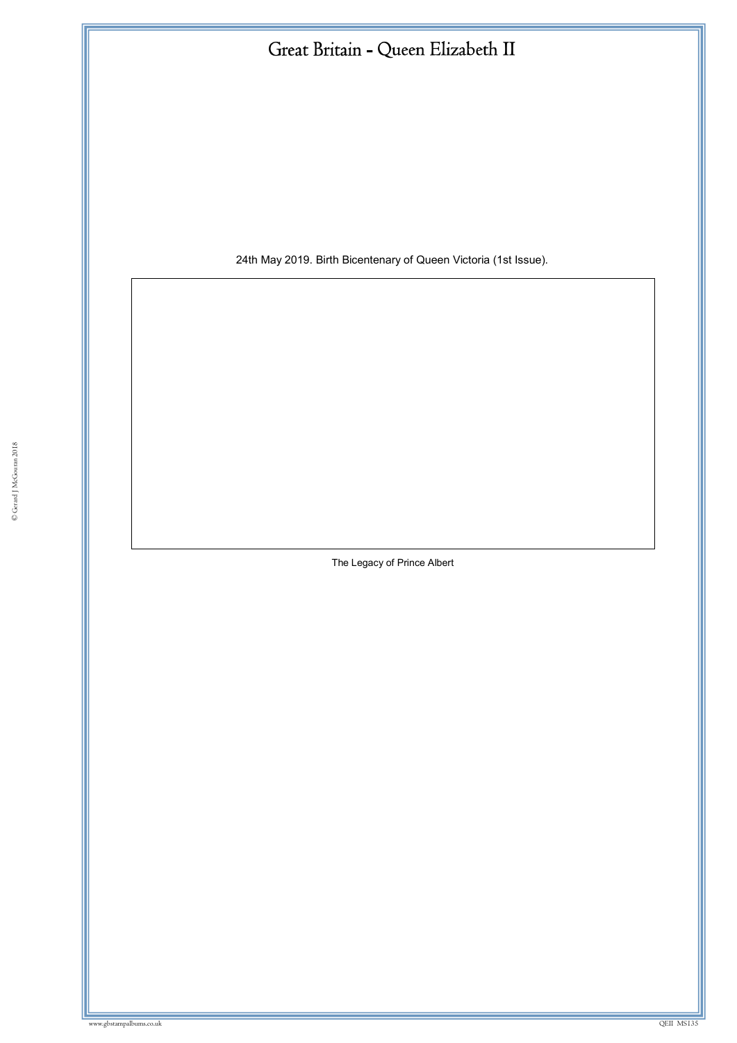# Great Britain - Queen Elizabeth II

24th May 2019. Birth Bicentenary of Queen Victoria (1st Issue).

The Legacy of Prince Albert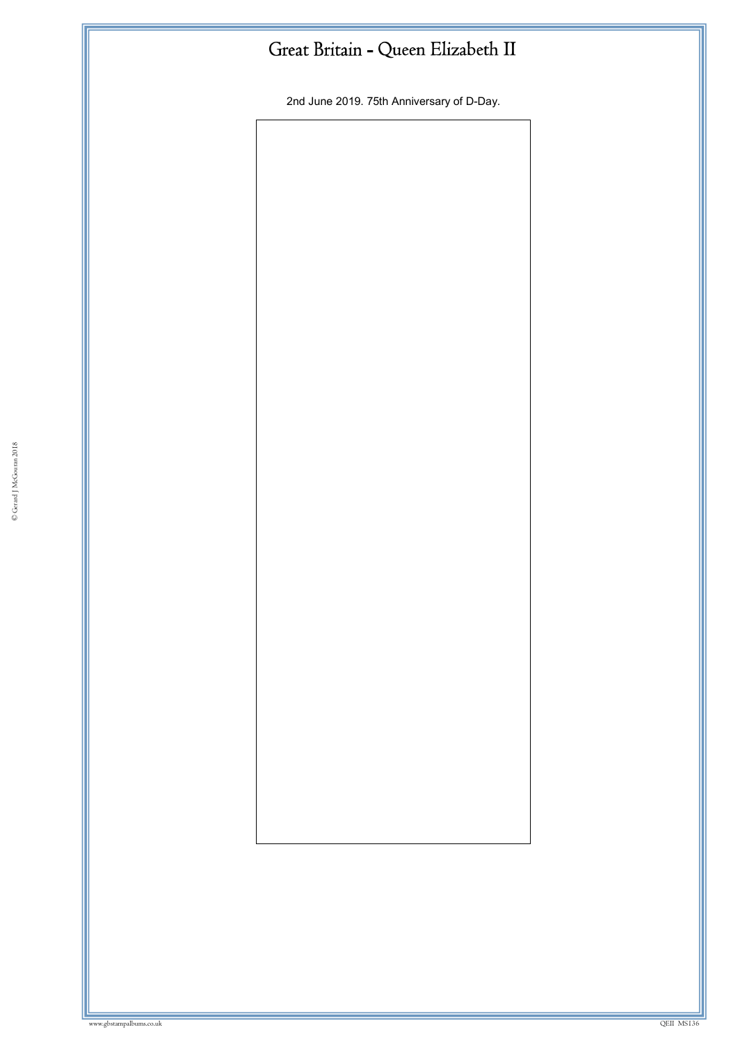# Great Britain - Queen Elizabeth II

2nd June 2019. 75th Anniversary of D-Day.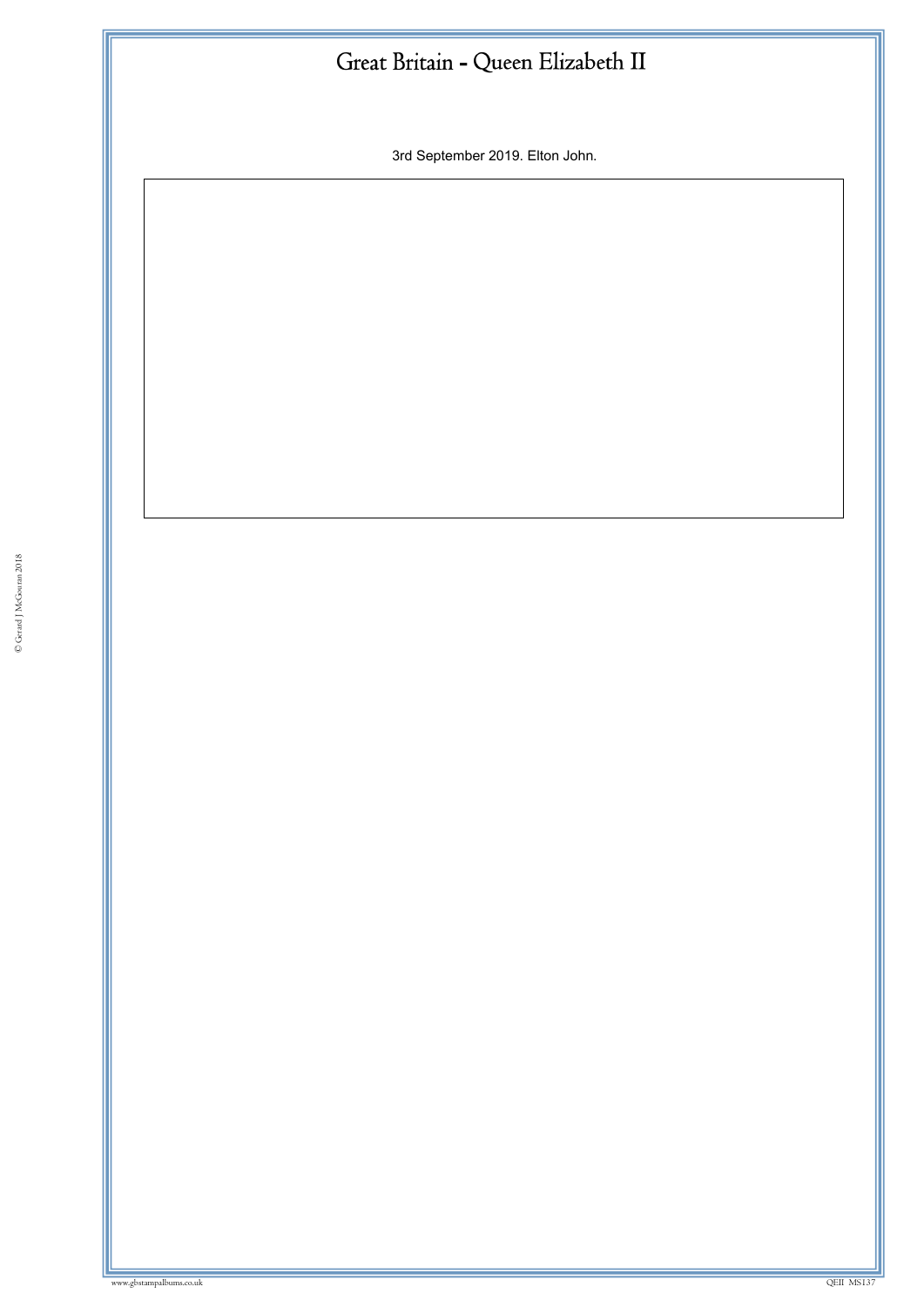# Great Britain - Queen Elizabeth II

3rd September 2019. Elton John.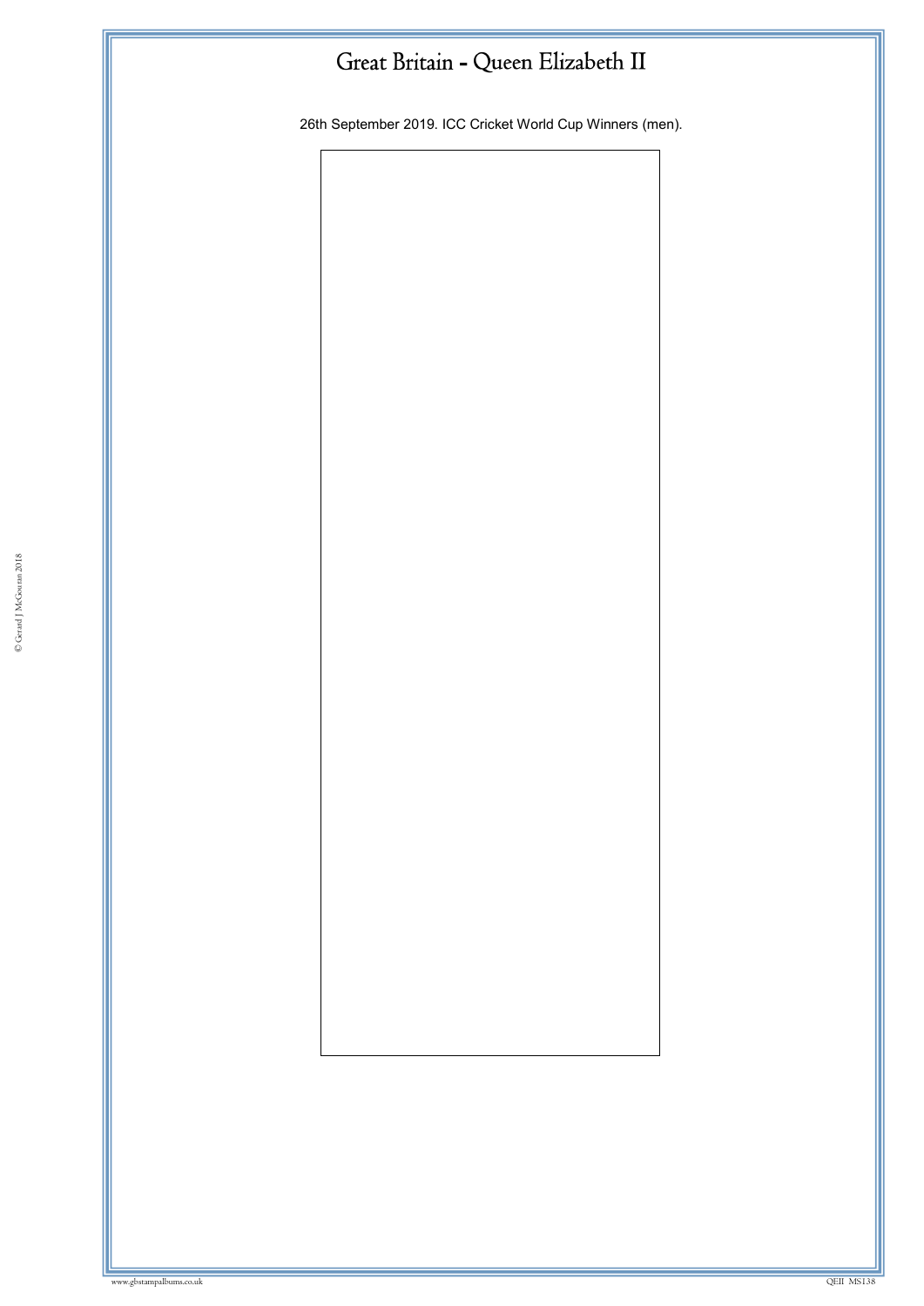# Great Britain - Queen Elizabeth II

26th September 2019. ICC Cricket World Cup Winners (men).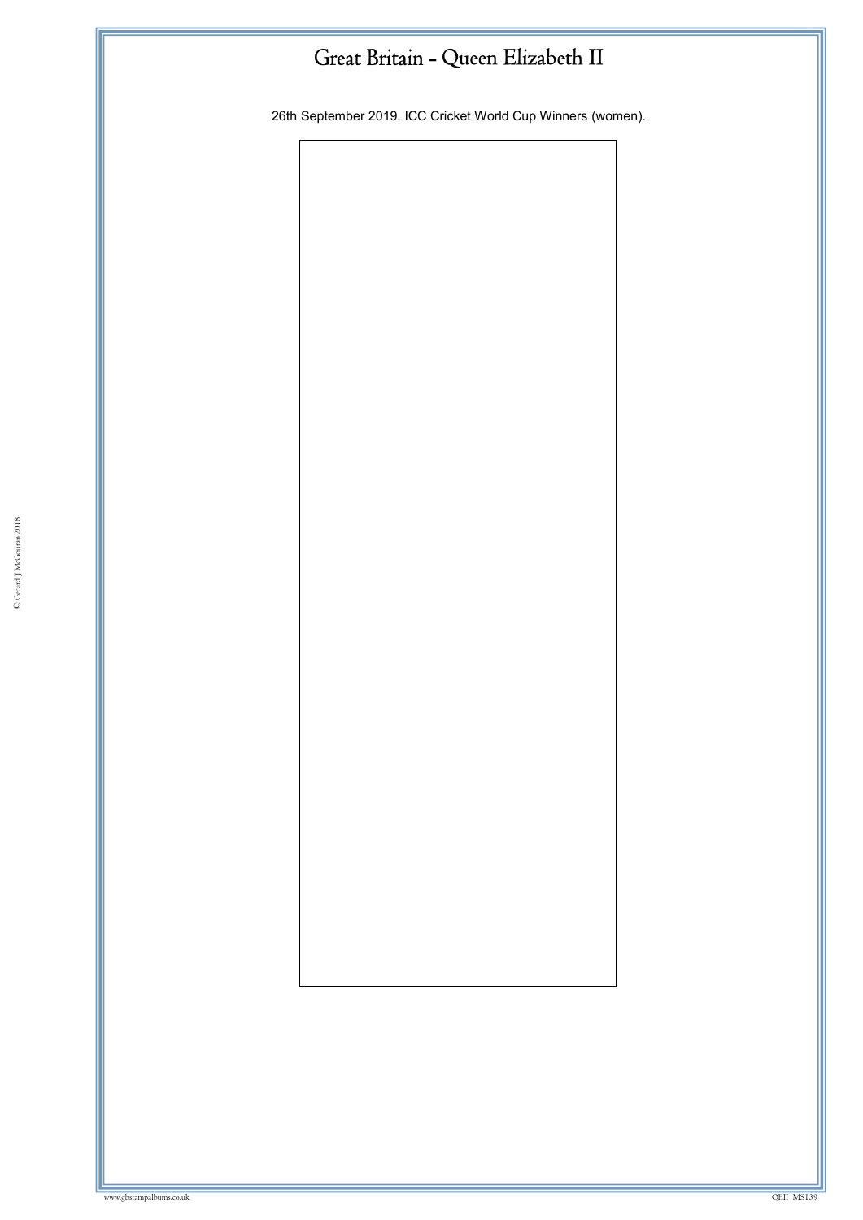# Great Britain - Queen Elizabeth II

26th September 2019. ICC Cricket World Cup Winners (women).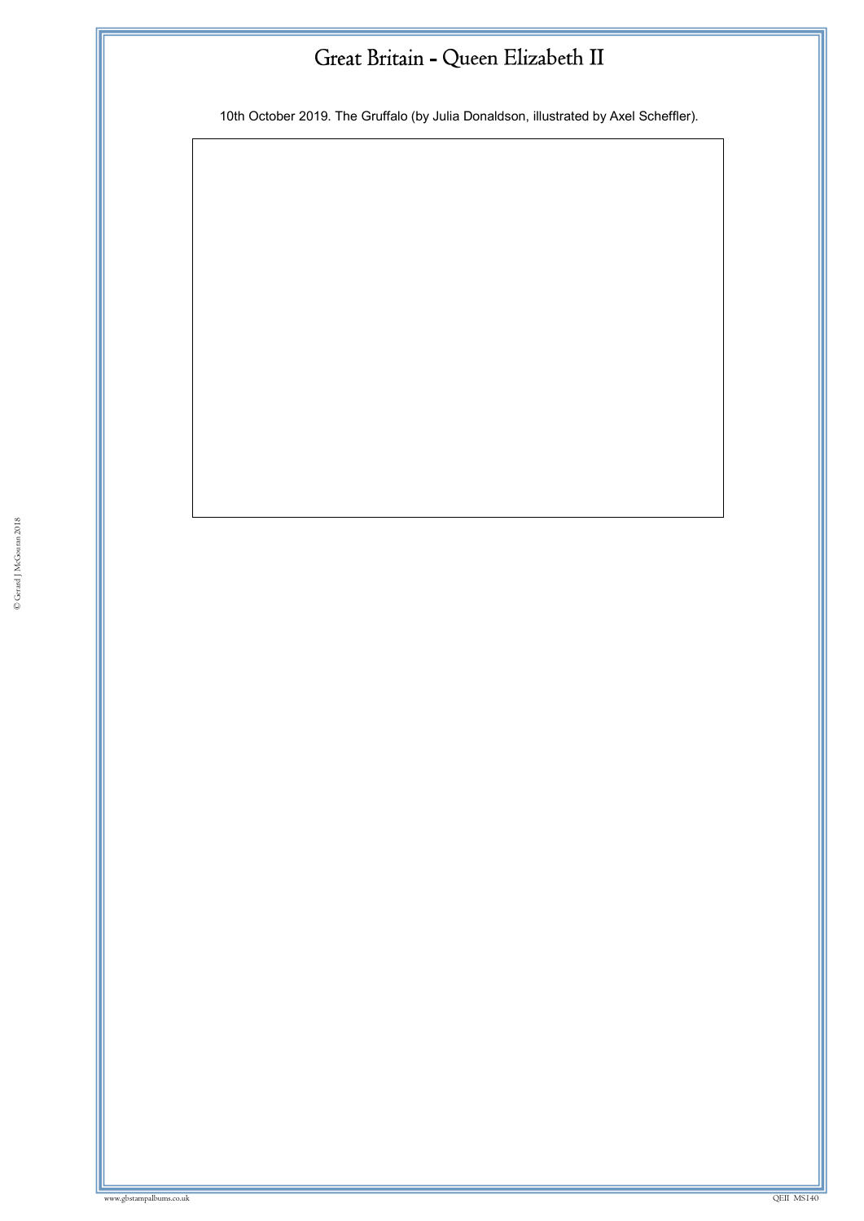# Great Britain - Queen Elizabeth II

10th October 2019. The Gruffalo (by Julia Donaldson, illustrated by Axel Scheffler).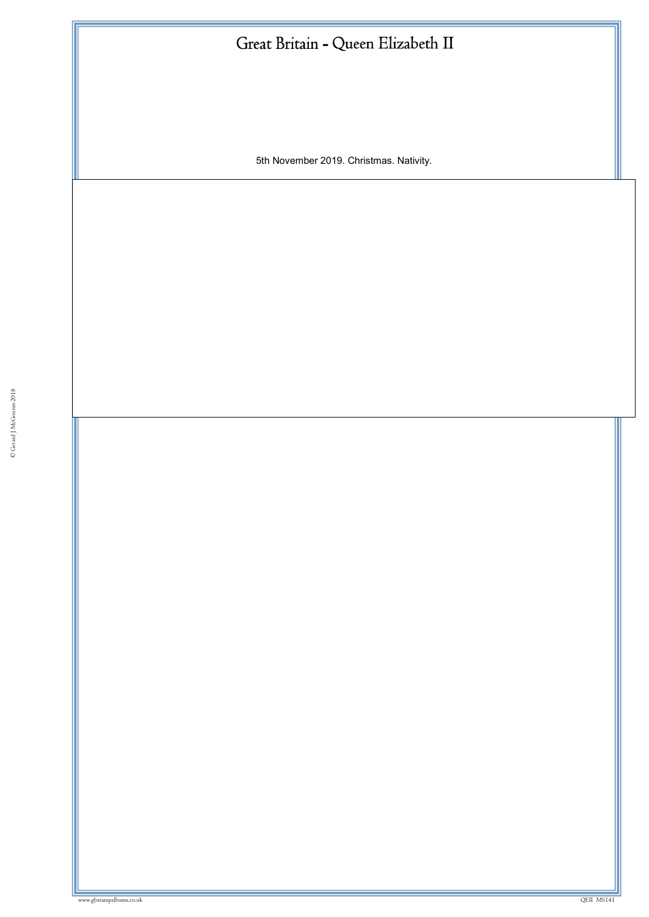# Great Britain - Queen Elizabeth II

5th November 2019. Christmas. Nativity.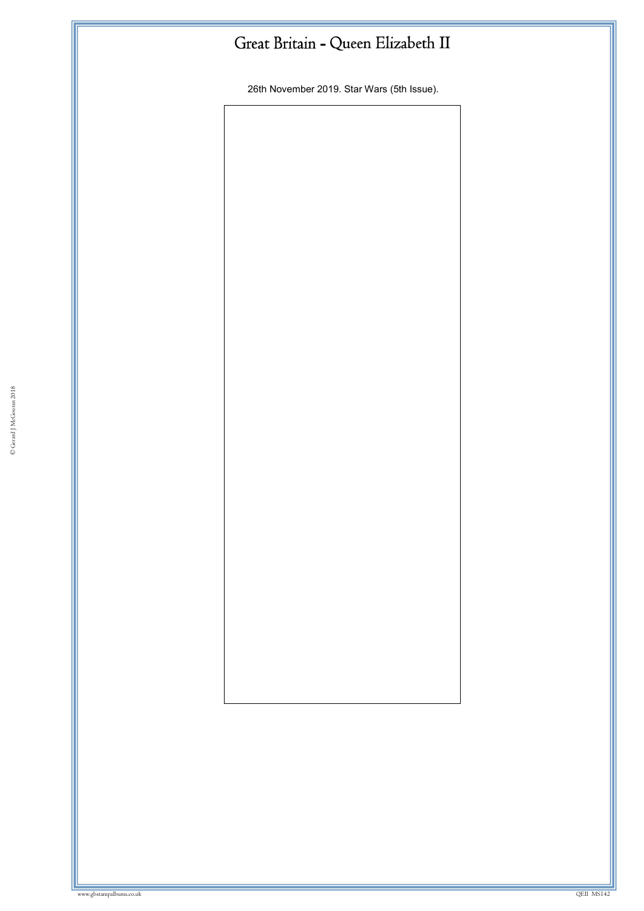# Great Britain - Queen Elizabeth II

26th November 2019. Star Wars (5th Issue).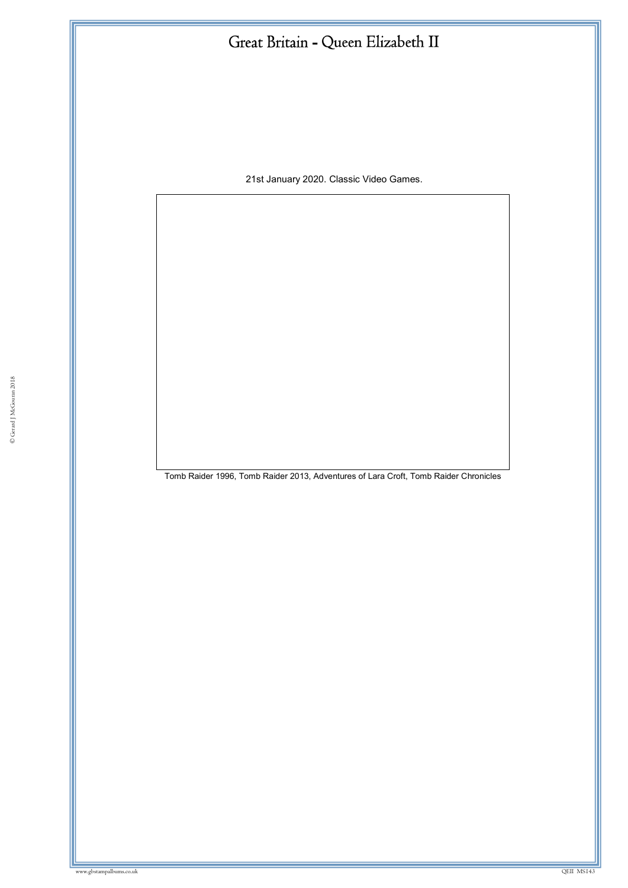# Great Britain - Queen Elizabeth II

21st January 2020. Classic Video Games.

Tomb Raider 1996, Tomb Raider 2013, Adventures of Lara Croft, Tomb Raider Chronicles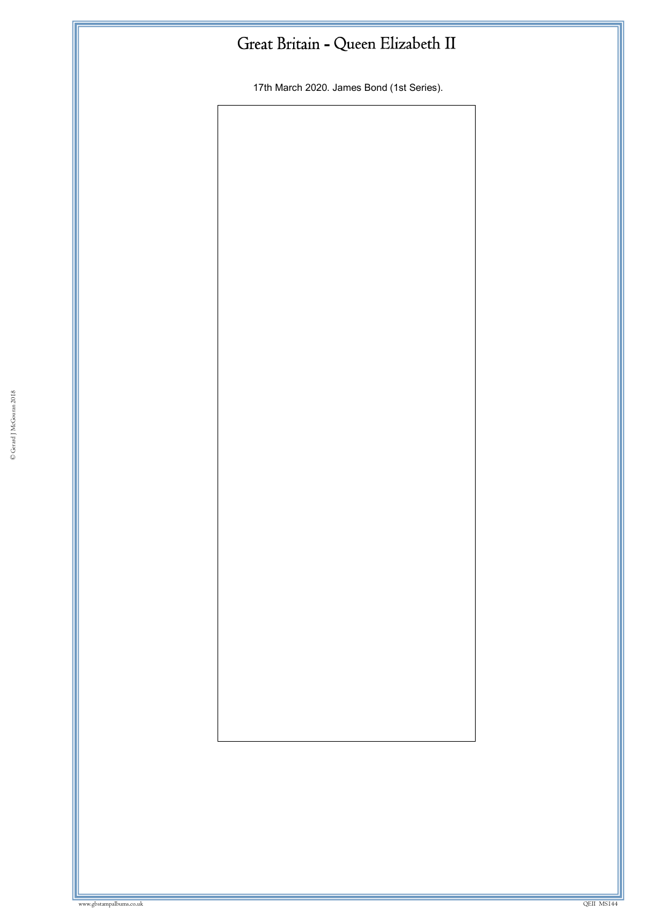# Great Britain - Queen Elizabeth II

17th March 2020. James Bond (1st Series).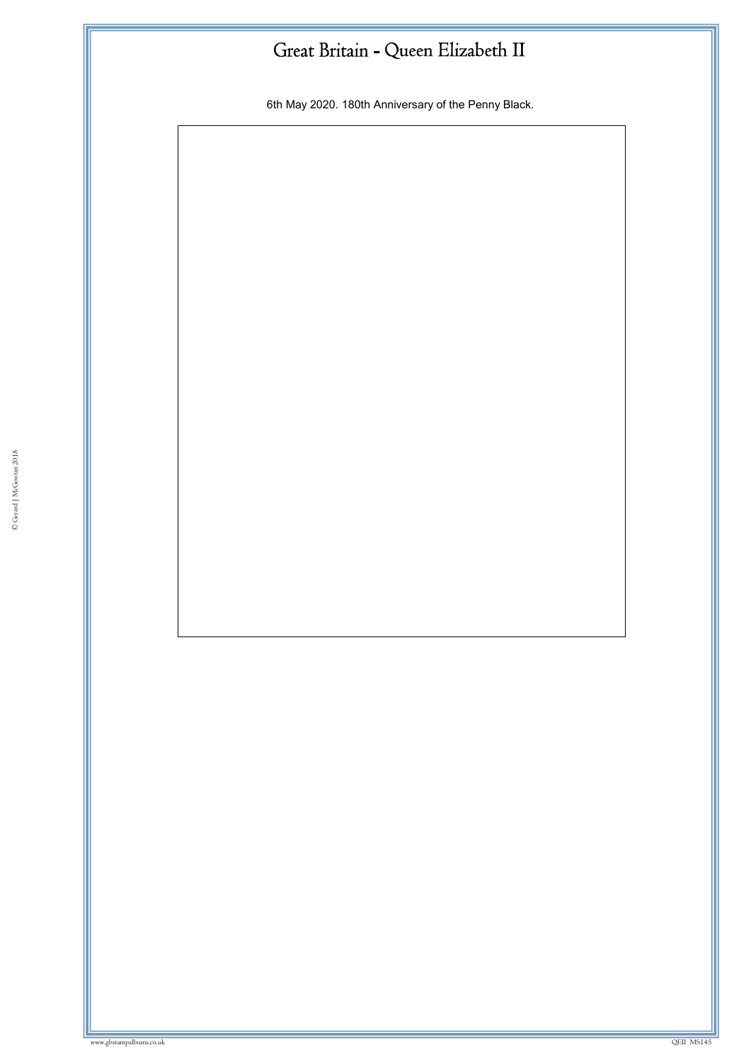# Great Britain - Queen Elizabeth II

6th May 2020. 180th Anniversary of the Penny Black.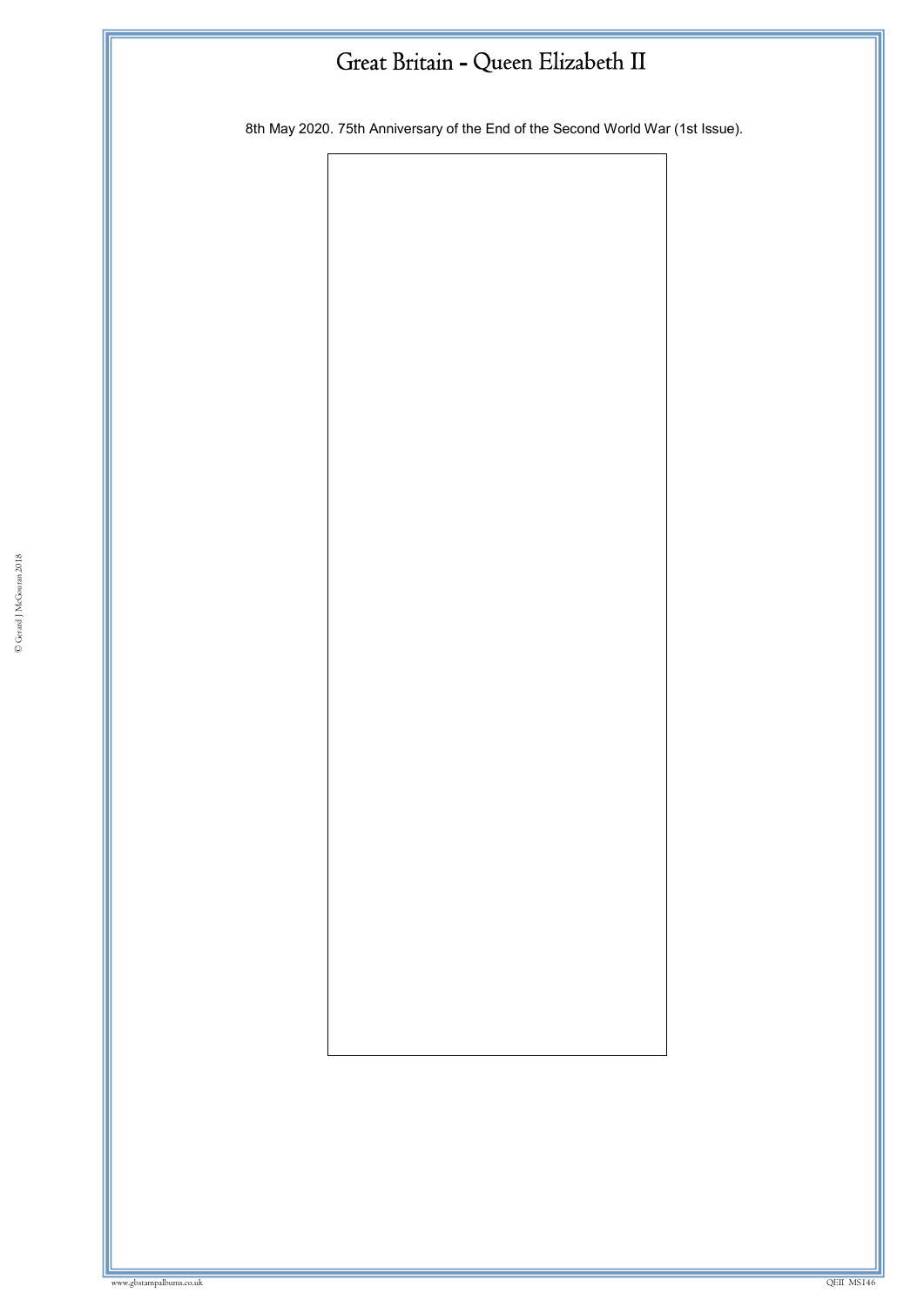# Great Britain - Queen Elizabeth II

8th May 2020. 75th Anniversary of the End of the Second World War (1st Issue).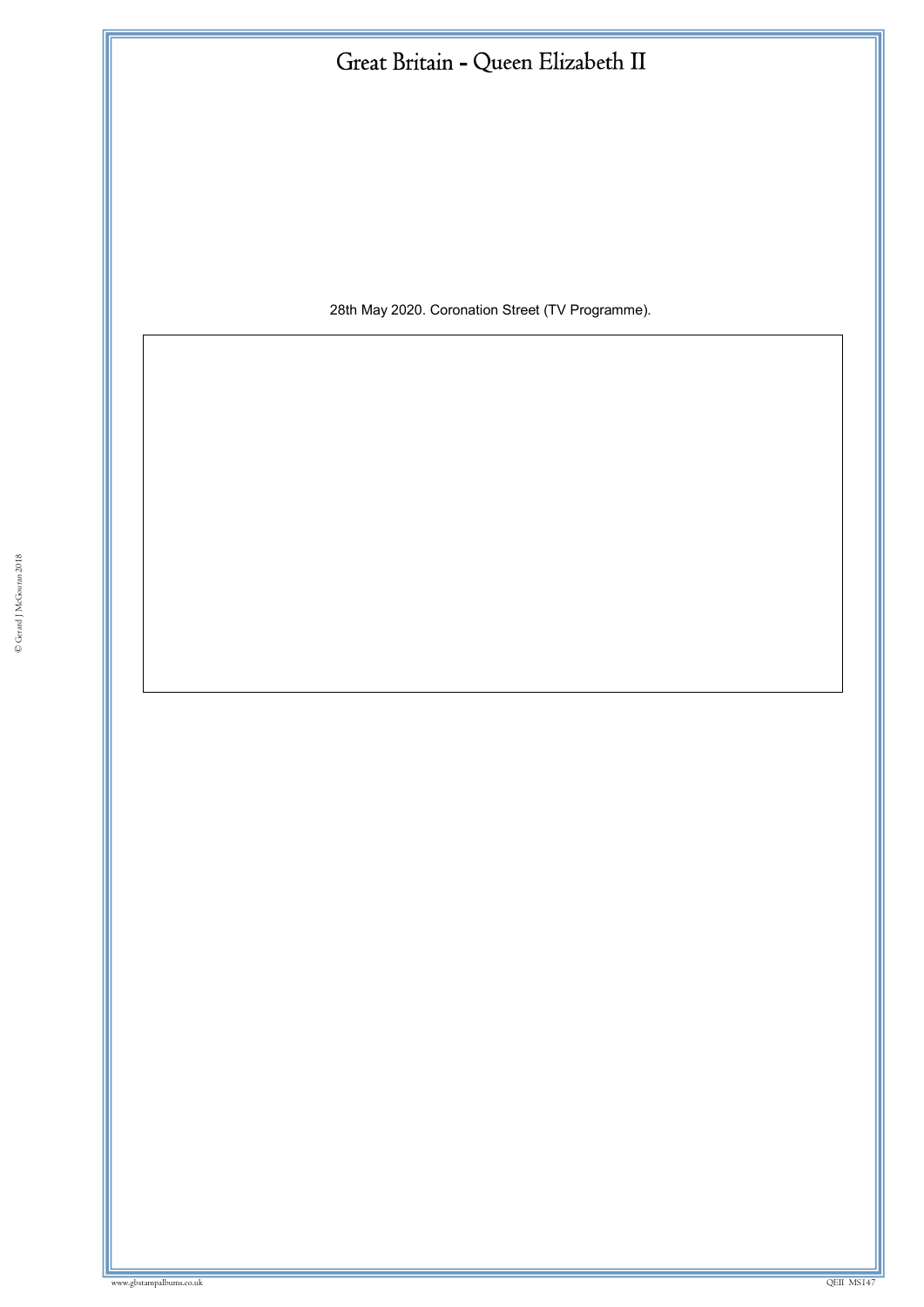# Great Britain - Queen Elizabeth II

28th May 2020. Coronation Street (TV Programme).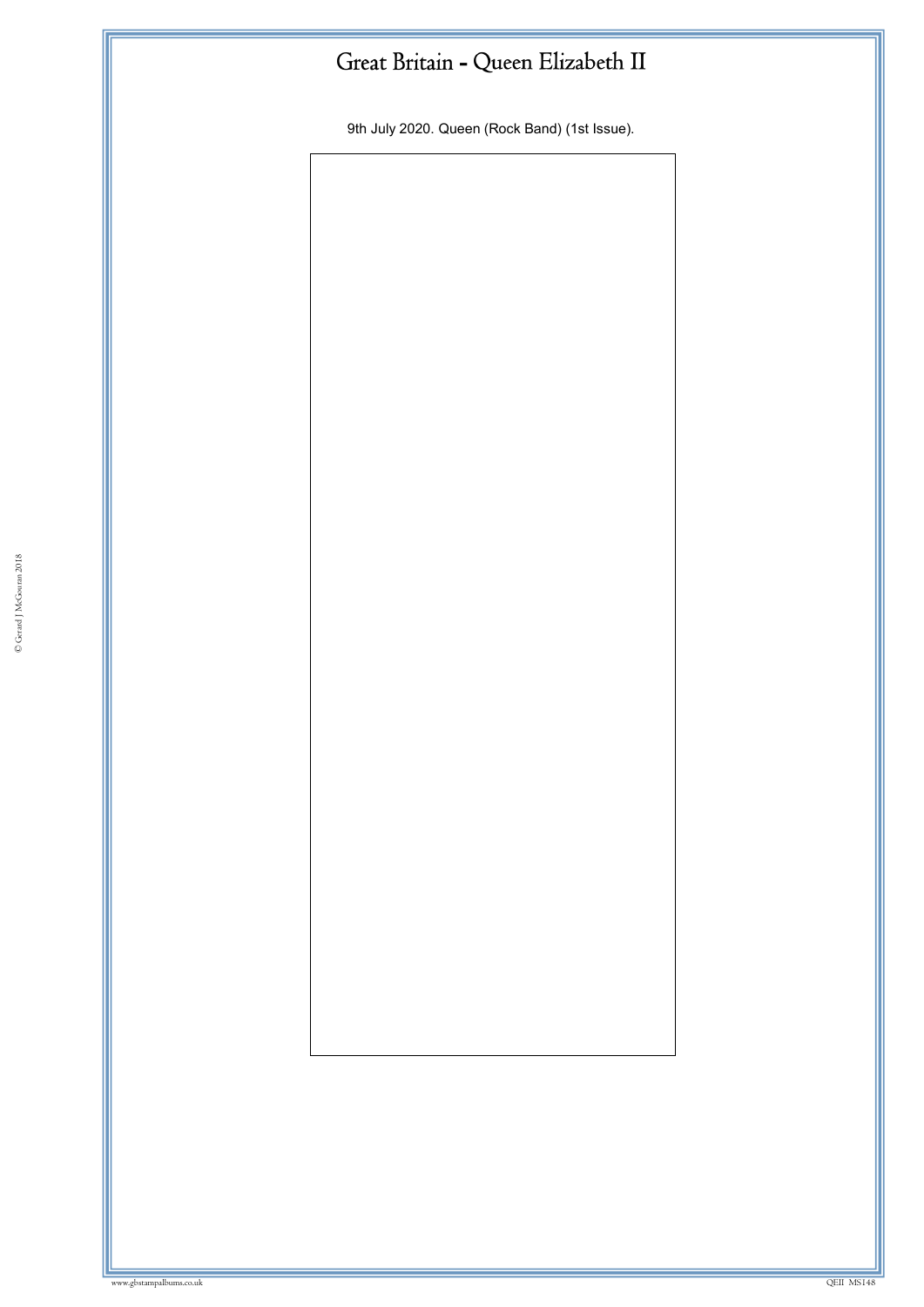# Great Britain - Queen Elizabeth II

9th July 2020. Queen (Rock Band) (1st Issue).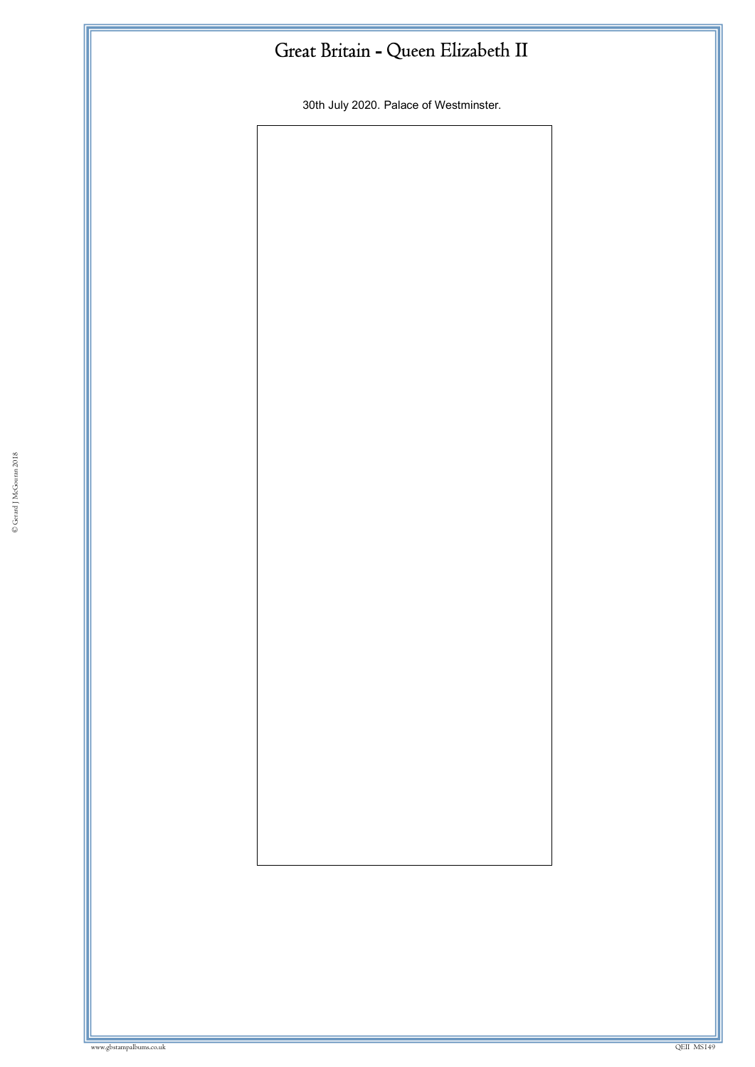# Great Britain - Queen Elizabeth II

30th July 2020. Palace of Westminster.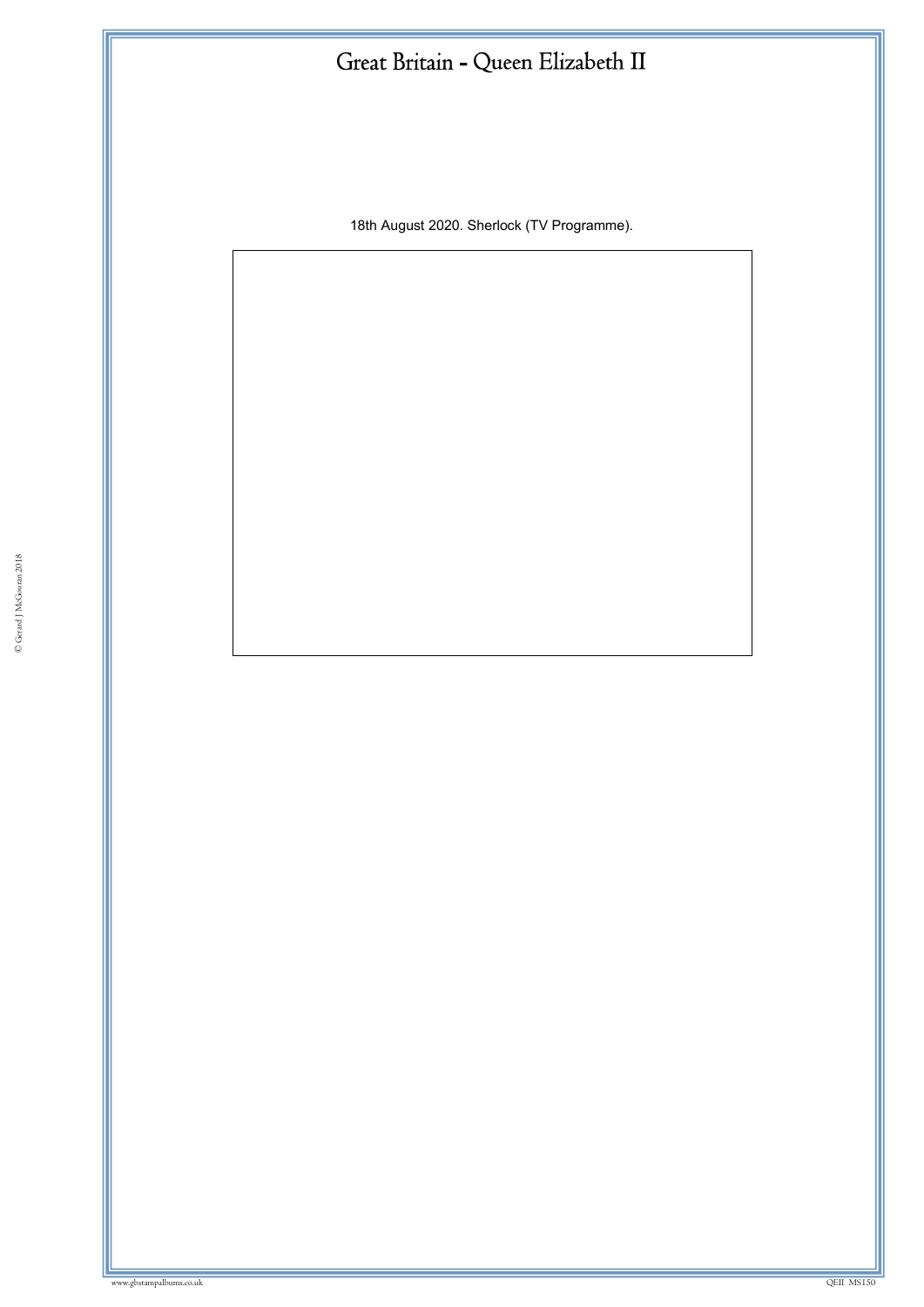# Great Britain - Queen Elizabeth II

18th August 2020. Sherlock (TV Programme).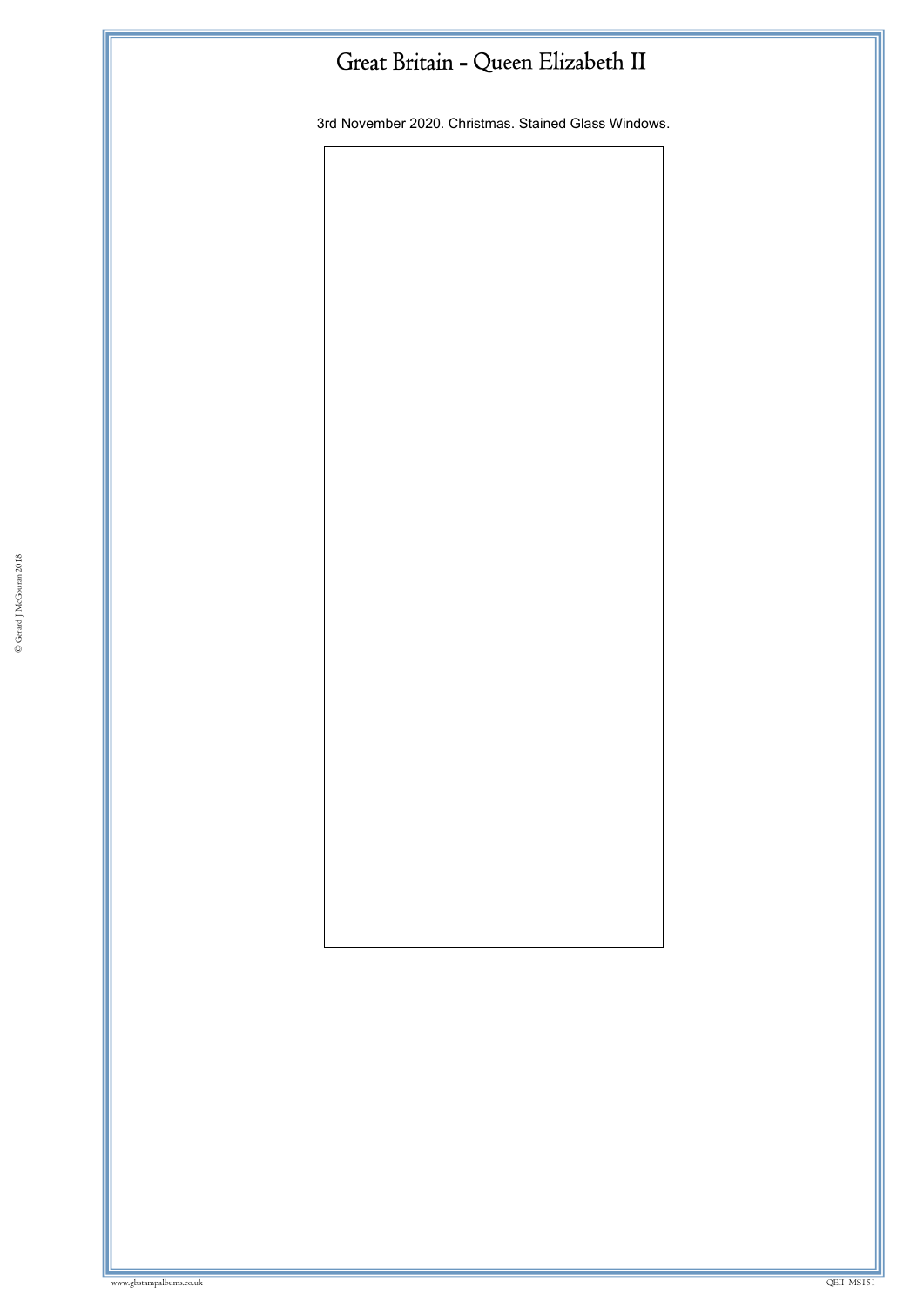# Great Britain - Queen Elizabeth II

3rd November 2020. Christmas. Stained Glass Windows.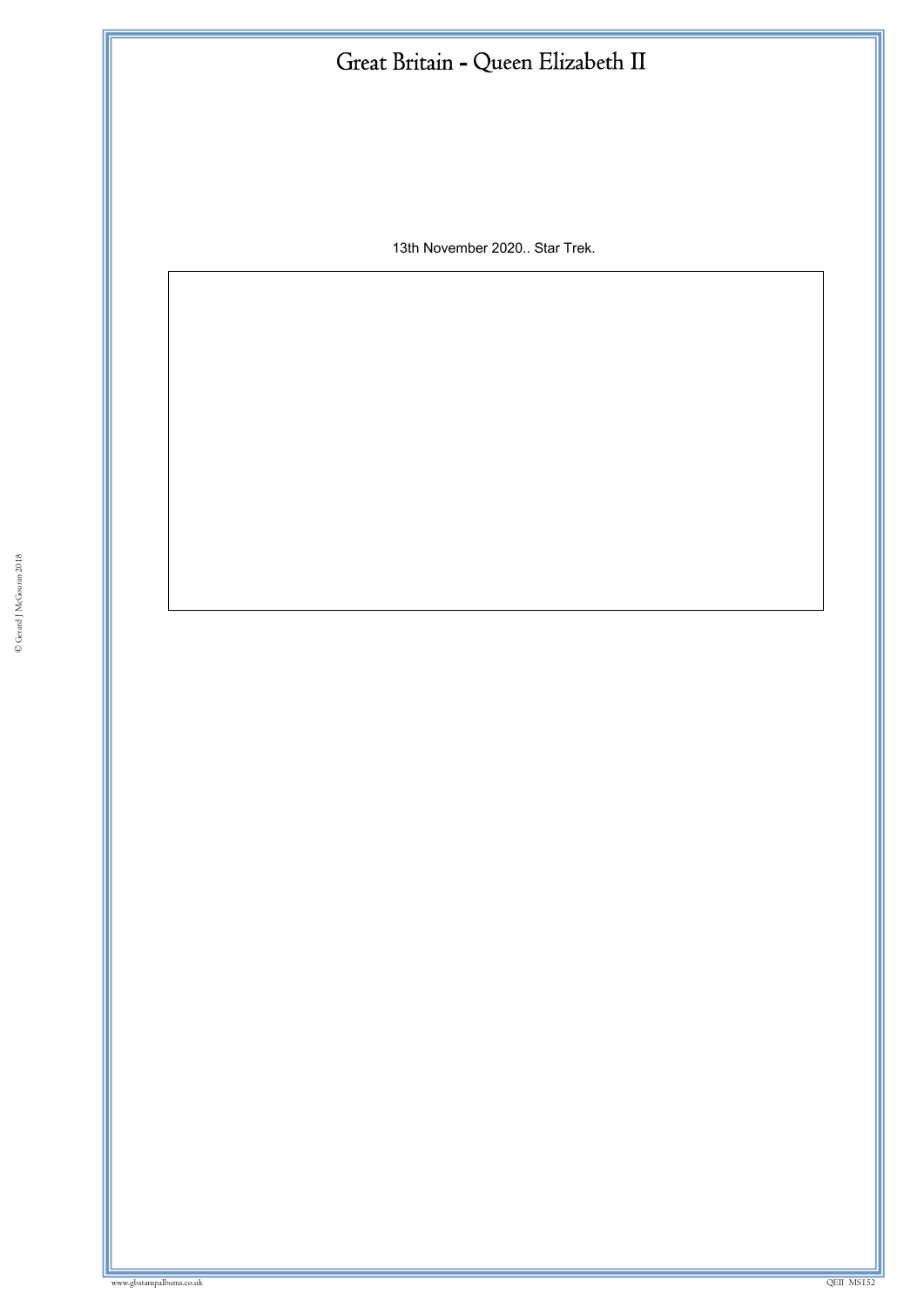# Great Britain - Queen Elizabeth II

13th November 2020.. Star Trek.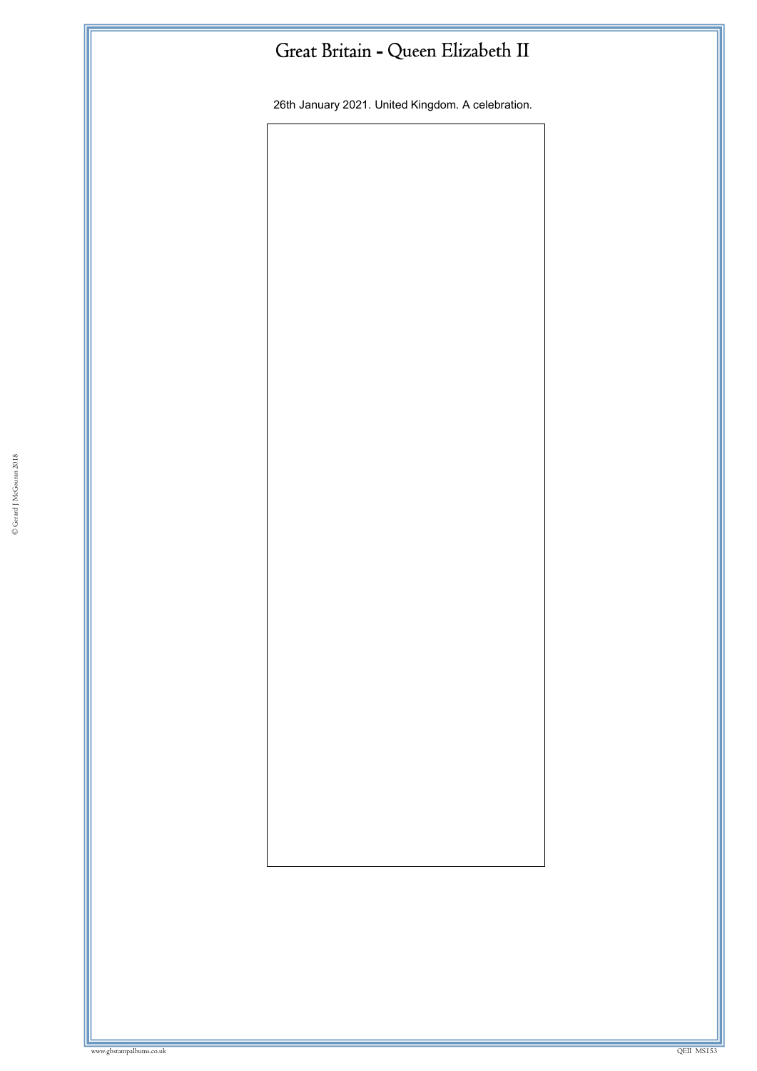# Great Britain - Queen Elizabeth II

26th January 2021. United Kingdom. A celebration.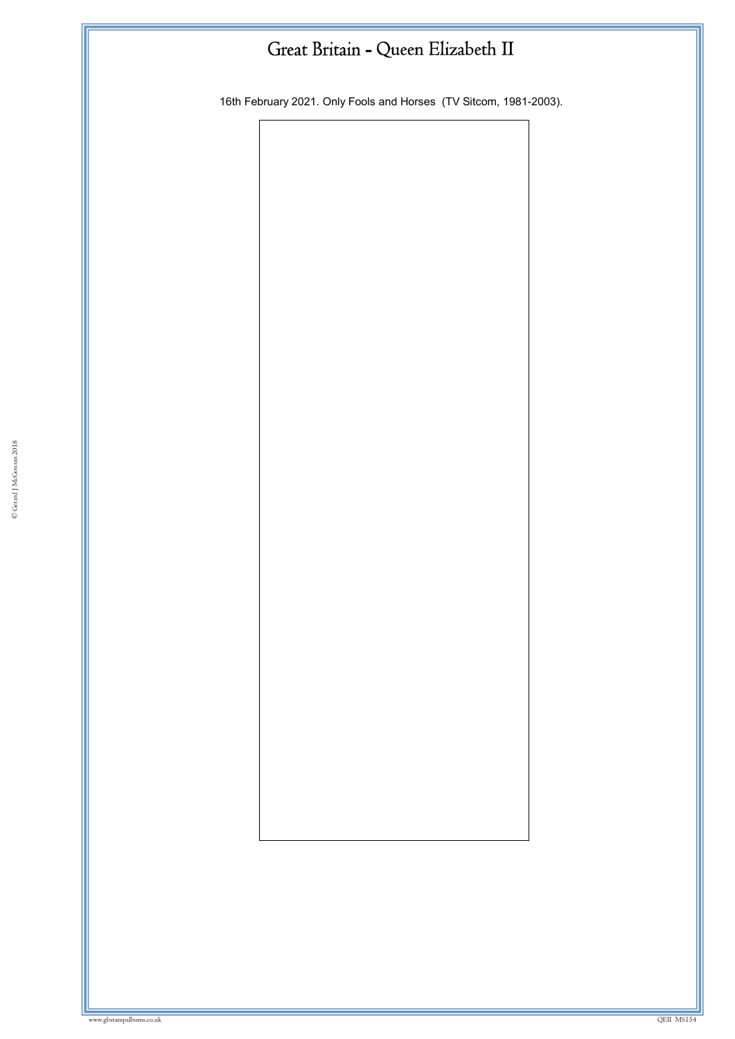# Great Britain - Queen Elizabeth II

16th February 2021. Only Fools and Horses (TV Sitcom, 1981-2003).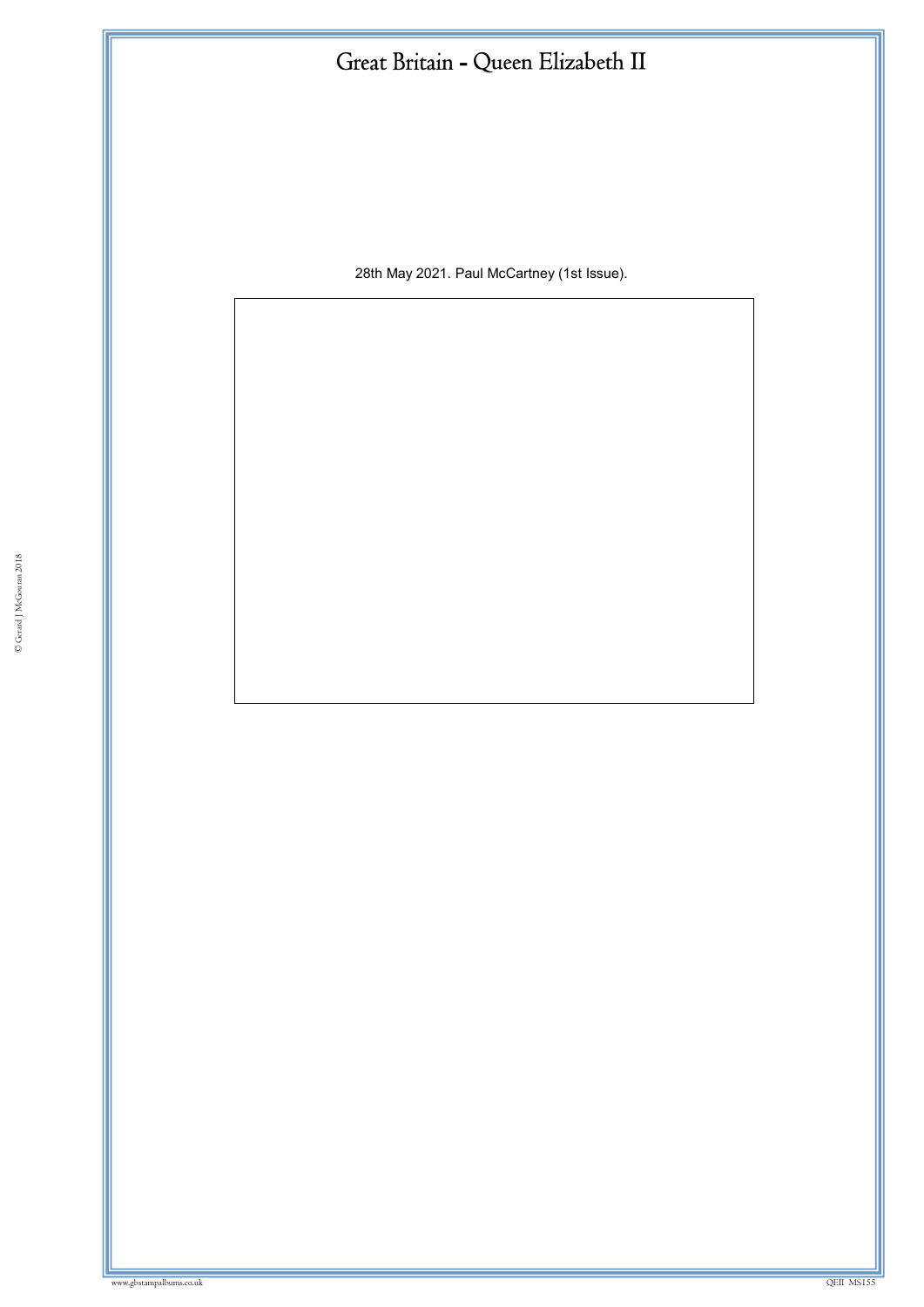# Great Britain - Queen Elizabeth II

28th May 2021. Paul McCartney (1st Issue).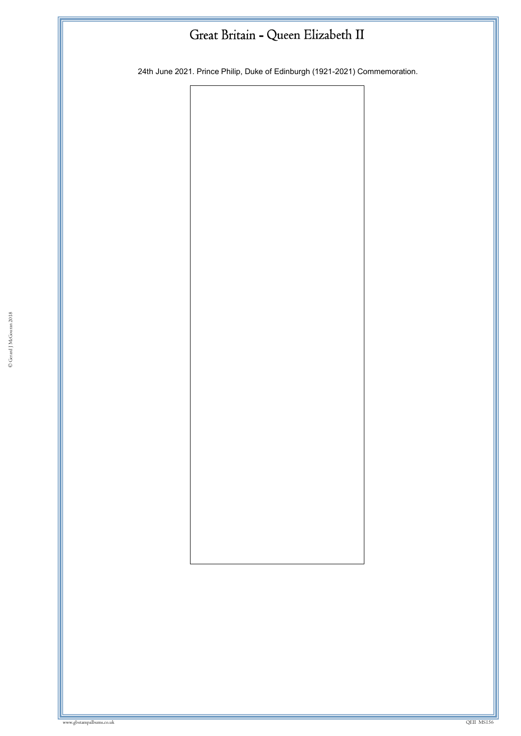# Great Britain - Queen Elizabeth II

24th June 2021. Prince Philip, Duke of Edinburgh (1921-2021) Commemoration.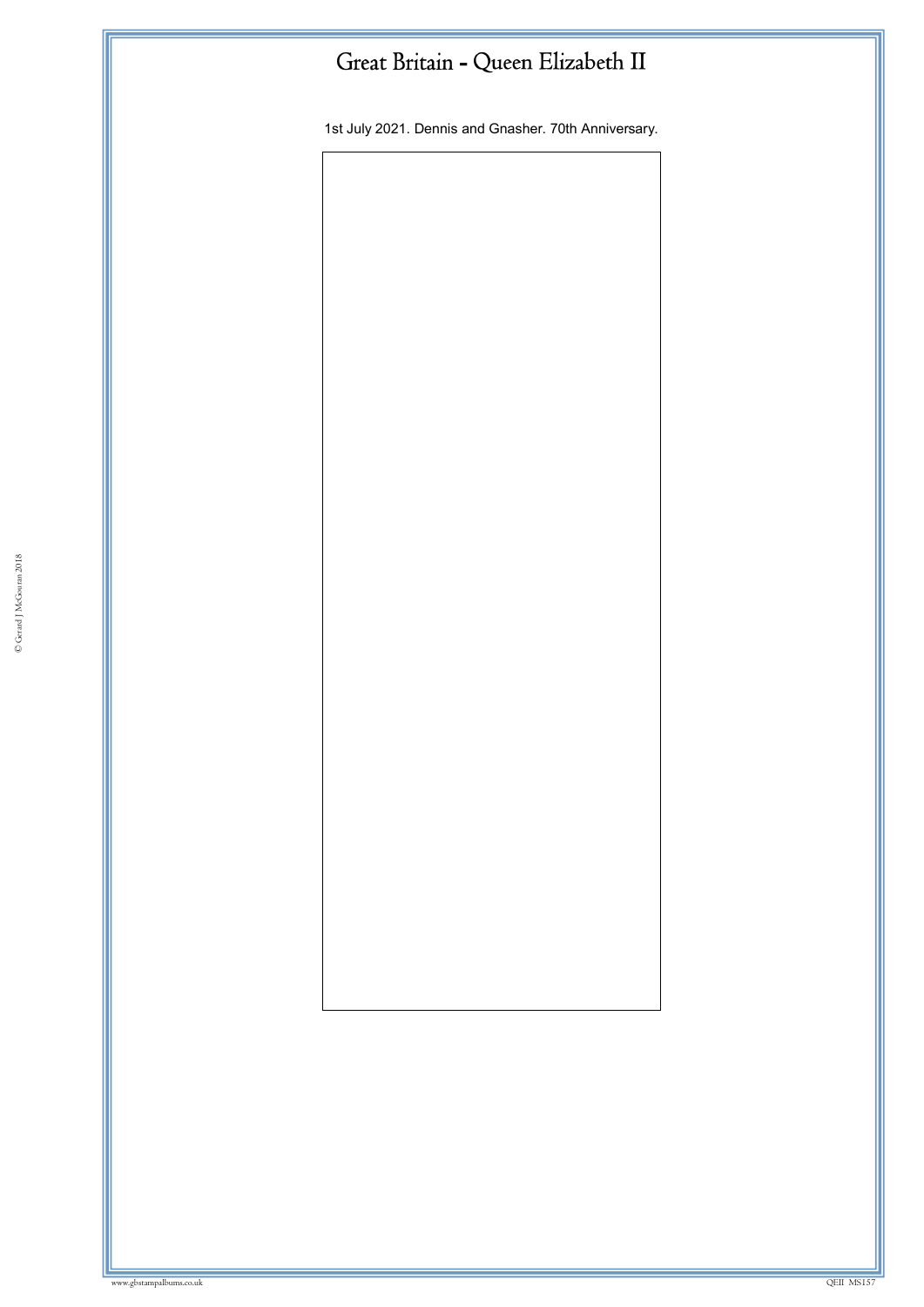# Great Britain - Queen Elizabeth II

1st July 2021. Dennis and Gnasher. 70th Anniversary.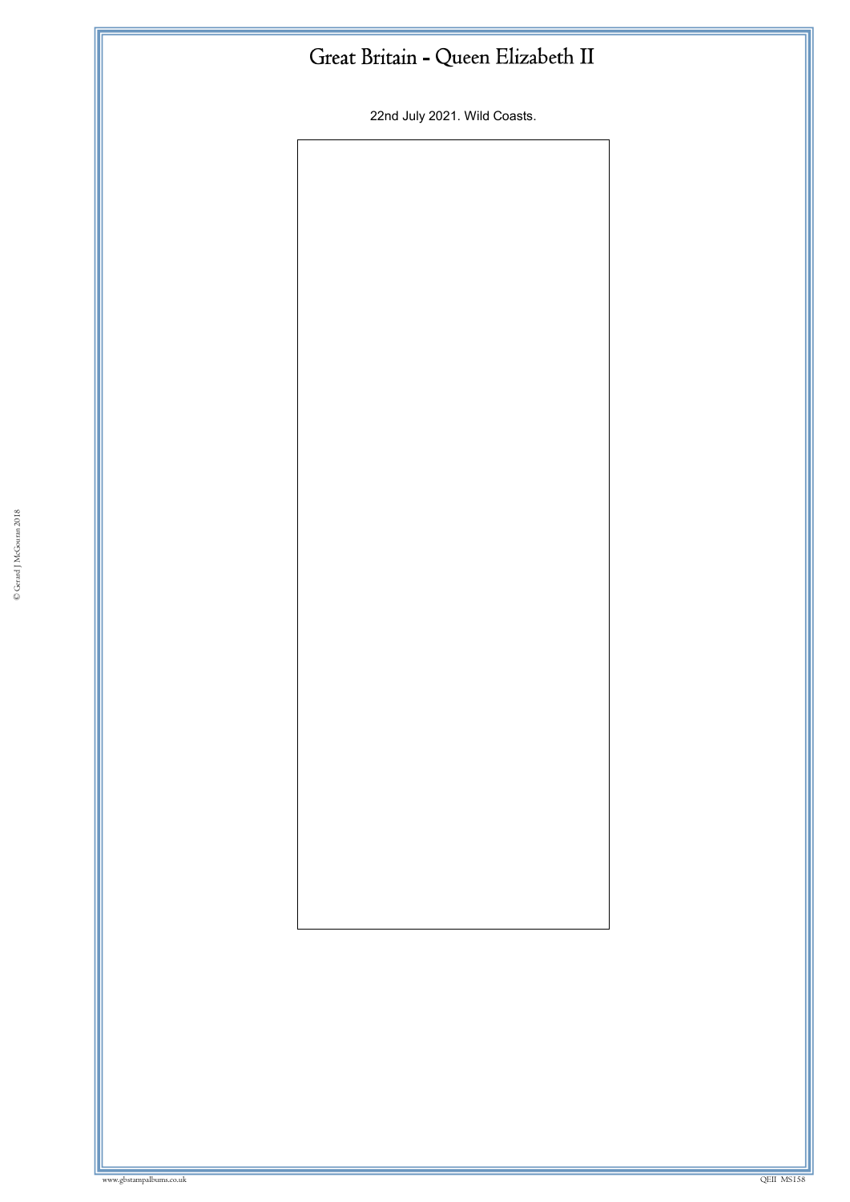# Great Britain - Queen Elizabeth II

22nd July 2021. Wild Coasts.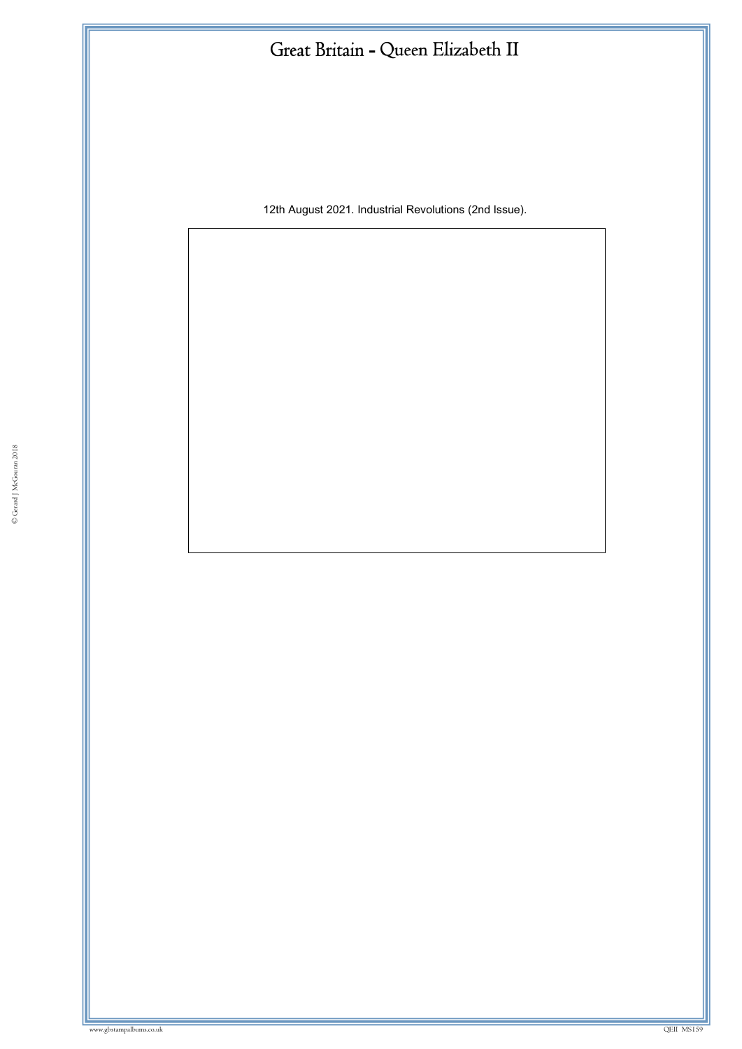# Great Britain - Queen Elizabeth II

12th August 2021. Industrial Revolutions (2nd Issue).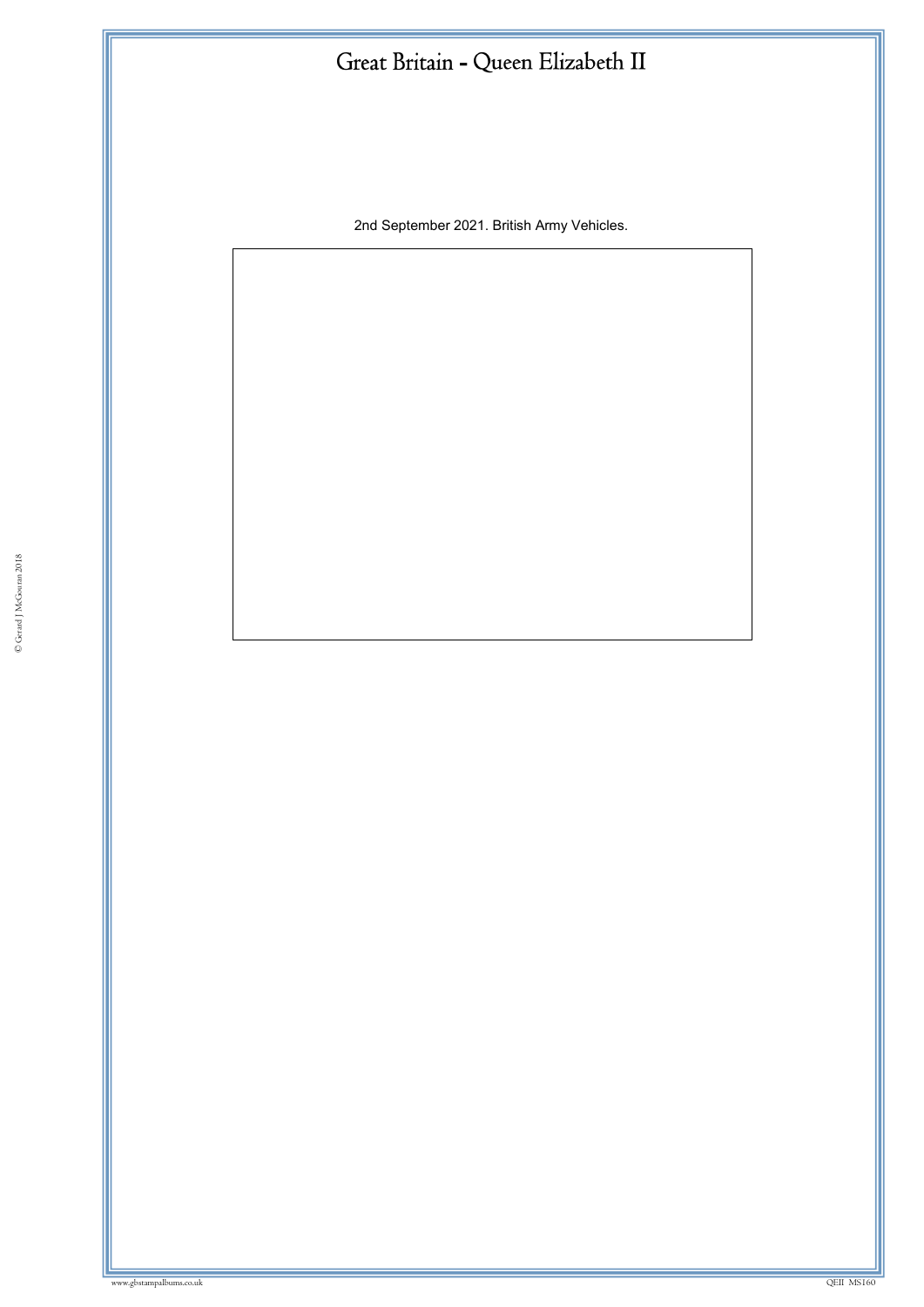# Great Britain - Queen Elizabeth II

2nd September 2021. British Army Vehicles.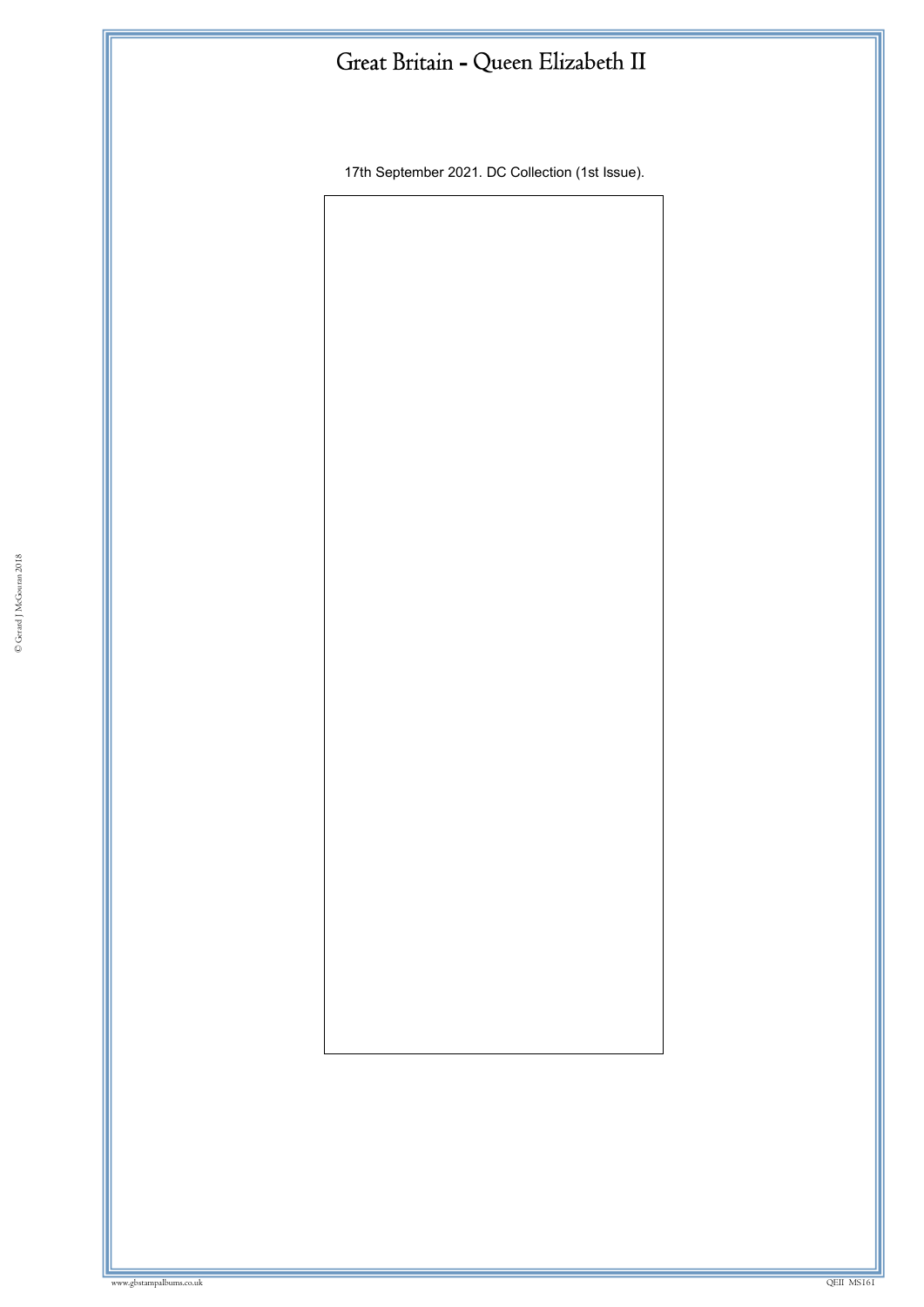# Great Britain - Queen Elizabeth II

17th September 2021. DC Collection (1st Issue).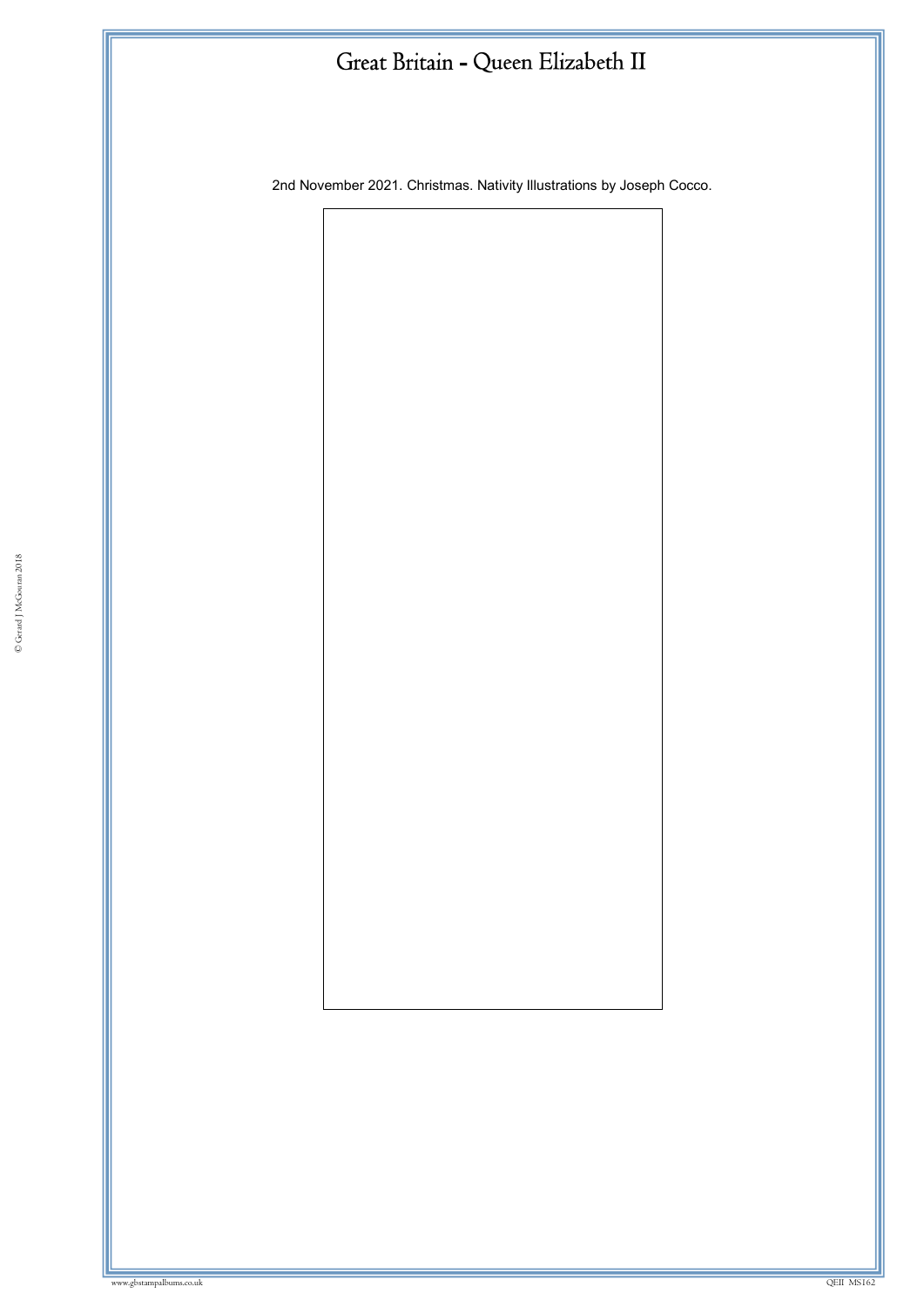# Great Britain - Queen Elizabeth II

2nd November 2021. Christmas. Nativity Illustrations by Joseph Cocco.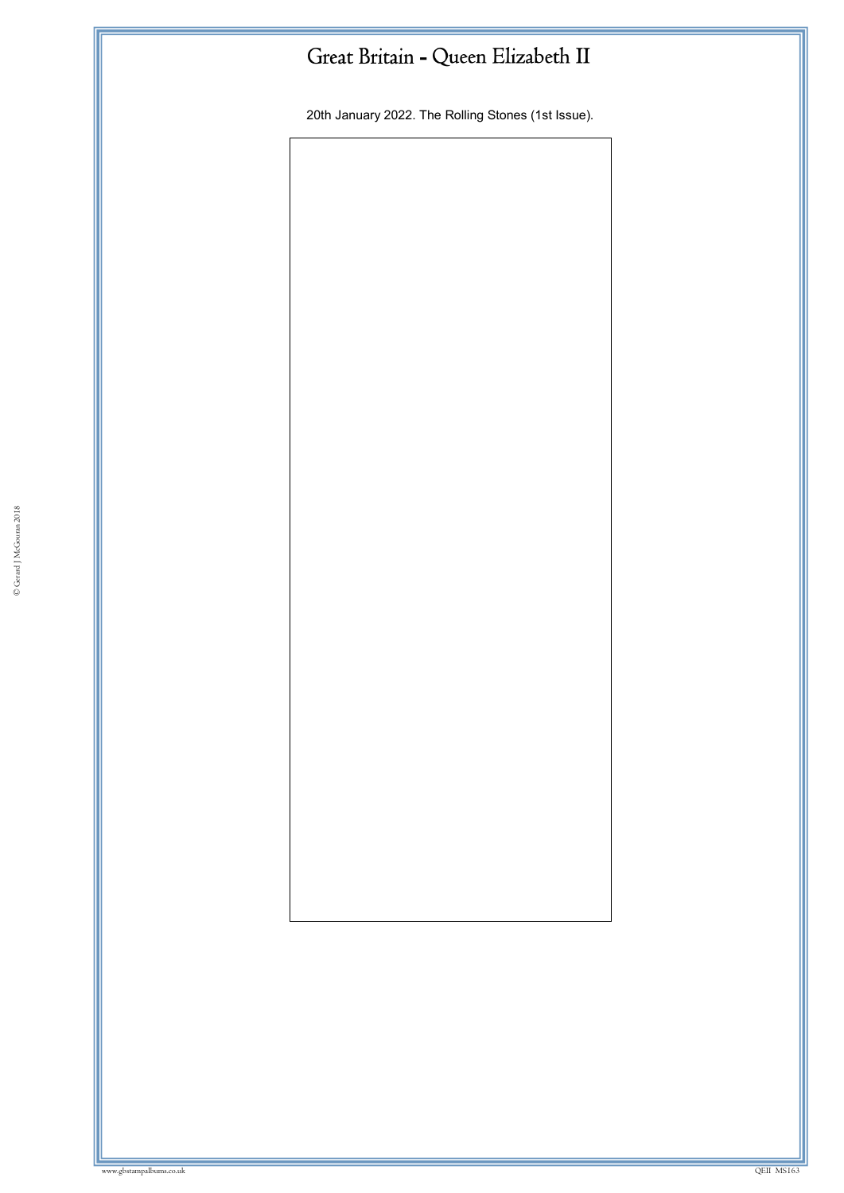# Great Britain - Queen Elizabeth II

20th January 2022. The Rolling Stones (1st Issue).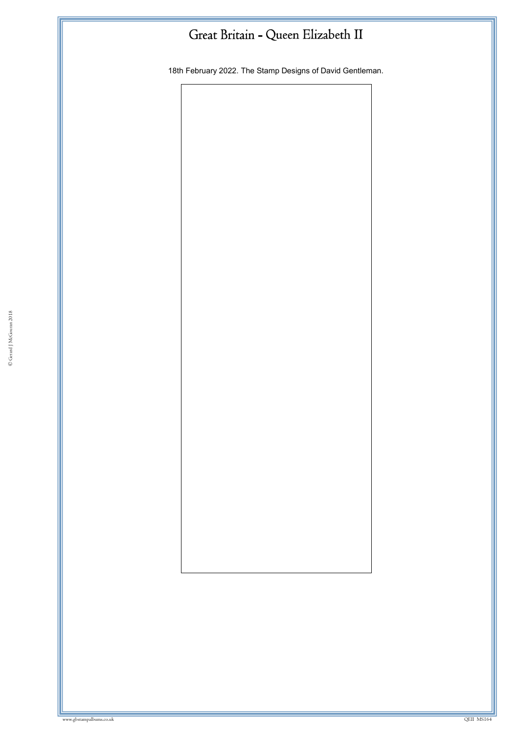# Great Britain - Queen Elizabeth II

18th February 2022. The Stamp Designs of David Gentleman.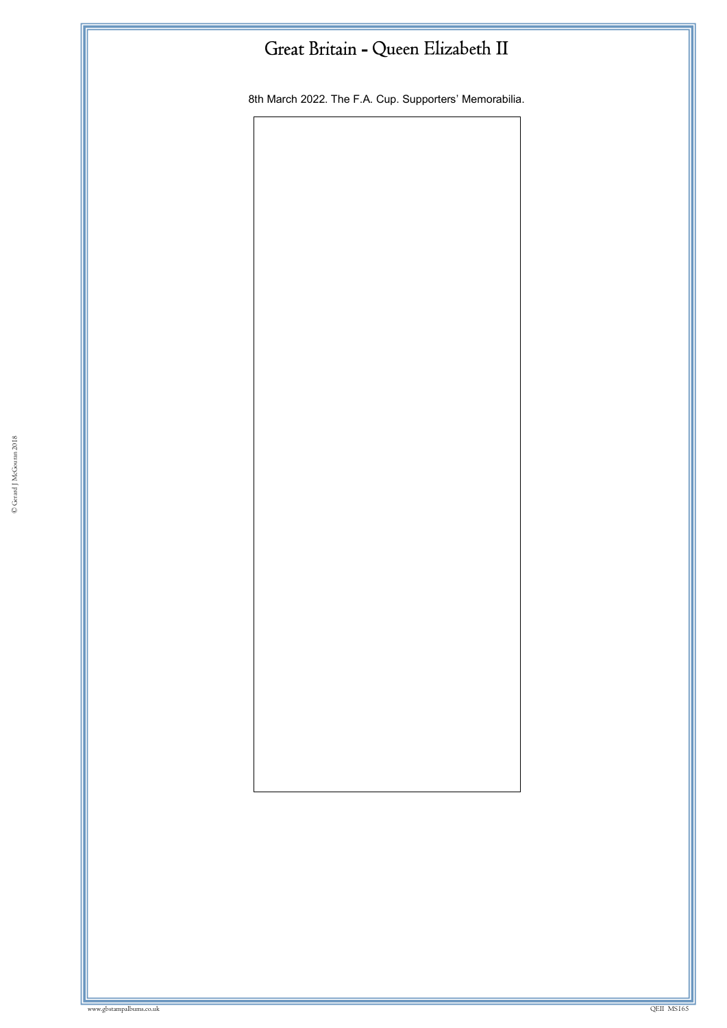# Great Britain - Queen Elizabeth II

8th March 2022. The F.A. Cup. Supporters' Memorabilia.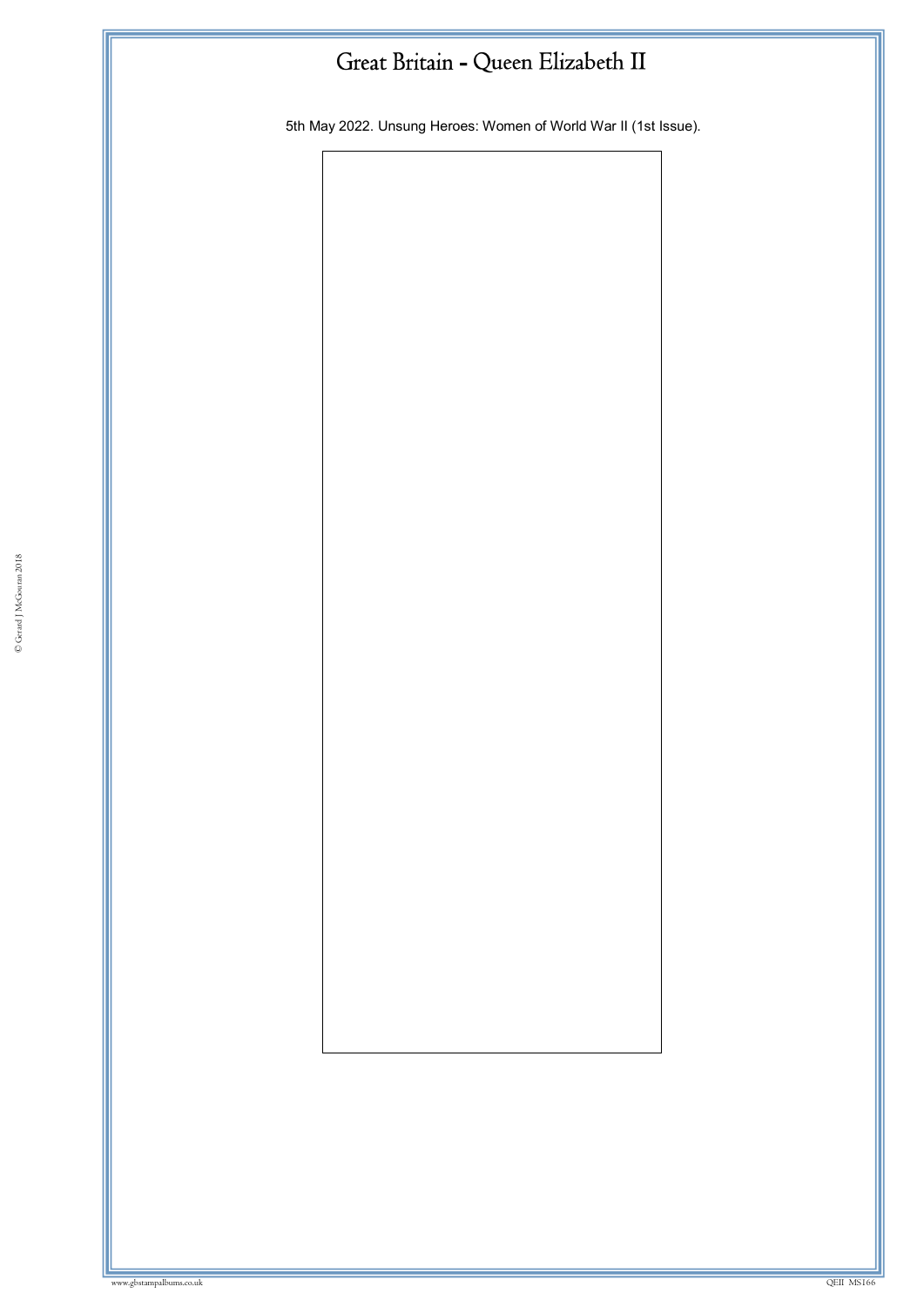# Great Britain - Queen Elizabeth II

5th May 2022. Unsung Heroes: Women of World War II (1st Issue).